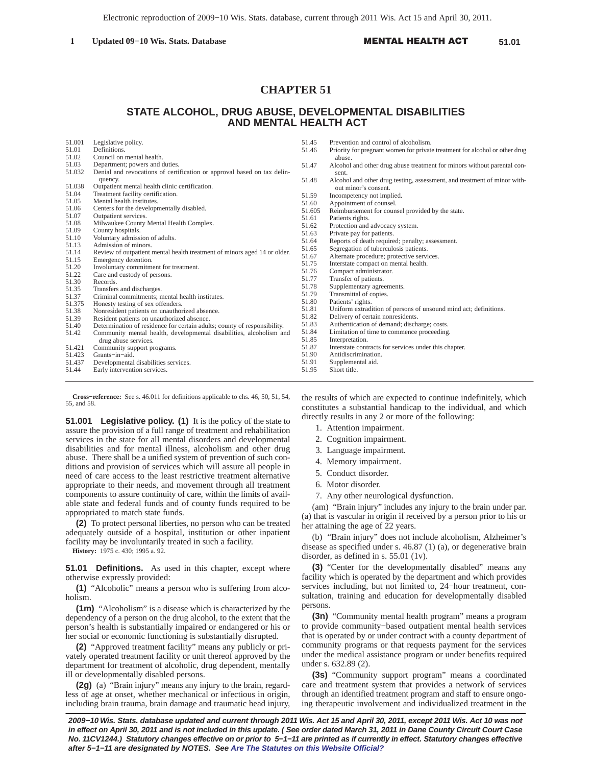# CHAPTER 51

## STATE ALCOHOL, DRUG ABUSE, DEVELOPMENTAL DISABILITIES AND MENTAL HEALTH ACT

| | |
|---|---|
| 51.001 | Legislative policy. |
| 51.01 | Definitions. |
| 51.02 | Council on mental health. |
| 51.03 | Department; powers and duties. |
| 51.032 | Denial and revocations of certification or approval based on tax delinquency. |
| 51.038 | Outpatient mental health clinic certification. |
| 51.04 | Treatment facility certification. |
| 51.05 | Mental health institutes. |
| 51.06 | Centers for the developmentally disabled. |
| 51.07 | Outpatient services. |
| 51.08 | Milwaukee County Mental Health Complex. |
| 51.09 | County hospitals. |
| 51.10 | Voluntary admission of adults. |
| 51.13 | Admission of minors. |
| 51.14 | Review of outpatient mental health treatment of minors aged 14 or older. |
| 51.15 | Emergency detention. |
| 51.20 | Involuntary commitment for treatment. |
| 51.22 | Care and custody of persons. |
| 51.30 | Records. |
| 51.35 | Transfers and discharges. |
| 51.37 | Criminal commitments; mental health institutes. |
| 51.375 | Honesty testing of sex offenders. |
| 51.38 | Nonresident patients on unauthorized absence. |
| 51.39 | Resident patients on unauthorized absence. |
| 51.40 | Determination of residence for certain adults; county of responsibility. |
| 51.42 | Community mental health, developmental disabilities, alcoholism and drug abuse services. |
| 51.421 | Community support programs. |
| 51.423 | Grants−in−aid. |
| 51.437 | Developmental disabilities services. |
| 51.44 | Early intervention services. |
| 51.45 | Prevention and control of alcoholism. |
| 51.46 | Priority for pregnant women for private treatment for alcohol or other drug abuse. |
| 51.47 | Alcohol and other drug abuse treatment for minors without parental consent. |
| 51.48 | Alcohol and other drug testing, assessment, and treatment of minor without minor's consent. |
| 51.59 | Incompetency not implied. |
| 51.60 | Appointment of counsel. |
| 51.605 | Reimbursement for counsel provided by the state. |
| 51.61 | Patients rights. |
| 51.62 | Protection and advocacy system. |
| 51.63 | Private pay for patients. |
| 51.64 | Reports of death required; penalty; assessment. |
| 51.65 | Segregation of tuberculosis patients. |
| 51.67 | Alternate procedure; protective services. |
| 51.75 | Interstate compact on mental health. |
| 51.76 | Compact administrator. |
| 51.77 | Transfer of patients. |
| 51.78 | Supplementary agreements. |
| 51.79 | Transmittal of copies. |
| 51.80 | Patients' rights. |
| 51.81 | Uniform extradition of persons of unsound mind act; definitions. |
| 51.82 | Delivery of certain nonresidents. |
| 51.83 | Authentication of demand; discharge; costs. |
| 51.84 | Limitation of time to commence proceeding. |
| 51.85 | Interpretation. |
| 51.87 | Interstate contracts for services under this chapter. |
| 51.90 | Antidiscrimination. |
| 51.91 | Supplemental aid. |
| 51.95 | Short title. |

**Cross−reference:** See s. 46.011 for definitions applicable to chs. 46, 50, 51, 54, 55, and 58.

**51.001 Legislative policy. (1)** It is the policy of the state to assure the provision of a full range of treatment and rehabilitation services in the state for all mental disorders and developmental disabilities and for mental illness, alcoholism and other drug abuse. There shall be a unified system of prevention of such conditions and provision of services which will assure all people in need of care access to the least restrictive treatment alternative appropriate to their needs, and movement through all treatment components to assure continuity of care, within the limits of available state and federal funds and of county funds required to be appropriated to match state funds.

**(2)** To protect personal liberties, no person who can be treated adequately outside of a hospital, institution or other inpatient facility may be involuntarily treated in such a facility.

**History:** 1975 c. 430; 1995 a. 92.

**51.01 Definitions.** As used in this chapter, except where otherwise expressly provided:

**(1)** "Alcoholic" means a person who is suffering from alcoholism.

**(1m)** "Alcoholism" is a disease which is characterized by the dependency of a person on the drug alcohol, to the extent that the person's health is substantially impaired or endangered or his or her social or economic functioning is substantially disrupted.

**(2)** "Approved treatment facility" means any publicly or privately operated treatment facility or unit thereof approved by the department for treatment of alcoholic, drug dependent, mentally ill or developmentally disabled persons.

**(2g)** (a) "Brain injury" means any injury to the brain, regardless of age at onset, whether mechanical or infectious in origin, including brain trauma, brain damage and traumatic head injury, the results of which are expected to continue indefinitely, which constitutes a substantial handicap to the individual, and which directly results in any 2 or more of the following:

1. Attention impairment.
2. Cognition impairment.
3. Language impairment.
4. Memory impairment.
5. Conduct disorder.
6. Motor disorder.
7. Any other neurological dysfunction.

(am) "Brain injury" includes any injury to the brain under par. (a) that is vascular in origin if received by a person prior to his or her attaining the age of 22 years.

(b) "Brain injury" does not include alcoholism, Alzheimer's disease as specified under s. 46.87 (1) (a), or degenerative brain disorder, as defined in s. 55.01 (1v).

**(3)** "Center for the developmentally disabled" means any facility which is operated by the department and which provides services including, but not limited to, 24−hour treatment, consultation, training and education for developmentally disabled persons.

**(3n)** "Community mental health program" means a program to provide community−based outpatient mental health services that is operated by or under contract with a county department of community programs or that requests payment for the services under the medical assistance program or under benefits required under s. 632.89 (2).

**(3s)** "Community support program" means a coordinated care and treatment system that provides a network of services through an identified treatment program and staff to ensure ongoing therapeutic involvement and individualized treatment in the

***2009−10 Wis. Stats. database updated and current through 2011 Wis. Act 15 and April 30, 2011, except 2011 Wis. Act 10 was not in effect on April 30, 2011 and is not included in this update. ( See order dated March 31, 2011 in Dane County Circuit Court Case No. 11CV1244.) Statutory changes effective on or prior to 5−1−11 are printed as if currently in effect. Statutory changes effective after 5−1−11 are designated by NOTES. See Are The Statutes on this Website Official?***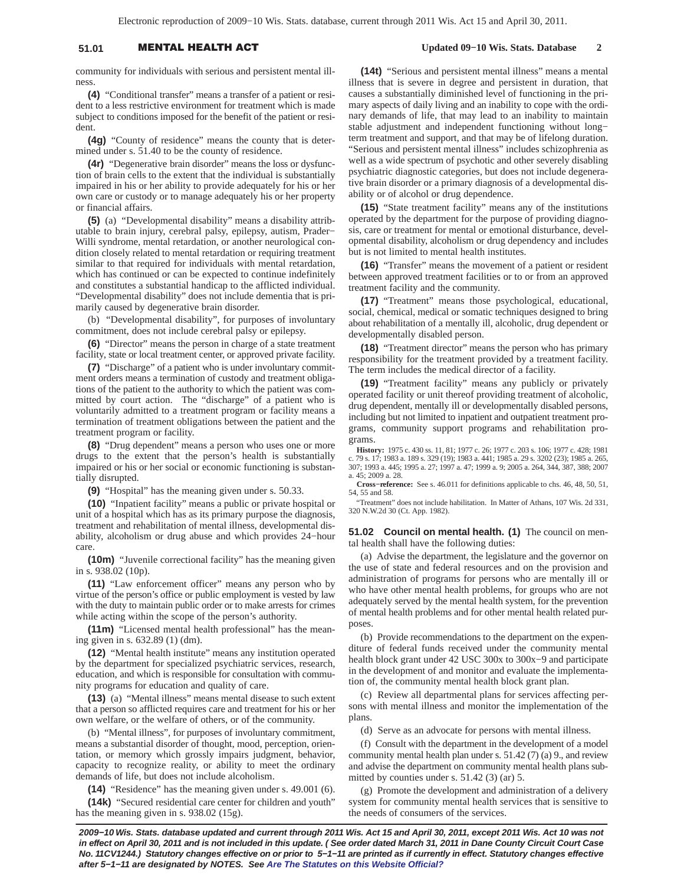community for individuals with serious and persistent mental illness.

**(4)** "Conditional transfer" means a transfer of a patient or resident to a less restrictive environment for treatment which is made subject to conditions imposed for the benefit of the patient or resident.

**(4g)** "County of residence" means the county that is determined under s. 51.40 to be the county of residence.

**(4r)** "Degenerative brain disorder" means the loss or dysfunction of brain cells to the extent that the individual is substantially impaired in his or her ability to provide adequately for his or her own care or custody or to manage adequately his or her property or financial affairs.

**(5)** (a) "Developmental disability" means a disability attributable to brain injury, cerebral palsy, epilepsy, autism, Prader−Willi syndrome, mental retardation, or another neurological condition closely related to mental retardation or requiring treatment similar to that required for individuals with mental retardation, which has continued or can be expected to continue indefinitely and constitutes a substantial handicap to the afflicted individual. "Developmental disability" does not include dementia that is primarily caused by degenerative brain disorder.

(b) "Developmental disability", for purposes of involuntary commitment, does not include cerebral palsy or epilepsy.

**(6)** "Director" means the person in charge of a state treatment facility, state or local treatment center, or approved private facility.

**(7)** "Discharge" of a patient who is under involuntary commitment orders means a termination of custody and treatment obligations of the patient to the authority to which the patient was committed by court action. The "discharge" of a patient who is voluntarily admitted to a treatment program or facility means a termination of treatment obligations between the patient and the treatment program or facility.

**(8)** "Drug dependent" means a person who uses one or more drugs to the extent that the person's health is substantially impaired or his or her social or economic functioning is substantially disrupted.

**(9)** "Hospital" has the meaning given under s. 50.33.

**(10)** "Inpatient facility" means a public or private hospital or unit of a hospital which has as its primary purpose the diagnosis, treatment and rehabilitation of mental illness, developmental disability, alcoholism or drug abuse and which provides 24−hour care.

**(10m)** "Juvenile correctional facility" has the meaning given in s. 938.02 (10p).

**(11)** "Law enforcement officer" means any person who by virtue of the person's office or public employment is vested by law with the duty to maintain public order or to make arrests for crimes while acting within the scope of the person's authority.

**(11m)** "Licensed mental health professional" has the meaning given in s. 632.89 (1) (dm).

**(12)** "Mental health institute" means any institution operated by the department for specialized psychiatric services, research, education, and which is responsible for consultation with community programs for education and quality of care.

**(13)** (a) "Mental illness" means mental disease to such extent that a person so afflicted requires care and treatment for his or her own welfare, or the welfare of others, or of the community.

(b) "Mental illness", for purposes of involuntary commitment, means a substantial disorder of thought, mood, perception, orientation, or memory which grossly impairs judgment, behavior, capacity to recognize reality, or ability to meet the ordinary demands of life, but does not include alcoholism.

**(14)** "Residence" has the meaning given under s. 49.001 (6).

**(14k)** "Secured residential care center for children and youth" has the meaning given in s. 938.02 (15g).

**(14t)** "Serious and persistent mental illness" means a mental illness that is severe in degree and persistent in duration, that causes a substantially diminished level of functioning in the primary aspects of daily living and an inability to cope with the ordinary demands of life, that may lead to an inability to maintain stable adjustment and independent functioning without long−term treatment and support, and that may be of lifelong duration. "Serious and persistent mental illness" includes schizophrenia as well as a wide spectrum of psychotic and other severely disabling psychiatric diagnostic categories, but does not include degenerative brain disorder or a primary diagnosis of a developmental disability or of alcohol or drug dependence.

**(15)** "State treatment facility" means any of the institutions operated by the department for the purpose of providing diagnosis, care or treatment for mental or emotional disturbance, developmental disability, alcoholism or drug dependency and includes but is not limited to mental health institutes.

**(16)** "Transfer" means the movement of a patient or resident between approved treatment facilities or to or from an approved treatment facility and the community.

**(17)** "Treatment" means those psychological, educational, social, chemical, medical or somatic techniques designed to bring about rehabilitation of a mentally ill, alcoholic, drug dependent or developmentally disabled person.

**(18)** "Treatment director" means the person who has primary responsibility for the treatment provided by a treatment facility. The term includes the medical director of a facility.

**(19)** "Treatment facility" means any publicly or privately operated facility or unit thereof providing treatment of alcoholic, drug dependent, mentally ill or developmentally disabled persons, including but not limited to inpatient and outpatient treatment programs, community support programs and rehabilitation programs.

**History:** 1975 c. 430 ss. 11, 81; 1977 c. 26; 1977 c. 203 s. 106; 1977 c. 428; 1981 c. 79 s. 17; 1983 a. 189 s. 329 (19); 1983 a. 441; 1985 a. 29 s. 3202 (23); 1985 a. 265, 307; 1993 a. 445; 1995 a. 27; 1997 a. 47; 1999 a. 9; 2005 a. 264, 344, 387, 388; 2007 a. 45; 2009 a. 28.

**Cross−reference:** See s. 46.011 for definitions applicable to chs. 46, 48, 50, 51, 54, 55 and 58.

"Treatment" does not include habilitation. In Matter of Athans, 107 Wis. 2d 331, 320 N.W.2d 30 (Ct. App. 1982).

**51.02 Council on mental health. (1)** The council on mental health shall have the following duties:

(a) Advise the department, the legislature and the governor on the use of state and federal resources and on the provision and administration of programs for persons who are mentally ill or who have other mental health problems, for groups who are not adequately served by the mental health system, for the prevention of mental health problems and for other mental health related purposes.

(b) Provide recommendations to the department on the expenditure of federal funds received under the community mental health block grant under 42 USC 300x to 300x−9 and participate in the development of and monitor and evaluate the implementation of, the community mental health block grant plan.

(c) Review all departmental plans for services affecting persons with mental illness and monitor the implementation of the plans.

(d) Serve as an advocate for persons with mental illness.

(f) Consult with the department in the development of a model community mental health plan under s. 51.42 (7) (a) 9., and review and advise the department on community mental health plans submitted by counties under s. 51.42 (3) (ar) 5.

(g) Promote the development and administration of a delivery system for community mental health services that is sensitive to the needs of consumers of the services.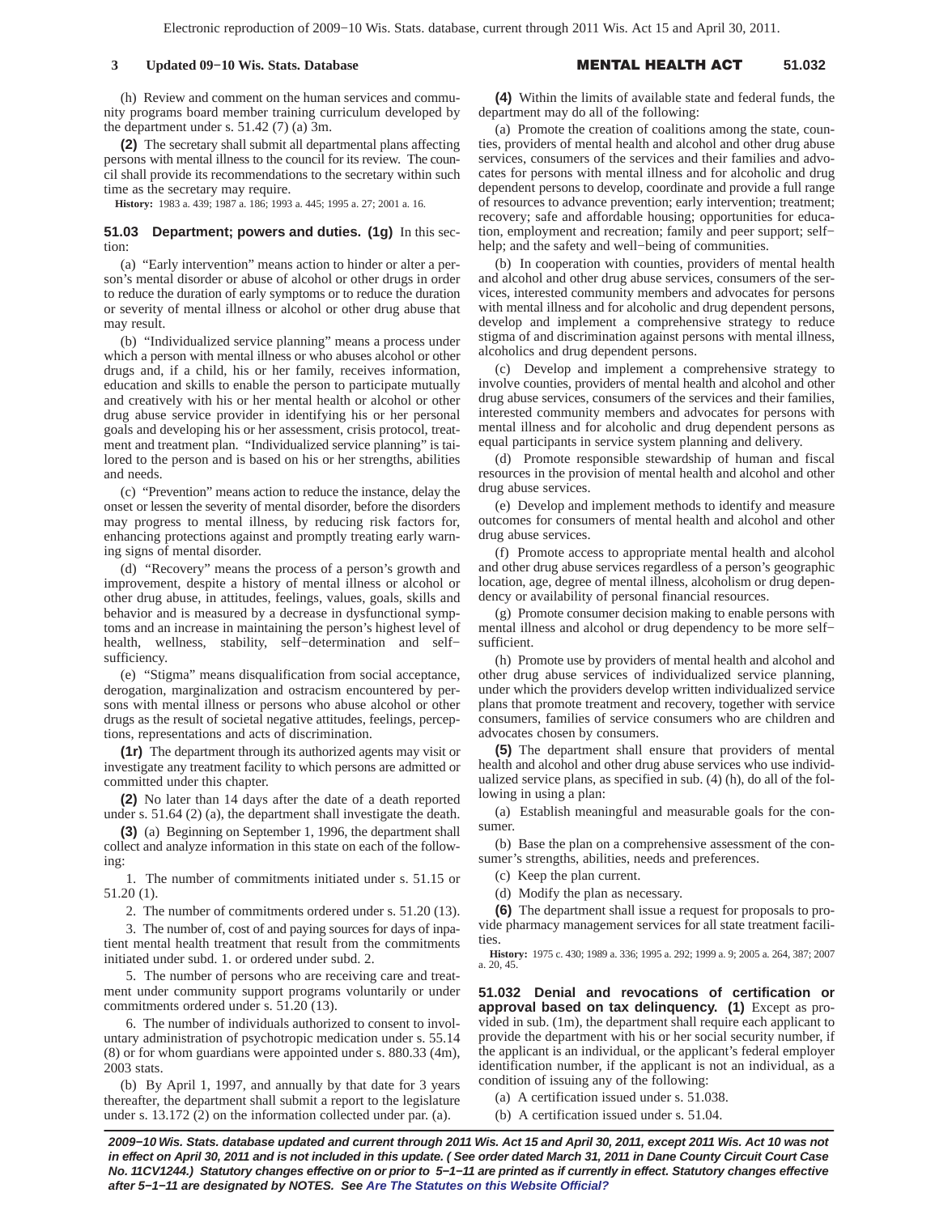(h) Review and comment on the human services and community programs board member training curriculum developed by the department under s. 51.42 (7) (a) 3m.

**(2)** The secretary shall submit all departmental plans affecting persons with mental illness to the council for its review. The council shall provide its recommendations to the secretary within such time as the secretary may require.

**History:** 1983 a. 439; 1987 a. 186; 1993 a. 445; 1995 a. 27; 2001 a. 16.

**51.03 Department; powers and duties.** **(1g)** In this section:

(a) "Early intervention" means action to hinder or alter a person's mental disorder or abuse of alcohol or other drugs in order to reduce the duration of early symptoms or to reduce the duration or severity of mental illness or alcohol or other drug abuse that may result.

(b) "Individualized service planning" means a process under which a person with mental illness or who abuses alcohol or other drugs and, if a child, his or her family, receives information, education and skills to enable the person to participate mutually and creatively with his or her mental health or alcohol or other drug abuse service provider in identifying his or her personal goals and developing his or her assessment, crisis protocol, treatment and treatment plan. "Individualized service planning" is tailored to the person and is based on his or her strengths, abilities and needs.

(c) "Prevention" means action to reduce the instance, delay the onset or lessen the severity of mental disorder, before the disorders may progress to mental illness, by reducing risk factors for, enhancing protections against and promptly treating early warning signs of mental disorder.

(d) "Recovery" means the process of a person's growth and improvement, despite a history of mental illness or alcohol or other drug abuse, in attitudes, feelings, values, goals, skills and behavior and is measured by a decrease in dysfunctional symptoms and an increase in maintaining the person's highest level of health, wellness, stability, self−determination and self−sufficiency.

(e) "Stigma" means disqualification from social acceptance, derogation, marginalization and ostracism encountered by persons with mental illness or persons who abuse alcohol or other drugs as the result of societal negative attitudes, feelings, perceptions, representations and acts of discrimination.

**(1r)** The department through its authorized agents may visit or investigate any treatment facility to which persons are admitted or committed under this chapter.

**(2)** No later than 14 days after the date of a death reported under s. 51.64 (2) (a), the department shall investigate the death.

**(3)** (a) Beginning on September 1, 1996, the department shall collect and analyze information in this state on each of the following:

1. The number of commitments initiated under s. 51.15 or 51.20 (1).

2. The number of commitments ordered under s. 51.20 (13).

3. The number of, cost of and paying sources for days of inpatient mental health treatment that result from the commitments initiated under subd. 1. or ordered under subd. 2.

5. The number of persons who are receiving care and treatment under community support programs voluntarily or under commitments ordered under s. 51.20 (13).

6. The number of individuals authorized to consent to involuntary administration of psychotropic medication under s. 55.14 (8) or for whom guardians were appointed under s. 880.33 (4m), 2003 stats.

(b) By April 1, 1997, and annually by that date for 3 years thereafter, the department shall submit a report to the legislature under s. 13.172 (2) on the information collected under par. (a).

**(4)** Within the limits of available state and federal funds, the department may do all of the following:

(a) Promote the creation of coalitions among the state, counties, providers of mental health and alcohol and other drug abuse services, consumers of the services and their families and advocates for persons with mental illness and for alcoholic and drug dependent persons to develop, coordinate and provide a full range of resources to advance prevention; early intervention; treatment; recovery; safe and affordable housing; opportunities for education, employment and recreation; family and peer support; self−help; and the safety and well−being of communities.

(b) In cooperation with counties, providers of mental health and alcohol and other drug abuse services, consumers of the services, interested community members and advocates for persons with mental illness and for alcoholic and drug dependent persons, develop and implement a comprehensive strategy to reduce stigma of and discrimination against persons with mental illness, alcoholics and drug dependent persons.

(c) Develop and implement a comprehensive strategy to involve counties, providers of mental health and alcohol and other drug abuse services, consumers of the services and their families, interested community members and advocates for persons with mental illness and for alcoholic and drug dependent persons as equal participants in service system planning and delivery.

(d) Promote responsible stewardship of human and fiscal resources in the provision of mental health and alcohol and other drug abuse services.

(e) Develop and implement methods to identify and measure outcomes for consumers of mental health and alcohol and other drug abuse services.

(f) Promote access to appropriate mental health and alcohol and other drug abuse services regardless of a person's geographic location, age, degree of mental illness, alcoholism or drug dependency or availability of personal financial resources.

(g) Promote consumer decision making to enable persons with mental illness and alcohol or drug dependency to be more self−sufficient.

(h) Promote use by providers of mental health and alcohol and other drug abuse services of individualized service planning, under which the providers develop written individualized service plans that promote treatment and recovery, together with service consumers, families of service consumers who are children and advocates chosen by consumers.

**(5)** The department shall ensure that providers of mental health and alcohol and other drug abuse services who use individualized service plans, as specified in sub. (4) (h), do all of the following in using a plan:

(a) Establish meaningful and measurable goals for the consumer.

(b) Base the plan on a comprehensive assessment of the consumer's strengths, abilities, needs and preferences.

(c) Keep the plan current.

(d) Modify the plan as necessary.

**(6)** The department shall issue a request for proposals to provide pharmacy management services for all state treatment facilities.

**History:** 1975 c. 430; 1989 a. 336; 1995 a. 292; 1999 a. 9; 2005 a. 264, 387; 2007 a. 20, 45.

**51.032 Denial and revocations of certification or approval based on tax delinquency.** **(1)** Except as provided in sub. (1m), the department shall require each applicant to provide the department with his or her social security number, if the applicant is an individual, or the applicant's federal employer identification number, if the applicant is not an individual, as a condition of issuing any of the following:

(a) A certification issued under s. 51.038.

(b) A certification issued under s. 51.04.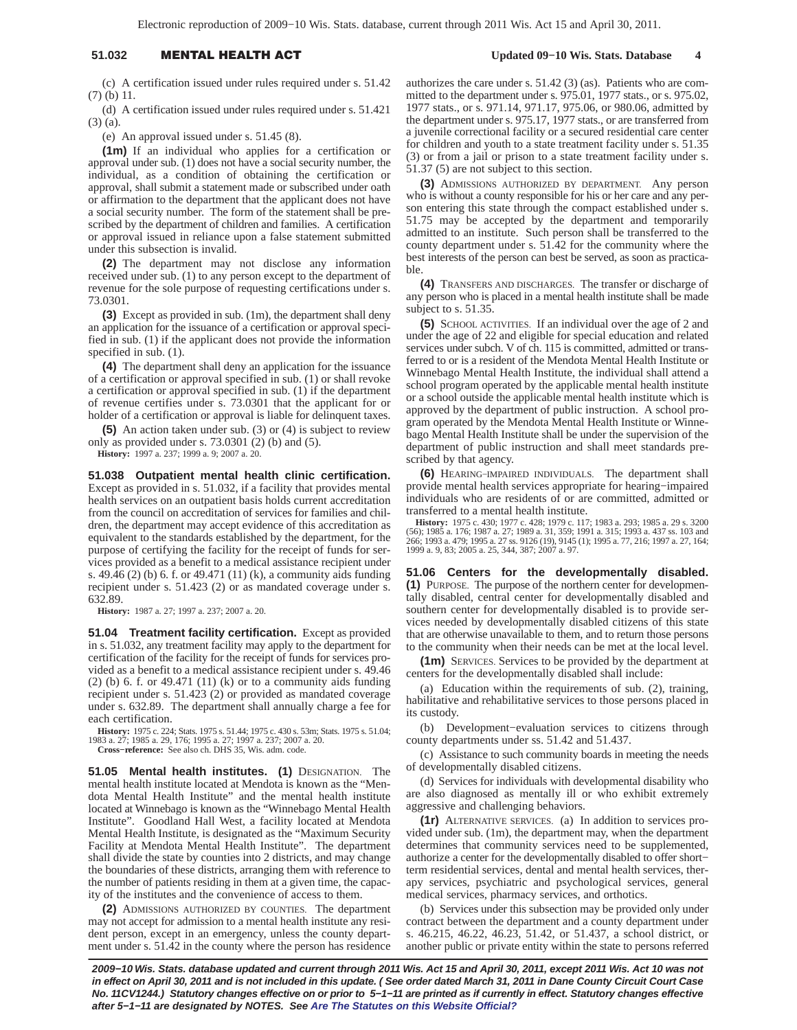(c) A certification issued under rules required under s. 51.42 (7) (b) 11.

(d) A certification issued under rules required under s. 51.421 (3) (a).

(e) An approval issued under s. 51.45 (8).

**(1m)** If an individual who applies for a certification or approval under sub. (1) does not have a social security number, the individual, as a condition of obtaining the certification or approval, shall submit a statement made or subscribed under oath or affirmation to the department that the applicant does not have a social security number. The form of the statement shall be prescribed by the department of children and families. A certification or approval issued in reliance upon a false statement submitted under this subsection is invalid.

**(2)** The department may not disclose any information received under sub. (1) to any person except to the department of revenue for the sole purpose of requesting certifications under s. 73.0301.

**(3)** Except as provided in sub. (1m), the department shall deny an application for the issuance of a certification or approval specified in sub. (1) if the applicant does not provide the information specified in sub. (1).

**(4)** The department shall deny an application for the issuance of a certification or approval specified in sub. (1) or shall revoke a certification or approval specified in sub. (1) if the department of revenue certifies under s. 73.0301 that the applicant for or holder of a certification or approval is liable for delinquent taxes.

**(5)** An action taken under sub. (3) or (4) is subject to review only as provided under s. 73.0301 (2) (b) and (5).

**History:** 1997 a. 237; 1999 a. 9; 2007 a. 20.

**51.038 Outpatient mental health clinic certification.** Except as provided in s. 51.032, if a facility that provides mental health services on an outpatient basis holds current accreditation from the council on accreditation of services for families and children, the department may accept evidence of this accreditation as equivalent to the standards established by the department, for the purpose of certifying the facility for the receipt of funds for services provided as a benefit to a medical assistance recipient under s. 49.46 (2) (b) 6. f. or 49.471 (11) (k), a community aids funding recipient under s. 51.423 (2) or as mandated coverage under s. 632.89.

**History:** 1987 a. 27; 1997 a. 237; 2007 a. 20.

**51.04 Treatment facility certification.** Except as provided in s. 51.032, any treatment facility may apply to the department for certification of the facility for the receipt of funds for services provided as a benefit to a medical assistance recipient under s. 49.46 (2) (b) 6. f. or 49.471 (11) (k) or to a community aids funding recipient under s. 51.423 (2) or provided as mandated coverage under s. 632.89. The department shall annually charge a fee for each certification.

**History:** 1975 c. 224; Stats. 1975 s. 51.44; 1975 c. 430 s. 53m; Stats. 1975 s. 51.04; 1983 a. 27; 1985 a. 29, 176; 1995 a. 27; 1997 a. 237; 2007 a. 20.

**Cross−reference:** See also ch. DHS 35, Wis. adm. code.

**51.05 Mental health institutes. (1)** DESIGNATION. The mental health institute located at Mendota is known as the "Mendota Mental Health Institute" and the mental health institute located at Winnebago is known as the "Winnebago Mental Health Institute". Goodland Hall West, a facility located at Mendota Mental Health Institute, is designated as the "Maximum Security Facility at Mendota Mental Health Institute". The department shall divide the state by counties into 2 districts, and may change the boundaries of these districts, arranging them with reference to the number of patients residing in them at a given time, the capacity of the institutes and the convenience of access to them.

**(2)** ADMISSIONS AUTHORIZED BY COUNTIES. The department may not accept for admission to a mental health institute any resident person, except in an emergency, unless the county department under s. 51.42 in the county where the person has residence authorizes the care under s. 51.42 (3) (as). Patients who are committed to the department under s. 975.01, 1977 stats., or s. 975.02, 1977 stats., or s. 971.14, 971.17, 975.06, or 980.06, admitted by the department under s. 975.17, 1977 stats., or are transferred from a juvenile correctional facility or a secured residential care center for children and youth to a state treatment facility under s. 51.35 (3) or from a jail or prison to a state treatment facility under s. 51.37 (5) are not subject to this section.

**(3)** ADMISSIONS AUTHORIZED BY DEPARTMENT. Any person who is without a county responsible for his or her care and any person entering this state through the compact established under s. 51.75 may be accepted by the department and temporarily admitted to an institute. Such person shall be transferred to the county department under s. 51.42 for the community where the best interests of the person can best be served, as soon as practicable.

**(4)** TRANSFERS AND DISCHARGES. The transfer or discharge of any person who is placed in a mental health institute shall be made subject to s. 51.35.

**(5)** SCHOOL ACTIVITIES. If an individual over the age of 2 and under the age of 22 and eligible for special education and related services under subch. V of ch. 115 is committed, admitted or transferred to or is a resident of the Mendota Mental Health Institute or Winnebago Mental Health Institute, the individual shall attend a school program operated by the applicable mental health institute or a school outside the applicable mental health institute which is approved by the department of public instruction. A school program operated by the Mendota Mental Health Institute or Winnebago Mental Health Institute shall be under the supervision of the department of public instruction and shall meet standards prescribed by that agency.

**(6)** HEARING−IMPAIRED INDIVIDUALS. The department shall provide mental health services appropriate for hearing−impaired individuals who are residents of or are committed, admitted or transferred to a mental health institute.

**History:** 1975 c. 430; 1977 c. 428; 1979 c. 117; 1983 a. 293; 1985 a. 29 s. 3200 (56); 1985 a. 176; 1987 a. 27; 1989 a. 31, 359; 1991 a. 315; 1993 a. 437 ss. 103 and 266; 1993 a. 479; 1995 a. 27 ss. 9126 (19), 9145 (1); 1995 a. 77, 216; 1997 a. 27, 164; 1999 a. 9, 83; 2005 a. 25, 344, 387; 2007 a. 97.

**51.06 Centers for the developmentally disabled. (1)** PURPOSE. The purpose of the northern center for developmentally disabled, central center for developmentally disabled and southern center for developmentally disabled is to provide services needed by developmentally disabled citizens of this state that are otherwise unavailable to them, and to return those persons to the community when their needs can be met at the local level.

**(1m)** SERVICES. Services to be provided by the department at centers for the developmentally disabled shall include:

(a) Education within the requirements of sub. (2), training, habilitative and rehabilitative services to those persons placed in its custody.

(b) Development−evaluation services to citizens through county departments under ss. 51.42 and 51.437.

(c) Assistance to such community boards in meeting the needs of developmentally disabled citizens.

(d) Services for individuals with developmental disability who are also diagnosed as mentally ill or who exhibit extremely aggressive and challenging behaviors.

**(1r)** ALTERNATIVE SERVICES. (a) In addition to services provided under sub. (1m), the department may, when the department determines that community services need to be supplemented, authorize a center for the developmentally disabled to offer short−term residential services, dental and mental health services, therapy services, psychiatric and psychological services, general medical services, pharmacy services, and orthotics.

(b) Services under this subsection may be provided only under contract between the department and a county department under s. 46.215, 46.22, 46.23, 51.42, or 51.437, a school district, or another public or private entity within the state to persons referred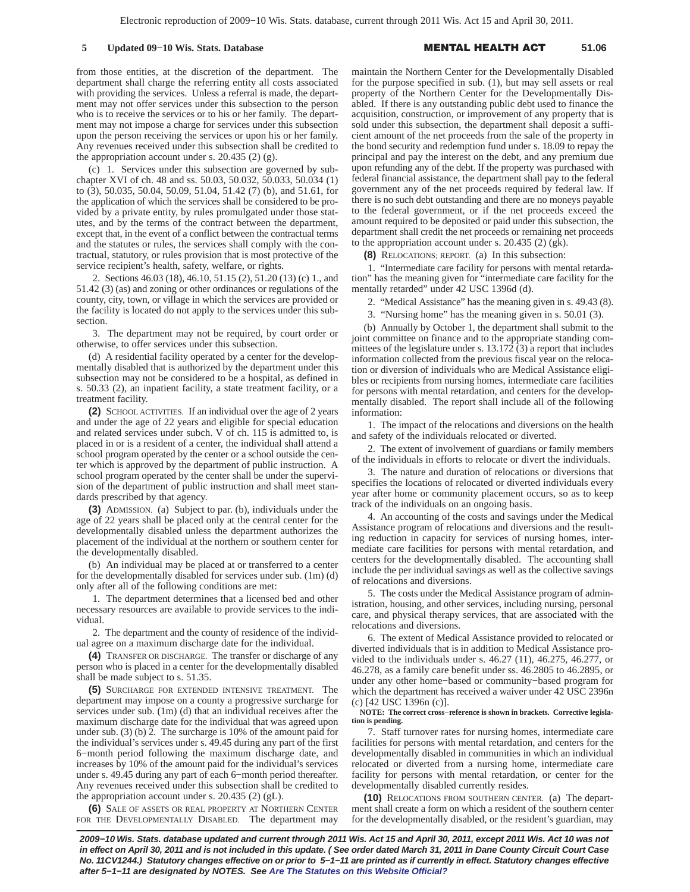from those entities, at the discretion of the department. The department shall charge the referring entity all costs associated with providing the services. Unless a referral is made, the department may not offer services under this subsection to the person who is to receive the services or to his or her family. The department may not impose a charge for services under this subsection upon the person receiving the services or upon his or her family. Any revenues received under this subsection shall be credited to the appropriation account under s. 20.435 (2) (g).

(c) 1. Services under this subsection are governed by subchapter XVI of ch. 48 and ss. 50.03, 50.032, 50.033, 50.034 (1) to (3), 50.035, 50.04, 50.09, 51.04, 51.42 (7) (b), and 51.61, for the application of which the services shall be considered to be provided by a private entity, by rules promulgated under those statutes, and by the terms of the contract between the department, except that, in the event of a conflict between the contractual terms and the statutes or rules, the services shall comply with the contractual, statutory, or rules provision that is most protective of the service recipient's health, safety, welfare, or rights.

2. Sections 46.03 (18), 46.10, 51.15 (2), 51.20 (13) (c) 1., and 51.42 (3) (as) and zoning or other ordinances or regulations of the county, city, town, or village in which the services are provided or the facility is located do not apply to the services under this subsection.

3. The department may not be required, by court order or otherwise, to offer services under this subsection.

(d) A residential facility operated by a center for the developmentally disabled that is authorized by the department under this subsection may not be considered to be a hospital, as defined in s. 50.33 (2), an inpatient facility, a state treatment facility, or a treatment facility.

**(2)** SCHOOL ACTIVITIES. If an individual over the age of 2 years and under the age of 22 years and eligible for special education and related services under subch. V of ch. 115 is admitted to, is placed in or is a resident of a center, the individual shall attend a school program operated by the center or a school outside the center which is approved by the department of public instruction. A school program operated by the center shall be under the supervision of the department of public instruction and shall meet standards prescribed by that agency.

**(3)** ADMISSION. (a) Subject to par. (b), individuals under the age of 22 years shall be placed only at the central center for the developmentally disabled unless the department authorizes the placement of the individual at the northern or southern center for the developmentally disabled.

(b) An individual may be placed at or transferred to a center for the developmentally disabled for services under sub. (1m) (d) only after all of the following conditions are met:

1. The department determines that a licensed bed and other necessary resources are available to provide services to the individual.

2. The department and the county of residence of the individual agree on a maximum discharge date for the individual.

**(4)** TRANSFER OR DISCHARGE. The transfer or discharge of any person who is placed in a center for the developmentally disabled shall be made subject to s. 51.35.

**(5)** SURCHARGE FOR EXTENDED INTENSIVE TREATMENT. The department may impose on a county a progressive surcharge for services under sub. (1m) (d) that an individual receives after the maximum discharge date for the individual that was agreed upon under sub. (3) (b) 2. The surcharge is 10% of the amount paid for the individual's services under s. 49.45 during any part of the first 6−month period following the maximum discharge date, and increases by 10% of the amount paid for the individual's services under s. 49.45 during any part of each 6−month period thereafter. Any revenues received under this subsection shall be credited to the appropriation account under s. 20.435 (2) (gL).

**(6)** SALE OF ASSETS OR REAL PROPERTY AT NORTHERN CENTER FOR THE DEVELOPMENTALLY DISABLED. The department may maintain the Northern Center for the Developmentally Disabled for the purpose specified in sub. (1), but may sell assets or real property of the Northern Center for the Developmentally Disabled. If there is any outstanding public debt used to finance the acquisition, construction, or improvement of any property that is sold under this subsection, the department shall deposit a sufficient amount of the net proceeds from the sale of the property in the bond security and redemption fund under s. 18.09 to repay the principal and pay the interest on the debt, and any premium due upon refunding any of the debt. If the property was purchased with federal financial assistance, the department shall pay to the federal government any of the net proceeds required by federal law. If there is no such debt outstanding and there are no moneys payable to the federal government, or if the net proceeds exceed the amount required to be deposited or paid under this subsection, the department shall credit the net proceeds or remaining net proceeds to the appropriation account under s. 20.435 (2) (gk).

**(8)** RELOCATIONS; REPORT. (a) In this subsection:

1. "Intermediate care facility for persons with mental retardation" has the meaning given for "intermediate care facility for the mentally retarded" under 42 USC 1396d (d).

2. "Medical Assistance" has the meaning given in s. 49.43 (8).

3. "Nursing home" has the meaning given in s. 50.01 (3).

(b) Annually by October 1, the department shall submit to the joint committee on finance and to the appropriate standing committees of the legislature under s. 13.172 (3) a report that includes information collected from the previous fiscal year on the relocation or diversion of individuals who are Medical Assistance eligibles or recipients from nursing homes, intermediate care facilities for persons with mental retardation, and centers for the developmentally disabled. The report shall include all of the following information:

1. The impact of the relocations and diversions on the health and safety of the individuals relocated or diverted.

2. The extent of involvement of guardians or family members of the individuals in efforts to relocate or divert the individuals.

3. The nature and duration of relocations or diversions that specifies the locations of relocated or diverted individuals every year after home or community placement occurs, so as to keep track of the individuals on an ongoing basis.

4. An accounting of the costs and savings under the Medical Assistance program of relocations and diversions and the resulting reduction in capacity for services of nursing homes, intermediate care facilities for persons with mental retardation, and centers for the developmentally disabled. The accounting shall include the per individual savings as well as the collective savings of relocations and diversions.

5. The costs under the Medical Assistance program of administration, housing, and other services, including nursing, personal care, and physical therapy services, that are associated with the relocations and diversions.

6. The extent of Medical Assistance provided to relocated or diverted individuals that is in addition to Medical Assistance provided to the individuals under s. 46.27 (11), 46.275, 46.277, or 46.278, as a family care benefit under ss. 46.2805 to 46.2895, or under any other home−based or community−based program for which the department has received a waiver under 42 USC 2396n (c) [42 USC 1396n (c)].

**NOTE: The correct cross−reference is shown in brackets. Corrective legislation is pending.**

7. Staff turnover rates for nursing homes, intermediate care facilities for persons with mental retardation, and centers for the developmentally disabled in communities in which an individual relocated or diverted from a nursing home, intermediate care facility for persons with mental retardation, or center for the developmentally disabled currently resides.

**(10)** RELOCATIONS FROM SOUTHERN CENTER. (a) The department shall create a form on which a resident of the southern center for the developmentally disabled, or the resident's guardian, may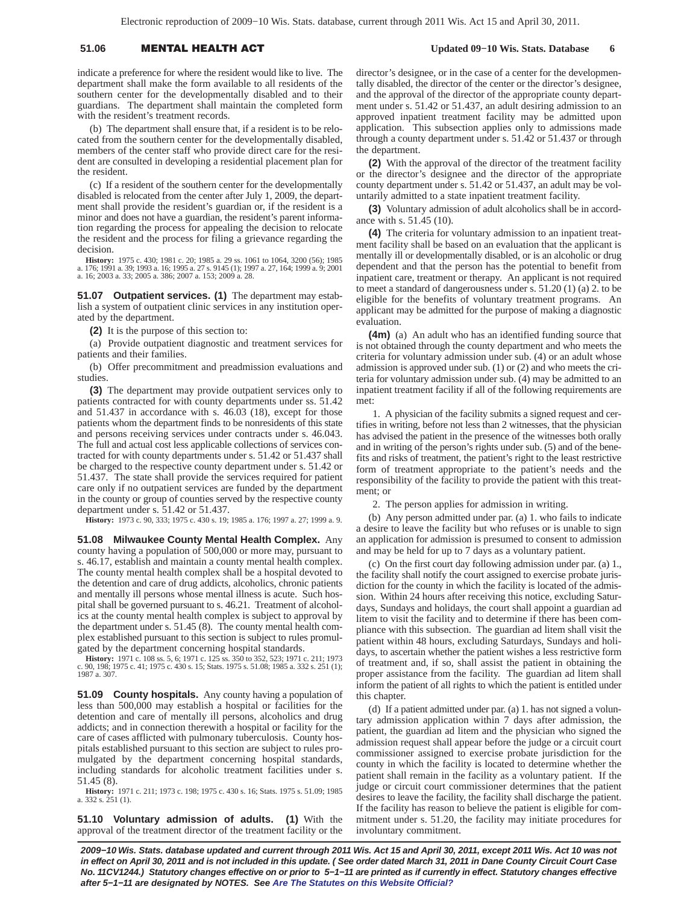indicate a preference for where the resident would like to live. The department shall make the form available to all residents of the southern center for the developmentally disabled and to their guardians. The department shall maintain the completed form with the resident's treatment records.

(b) The department shall ensure that, if a resident is to be relocated from the southern center for the developmentally disabled, members of the center staff who provide direct care for the resident are consulted in developing a residential placement plan for the resident.

(c) If a resident of the southern center for the developmentally disabled is relocated from the center after July 1, 2009, the department shall provide the resident's guardian or, if the resident is a minor and does not have a guardian, the resident's parent information regarding the process for appealing the decision to relocate the resident and the process for filing a grievance regarding the decision.

**History:** 1975 c. 430; 1981 c. 20; 1985 a. 29 ss. 1061 to 1064, 3200 (56); 1985 a. 176; 1991 a. 39; 1993 a. 16; 1995 a. 27 s. 9145 (1); 1997 a. 27, 164; 1999 a. 9; 2001 a. 16; 2003 a. 33; 2005 a. 386; 2007 a. 153; 2009 a. 28.

**51.07 Outpatient services. (1)** The department may establish a system of outpatient clinic services in any institution operated by the department.

**(2)** It is the purpose of this section to:

(a) Provide outpatient diagnostic and treatment services for patients and their families.

(b) Offer precommitment and preadmission evaluations and studies.

**(3)** The department may provide outpatient services only to patients contracted for with county departments under ss. 51.42 and 51.437 in accordance with s. 46.03 (18), except for those patients whom the department finds to be nonresidents of this state and persons receiving services under contracts under s. 46.043. The full and actual cost less applicable collections of services contracted for with county departments under s. 51.42 or 51.437 shall be charged to the respective county department under s. 51.42 or 51.437. The state shall provide the services required for patient care only if no outpatient services are funded by the department in the county or group of counties served by the respective county department under s. 51.42 or 51.437.

**History:** 1973 c. 90, 333; 1975 c. 430 s. 19; 1985 a. 176; 1997 a. 27; 1999 a. 9.

**51.08 Milwaukee County Mental Health Complex.** Any county having a population of 500,000 or more may, pursuant to s. 46.17, establish and maintain a county mental health complex. The county mental health complex shall be a hospital devoted to the detention and care of drug addicts, alcoholics, chronic patients and mentally ill persons whose mental illness is acute. Such hospital shall be governed pursuant to s. 46.21. Treatment of alcoholics at the county mental health complex is subject to approval by the department under s. 51.45 (8). The county mental health complex established pursuant to this section is subject to rules promulgated by the department concerning hospital standards.

**History:** 1971 c. 108 ss. 5, 6; 1971 c. 125 ss. 350 to 352, 523; 1971 c. 211; 1973 c. 90, 198; 1975 c. 41; 1975 c. 430 s. 15; Stats. 1975 s. 51.08; 1985 a. 332 s. 251 (1); 1987 a. 307.

**51.09 County hospitals.** Any county having a population of less than 500,000 may establish a hospital or facilities for the detention and care of mentally ill persons, alcoholics and drug addicts; and in connection therewith a hospital or facility for the care of cases afflicted with pulmonary tuberculosis. County hospitals established pursuant to this section are subject to rules promulgated by the department concerning hospital standards, including standards for alcoholic treatment facilities under s. 51.45 (8).

**History:** 1971 c. 211; 1973 c. 198; 1975 c. 430 s. 16; Stats. 1975 s. 51.09; 1985 a. 332 s. 251 (1).

**51.10 Voluntary admission of adults. (1)** With the approval of the treatment director of the treatment facility or the director's designee, or in the case of a center for the developmentally disabled, the director of the center or the director's designee, and the approval of the director of the appropriate county department under s. 51.42 or 51.437, an adult desiring admission to an approved inpatient treatment facility may be admitted upon application. This subsection applies only to admissions made through a county department under s. 51.42 or 51.437 or through the department.

**(2)** With the approval of the director of the treatment facility or the director's designee and the director of the appropriate county department under s. 51.42 or 51.437, an adult may be voluntarily admitted to a state inpatient treatment facility.

**(3)** Voluntary admission of adult alcoholics shall be in accordance with s. 51.45 (10).

**(4)** The criteria for voluntary admission to an inpatient treatment facility shall be based on an evaluation that the applicant is mentally ill or developmentally disabled, or is an alcoholic or drug dependent and that the person has the potential to benefit from inpatient care, treatment or therapy. An applicant is not required to meet a standard of dangerousness under s. 51.20 (1) (a) 2. to be eligible for the benefits of voluntary treatment programs. An applicant may be admitted for the purpose of making a diagnostic evaluation.

**(4m)** (a) An adult who has an identified funding source that is not obtained through the county department and who meets the criteria for voluntary admission under sub. (4) or an adult whose admission is approved under sub. (1) or (2) and who meets the criteria for voluntary admission under sub. (4) may be admitted to an inpatient treatment facility if all of the following requirements are met:

1. A physician of the facility submits a signed request and certifies in writing, before not less than 2 witnesses, that the physician has advised the patient in the presence of the witnesses both orally and in writing of the person's rights under sub. (5) and of the benefits and risks of treatment, the patient's right to the least restrictive form of treatment appropriate to the patient's needs and the responsibility of the facility to provide the patient with this treatment; or

2. The person applies for admission in writing.

(b) Any person admitted under par. (a) 1. who fails to indicate a desire to leave the facility but who refuses or is unable to sign an application for admission is presumed to consent to admission and may be held for up to 7 days as a voluntary patient.

(c) On the first court day following admission under par. (a) 1., the facility shall notify the court assigned to exercise probate jurisdiction for the county in which the facility is located of the admission. Within 24 hours after receiving this notice, excluding Saturdays, Sundays and holidays, the court shall appoint a guardian ad litem to visit the facility and to determine if there has been compliance with this subsection. The guardian ad litem shall visit the patient within 48 hours, excluding Saturdays, Sundays and holidays, to ascertain whether the patient wishes a less restrictive form of treatment and, if so, shall assist the patient in obtaining the proper assistance from the facility. The guardian ad litem shall inform the patient of all rights to which the patient is entitled under this chapter.

(d) If a patient admitted under par. (a) 1. has not signed a voluntary admission application within 7 days after admission, the patient, the guardian ad litem and the physician who signed the admission request shall appear before the judge or a circuit court commissioner assigned to exercise probate jurisdiction for the county in which the facility is located to determine whether the patient shall remain in the facility as a voluntary patient. If the judge or circuit court commissioner determines that the patient desires to leave the facility, the facility shall discharge the patient. If the facility has reason to believe the patient is eligible for commitment under s. 51.20, the facility may initiate procedures for involuntary commitment.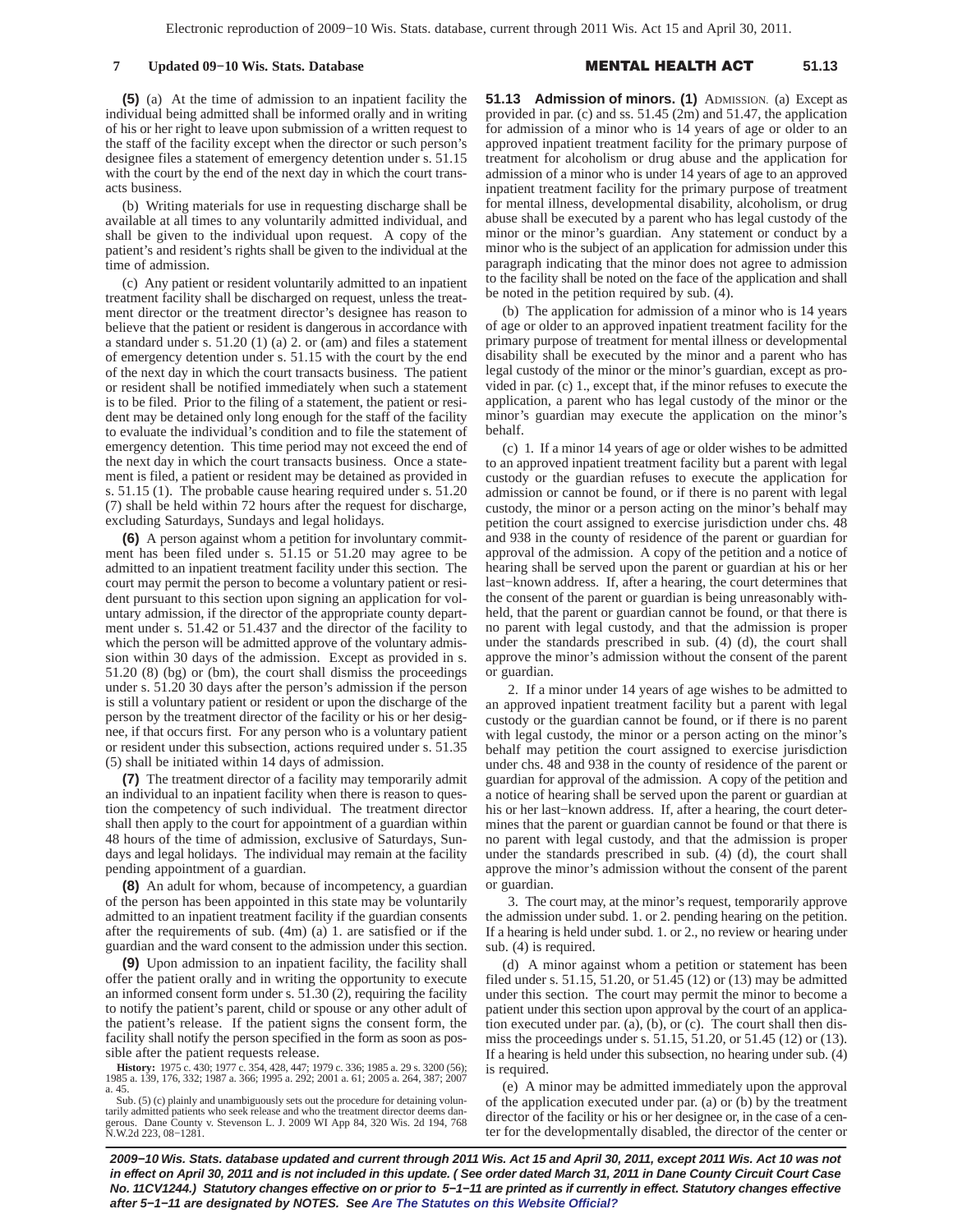**(5)** (a) At the time of admission to an inpatient facility the individual being admitted shall be informed orally and in writing of his or her right to leave upon submission of a written request to the staff of the facility except when the director or such person's designee files a statement of emergency detention under s. 51.15 with the court by the end of the next day in which the court transacts business.

(b) Writing materials for use in requesting discharge shall be available at all times to any voluntarily admitted individual, and shall be given to the individual upon request. A copy of the patient's and resident's rights shall be given to the individual at the time of admission.

(c) Any patient or resident voluntarily admitted to an inpatient treatment facility shall be discharged on request, unless the treatment director or the treatment director's designee has reason to believe that the patient or resident is dangerous in accordance with a standard under s. 51.20 (1) (a) 2. or (am) and files a statement of emergency detention under s. 51.15 with the court by the end of the next day in which the court transacts business. The patient or resident shall be notified immediately when such a statement is to be filed. Prior to the filing of a statement, the patient or resident may be detained only long enough for the staff of the facility to evaluate the individual's condition and to file the statement of emergency detention. This time period may not exceed the end of the next day in which the court transacts business. Once a statement is filed, a patient or resident may be detained as provided in s. 51.15 (1). The probable cause hearing required under s. 51.20 (7) shall be held within 72 hours after the request for discharge, excluding Saturdays, Sundays and legal holidays.

**(6)** A person against whom a petition for involuntary commitment has been filed under s. 51.15 or 51.20 may agree to be admitted to an inpatient treatment facility under this section. The court may permit the person to become a voluntary patient or resident pursuant to this section upon signing an application for voluntary admission, if the director of the appropriate county department under s. 51.42 or 51.437 and the director of the facility to which the person will be admitted approve of the voluntary admission within 30 days of the admission. Except as provided in s. 51.20 (8) (bg) or (bm), the court shall dismiss the proceedings under s. 51.20 30 days after the person's admission if the person is still a voluntary patient or resident or upon the discharge of the person by the treatment director of the facility or his or her designee, if that occurs first. For any person who is a voluntary patient or resident under this subsection, actions required under s. 51.35 (5) shall be initiated within 14 days of admission.

**(7)** The treatment director of a facility may temporarily admit an individual to an inpatient facility when there is reason to question the competency of such individual. The treatment director shall then apply to the court for appointment of a guardian within 48 hours of the time of admission, exclusive of Saturdays, Sundays and legal holidays. The individual may remain at the facility pending appointment of a guardian.

**(8)** An adult for whom, because of incompetency, a guardian of the person has been appointed in this state may be voluntarily admitted to an inpatient treatment facility if the guardian consents after the requirements of sub. (4m) (a) 1. are satisfied or if the guardian and the ward consent to the admission under this section.

**(9)** Upon admission to an inpatient facility, the facility shall offer the patient orally and in writing the opportunity to execute an informed consent form under s. 51.30 (2), requiring the facility to notify the patient's parent, child or spouse or any other adult of the patient's release. If the patient signs the consent form, the facility shall notify the person specified in the form as soon as possible after the patient requests release.

**History:** 1975 c. 430; 1977 c. 354, 428, 447; 1979 c. 336; 1985 a. 29 s. 3200 (56); 1985 a. 139, 176, 332; 1987 a. 366; 1995 a. 292; 2001 a. 61; 2005 a. 264, 387; 2007 a. 45.

Sub. (5) (c) plainly and unambiguously sets out the procedure for detaining voluntarily admitted patients who seek release and who the treatment director deems dangerous. Dane County v. Stevenson L. J. 2009 WI App 84, 320 Wis. 2d 194, 768 N.W.2d 223, 08-1281.

**51.13 Admission of minors. (1)** ADMISSION. (a) Except as provided in par. (c) and ss. 51.45 (2m) and 51.47, the application for admission of a minor who is 14 years of age or older to an approved inpatient treatment facility for the primary purpose of treatment for alcoholism or drug abuse and the application for admission of a minor who is under 14 years of age to an approved inpatient treatment facility for the primary purpose of treatment for mental illness, developmental disability, alcoholism, or drug abuse shall be executed by a parent who has legal custody of the minor or the minor's guardian. Any statement or conduct by a minor who is the subject of an application for admission under this paragraph indicating that the minor does not agree to admission to the facility shall be noted on the face of the application and shall be noted in the petition required by sub. (4).

(b) The application for admission of a minor who is 14 years of age or older to an approved inpatient treatment facility for the primary purpose of treatment for mental illness or developmental disability shall be executed by the minor and a parent who has legal custody of the minor or the minor's guardian, except as provided in par. (c) 1., except that, if the minor refuses to execute the application, a parent who has legal custody of the minor or the minor's guardian may execute the application on the minor's behalf.

(c) 1. If a minor 14 years of age or older wishes to be admitted to an approved inpatient treatment facility but a parent with legal custody or the guardian refuses to execute the application for admission or cannot be found, or if there is no parent with legal custody, the minor or a person acting on the minor's behalf may petition the court assigned to exercise jurisdiction under chs. 48 and 938 in the county of residence of the parent or guardian for approval of the admission. A copy of the petition and a notice of hearing shall be served upon the parent or guardian at his or her last-known address. If, after a hearing, the court determines that the consent of the parent or guardian is being unreasonably withheld, that the parent or guardian cannot be found, or that there is no parent with legal custody, and that the admission is proper under the standards prescribed in sub. (4) (d), the court shall approve the minor's admission without the consent of the parent or guardian.

2. If a minor under 14 years of age wishes to be admitted to an approved inpatient treatment facility but a parent with legal custody or the guardian cannot be found, or if there is no parent with legal custody, the minor or a person acting on the minor's behalf may petition the court assigned to exercise jurisdiction under chs. 48 and 938 in the county of residence of the parent or guardian for approval of the admission. A copy of the petition and a notice of hearing shall be served upon the parent or guardian at his or her last-known address. If, after a hearing, the court determines that the parent or guardian cannot be found or that there is no parent with legal custody, and that the admission is proper under the standards prescribed in sub. (4) (d), the court shall approve the minor's admission without the consent of the parent or guardian.

3. The court may, at the minor's request, temporarily approve the admission under subd. 1. or 2. pending hearing on the petition. If a hearing is held under subd. 1. or 2., no review or hearing under sub. (4) is required.

(d) A minor against whom a petition or statement has been filed under s. 51.15, 51.20, or 51.45 (12) or (13) may be admitted under this section. The court may permit the minor to become a patient under this section upon approval by the court of an application executed under par. (a), (b), or (c). The court shall then dismiss the proceedings under s. 51.15, 51.20, or 51.45 (12) or (13). If a hearing is held under this subsection, no hearing under sub. (4) is required.

(e) A minor may be admitted immediately upon the approval of the application executed under par. (a) or (b) by the treatment director of the facility or his or her designee or, in the case of a center for the developmentally disabled, the director of the center or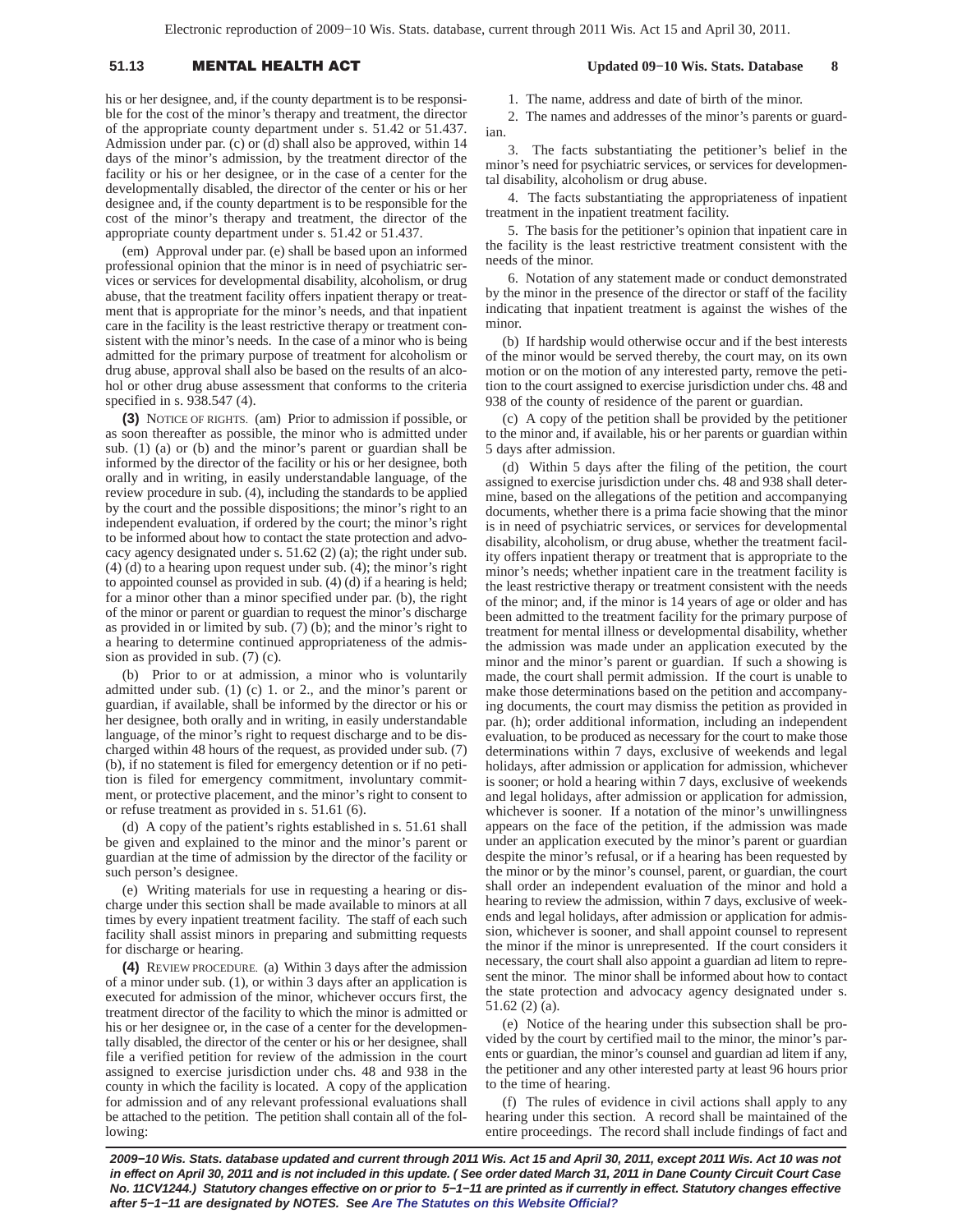his or her designee, and, if the county department is to be responsible for the cost of the minor's therapy and treatment, the director of the appropriate county department under s. 51.42 or 51.437. Admission under par. (c) or (d) shall also be approved, within 14 days of the minor's admission, by the treatment director of the facility or his or her designee, or in the case of a center for the developmentally disabled, the director of the center or his or her designee and, if the county department is to be responsible for the cost of the minor's therapy and treatment, the director of the appropriate county department under s. 51.42 or 51.437.

(em) Approval under par. (e) shall be based upon an informed professional opinion that the minor is in need of psychiatric services or services for developmental disability, alcoholism, or drug abuse, that the treatment facility offers inpatient therapy or treatment that is appropriate for the minor's needs, and that inpatient care in the facility is the least restrictive therapy or treatment consistent with the minor's needs. In the case of a minor who is being admitted for the primary purpose of treatment for alcoholism or drug abuse, approval shall also be based on the results of an alcohol or other drug abuse assessment that conforms to the criteria specified in s. 938.547 (4).

**(3)** NOTICE OF RIGHTS. (am) Prior to admission if possible, or as soon thereafter as possible, the minor who is admitted under sub. (1) (a) or (b) and the minor's parent or guardian shall be informed by the director of the facility or his or her designee, both orally and in writing, in easily understandable language, of the review procedure in sub. (4), including the standards to be applied by the court and the possible dispositions; the minor's right to an independent evaluation, if ordered by the court; the minor's right to be informed about how to contact the state protection and advocacy agency designated under s. 51.62 (2) (a); the right under sub. (4) (d) to a hearing upon request under sub. (4); the minor's right to appointed counsel as provided in sub. (4) (d) if a hearing is held; for a minor other than a minor specified under par. (b), the right of the minor or parent or guardian to request the minor's discharge as provided in or limited by sub. (7) (b); and the minor's right to a hearing to determine continued appropriateness of the admission as provided in sub. (7) (c).

(b) Prior to or at admission, a minor who is voluntarily admitted under sub. (1) (c) 1. or 2., and the minor's parent or guardian, if available, shall be informed by the director or his or her designee, both orally and in writing, in easily understandable language, of the minor's right to request discharge and to be discharged within 48 hours of the request, as provided under sub. (7) (b), if no statement is filed for emergency detention or if no petition is filed for emergency commitment, involuntary commitment, or protective placement, and the minor's right to consent to or refuse treatment as provided in s. 51.61 (6).

(d) A copy of the patient's rights established in s. 51.61 shall be given and explained to the minor and the minor's parent or guardian at the time of admission by the director of the facility or such person's designee.

(e) Writing materials for use in requesting a hearing or discharge under this section shall be made available to minors at all times by every inpatient treatment facility. The staff of each such facility shall assist minors in preparing and submitting requests for discharge or hearing.

**(4)** REVIEW PROCEDURE. (a) Within 3 days after the admission of a minor under sub. (1), or within 3 days after an application is executed for admission of the minor, whichever occurs first, the treatment director of the facility to which the minor is admitted or his or her designee or, in the case of a center for the developmentally disabled, the director of the center or his or her designee, shall file a verified petition for review of the admission in the court assigned to exercise jurisdiction under chs. 48 and 938 in the county in which the facility is located. A copy of the application for admission and of any relevant professional evaluations shall be attached to the petition. The petition shall contain all of the following:

1. The name, address and date of birth of the minor.

2. The names and addresses of the minor's parents or guardian.

3. The facts substantiating the petitioner's belief in the minor's need for psychiatric services, or services for developmental disability, alcoholism or drug abuse.

4. The facts substantiating the appropriateness of inpatient treatment in the inpatient treatment facility.

5. The basis for the petitioner's opinion that inpatient care in the facility is the least restrictive treatment consistent with the needs of the minor.

6. Notation of any statement made or conduct demonstrated by the minor in the presence of the director or staff of the facility indicating that inpatient treatment is against the wishes of the minor.

(b) If hardship would otherwise occur and if the best interests of the minor would be served thereby, the court may, on its own motion or on the motion of any interested party, remove the petition to the court assigned to exercise jurisdiction under chs. 48 and 938 of the county of residence of the parent or guardian.

(c) A copy of the petition shall be provided by the petitioner to the minor and, if available, his or her parents or guardian within 5 days after admission.

(d) Within 5 days after the filing of the petition, the court assigned to exercise jurisdiction under chs. 48 and 938 shall determine, based on the allegations of the petition and accompanying documents, whether there is a prima facie showing that the minor is in need of psychiatric services, or services for developmental disability, alcoholism, or drug abuse, whether the treatment facility offers inpatient therapy or treatment that is appropriate to the minor's needs; whether inpatient care in the treatment facility is the least restrictive therapy or treatment consistent with the needs of the minor; and, if the minor is 14 years of age or older and has been admitted to the treatment facility for the primary purpose of treatment for mental illness or developmental disability, whether the admission was made under an application executed by the minor and the minor's parent or guardian. If such a showing is made, the court shall permit admission. If the court is unable to make those determinations based on the petition and accompanying documents, the court may dismiss the petition as provided in par. (h); order additional information, including an independent evaluation, to be produced as necessary for the court to make those determinations within 7 days, exclusive of weekends and legal holidays, after admission or application for admission, whichever is sooner; or hold a hearing within 7 days, exclusive of weekends and legal holidays, after admission or application for admission, whichever is sooner. If a notation of the minor's unwillingness appears on the face of the petition, if the admission was made under an application executed by the minor's parent or guardian despite the minor's refusal, or if a hearing has been requested by the minor or by the minor's counsel, parent, or guardian, the court shall order an independent evaluation of the minor and hold a hearing to review the admission, within 7 days, exclusive of weekends and legal holidays, after admission or application for admission, whichever is sooner, and shall appoint counsel to represent the minor if the minor is unrepresented. If the court considers it necessary, the court shall also appoint a guardian ad litem to represent the minor. The minor shall be informed about how to contact the state protection and advocacy agency designated under s. 51.62 (2) (a).

(e) Notice of the hearing under this subsection shall be provided by the court by certified mail to the minor, the minor's parents or guardian, the minor's counsel and guardian ad litem if any, the petitioner and any other interested party at least 96 hours prior to the time of hearing.

(f) The rules of evidence in civil actions shall apply to any hearing under this section. A record shall be maintained of the entire proceedings. The record shall include findings of fact and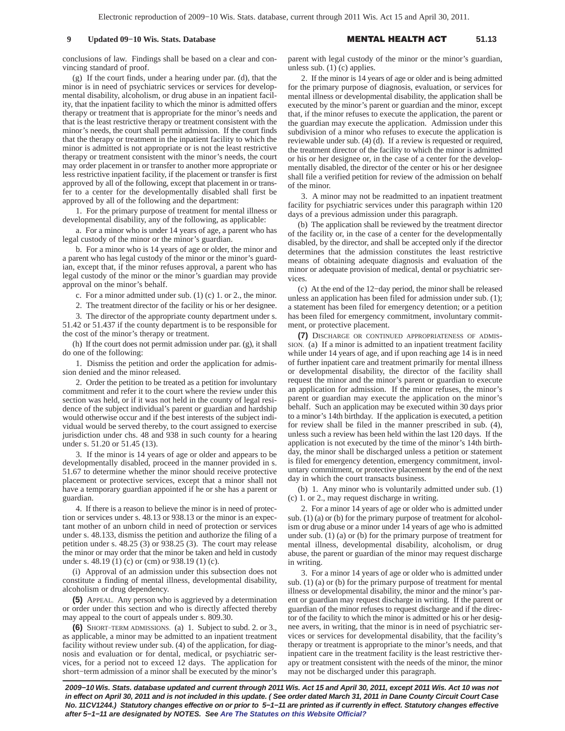conclusions of law. Findings shall be based on a clear and convincing standard of proof.

(g) If the court finds, under a hearing under par. (d), that the minor is in need of psychiatric services or services for developmental disability, alcoholism, or drug abuse in an inpatient facility, that the inpatient facility to which the minor is admitted offers therapy or treatment that is appropriate for the minor's needs and that is the least restrictive therapy or treatment consistent with the minor's needs, the court shall permit admission. If the court finds that the therapy or treatment in the inpatient facility to which the minor is admitted is not appropriate or is not the least restrictive therapy or treatment consistent with the minor's needs, the court may order placement in or transfer to another more appropriate or less restrictive inpatient facility, if the placement or transfer is first approved by all of the following, except that placement in or transfer to a center for the developmentally disabled shall first be approved by all of the following and the department:

1. For the primary purpose of treatment for mental illness or developmental disability, any of the following, as applicable:

a. For a minor who is under 14 years of age, a parent who has legal custody of the minor or the minor's guardian.

b. For a minor who is 14 years of age or older, the minor and a parent who has legal custody of the minor or the minor's guardian, except that, if the minor refuses approval, a parent who has legal custody of the minor or the minor's guardian may provide approval on the minor's behalf.

c. For a minor admitted under sub. (1) (c) 1. or 2., the minor.

2. The treatment director of the facility or his or her designee.

3. The director of the appropriate county department under s. 51.42 or 51.437 if the county department is to be responsible for the cost of the minor's therapy or treatment.

(h) If the court does not permit admission under par. (g), it shall do one of the following:

1. Dismiss the petition and order the application for admission denied and the minor released.

2. Order the petition to be treated as a petition for involuntary commitment and refer it to the court where the review under this section was held, or if it was not held in the county of legal residence of the subject individual's parent or guardian and hardship would otherwise occur and if the best interests of the subject individual would be served thereby, to the court assigned to exercise jurisdiction under chs. 48 and 938 in such county for a hearing under s. 51.20 or 51.45 (13).

3. If the minor is 14 years of age or older and appears to be developmentally disabled, proceed in the manner provided in s. 51.67 to determine whether the minor should receive protective placement or protective services, except that a minor shall not have a temporary guardian appointed if he or she has a parent or guardian.

4. If there is a reason to believe the minor is in need of protection or services under s. 48.13 or 938.13 or the minor is an expectant mother of an unborn child in need of protection or services under s. 48.133, dismiss the petition and authorize the filing of a petition under s. 48.25 (3) or 938.25 (3). The court may release the minor or may order that the minor be taken and held in custody under s. 48.19 (1) (c) or (cm) or 938.19 (1) (c).

(i) Approval of an admission under this subsection does not constitute a finding of mental illness, developmental disability, alcoholism or drug dependency.

**(5)** APPEAL. Any person who is aggrieved by a determination or order under this section and who is directly affected thereby may appeal to the court of appeals under s. 809.30.

**(6)** SHORT-TERM ADMISSIONS. (a) 1. Subject to subd. 2. or 3., as applicable, a minor may be admitted to an inpatient treatment facility without review under sub. (4) of the application, for diagnosis and evaluation or for dental, medical, or psychiatric services, for a period not to exceed 12 days. The application for short-term admission of a minor shall be executed by the minor's parent with legal custody of the minor or the minor's guardian, unless sub. (1) (c) applies.

2. If the minor is 14 years of age or older and is being admitted for the primary purpose of diagnosis, evaluation, or services for mental illness or developmental disability, the application shall be executed by the minor's parent or guardian and the minor, except that, if the minor refuses to execute the application, the parent or the guardian may execute the application. Admission under this subdivision of a minor who refuses to execute the application is reviewable under sub. (4) (d). If a review is requested or required, the treatment director of the facility to which the minor is admitted or his or her designee or, in the case of a center for the developmentally disabled, the director of the center or his or her designee shall file a verified petition for review of the admission on behalf of the minor.

3. A minor may not be readmitted to an inpatient treatment facility for psychiatric services under this paragraph within 120 days of a previous admission under this paragraph.

(b) The application shall be reviewed by the treatment director of the facility or, in the case of a center for the developmentally disabled, by the director, and shall be accepted only if the director determines that the admission constitutes the least restrictive means of obtaining adequate diagnosis and evaluation of the minor or adequate provision of medical, dental or psychiatric services.

(c) At the end of the 12-day period, the minor shall be released unless an application has been filed for admission under sub. (1); a statement has been filed for emergency detention; or a petition has been filed for emergency commitment, involuntary commitment, or protective placement.

**(7)** DISCHARGE OR CONTINUED APPROPRIATENESS OF ADMISSION. (a) If a minor is admitted to an inpatient treatment facility while under 14 years of age, and if upon reaching age 14 is in need of further inpatient care and treatment primarily for mental illness or developmental disability, the director of the facility shall request the minor and the minor's parent or guardian to execute an application for admission. If the minor refuses, the minor's parent or guardian may execute the application on the minor's behalf. Such an application may be executed within 30 days prior to a minor's 14th birthday. If the application is executed, a petition for review shall be filed in the manner prescribed in sub. (4), unless such a review has been held within the last 120 days. If the application is not executed by the time of the minor's 14th birthday, the minor shall be discharged unless a petition or statement is filed for emergency detention, emergency commitment, involuntary commitment, or protective placement by the end of the next day in which the court transacts business.

(b) 1. Any minor who is voluntarily admitted under sub. (1) (c) 1. or 2., may request discharge in writing.

2. For a minor 14 years of age or older who is admitted under sub. (1) (a) or (b) for the primary purpose of treatment for alcoholism or drug abuse or a minor under 14 years of age who is admitted under sub. (1) (a) or (b) for the primary purpose of treatment for mental illness, developmental disability, alcoholism, or drug abuse, the parent or guardian of the minor may request discharge in writing.

3. For a minor 14 years of age or older who is admitted under sub. (1) (a) or (b) for the primary purpose of treatment for mental illness or developmental disability, the minor and the minor's parent or guardian may request discharge in writing. If the parent or guardian of the minor refuses to request discharge and if the director of the facility to which the minor is admitted or his or her designee avers, in writing, that the minor is in need of psychiatric services or services for developmental disability, that the facility's therapy or treatment is appropriate to the minor's needs, and that inpatient care in the treatment facility is the least restrictive therapy or treatment consistent with the needs of the minor, the minor may not be discharged under this paragraph.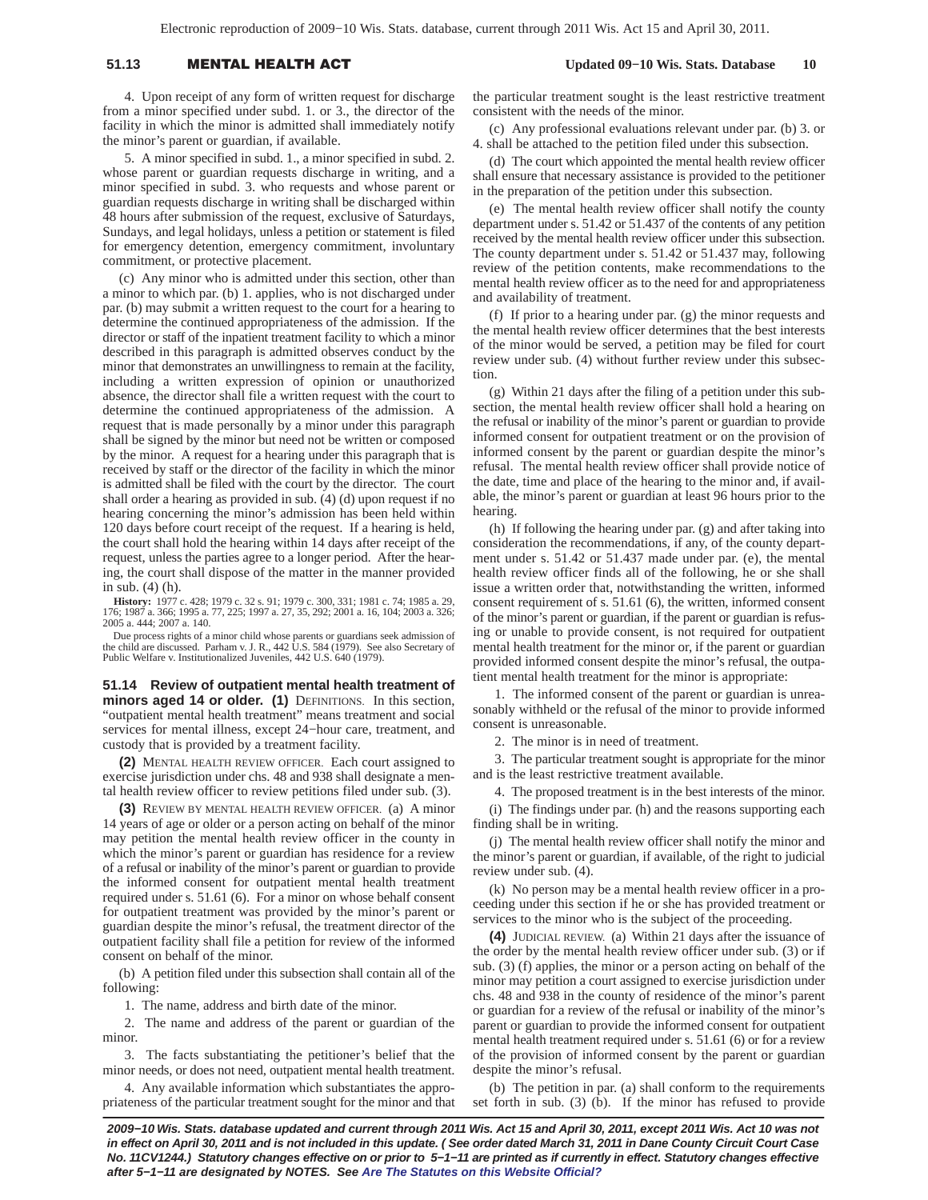4. Upon receipt of any form of written request for discharge from a minor specified under subd. 1. or 3., the director of the facility in which the minor is admitted shall immediately notify the minor's parent or guardian, if available.

5. A minor specified in subd. 1., a minor specified in subd. 2. whose parent or guardian requests discharge in writing, and a minor specified in subd. 3. who requests and whose parent or guardian requests discharge in writing shall be discharged within 48 hours after submission of the request, exclusive of Saturdays, Sundays, and legal holidays, unless a petition or statement is filed for emergency detention, emergency commitment, involuntary commitment, or protective placement.

(c) Any minor who is admitted under this section, other than a minor to which par. (b) 1. applies, who is not discharged under par. (b) may submit a written request to the court for a hearing to determine the continued appropriateness of the admission. If the director or staff of the inpatient treatment facility to which a minor described in this paragraph is admitted observes conduct by the minor that demonstrates an unwillingness to remain at the facility, including a written expression of opinion or unauthorized absence, the director shall file a written request with the court to determine the continued appropriateness of the admission. A request that is made personally by a minor under this paragraph shall be signed by the minor but need not be written or composed by the minor. A request for a hearing under this paragraph that is received by staff or the director of the facility in which the minor is admitted shall be filed with the court by the director. The court shall order a hearing as provided in sub. (4) (d) upon request if no hearing concerning the minor's admission has been held within 120 days before court receipt of the request. If a hearing is held, the court shall hold the hearing within 14 days after receipt of the request, unless the parties agree to a longer period. After the hearing, the court shall dispose of the matter in the manner provided in sub. (4) (h).

**History:** 1977 c. 428; 1979 c. 32 s. 91; 1979 c. 300, 331; 1981 c. 74; 1985 a. 29, 176; 1987 a. 366; 1995 a. 77, 225; 1997 a. 27, 35, 292; 2001 a. 16, 104; 2003 a. 326; 2005 a. 444; 2007 a. 140.

Due process rights of a minor child whose parents or guardians seek admission of the child are discussed. Parham v. J. R., 442 U.S. 584 (1979). See also Secretary of Public Welfare v. Institutionalized Juveniles, 442 U.S. 640 (1979).

**51.14 Review of outpatient mental health treatment of minors aged 14 or older.** **(1)** DEFINITIONS. In this section, "outpatient mental health treatment" means treatment and social services for mental illness, except 24-hour care, treatment, and custody that is provided by a treatment facility.

**(2)** MENTAL HEALTH REVIEW OFFICER. Each court assigned to exercise jurisdiction under chs. 48 and 938 shall designate a mental health review officer to review petitions filed under sub. (3).

**(3)** REVIEW BY MENTAL HEALTH REVIEW OFFICER. (a) A minor 14 years of age or older or a person acting on behalf of the minor may petition the mental health review officer in the county in which the minor's parent or guardian has residence for a review of a refusal or inability of the minor's parent or guardian to provide the informed consent for outpatient mental health treatment required under s. 51.61 (6). For a minor on whose behalf consent for outpatient treatment was provided by the minor's parent or guardian despite the minor's refusal, the treatment director of the outpatient facility shall file a petition for review of the informed consent on behalf of the minor.

(b) A petition filed under this subsection shall contain all of the following:

1. The name, address and birth date of the minor.

2. The name and address of the parent or guardian of the minor.

3. The facts substantiating the petitioner's belief that the minor needs, or does not need, outpatient mental health treatment.

4. Any available information which substantiates the appropriateness of the particular treatment sought for the minor and that the particular treatment sought is the least restrictive treatment consistent with the needs of the minor.

(c) Any professional evaluations relevant under par. (b) 3. or 4. shall be attached to the petition filed under this subsection.

(d) The court which appointed the mental health review officer shall ensure that necessary assistance is provided to the petitioner in the preparation of the petition under this subsection.

(e) The mental health review officer shall notify the county department under s. 51.42 or 51.437 of the contents of any petition received by the mental health review officer under this subsection. The county department under s. 51.42 or 51.437 may, following review of the petition contents, make recommendations to the mental health review officer as to the need for and appropriateness and availability of treatment.

(f) If prior to a hearing under par. (g) the minor requests and the mental health review officer determines that the best interests of the minor would be served, a petition may be filed for court review under sub. (4) without further review under this subsection.

(g) Within 21 days after the filing of a petition under this subsection, the mental health review officer shall hold a hearing on the refusal or inability of the minor's parent or guardian to provide informed consent for outpatient treatment or on the provision of informed consent by the parent or guardian despite the minor's refusal. The mental health review officer shall provide notice of the date, time and place of the hearing to the minor and, if available, the minor's parent or guardian at least 96 hours prior to the hearing.

(h) If following the hearing under par. (g) and after taking into consideration the recommendations, if any, of the county department under s. 51.42 or 51.437 made under par. (e), the mental health review officer finds all of the following, he or she shall issue a written order that, notwithstanding the written, informed consent requirement of s. 51.61 (6), the written, informed consent of the minor's parent or guardian, if the parent or guardian is refusing or unable to provide consent, is not required for outpatient mental health treatment for the minor or, if the parent or guardian provided informed consent despite the minor's refusal, the outpatient mental health treatment for the minor is appropriate:

1. The informed consent of the parent or guardian is unreasonably withheld or the refusal of the minor to provide informed consent is unreasonable.

2. The minor is in need of treatment.

3. The particular treatment sought is appropriate for the minor and is the least restrictive treatment available.

4. The proposed treatment is in the best interests of the minor.

(i) The findings under par. (h) and the reasons supporting each finding shall be in writing.

(j) The mental health review officer shall notify the minor and the minor's parent or guardian, if available, of the right to judicial review under sub. (4).

(k) No person may be a mental health review officer in a proceeding under this section if he or she has provided treatment or services to the minor who is the subject of the proceeding.

**(4)** JUDICIAL REVIEW. (a) Within 21 days after the issuance of the order by the mental health review officer under sub. (3) or if sub. (3) (f) applies, the minor or a person acting on behalf of the minor may petition a court assigned to exercise jurisdiction under chs. 48 and 938 in the county of residence of the minor's parent or guardian for a review of the refusal or inability of the minor's parent or guardian to provide the informed consent for outpatient mental health treatment required under s. 51.61 (6) or for a review of the provision of informed consent by the parent or guardian despite the minor's refusal.

(b) The petition in par. (a) shall conform to the requirements set forth in sub. (3) (b). If the minor has refused to provide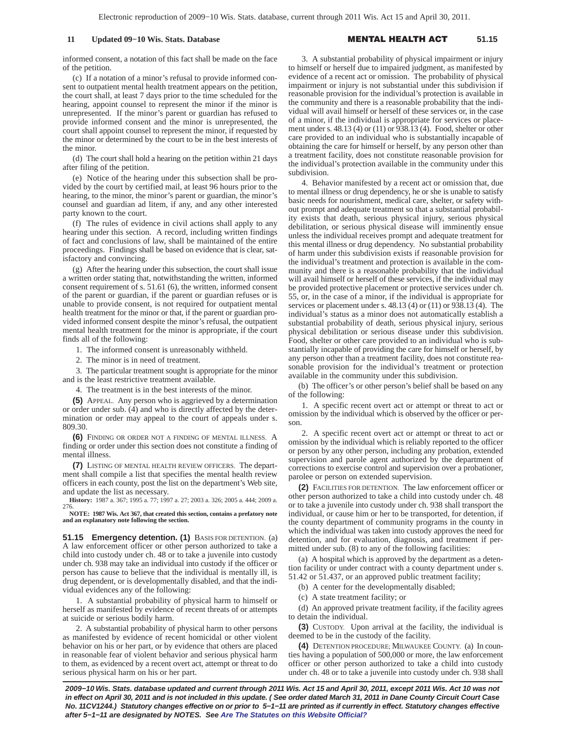informed consent, a notation of this fact shall be made on the face of the petition.

(c) If a notation of a minor's refusal to provide informed consent to outpatient mental health treatment appears on the petition, the court shall, at least 7 days prior to the time scheduled for the hearing, appoint counsel to represent the minor if the minor is unrepresented. If the minor's parent or guardian has refused to provide informed consent and the minor is unrepresented, the court shall appoint counsel to represent the minor, if requested by the minor or determined by the court to be in the best interests of the minor.

(d) The court shall hold a hearing on the petition within 21 days after filing of the petition.

(e) Notice of the hearing under this subsection shall be provided by the court by certified mail, at least 96 hours prior to the hearing, to the minor, the minor's parent or guardian, the minor's counsel and guardian ad litem, if any, and any other interested party known to the court.

(f) The rules of evidence in civil actions shall apply to any hearing under this section. A record, including written findings of fact and conclusions of law, shall be maintained of the entire proceedings. Findings shall be based on evidence that is clear, satisfactory and convincing.

(g) After the hearing under this subsection, the court shall issue a written order stating that, notwithstanding the written, informed consent requirement of s. 51.61 (6), the written, informed consent of the parent or guardian, if the parent or guardian refuses or is unable to provide consent, is not required for outpatient mental health treatment for the minor or that, if the parent or guardian provided informed consent despite the minor's refusal, the outpatient mental health treatment for the minor is appropriate, if the court finds all of the following:

1. The informed consent is unreasonably withheld.

2. The minor is in need of treatment.

3. The particular treatment sought is appropriate for the minor and is the least restrictive treatment available.

4. The treatment is in the best interests of the minor.

**(5)** APPEAL. Any person who is aggrieved by a determination or order under sub. (4) and who is directly affected by the determination or order may appeal to the court of appeals under s. 809.30.

**(6)** FINDING OR ORDER NOT A FINDING OF MENTAL ILLNESS. A finding or order under this section does not constitute a finding of mental illness.

**(7)** LISTING OF MENTAL HEALTH REVIEW OFFICERS. The department shall compile a list that specifies the mental health review officers in each county, post the list on the department's Web site, and update the list as necessary.

**History:** 1987 a. 367; 1995 a. 77; 1997 a. 27; 2003 a. 326; 2005 a. 444; 2009 a. 276.

**NOTE: 1987 Wis. Act 367, that created this section, contains a prefatory note and an explanatory note following the section.**

**51.15 Emergency detention. (1)** BASIS FOR DETENTION. (a) A law enforcement officer or other person authorized to take a child into custody under ch. 48 or to take a juvenile into custody under ch. 938 may take an individual into custody if the officer or person has cause to believe that the individual is mentally ill, is drug dependent, or is developmentally disabled, and that the individual evidences any of the following:

1. A substantial probability of physical harm to himself or herself as manifested by evidence of recent threats of or attempts at suicide or serious bodily harm.

2. A substantial probability of physical harm to other persons as manifested by evidence of recent homicidal or other violent behavior on his or her part, or by evidence that others are placed in reasonable fear of violent behavior and serious physical harm to them, as evidenced by a recent overt act, attempt or threat to do serious physical harm on his or her part.

3. A substantial probability of physical impairment or injury to himself or herself due to impaired judgment, as manifested by evidence of a recent act or omission. The probability of physical impairment or injury is not substantial under this subdivision if reasonable provision for the individual's protection is available in the community and there is a reasonable probability that the individual will avail himself or herself of these services or, in the case of a minor, if the individual is appropriate for services or placement under s. 48.13 (4) or (11) or 938.13 (4). Food, shelter or other care provided to an individual who is substantially incapable of obtaining the care for himself or herself, by any person other than a treatment facility, does not constitute reasonable provision for the individual's protection available in the community under this subdivision.

4. Behavior manifested by a recent act or omission that, due to mental illness or drug dependency, he or she is unable to satisfy basic needs for nourishment, medical care, shelter, or safety without prompt and adequate treatment so that a substantial probability exists that death, serious physical injury, serious physical debilitation, or serious physical disease will imminently ensue unless the individual receives prompt and adequate treatment for this mental illness or drug dependency. No substantial probability of harm under this subdivision exists if reasonable provision for the individual's treatment and protection is available in the community and there is a reasonable probability that the individual will avail himself or herself of these services, if the individual may be provided protective placement or protective services under ch. 55, or, in the case of a minor, if the individual is appropriate for services or placement under s. 48.13 (4) or (11) or 938.13 (4). The individual's status as a minor does not automatically establish a substantial probability of death, serious physical injury, serious physical debilitation or serious disease under this subdivision. Food, shelter or other care provided to an individual who is substantially incapable of providing the care for himself or herself, by any person other than a treatment facility, does not constitute reasonable provision for the individual's treatment or protection available in the community under this subdivision.

(b) The officer's or other person's belief shall be based on any of the following:

1. A specific recent overt act or attempt or threat to act or omission by the individual which is observed by the officer or person.

2. A specific recent overt act or attempt or threat to act or omission by the individual which is reliably reported to the officer or person by any other person, including any probation, extended supervision and parole agent authorized by the department of corrections to exercise control and supervision over a probationer, parolee or person on extended supervision.

**(2)** FACILITIES FOR DETENTION. The law enforcement officer or other person authorized to take a child into custody under ch. 48 or to take a juvenile into custody under ch. 938 shall transport the individual, or cause him or her to be transported, for detention, if the county department of community programs in the county in which the individual was taken into custody approves the need for detention, and for evaluation, diagnosis, and treatment if permitted under sub. (8) to any of the following facilities:

(a) A hospital which is approved by the department as a detention facility or under contract with a county department under s. 51.42 or 51.437, or an approved public treatment facility;

(b) A center for the developmentally disabled;

(c) A state treatment facility; or

(d) An approved private treatment facility, if the facility agrees to detain the individual.

**(3)** CUSTODY. Upon arrival at the facility, the individual is deemed to be in the custody of the facility.

**(4)** DETENTION PROCEDURE; MILWAUKEE COUNTY. (a) In counties having a population of 500,000 or more, the law enforcement officer or other person authorized to take a child into custody under ch. 48 or to take a juvenile into custody under ch. 938 shall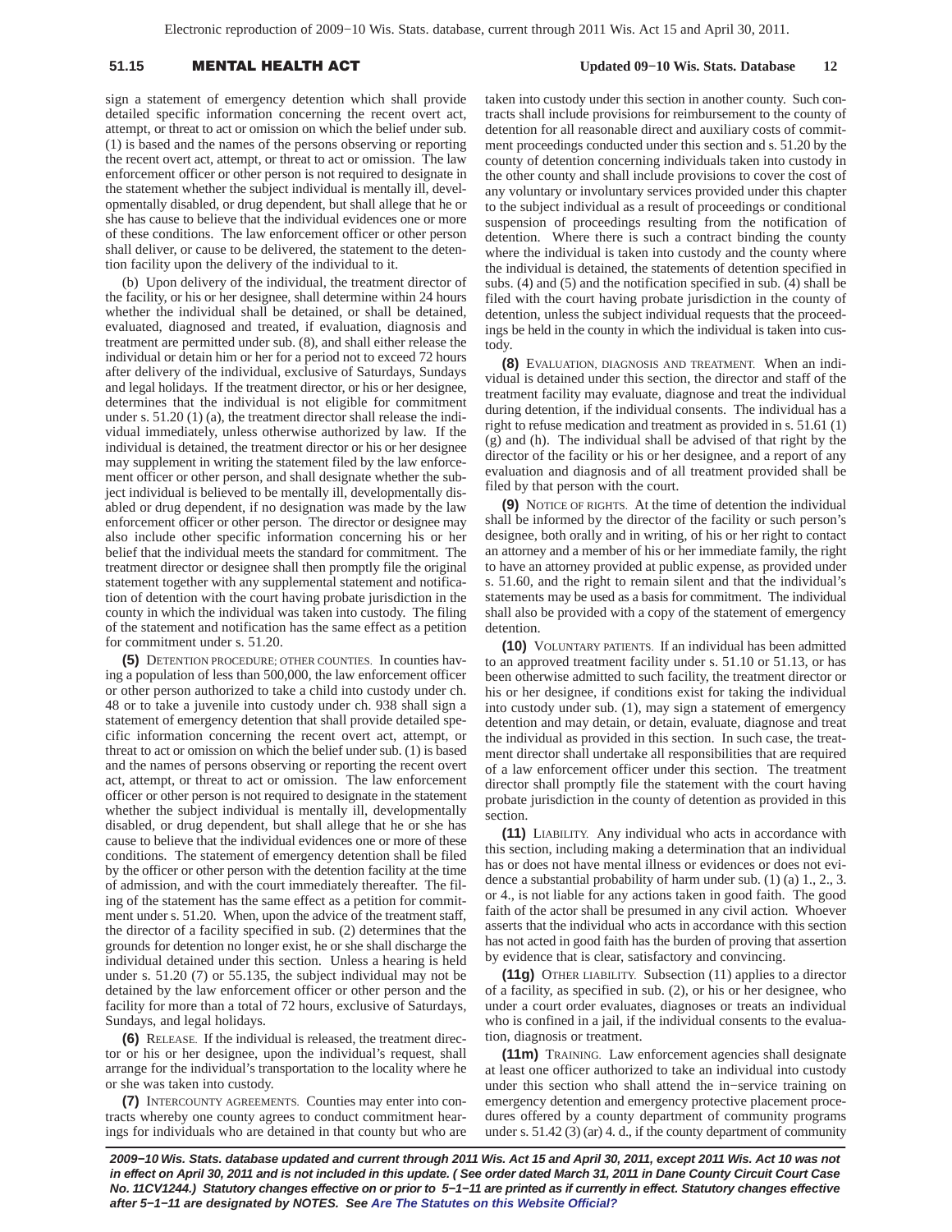sign a statement of emergency detention which shall provide detailed specific information concerning the recent overt act, attempt, or threat to act or omission on which the belief under sub. (1) is based and the names of the persons observing or reporting the recent overt act, attempt, or threat to act or omission. The law enforcement officer or other person is not required to designate in the statement whether the subject individual is mentally ill, developmentally disabled, or drug dependent, but shall allege that he or she has cause to believe that the individual evidences one or more of these conditions. The law enforcement officer or other person shall deliver, or cause to be delivered, the statement to the detention facility upon the delivery of the individual to it.

(b) Upon delivery of the individual, the treatment director of the facility, or his or her designee, shall determine within 24 hours whether the individual shall be detained, or shall be detained, evaluated, diagnosed and treated, if evaluation, diagnosis and treatment are permitted under sub. (8), and shall either release the individual or detain him or her for a period not to exceed 72 hours after delivery of the individual, exclusive of Saturdays, Sundays and legal holidays. If the treatment director, or his or her designee, determines that the individual is not eligible for commitment under s. 51.20 (1) (a), the treatment director shall release the individual immediately, unless otherwise authorized by law. If the individual is detained, the treatment director or his or her designee may supplement in writing the statement filed by the law enforcement officer or other person, and shall designate whether the subject individual is believed to be mentally ill, developmentally disabled or drug dependent, if no designation was made by the law enforcement officer or other person. The director or designee may also include other specific information concerning his or her belief that the individual meets the standard for commitment. The treatment director or designee shall then promptly file the original statement together with any supplemental statement and notification of detention with the court having probate jurisdiction in the county in which the individual was taken into custody. The filing of the statement and notification has the same effect as a petition for commitment under s. 51.20.

**(5)** Detention procedure; other counties. In counties having a population of less than 500,000, the law enforcement officer or other person authorized to take a child into custody under ch. 48 or to take a juvenile into custody under ch. 938 shall sign a statement of emergency detention that shall provide detailed specific information concerning the recent overt act, attempt, or threat to act or omission on which the belief under sub. (1) is based and the names of persons observing or reporting the recent overt act, attempt, or threat to act or omission. The law enforcement officer or other person is not required to designate in the statement whether the subject individual is mentally ill, developmentally disabled, or drug dependent, but shall allege that he or she has cause to believe that the individual evidences one or more of these conditions. The statement of emergency detention shall be filed by the officer or other person with the detention facility at the time of admission, and with the court immediately thereafter. The filing of the statement has the same effect as a petition for commitment under s. 51.20. When, upon the advice of the treatment staff, the director of a facility specified in sub. (2) determines that the grounds for detention no longer exist, he or she shall discharge the individual detained under this section. Unless a hearing is held under s. 51.20 (7) or 55.135, the subject individual may not be detained by the law enforcement officer or other person and the facility for more than a total of 72 hours, exclusive of Saturdays, Sundays, and legal holidays.

**(6)** Release. If the individual is released, the treatment director or his or her designee, upon the individual's request, shall arrange for the individual's transportation to the locality where he or she was taken into custody.

**(7)** Intercounty agreements. Counties may enter into contracts whereby one county agrees to conduct commitment hearings for individuals who are detained in that county but who are taken into custody under this section in another county. Such contracts shall include provisions for reimbursement to the county of detention for all reasonable direct and auxiliary costs of commitment proceedings conducted under this section and s. 51.20 by the county of detention concerning individuals taken into custody in the other county and shall include provisions to cover the cost of any voluntary or involuntary services provided under this chapter to the subject individual as a result of proceedings or conditional suspension of proceedings resulting from the notification of detention. Where there is such a contract binding the county where the individual is taken into custody and the county where the individual is detained, the statements of detention specified in subs. (4) and (5) and the notification specified in sub. (4) shall be filed with the court having probate jurisdiction in the county of detention, unless the subject individual requests that the proceedings be held in the county in which the individual is taken into custody.

**(8)** Evaluation, diagnosis and treatment. When an individual is detained under this section, the director and staff of the treatment facility may evaluate, diagnose and treat the individual during detention, if the individual consents. The individual has a right to refuse medication and treatment as provided in s. 51.61 (1) (g) and (h). The individual shall be advised of that right by the director of the facility or his or her designee, and a report of any evaluation and diagnosis and of all treatment provided shall be filed by that person with the court.

**(9)** Notice of rights. At the time of detention the individual shall be informed by the director of the facility or such person's designee, both orally and in writing, of his or her right to contact an attorney and a member of his or her immediate family, the right to have an attorney provided at public expense, as provided under s. 51.60, and the right to remain silent and that the individual's statements may be used as a basis for commitment. The individual shall also be provided with a copy of the statement of emergency detention.

**(10)** Voluntary patients. If an individual has been admitted to an approved treatment facility under s. 51.10 or 51.13, or has been otherwise admitted to such facility, the treatment director or his or her designee, if conditions exist for taking the individual into custody under sub. (1), may sign a statement of emergency detention and may detain, or detain, evaluate, diagnose and treat the individual as provided in this section. In such case, the treatment director shall undertake all responsibilities that are required of a law enforcement officer under this section. The treatment director shall promptly file the statement with the court having probate jurisdiction in the county of detention as provided in this section.

**(11)** Liability. Any individual who acts in accordance with this section, including making a determination that an individual has or does not have mental illness or evidences or does not evidence a substantial probability of harm under sub. (1) (a) 1., 2., 3. or 4., is not liable for any actions taken in good faith. The good faith of the actor shall be presumed in any civil action. Whoever asserts that the individual who acts in accordance with this section has not acted in good faith has the burden of proving that assertion by evidence that is clear, satisfactory and convincing.

**(11g)** Other liability. Subsection (11) applies to a director of a facility, as specified in sub. (2), or his or her designee, who under a court order evaluates, diagnoses or treats an individual who is confined in a jail, if the individual consents to the evaluation, diagnosis or treatment.

**(11m)** Training. Law enforcement agencies shall designate at least one officer authorized to take an individual into custody under this section who shall attend the in−service training on emergency detention and emergency protective placement procedures offered by a county department of community programs under s. 51.42 (3) (ar) 4. d., if the county department of community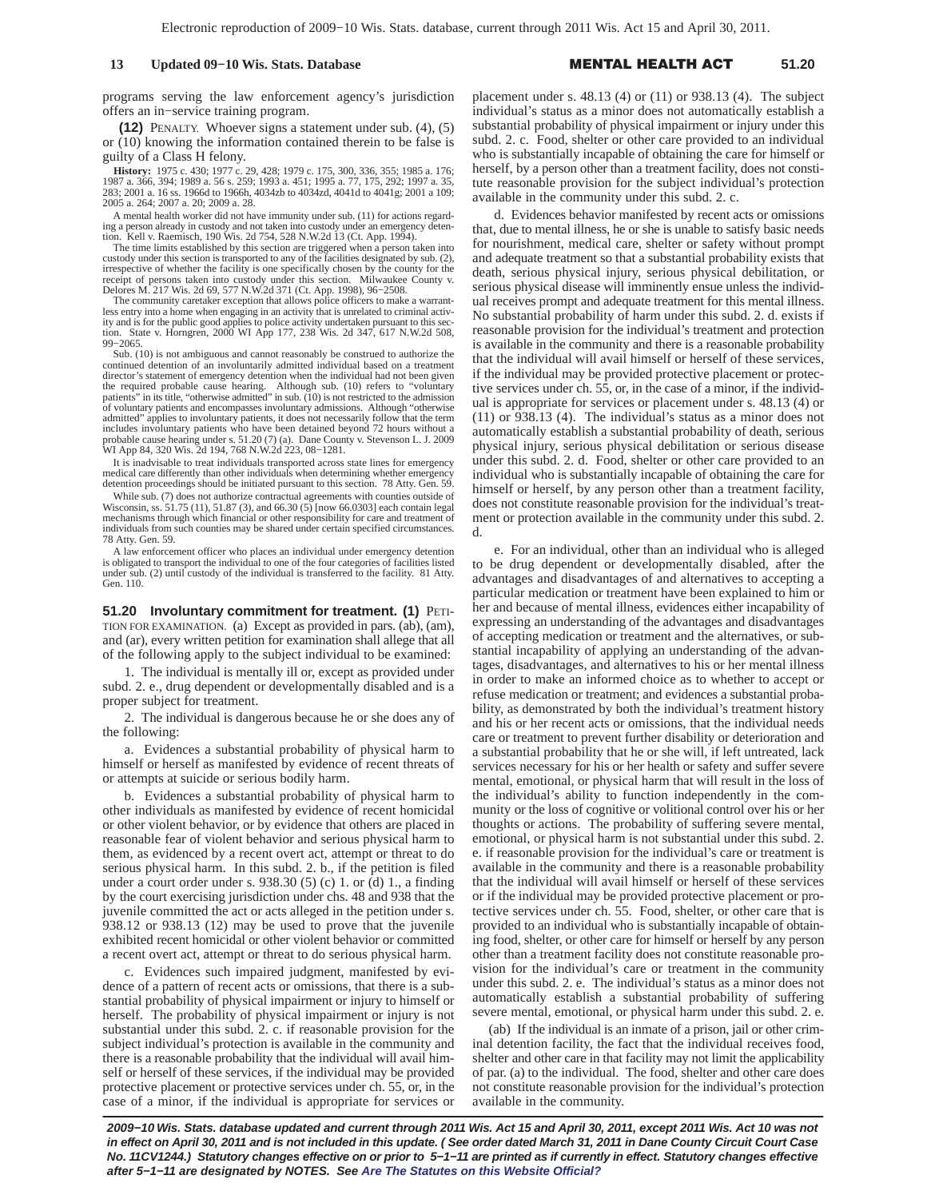programs serving the law enforcement agency's jurisdiction offers an in−service training program.

**(12)** PENALTY. Whoever signs a statement under sub. (4), (5) or (10) knowing the information contained therein to be false is guilty of a Class H felony.

**History:** 1975 c. 430; 1977 c. 29, 428; 1979 c. 175, 300, 336, 355; 1985 a. 176; 1987 a. 366, 394; 1989 a. 56 s. 259; 1993 a. 451; 1995 a. 77, 175, 292; 1997 a. 35, 283; 2001 a. 16 ss. 1966d to 1966h, 4034zb to 4034zd, 4041d to 4041g; 2001 a. 109; 2005 a. 264; 2007 a. 20; 2009 a. 28.

A mental health worker did not have immunity under sub. (11) for actions regarding a person already in custody and not taken into custody under an emergency detention. Kell v. Raemisch, 190 Wis. 2d 754, 528 N.W.2d 13 (Ct. App. 1994).

The time limits established by this section are triggered when a person taken into custody under this section is transported to any of the facilities designated by sub. (2), irrespective of whether the facility is one specifically chosen by the county for the receipt of persons taken into custody under this section. Milwaukee County v. Delores M. 217 Wis. 2d 69, 577 N.W.2d 371 (Ct. App. 1998), 96−2508.

The community caretaker exception that allows police officers to make a warrantless entry into a home when engaging in an activity that is unrelated to criminal activity and is for the public good applies to police activity undertaken pursuant to this section. State v. Horngren, 2000 WI App 177, 238 Wis. 2d 347, 617 N.W.2d 508, 99−2065.

Sub. (10) is not ambiguous and cannot reasonably be construed to authorize the continued detention of an involuntarily admitted individual based on a treatment director's statement of emergency detention when the individual had not been given the required probable cause hearing. Although sub. (10) refers to "voluntary patients" in its title, "otherwise admitted" in sub. (10) is not restricted to the admission of voluntary patients and encompasses involuntary admissions. Although "otherwise admitted" applies to involuntary patients, it does not necessarily follow that the term includes involuntary patients who have been detained beyond 72 hours without a probable cause hearing under s. 51.20 (7) (a). Dane County v. Stevenson L. J. 2009 WI App 84, 320 Wis. 2d 194, 768 N.W.2d 223, 08−1281.

It is inadvisable to treat individuals transported across state lines for emergency medical care differently than other individuals when determining whether emergency detention proceedings should be initiated pursuant to this section. 78 Atty. Gen. 59.

While sub. (7) does not authorize contractual agreements with counties outside of Wisconsin, ss. 51.75 (11), 51.87 (3), and 66.30 (5) [now 66.0303] each contain legal mechanisms through which financial or other responsibility for care and treatment of individuals from such counties may be shared under certain specified circumstances. 78 Atty. Gen. 59.

A law enforcement officer who places an individual under emergency detention is obligated to transport the individual to one of the four categories of facilities listed under sub. (2) until custody of the individual is transferred to the facility. 81 Atty. Gen. 110.

**51.20 Involuntary commitment for treatment.** **(1)** PETITION FOR EXAMINATION. (a) Except as provided in pars. (ab), (am), and (ar), every written petition for examination shall allege that all of the following apply to the subject individual to be examined:

1. The individual is mentally ill or, except as provided under subd. 2. e., drug dependent or developmentally disabled and is a proper subject for treatment.

2. The individual is dangerous because he or she does any of the following:

a. Evidences a substantial probability of physical harm to himself or herself as manifested by evidence of recent threats of or attempts at suicide or serious bodily harm.

b. Evidences a substantial probability of physical harm to other individuals as manifested by evidence of recent homicidal or other violent behavior, or by evidence that others are placed in reasonable fear of violent behavior and serious physical harm to them, as evidenced by a recent overt act, attempt or threat to do serious physical harm. In this subd. 2. b., if the petition is filed under a court order under s. 938.30 (5) (c) 1. or (d) 1., a finding by the court exercising jurisdiction under chs. 48 and 938 that the juvenile committed the act or acts alleged in the petition under s. 938.12 or 938.13 (12) may be used to prove that the juvenile exhibited recent homicidal or other violent behavior or committed a recent overt act, attempt or threat to do serious physical harm.

c. Evidences such impaired judgment, manifested by evidence of a pattern of recent acts or omissions, that there is a substantial probability of physical impairment or injury to himself or herself. The probability of physical impairment or injury is not substantial under this subd. 2. c. if reasonable provision for the subject individual's protection is available in the community and there is a reasonable probability that the individual will avail himself or herself of these services, if the individual may be provided protective placement or protective services under ch. 55, or, in the case of a minor, if the individual is appropriate for services or placement under s. 48.13 (4) or (11) or 938.13 (4). The subject individual's status as a minor does not automatically establish a substantial probability of physical impairment or injury under this subd. 2. c. Food, shelter or other care provided to an individual who is substantially incapable of obtaining the care for himself or herself, by a person other than a treatment facility, does not constitute reasonable provision for the subject individual's protection available in the community under this subd. 2. c.

d. Evidences behavior manifested by recent acts or omissions that, due to mental illness, he or she is unable to satisfy basic needs for nourishment, medical care, shelter or safety without prompt and adequate treatment so that a substantial probability exists that death, serious physical injury, serious physical debilitation, or serious physical disease will imminently ensue unless the individual receives prompt and adequate treatment for this mental illness. No substantial probability of harm under this subd. 2. d. exists if reasonable provision for the individual's treatment and protection is available in the community and there is a reasonable probability that the individual will avail himself or herself of these services, if the individual may be provided protective placement or protective services under ch. 55, or, in the case of a minor, if the individual is appropriate for services or placement under s. 48.13 (4) or (11) or 938.13 (4). The individual's status as a minor does not automatically establish a substantial probability of death, serious physical injury, serious physical debilitation or serious disease under this subd. 2. d. Food, shelter or other care provided to an individual who is substantially incapable of obtaining the care for himself or herself, by any person other than a treatment facility, does not constitute reasonable provision for the individual's treatment or protection available in the community under this subd. 2. d.

e. For an individual, other than an individual who is alleged to be drug dependent or developmentally disabled, after the advantages and disadvantages of and alternatives to accepting a particular medication or treatment have been explained to him or her and because of mental illness, evidences either incapability of expressing an understanding of the advantages and disadvantages of accepting medication or treatment and the alternatives, or substantial incapability of applying an understanding of the advantages, disadvantages, and alternatives to his or her mental illness in order to make an informed choice as to whether to accept or refuse medication or treatment; and evidences a substantial probability, as demonstrated by both the individual's treatment history and his or her recent acts or omissions, that the individual needs care or treatment to prevent further disability or deterioration and a substantial probability that he or she will, if left untreated, lack services necessary for his or her health or safety and suffer severe mental, emotional, or physical harm that will result in the loss of the individual's ability to function independently in the community or the loss of cognitive or volitional control over his or her thoughts or actions. The probability of suffering severe mental, emotional, or physical harm is not substantial under this subd. 2. e. if reasonable provision for the individual's care or treatment is available in the community and there is a reasonable probability that the individual will avail himself or herself of these services or if the individual may be provided protective placement or protective services under ch. 55. Food, shelter, or other care that is provided to an individual who is substantially incapable of obtaining food, shelter, or other care for himself or herself by any person other than a treatment facility does not constitute reasonable provision for the individual's care or treatment in the community under this subd. 2. e. The individual's status as a minor does not automatically establish a substantial probability of suffering severe mental, emotional, or physical harm under this subd. 2. e.

(ab) If the individual is an inmate of a prison, jail or other criminal detention facility, the fact that the individual receives food, shelter and other care in that facility may not limit the applicability of par. (a) to the individual. The food, shelter and other care does not constitute reasonable provision for the individual's protection available in the community.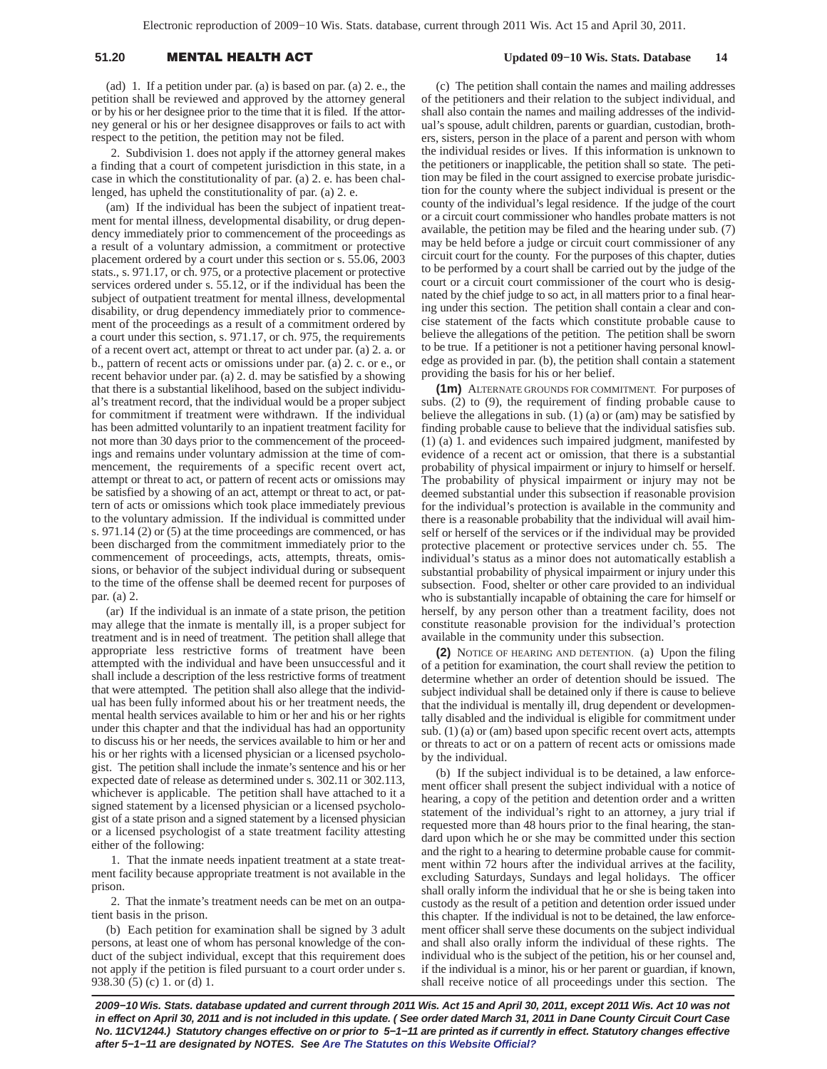(ad) 1. If a petition under par. (a) is based on par. (a) 2. e., the petition shall be reviewed and approved by the attorney general or by his or her designee prior to the time that it is filed. If the attorney general or his or her designee disapproves or fails to act with respect to the petition, the petition may not be filed.

2. Subdivision 1. does not apply if the attorney general makes a finding that a court of competent jurisdiction in this state, in a case in which the constitutionality of par. (a) 2. e. has been challenged, has upheld the constitutionality of par. (a) 2. e.

(am) If the individual has been the subject of inpatient treatment for mental illness, developmental disability, or drug dependency immediately prior to commencement of the proceedings as a result of a voluntary admission, a commitment or protective placement ordered by a court under this section or s. 55.06, 2003 stats., s. 971.17, or ch. 975, or a protective placement or protective services ordered under s. 55.12, or if the individual has been the subject of outpatient treatment for mental illness, developmental disability, or drug dependency immediately prior to commencement of the proceedings as a result of a commitment ordered by a court under this section, s. 971.17, or ch. 975, the requirements of a recent overt act, attempt or threat to act under par. (a) 2. a. or b., pattern of recent acts or omissions under par. (a) 2. c. or e., or recent behavior under par. (a) 2. d. may be satisfied by a showing that there is a substantial likelihood, based on the subject individual's treatment record, that the individual would be a proper subject for commitment if treatment were withdrawn. If the individual has been admitted voluntarily to an inpatient treatment facility for not more than 30 days prior to the commencement of the proceedings and remains under voluntary admission at the time of commencement, the requirements of a specific recent overt act, attempt or threat to act, or pattern of recent acts or omissions may be satisfied by a showing of an act, attempt or threat to act, or pattern of acts or omissions which took place immediately previous to the voluntary admission. If the individual is committed under s. 971.14 (2) or (5) at the time proceedings are commenced, or has been discharged from the commitment immediately prior to the commencement of proceedings, acts, attempts, threats, omissions, or behavior of the subject individual during or subsequent to the time of the offense shall be deemed recent for purposes of par. (a) 2.

(ar) If the individual is an inmate of a state prison, the petition may allege that the inmate is mentally ill, is a proper subject for treatment and is in need of treatment. The petition shall allege that appropriate less restrictive forms of treatment have been attempted with the individual and have been unsuccessful and it shall include a description of the less restrictive forms of treatment that were attempted. The petition shall also allege that the individual has been fully informed about his or her treatment needs, the mental health services available to him or her and his or her rights under this chapter and that the individual has had an opportunity to discuss his or her needs, the services available to him or her and his or her rights with a licensed physician or a licensed psychologist. The petition shall include the inmate's sentence and his or her expected date of release as determined under s. 302.11 or 302.113, whichever is applicable. The petition shall have attached to it a signed statement by a licensed physician or a licensed psychologist of a state prison and a signed statement by a licensed physician or a licensed psychologist of a state treatment facility attesting either of the following:

1. That the inmate needs inpatient treatment at a state treatment facility because appropriate treatment is not available in the prison.

2. That the inmate's treatment needs can be met on an outpatient basis in the prison.

(b) Each petition for examination shall be signed by 3 adult persons, at least one of whom has personal knowledge of the conduct of the subject individual, except that this requirement does not apply if the petition is filed pursuant to a court order under s. 938.30 (5) (c) 1. or (d) 1.

(c) The petition shall contain the names and mailing addresses of the petitioners and their relation to the subject individual, and shall also contain the names and mailing addresses of the individual's spouse, adult children, parents or guardian, custodian, brothers, sisters, person in the place of a parent and person with whom the individual resides or lives. If this information is unknown to the petitioners or inapplicable, the petition shall so state. The petition may be filed in the court assigned to exercise probate jurisdiction for the county where the subject individual is present or the county of the individual's legal residence. If the judge of the court or a circuit court commissioner who handles probate matters is not available, the petition may be filed and the hearing under sub. (7) may be held before a judge or circuit court commissioner of any circuit court for the county. For the purposes of this chapter, duties to be performed by a court shall be carried out by the judge of the court or a circuit court commissioner of the court who is designated by the chief judge to so act, in all matters prior to a final hearing under this section. The petition shall contain a clear and concise statement of the facts which constitute probable cause to believe the allegations of the petition. The petition shall be sworn to be true. If a petitioner is not a petitioner having personal knowledge as provided in par. (b), the petition shall contain a statement providing the basis for his or her belief.

**(1m)** ALTERNATE GROUNDS FOR COMMITMENT. For purposes of subs. (2) to (9), the requirement of finding probable cause to believe the allegations in sub. (1) (a) or (am) may be satisfied by finding probable cause to believe that the individual satisfies sub. (1) (a) 1. and evidences such impaired judgment, manifested by evidence of a recent act or omission, that there is a substantial probability of physical impairment or injury to himself or herself. The probability of physical impairment or injury may not be deemed substantial under this subsection if reasonable provision for the individual's protection is available in the community and there is a reasonable probability that the individual will avail himself or herself of the services or if the individual may be provided protective placement or protective services under ch. 55. The individual's status as a minor does not automatically establish a substantial probability of physical impairment or injury under this subsection. Food, shelter or other care provided to an individual who is substantially incapable of obtaining the care for himself or herself, by any person other than a treatment facility, does not constitute reasonable provision for the individual's protection available in the community under this subsection.

**(2)** NOTICE OF HEARING AND DETENTION. (a) Upon the filing of a petition for examination, the court shall review the petition to determine whether an order of detention should be issued. The subject individual shall be detained only if there is cause to believe that the individual is mentally ill, drug dependent or developmentally disabled and the individual is eligible for commitment under sub. (1) (a) or (am) based upon specific recent overt acts, attempts or threats to act or on a pattern of recent acts or omissions made by the individual.

(b) If the subject individual is to be detained, a law enforcement officer shall present the subject individual with a notice of hearing, a copy of the petition and detention order and a written statement of the individual's right to an attorney, a jury trial if requested more than 48 hours prior to the final hearing, the standard upon which he or she may be committed under this section and the right to a hearing to determine probable cause for commitment within 72 hours after the individual arrives at the facility, excluding Saturdays, Sundays and legal holidays. The officer shall orally inform the individual that he or she is being taken into custody as the result of a petition and detention order issued under this chapter. If the individual is not to be detained, the law enforcement officer shall serve these documents on the subject individual and shall also orally inform the individual of these rights. The individual who is the subject of the petition, his or her counsel and, if the individual is a minor, his or her parent or guardian, if known, shall receive notice of all proceedings under this section. The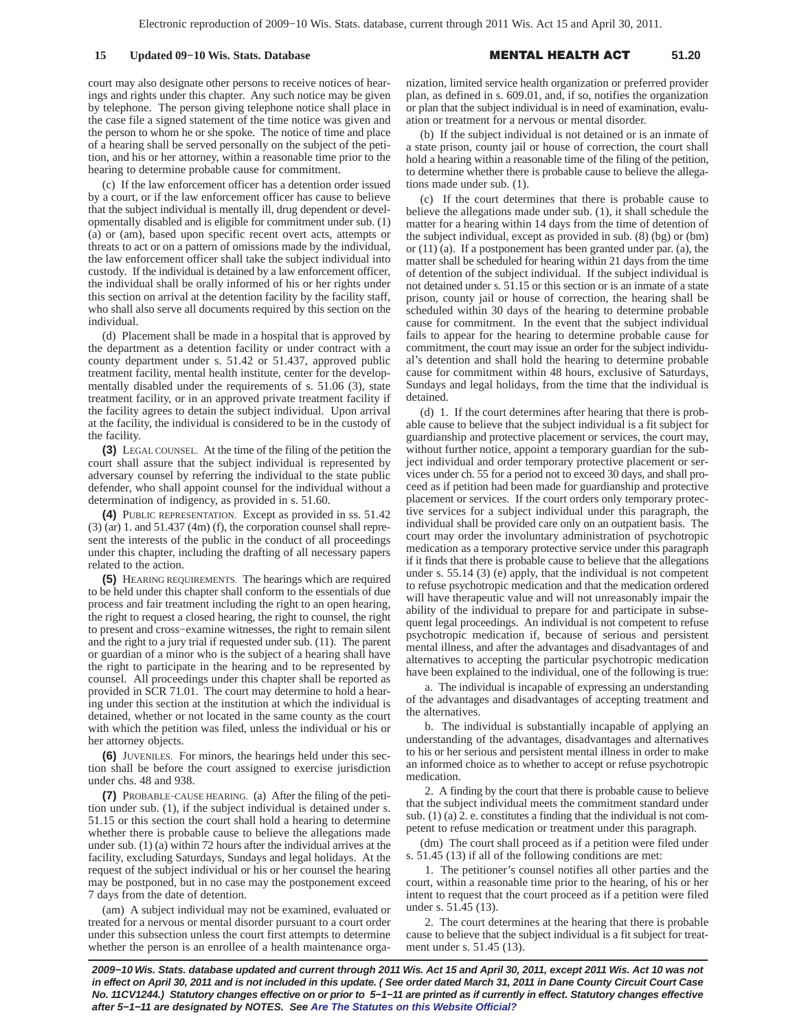court may also designate other persons to receive notices of hearings and rights under this chapter. Any such notice may be given by telephone. The person giving telephone notice shall place in the case file a signed statement of the time notice was given and the person to whom he or she spoke. The notice of time and place of a hearing shall be served personally on the subject of the petition, and his or her attorney, within a reasonable time prior to the hearing to determine probable cause for commitment.

(c) If the law enforcement officer has a detention order issued by a court, or if the law enforcement officer has cause to believe that the subject individual is mentally ill, drug dependent or developmentally disabled and is eligible for commitment under sub. (1) (a) or (am), based upon specific recent overt acts, attempts or threats to act or on a pattern of omissions made by the individual, the law enforcement officer shall take the subject individual into custody. If the individual is detained by a law enforcement officer, the individual shall be orally informed of his or her rights under this section on arrival at the detention facility by the facility staff, who shall also serve all documents required by this section on the individual.

(d) Placement shall be made in a hospital that is approved by the department as a detention facility or under contract with a county department under s. 51.42 or 51.437, approved public treatment facility, mental health institute, center for the developmentally disabled under the requirements of s. 51.06 (3), state treatment facility, or in an approved private treatment facility if the facility agrees to detain the subject individual. Upon arrival at the facility, the individual is considered to be in the custody of the facility.

**(3)** LEGAL COUNSEL. At the time of the filing of the petition the court shall assure that the subject individual is represented by adversary counsel by referring the individual to the state public defender, who shall appoint counsel for the individual without a determination of indigency, as provided in s. 51.60.

**(4)** PUBLIC REPRESENTATION. Except as provided in ss. 51.42 (3) (ar) 1. and 51.437 (4m) (f), the corporation counsel shall represent the interests of the public in the conduct of all proceedings under this chapter, including the drafting of all necessary papers related to the action.

**(5)** HEARING REQUIREMENTS. The hearings which are required to be held under this chapter shall conform to the essentials of due process and fair treatment including the right to an open hearing, the right to request a closed hearing, the right to counsel, the right to present and cross−examine witnesses, the right to remain silent and the right to a jury trial if requested under sub. (11). The parent or guardian of a minor who is the subject of a hearing shall have the right to participate in the hearing and to be represented by counsel. All proceedings under this chapter shall be reported as provided in SCR 71.01. The court may determine to hold a hearing under this section at the institution at which the individual is detained, whether or not located in the same county as the court with which the petition was filed, unless the individual or his or her attorney objects.

**(6)** JUVENILES. For minors, the hearings held under this section shall be before the court assigned to exercise jurisdiction under chs. 48 and 938.

**(7)** PROBABLE−CAUSE HEARING. (a) After the filing of the petition under sub. (1), if the subject individual is detained under s. 51.15 or this section the court shall hold a hearing to determine whether there is probable cause to believe the allegations made under sub. (1) (a) within 72 hours after the individual arrives at the facility, excluding Saturdays, Sundays and legal holidays. At the request of the subject individual or his or her counsel the hearing may be postponed, but in no case may the postponement exceed 7 days from the date of detention.

(am) A subject individual may not be examined, evaluated or treated for a nervous or mental disorder pursuant to a court order under this subsection unless the court first attempts to determine whether the person is an enrollee of a health maintenance organization, limited service health organization or preferred provider plan, as defined in s. 609.01, and, if so, notifies the organization or plan that the subject individual is in need of examination, evaluation or treatment for a nervous or mental disorder.

(b) If the subject individual is not detained or is an inmate of a state prison, county jail or house of correction, the court shall hold a hearing within a reasonable time of the filing of the petition, to determine whether there is probable cause to believe the allegations made under sub. (1).

(c) If the court determines that there is probable cause to believe the allegations made under sub. (1), it shall schedule the matter for a hearing within 14 days from the time of detention of the subject individual, except as provided in sub. (8) (bg) or (bm) or (11) (a). If a postponement has been granted under par. (a), the matter shall be scheduled for hearing within 21 days from the time of detention of the subject individual. If the subject individual is not detained under s. 51.15 or this section or is an inmate of a state prison, county jail or house of correction, the hearing shall be scheduled within 30 days of the hearing to determine probable cause for commitment. In the event that the subject individual fails to appear for the hearing to determine probable cause for commitment, the court may issue an order for the subject individual's detention and shall hold the hearing to determine probable cause for commitment within 48 hours, exclusive of Saturdays, Sundays and legal holidays, from the time that the individual is detained.

(d) 1. If the court determines after hearing that there is probable cause to believe that the subject individual is a fit subject for guardianship and protective placement or services, the court may, without further notice, appoint a temporary guardian for the subject individual and order temporary protective placement or services under ch. 55 for a period not to exceed 30 days, and shall proceed as if petition had been made for guardianship and protective placement or services. If the court orders only temporary protective services for a subject individual under this paragraph, the individual shall be provided care only on an outpatient basis. The court may order the involuntary administration of psychotropic medication as a temporary protective service under this paragraph if it finds that there is probable cause to believe that the allegations under s. 55.14 (3) (e) apply, that the individual is not competent to refuse psychotropic medication and that the medication ordered will have therapeutic value and will not unreasonably impair the ability of the individual to prepare for and participate in subsequent legal proceedings. An individual is not competent to refuse psychotropic medication if, because of serious and persistent mental illness, and after the advantages and disadvantages of and alternatives to accepting the particular psychotropic medication have been explained to the individual, one of the following is true:

a. The individual is incapable of expressing an understanding of the advantages and disadvantages of accepting treatment and the alternatives.

b. The individual is substantially incapable of applying an understanding of the advantages, disadvantages and alternatives to his or her serious and persistent mental illness in order to make an informed choice as to whether to accept or refuse psychotropic medication.

2. A finding by the court that there is probable cause to believe that the subject individual meets the commitment standard under sub. (1) (a) 2. e. constitutes a finding that the individual is not competent to refuse medication or treatment under this paragraph.

(dm) The court shall proceed as if a petition were filed under s. 51.45 (13) if all of the following conditions are met:

1. The petitioner's counsel notifies all other parties and the court, within a reasonable time prior to the hearing, of his or her intent to request that the court proceed as if a petition were filed under s. 51.45 (13).

2. The court determines at the hearing that there is probable cause to believe that the subject individual is a fit subject for treatment under s. 51.45 (13).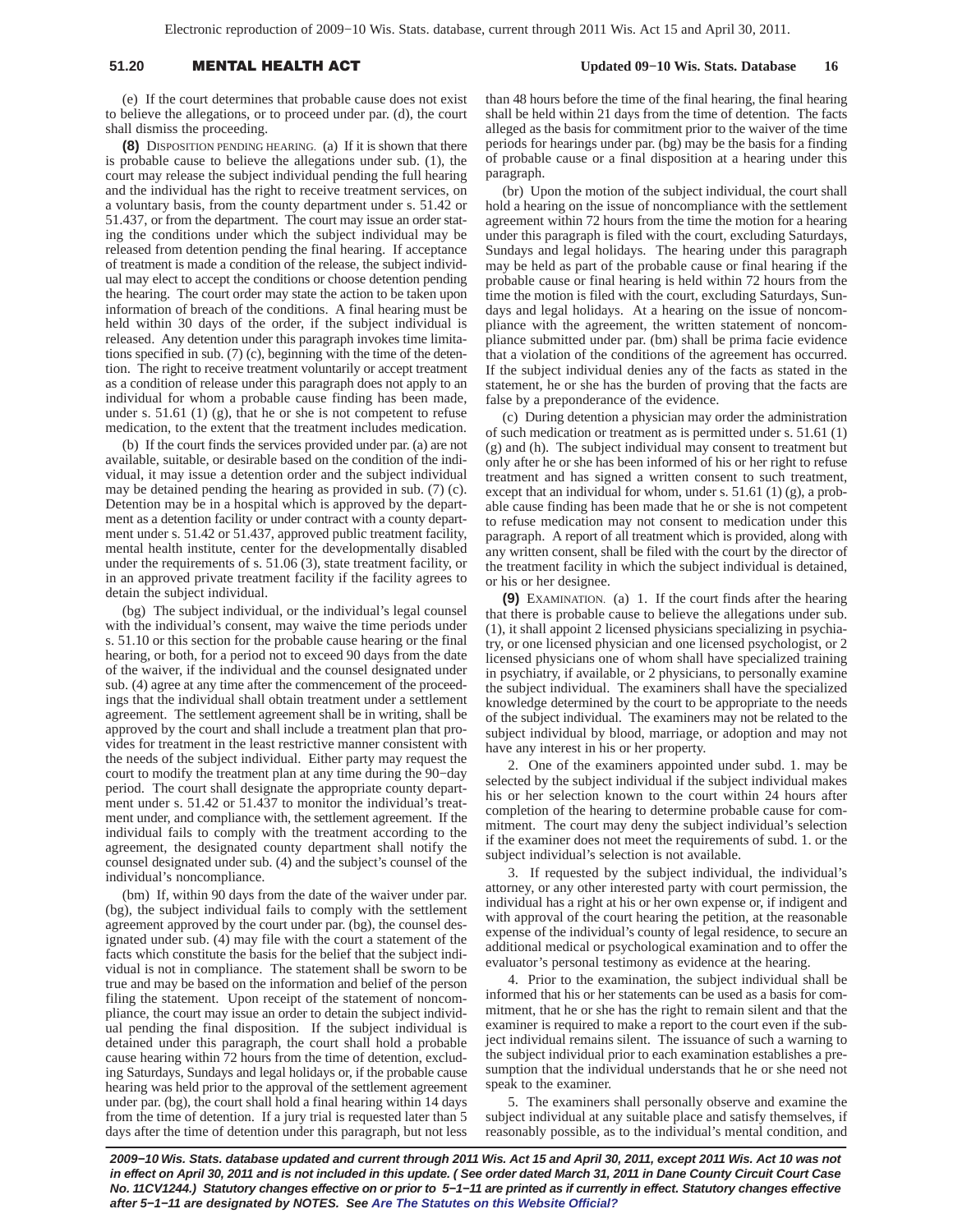(e) If the court determines that probable cause does not exist to believe the allegations, or to proceed under par. (d), the court shall dismiss the proceeding.

**(8)** DISPOSITION PENDING HEARING. (a) If it is shown that there is probable cause to believe the allegations under sub. (1), the court may release the subject individual pending the full hearing and the individual has the right to receive treatment services, on a voluntary basis, from the county department under s. 51.42 or 51.437, or from the department. The court may issue an order stating the conditions under which the subject individual may be released from detention pending the final hearing. If acceptance of treatment is made a condition of the release, the subject individual may elect to accept the conditions or choose detention pending the hearing. The court order may state the action to be taken upon information of breach of the conditions. A final hearing must be held within 30 days of the order, if the subject individual is released. Any detention under this paragraph invokes time limitations specified in sub. (7) (c), beginning with the time of the detention. The right to receive treatment voluntarily or accept treatment as a condition of release under this paragraph does not apply to an individual for whom a probable cause finding has been made, under s. 51.61 (1) (g), that he or she is not competent to refuse medication, to the extent that the treatment includes medication.

(b) If the court finds the services provided under par. (a) are not available, suitable, or desirable based on the condition of the individual, it may issue a detention order and the subject individual may be detained pending the hearing as provided in sub. (7) (c). Detention may be in a hospital which is approved by the department as a detention facility or under contract with a county department under s. 51.42 or 51.437, approved public treatment facility, mental health institute, center for the developmentally disabled under the requirements of s. 51.06 (3), state treatment facility, or in an approved private treatment facility if the facility agrees to detain the subject individual.

(bg) The subject individual, or the individual's legal counsel with the individual's consent, may waive the time periods under s. 51.10 or this section for the probable cause hearing or the final hearing, or both, for a period not to exceed 90 days from the date of the waiver, if the individual and the counsel designated under sub. (4) agree at any time after the commencement of the proceedings that the individual shall obtain treatment under a settlement agreement. The settlement agreement shall be in writing, shall be approved by the court and shall include a treatment plan that provides for treatment in the least restrictive manner consistent with the needs of the subject individual. Either party may request the court to modify the treatment plan at any time during the 90−day period. The court shall designate the appropriate county department under s. 51.42 or 51.437 to monitor the individual's treatment under, and compliance with, the settlement agreement. If the individual fails to comply with the treatment according to the agreement, the designated county department shall notify the counsel designated under sub. (4) and the subject's counsel of the individual's noncompliance.

(bm) If, within 90 days from the date of the waiver under par. (bg), the subject individual fails to comply with the settlement agreement approved by the court under par. (bg), the counsel designated under sub. (4) may file with the court a statement of the facts which constitute the basis for the belief that the subject individual is not in compliance. The statement shall be sworn to be true and may be based on the information and belief of the person filing the statement. Upon receipt of the statement of noncompliance, the court may issue an order to detain the subject individual pending the final disposition. If the subject individual is detained under this paragraph, the court shall hold a probable cause hearing within 72 hours from the time of detention, excluding Saturdays, Sundays and legal holidays or, if the probable cause hearing was held prior to the approval of the settlement agreement under par. (bg), the court shall hold a final hearing within 14 days from the time of detention. If a jury trial is requested later than 5 days after the time of detention under this paragraph, but not less than 48 hours before the time of the final hearing, the final hearing shall be held within 21 days from the time of detention. The facts alleged as the basis for commitment prior to the waiver of the time periods for hearings under par. (bg) may be the basis for a finding of probable cause or a final disposition at a hearing under this paragraph.

(br) Upon the motion of the subject individual, the court shall hold a hearing on the issue of noncompliance with the settlement agreement within 72 hours from the time the motion for a hearing under this paragraph is filed with the court, excluding Saturdays, Sundays and legal holidays. The hearing under this paragraph may be held as part of the probable cause or final hearing if the probable cause or final hearing is held within 72 hours from the time the motion is filed with the court, excluding Saturdays, Sundays and legal holidays. At a hearing on the issue of noncompliance with the agreement, the written statement of noncompliance submitted under par. (bm) shall be prima facie evidence that a violation of the conditions of the agreement has occurred. If the subject individual denies any of the facts as stated in the statement, he or she has the burden of proving that the facts are false by a preponderance of the evidence.

(c) During detention a physician may order the administration of such medication or treatment as is permitted under s. 51.61 (1) (g) and (h). The subject individual may consent to treatment but only after he or she has been informed of his or her right to refuse treatment and has signed a written consent to such treatment, except that an individual for whom, under s. 51.61 (1) (g), a probable cause finding has been made that he or she is not competent to refuse medication may not consent to medication under this paragraph. A report of all treatment which is provided, along with any written consent, shall be filed with the court by the director of the treatment facility in which the subject individual is detained, or his or her designee.

**(9)** EXAMINATION. (a) 1. If the court finds after the hearing that there is probable cause to believe the allegations under sub. (1), it shall appoint 2 licensed physicians specializing in psychiatry, or one licensed physician and one licensed psychologist, or 2 licensed physicians one of whom shall have specialized training in psychiatry, if available, or 2 physicians, to personally examine the subject individual. The examiners shall have the specialized knowledge determined by the court to be appropriate to the needs of the subject individual. The examiners may not be related to the subject individual by blood, marriage, or adoption and may not have any interest in his or her property.

2. One of the examiners appointed under subd. 1. may be selected by the subject individual if the subject individual makes his or her selection known to the court within 24 hours after completion of the hearing to determine probable cause for commitment. The court may deny the subject individual's selection if the examiner does not meet the requirements of subd. 1. or the subject individual's selection is not available.

3. If requested by the subject individual, the individual's attorney, or any other interested party with court permission, the individual has a right at his or her own expense or, if indigent and with approval of the court hearing the petition, at the reasonable expense of the individual's county of legal residence, to secure an additional medical or psychological examination and to offer the evaluator's personal testimony as evidence at the hearing.

4. Prior to the examination, the subject individual shall be informed that his or her statements can be used as a basis for commitment, that he or she has the right to remain silent and that the examiner is required to make a report to the court even if the subject individual remains silent. The issuance of such a warning to the subject individual prior to each examination establishes a presumption that the individual understands that he or she need not speak to the examiner.

5. The examiners shall personally observe and examine the subject individual at any suitable place and satisfy themselves, if reasonably possible, as to the individual's mental condition, and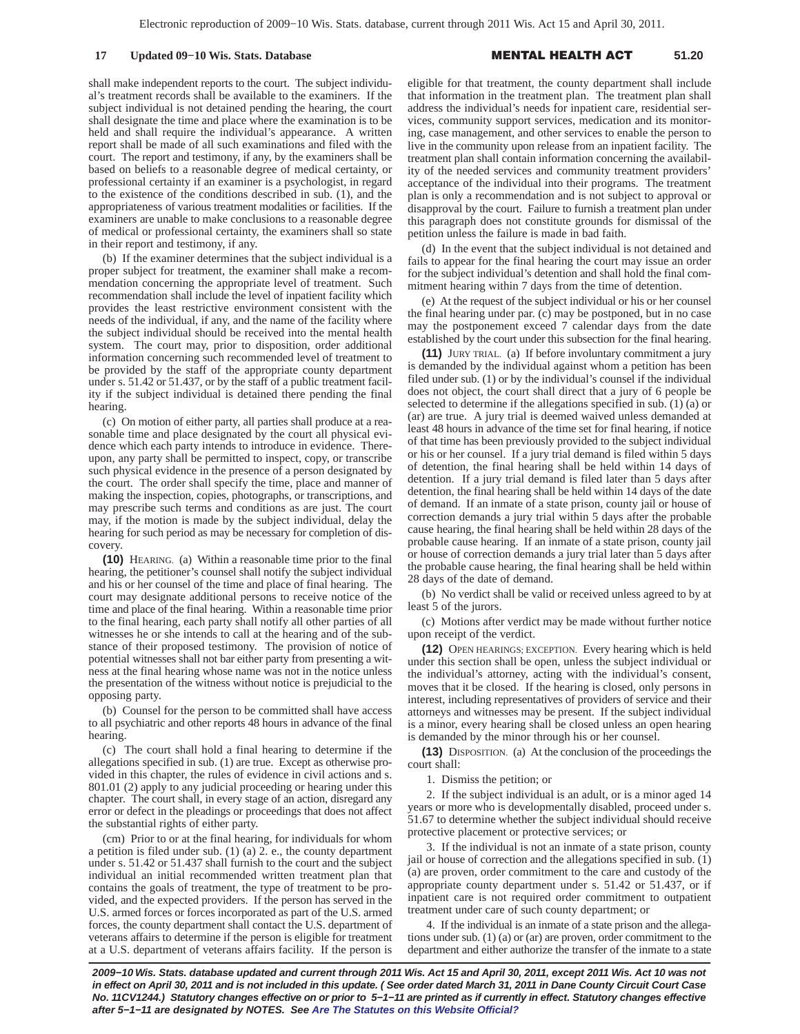shall make independent reports to the court. The subject individual's treatment records shall be available to the examiners. If the subject individual is not detained pending the hearing, the court shall designate the time and place where the examination is to be held and shall require the individual's appearance. A written report shall be made of all such examinations and filed with the court. The report and testimony, if any, by the examiners shall be based on beliefs to a reasonable degree of medical certainty, or professional certainty if an examiner is a psychologist, in regard to the existence of the conditions described in sub. (1), and the appropriateness of various treatment modalities or facilities. If the examiners are unable to make conclusions to a reasonable degree of medical or professional certainty, the examiners shall so state in their report and testimony, if any.

(b) If the examiner determines that the subject individual is a proper subject for treatment, the examiner shall make a recommendation concerning the appropriate level of treatment. Such recommendation shall include the level of inpatient facility which provides the least restrictive environment consistent with the needs of the individual, if any, and the name of the facility where the subject individual should be received into the mental health system. The court may, prior to disposition, order additional information concerning such recommended level of treatment to be provided by the staff of the appropriate county department under s. 51.42 or 51.437, or by the staff of a public treatment facility if the subject individual is detained there pending the final hearing.

(c) On motion of either party, all parties shall produce at a reasonable time and place designated by the court all physical evidence which each party intends to introduce in evidence. Thereupon, any party shall be permitted to inspect, copy, or transcribe such physical evidence in the presence of a person designated by the court. The order shall specify the time, place and manner of making the inspection, copies, photographs, or transcriptions, and may prescribe such terms and conditions as are just. The court may, if the motion is made by the subject individual, delay the hearing for such period as may be necessary for completion of discovery.

**(10)** HEARING. (a) Within a reasonable time prior to the final hearing, the petitioner's counsel shall notify the subject individual and his or her counsel of the time and place of final hearing. The court may designate additional persons to receive notice of the time and place of the final hearing. Within a reasonable time prior to the final hearing, each party shall notify all other parties of all witnesses he or she intends to call at the hearing and of the substance of their proposed testimony. The provision of notice of potential witnesses shall not bar either party from presenting a witness at the final hearing whose name was not in the notice unless the presentation of the witness without notice is prejudicial to the opposing party.

(b) Counsel for the person to be committed shall have access to all psychiatric and other reports 48 hours in advance of the final hearing.

(c) The court shall hold a final hearing to determine if the allegations specified in sub. (1) are true. Except as otherwise provided in this chapter, the rules of evidence in civil actions and s. 801.01 (2) apply to any judicial proceeding or hearing under this chapter. The court shall, in every stage of an action, disregard any error or defect in the pleadings or proceedings that does not affect the substantial rights of either party.

(cm) Prior to or at the final hearing, for individuals for whom a petition is filed under sub. (1) (a) 2. e., the county department under s. 51.42 or 51.437 shall furnish to the court and the subject individual an initial recommended written treatment plan that contains the goals of treatment, the type of treatment to be provided, and the expected providers. If the person has served in the U.S. armed forces or forces incorporated as part of the U.S. armed forces, the county department shall contact the U.S. department of veterans affairs to determine if the person is eligible for treatment at a U.S. department of veterans affairs facility. If the person is eligible for that treatment, the county department shall include that information in the treatment plan. The treatment plan shall address the individual's needs for inpatient care, residential services, community support services, medication and its monitoring, case management, and other services to enable the person to live in the community upon release from an inpatient facility. The treatment plan shall contain information concerning the availability of the needed services and community treatment providers' acceptance of the individual into their programs. The treatment plan is only a recommendation and is not subject to approval or disapproval by the court. Failure to furnish a treatment plan under this paragraph does not constitute grounds for dismissal of the petition unless the failure is made in bad faith.

(d) In the event that the subject individual is not detained and fails to appear for the final hearing the court may issue an order for the subject individual's detention and shall hold the final commitment hearing within 7 days from the time of detention.

(e) At the request of the subject individual or his or her counsel the final hearing under par. (c) may be postponed, but in no case may the postponement exceed 7 calendar days from the date established by the court under this subsection for the final hearing.

**(11)** JURY TRIAL. (a) If before involuntary commitment a jury is demanded by the individual against whom a petition has been filed under sub. (1) or by the individual's counsel if the individual does not object, the court shall direct that a jury of 6 people be selected to determine if the allegations specified in sub. (1) (a) or (ar) are true. A jury trial is deemed waived unless demanded at least 48 hours in advance of the time set for final hearing, if notice of that time has been previously provided to the subject individual or his or her counsel. If a jury trial demand is filed within 5 days of detention, the final hearing shall be held within 14 days of detention. If a jury trial demand is filed later than 5 days after detention, the final hearing shall be held within 14 days of the date of demand. If an inmate of a state prison, county jail or house of correction demands a jury trial within 5 days after the probable cause hearing, the final hearing shall be held within 28 days of the probable cause hearing. If an inmate of a state prison, county jail or house of correction demands a jury trial later than 5 days after the probable cause hearing, the final hearing shall be held within 28 days of the date of demand.

(b) No verdict shall be valid or received unless agreed to by at least 5 of the jurors.

(c) Motions after verdict may be made without further notice upon receipt of the verdict.

**(12)** OPEN HEARINGS; EXCEPTION. Every hearing which is held under this section shall be open, unless the subject individual or the individual's attorney, acting with the individual's consent, moves that it be closed. If the hearing is closed, only persons in interest, including representatives of providers of service and their attorneys and witnesses may be present. If the subject individual is a minor, every hearing shall be closed unless an open hearing is demanded by the minor through his or her counsel.

**(13)** DISPOSITION. (a) At the conclusion of the proceedings the court shall:

1. Dismiss the petition; or

2. If the subject individual is an adult, or is a minor aged 14 years or more who is developmentally disabled, proceed under s. 51.67 to determine whether the subject individual should receive protective placement or protective services; or

3. If the individual is not an inmate of a state prison, county jail or house of correction and the allegations specified in sub. (1) (a) are proven, order commitment to the care and custody of the appropriate county department under s. 51.42 or 51.437, or if inpatient care is not required order commitment to outpatient treatment under care of such county department; or

4. If the individual is an inmate of a state prison and the allegations under sub. (1) (a) or (ar) are proven, order commitment to the department and either authorize the transfer of the inmate to a state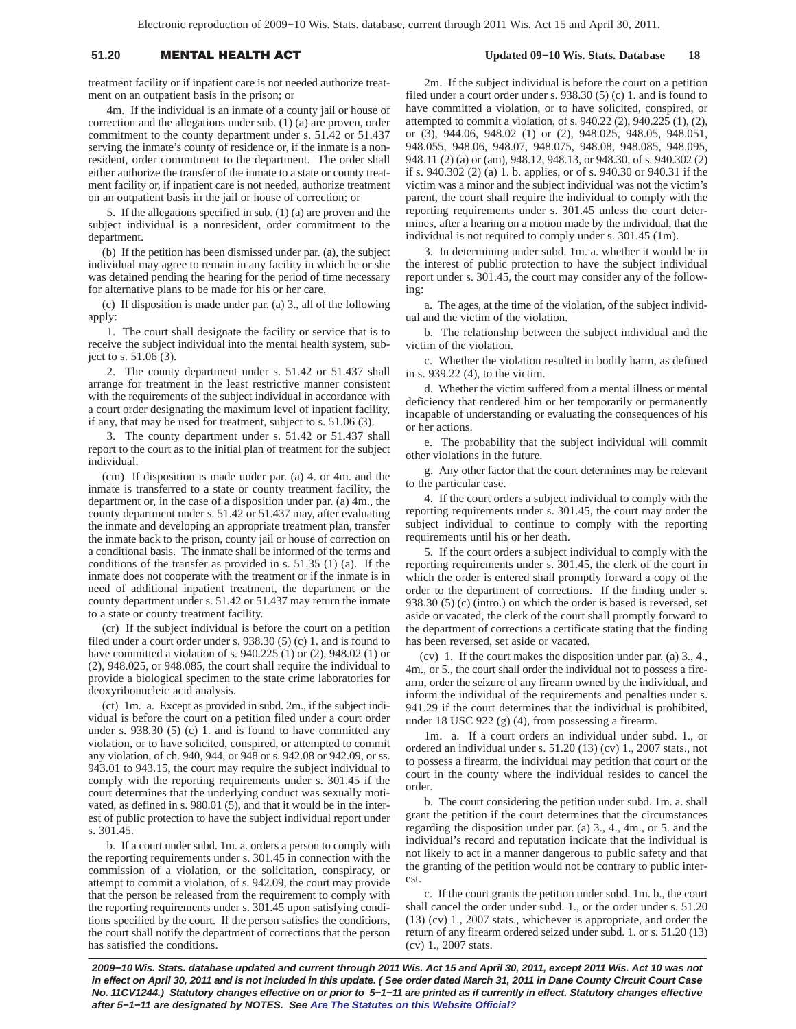treatment facility or if inpatient care is not needed authorize treatment on an outpatient basis in the prison; or

4m. If the individual is an inmate of a county jail or house of correction and the allegations under sub. (1) (a) are proven, order commitment to the county department under s. 51.42 or 51.437 serving the inmate's county of residence or, if the inmate is a nonresident, order commitment to the department. The order shall either authorize the transfer of the inmate to a state or county treatment facility or, if inpatient care is not needed, authorize treatment on an outpatient basis in the jail or house of correction; or

5. If the allegations specified in sub. (1) (a) are proven and the subject individual is a nonresident, order commitment to the department.

(b) If the petition has been dismissed under par. (a), the subject individual may agree to remain in any facility in which he or she was detained pending the hearing for the period of time necessary for alternative plans to be made for his or her care.

(c) If disposition is made under par. (a) 3., all of the following apply:

1. The court shall designate the facility or service that is to receive the subject individual into the mental health system, subject to s. 51.06 (3).

2. The county department under s. 51.42 or 51.437 shall arrange for treatment in the least restrictive manner consistent with the requirements of the subject individual in accordance with a court order designating the maximum level of inpatient facility, if any, that may be used for treatment, subject to s. 51.06 (3).

3. The county department under s. 51.42 or 51.437 shall report to the court as to the initial plan of treatment for the subject individual.

(cm) If disposition is made under par. (a) 4. or 4m. and the inmate is transferred to a state or county treatment facility, the department or, in the case of a disposition under par. (a) 4m., the county department under s. 51.42 or 51.437 may, after evaluating the inmate and developing an appropriate treatment plan, transfer the inmate back to the prison, county jail or house of correction on a conditional basis. The inmate shall be informed of the terms and conditions of the transfer as provided in s. 51.35 (1) (a). If the inmate does not cooperate with the treatment or if the inmate is in need of additional inpatient treatment, the department or the county department under s. 51.42 or 51.437 may return the inmate to a state or county treatment facility.

(cr) If the subject individual is before the court on a petition filed under a court order under s. 938.30 (5) (c) 1. and is found to have committed a violation of s. 940.225 (1) or (2), 948.02 (1) or (2), 948.025, or 948.085, the court shall require the individual to provide a biological specimen to the state crime laboratories for deoxyribonucleic acid analysis.

(ct) 1m. a. Except as provided in subd. 2m., if the subject individual is before the court on a petition filed under a court order under s. 938.30 (5) (c) 1. and is found to have committed any violation, or to have solicited, conspired, or attempted to commit any violation, of ch. 940, 944, or 948 or s. 942.08 or 942.09, or ss. 943.01 to 943.15, the court may require the subject individual to comply with the reporting requirements under s. 301.45 if the court determines that the underlying conduct was sexually motivated, as defined in s. 980.01 (5), and that it would be in the interest of public protection to have the subject individual report under s. 301.45.

b. If a court under subd. 1m. a. orders a person to comply with the reporting requirements under s. 301.45 in connection with the commission of a violation, or the solicitation, conspiracy, or attempt to commit a violation, of s. 942.09, the court may provide that the person be released from the requirement to comply with the reporting requirements under s. 301.45 upon satisfying conditions specified by the court. If the person satisfies the conditions, the court shall notify the department of corrections that the person has satisfied the conditions.

2m. If the subject individual is before the court on a petition filed under a court order under s. 938.30 (5) (c) 1. and is found to have committed a violation, or to have solicited, conspired, or attempted to commit a violation, of s. 940.22 (2), 940.225 (1), (2), or (3), 944.06, 948.02 (1) or (2), 948.025, 948.05, 948.051, 948.055, 948.06, 948.07, 948.075, 948.08, 948.085, 948.095, 948.11 (2) (a) or (am), 948.12, 948.13, or 948.30, of s. 940.302 (2) if s. 940.302 (2) (a) 1. b. applies, or of s. 940.30 or 940.31 if the victim was a minor and the subject individual was not the victim's parent, the court shall require the individual to comply with the reporting requirements under s. 301.45 unless the court determines, after a hearing on a motion made by the individual, that the individual is not required to comply under s. 301.45 (1m).

3. In determining under subd. 1m. a. whether it would be in the interest of public protection to have the subject individual report under s. 301.45, the court may consider any of the following:

a. The ages, at the time of the violation, of the subject individual and the victim of the violation.

b. The relationship between the subject individual and the victim of the violation.

c. Whether the violation resulted in bodily harm, as defined in s. 939.22 (4), to the victim.

d. Whether the victim suffered from a mental illness or mental deficiency that rendered him or her temporarily or permanently incapable of understanding or evaluating the consequences of his or her actions.

e. The probability that the subject individual will commit other violations in the future.

g. Any other factor that the court determines may be relevant to the particular case.

4. If the court orders a subject individual to comply with the reporting requirements under s. 301.45, the court may order the subject individual to continue to comply with the reporting requirements until his or her death.

5. If the court orders a subject individual to comply with the reporting requirements under s. 301.45, the clerk of the court in which the order is entered shall promptly forward a copy of the order to the department of corrections. If the finding under s. 938.30 (5) (c) (intro.) on which the order is based is reversed, set aside or vacated, the clerk of the court shall promptly forward to the department of corrections a certificate stating that the finding has been reversed, set aside or vacated.

(cv) 1. If the court makes the disposition under par. (a) 3., 4., 4m., or 5., the court shall order the individual not to possess a firearm, order the seizure of any firearm owned by the individual, and inform the individual of the requirements and penalties under s. 941.29 if the court determines that the individual is prohibited, under 18 USC 922 (g) (4), from possessing a firearm.

1m. a. If a court orders an individual under subd. 1., or ordered an individual under s. 51.20 (13) (cv) 1., 2007 stats., not to possess a firearm, the individual may petition that court or the court in the county where the individual resides to cancel the order.

b. The court considering the petition under subd. 1m. a. shall grant the petition if the court determines that the circumstances regarding the disposition under par. (a) 3., 4., 4m., or 5. and the individual's record and reputation indicate that the individual is not likely to act in a manner dangerous to public safety and that the granting of the petition would not be contrary to public interest.

c. If the court grants the petition under subd. 1m. b., the court shall cancel the order under subd. 1., or the order under s. 51.20 (13) (cv) 1., 2007 stats., whichever is appropriate, and order the return of any firearm ordered seized under subd. 1. or s. 51.20 (13) (cv) 1., 2007 stats.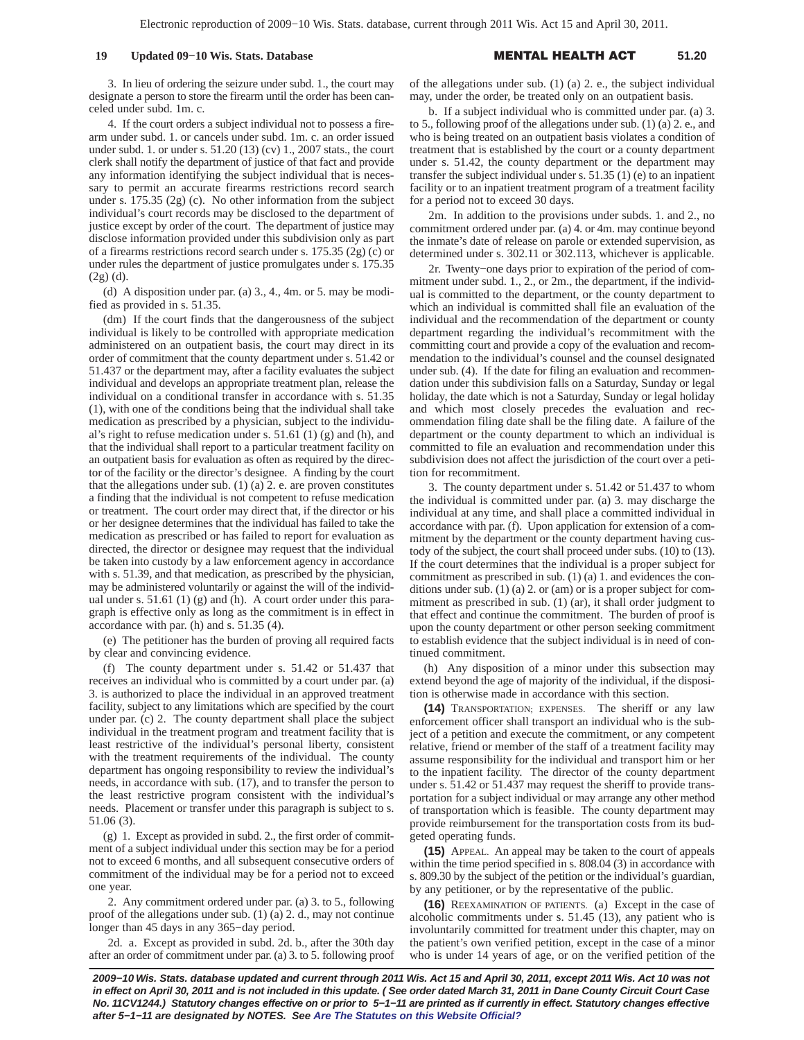3. In lieu of ordering the seizure under subd. 1., the court may designate a person to store the firearm until the order has been canceled under subd. 1m. c.

4. If the court orders a subject individual not to possess a firearm under subd. 1. or cancels under subd. 1m. c. an order issued under subd. 1. or under s. 51.20 (13) (cv) 1., 2007 stats., the court clerk shall notify the department of justice of that fact and provide any information identifying the subject individual that is necessary to permit an accurate firearms restrictions record search under s. 175.35 (2g) (c). No other information from the subject individual's court records may be disclosed to the department of justice except by order of the court. The department of justice may disclose information provided under this subdivision only as part of a firearms restrictions record search under s. 175.35 (2g) (c) or under rules the department of justice promulgates under s. 175.35 (2g) (d).

(d) A disposition under par. (a) 3., 4., 4m. or 5. may be modified as provided in s. 51.35.

(dm) If the court finds that the dangerousness of the subject individual is likely to be controlled with appropriate medication administered on an outpatient basis, the court may direct in its order of commitment that the county department under s. 51.42 or 51.437 or the department may, after a facility evaluates the subject individual and develops an appropriate treatment plan, release the individual on a conditional transfer in accordance with s. 51.35 (1), with one of the conditions being that the individual shall take medication as prescribed by a physician, subject to the individual's right to refuse medication under s. 51.61 (1) (g) and (h), and that the individual shall report to a particular treatment facility on an outpatient basis for evaluation as often as required by the director of the facility or the director's designee. A finding by the court that the allegations under sub. (1) (a) 2. e. are proven constitutes a finding that the individual is not competent to refuse medication or treatment. The court order may direct that, if the director or his or her designee determines that the individual has failed to take the medication as prescribed or has failed to report for evaluation as directed, the director or designee may request that the individual be taken into custody by a law enforcement agency in accordance with s. 51.39, and that medication, as prescribed by the physician, may be administered voluntarily or against the will of the individual under s. 51.61 (1) (g) and (h). A court order under this paragraph is effective only as long as the commitment is in effect in accordance with par. (h) and s. 51.35 (4).

(e) The petitioner has the burden of proving all required facts by clear and convincing evidence.

(f) The county department under s. 51.42 or 51.437 that receives an individual who is committed by a court under par. (a) 3. is authorized to place the individual in an approved treatment facility, subject to any limitations which are specified by the court under par. (c) 2. The county department shall place the subject individual in the treatment program and treatment facility that is least restrictive of the individual's personal liberty, consistent with the treatment requirements of the individual. The county department has ongoing responsibility to review the individual's needs, in accordance with sub. (17), and to transfer the person to the least restrictive program consistent with the individual's needs. Placement or transfer under this paragraph is subject to s. 51.06 (3).

(g) 1. Except as provided in subd. 2., the first order of commitment of a subject individual under this section may be for a period not to exceed 6 months, and all subsequent consecutive orders of commitment of the individual may be for a period not to exceed one year.

2. Any commitment ordered under par. (a) 3. to 5., following proof of the allegations under sub. (1) (a) 2. d., may not continue longer than 45 days in any 365−day period.

2d. a. Except as provided in subd. 2d. b., after the 30th day after an order of commitment under par. (a) 3. to 5. following proof of the allegations under sub. (1) (a) 2. e., the subject individual may, under the order, be treated only on an outpatient basis.

b. If a subject individual who is committed under par. (a) 3. to 5., following proof of the allegations under sub. (1) (a) 2. e., and who is being treated on an outpatient basis violates a condition of treatment that is established by the court or a county department under s. 51.42, the county department or the department may transfer the subject individual under s. 51.35 (1) (e) to an inpatient facility or to an inpatient treatment program of a treatment facility for a period not to exceed 30 days.

2m. In addition to the provisions under subds. 1. and 2., no commitment ordered under par. (a) 4. or 4m. may continue beyond the inmate's date of release on parole or extended supervision, as determined under s. 302.11 or 302.113, whichever is applicable.

2r. Twenty−one days prior to expiration of the period of commitment under subd. 1., 2., or 2m., the department, if the individual is committed to the department, or the county department to which an individual is committed shall file an evaluation of the individual and the recommendation of the department or county department regarding the individual's recommitment with the committing court and provide a copy of the evaluation and recommendation to the individual's counsel and the counsel designated under sub. (4). If the date for filing an evaluation and recommendation under this subdivision falls on a Saturday, Sunday or legal holiday, the date which is not a Saturday, Sunday or legal holiday and which most closely precedes the evaluation and recommendation filing date shall be the filing date. A failure of the department or the county department to which an individual is committed to file an evaluation and recommendation under this subdivision does not affect the jurisdiction of the court over a petition for recommitment.

3. The county department under s. 51.42 or 51.437 to whom the individual is committed under par. (a) 3. may discharge the individual at any time, and shall place a committed individual in accordance with par. (f). Upon application for extension of a commitment by the department or the county department having custody of the subject, the court shall proceed under subs. (10) to (13). If the court determines that the individual is a proper subject for commitment as prescribed in sub. (1) (a) 1. and evidences the conditions under sub. (1) (a) 2. or (am) or is a proper subject for commitment as prescribed in sub. (1) (ar), it shall order judgment to that effect and continue the commitment. The burden of proof is upon the county department or other person seeking commitment to establish evidence that the subject individual is in need of continued commitment.

(h) Any disposition of a minor under this subsection may extend beyond the age of majority of the individual, if the disposition is otherwise made in accordance with this section.

**(14)** Transportation; expenses. The sheriff or any law enforcement officer shall transport an individual who is the subject of a petition and execute the commitment, or any competent relative, friend or member of the staff of a treatment facility may assume responsibility for the individual and transport him or her to the inpatient facility. The director of the county department under s. 51.42 or 51.437 may request the sheriff to provide transportation for a subject individual or may arrange any other method of transportation which is feasible. The county department may provide reimbursement for the transportation costs from its budgeted operating funds.

**(15)** Appeal. An appeal may be taken to the court of appeals within the time period specified in s. 808.04 (3) in accordance with s. 809.30 by the subject of the petition or the individual's guardian, by any petitioner, or by the representative of the public.

**(16)** Reexamination of patients. (a) Except in the case of alcoholic commitments under s. 51.45 (13), any patient who is involuntarily committed for treatment under this chapter, may on the patient's own verified petition, except in the case of a minor who is under 14 years of age, or on the verified petition of the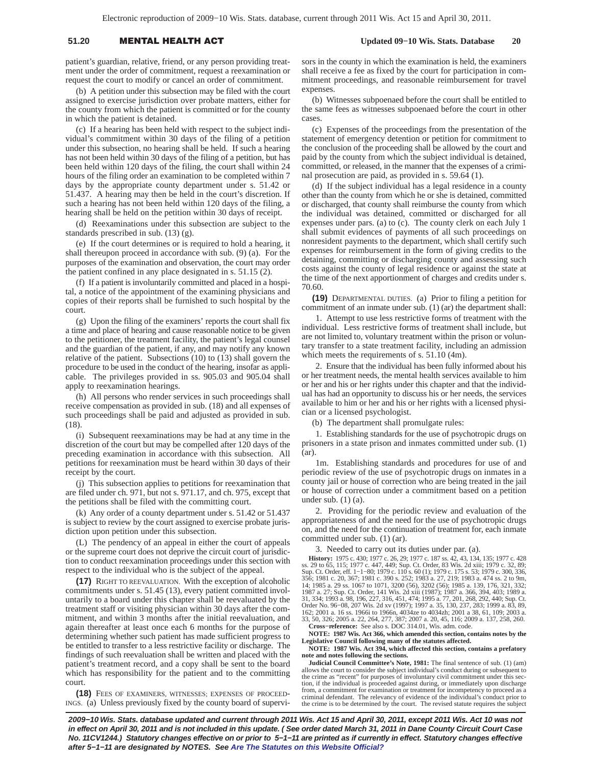patient's guardian, relative, friend, or any person providing treatment under the order of commitment, request a reexamination or request the court to modify or cancel an order of commitment.

(b) A petition under this subsection may be filed with the court assigned to exercise jurisdiction over probate matters, either for the county from which the patient is committed or for the county in which the patient is detained.

(c) If a hearing has been held with respect to the subject individual's commitment within 30 days of the filing of a petition under this subsection, no hearing shall be held. If such a hearing has not been held within 30 days of the filing of a petition, but has been held within 120 days of the filing, the court shall within 24 hours of the filing order an examination to be completed within 7 days by the appropriate county department under s. 51.42 or 51.437. A hearing may then be held in the court's discretion. If such a hearing has not been held within 120 days of the filing, a hearing shall be held on the petition within 30 days of receipt.

(d) Reexaminations under this subsection are subject to the standards prescribed in sub. (13) (g).

(e) If the court determines or is required to hold a hearing, it shall thereupon proceed in accordance with sub. (9) (a). For the purposes of the examination and observation, the court may order the patient confined in any place designated in s. 51.15 (2).

(f) If a patient is involuntarily committed and placed in a hospital, a notice of the appointment of the examining physicians and copies of their reports shall be furnished to such hospital by the court.

(g) Upon the filing of the examiners' reports the court shall fix a time and place of hearing and cause reasonable notice to be given to the petitioner, the treatment facility, the patient's legal counsel and the guardian of the patient, if any, and may notify any known relative of the patient. Subsections (10) to (13) shall govern the procedure to be used in the conduct of the hearing, insofar as applicable. The privileges provided in ss. 905.03 and 905.04 shall apply to reexamination hearings.

(h) All persons who render services in such proceedings shall receive compensation as provided in sub. (18) and all expenses of such proceedings shall be paid and adjusted as provided in sub. (18).

(i) Subsequent reexaminations may be had at any time in the discretion of the court but may be compelled after 120 days of the preceding examination in accordance with this subsection. All petitions for reexamination must be heard within 30 days of their receipt by the court.

(j) This subsection applies to petitions for reexamination that are filed under ch. 971, but not s. 971.17, and ch. 975, except that the petitions shall be filed with the committing court.

(k) Any order of a county department under s. 51.42 or 51.437 is subject to review by the court assigned to exercise probate jurisdiction upon petition under this subsection.

(L) The pendency of an appeal in either the court of appeals or the supreme court does not deprive the circuit court of jurisdiction to conduct reexamination proceedings under this section with respect to the individual who is the subject of the appeal.

**(17)** RIGHT TO REEVALUATION. With the exception of alcoholic commitments under s. 51.45 (13), every patient committed involuntarily to a board under this chapter shall be reevaluated by the treatment staff or visiting physician within 30 days after the commitment, and within 3 months after the initial reevaluation, and again thereafter at least once each 6 months for the purpose of determining whether such patient has made sufficient progress to be entitled to transfer to a less restrictive facility or discharge. The findings of such reevaluation shall be written and placed with the patient's treatment record, and a copy shall be sent to the board which has responsibility for the patient and to the committing court.

**(18)** FEES OF EXAMINERS, WITNESSES; EXPENSES OF PROCEEDINGS. (a) Unless previously fixed by the county board of supervisors in the county in which the examination is held, the examiners shall receive a fee as fixed by the court for participation in commitment proceedings, and reasonable reimbursement for travel expenses.

(b) Witnesses subpoenaed before the court shall be entitled to the same fees as witnesses subpoenaed before the court in other cases.

(c) Expenses of the proceedings from the presentation of the statement of emergency detention or petition for commitment to the conclusion of the proceeding shall be allowed by the court and paid by the county from which the subject individual is detained, committed, or released, in the manner that the expenses of a criminal prosecution are paid, as provided in s. 59.64 (1).

(d) If the subject individual has a legal residence in a county other than the county from which he or she is detained, committed or discharged, that county shall reimburse the county from which the individual was detained, committed or discharged for all expenses under pars. (a) to (c). The county clerk on each July 1 shall submit evidences of payments of all such proceedings on nonresident payments to the department, which shall certify such expenses for reimbursement in the form of giving credits to the detaining, committing or discharging county and assessing such costs against the county of legal residence or against the state at the time of the next apportionment of charges and credits under s. 70.60.

**(19)** DEPARTMENTAL DUTIES. (a) Prior to filing a petition for commitment of an inmate under sub. (1) (ar) the department shall:

1. Attempt to use less restrictive forms of treatment with the individual. Less restrictive forms of treatment shall include, but are not limited to, voluntary treatment within the prison or voluntary transfer to a state treatment facility, including an admission which meets the requirements of s. 51.10 (4m).

2. Ensure that the individual has been fully informed about his or her treatment needs, the mental health services available to him or her and his or her rights under this chapter and that the individual has had an opportunity to discuss his or her needs, the services available to him or her and his or her rights with a licensed physician or a licensed psychologist.

(b) The department shall promulgate rules:

1. Establishing standards for the use of psychotropic drugs on prisoners in a state prison and inmates committed under sub. (1) (ar).

1m. Establishing standards and procedures for use of and periodic review of the use of psychotropic drugs on inmates in a county jail or house of correction who are being treated in the jail or house of correction under a commitment based on a petition under sub. (1) (a).

2. Providing for the periodic review and evaluation of the appropriateness of and the need for the use of psychotropic drugs on, and the need for the continuation of treatment for, each inmate committed under sub. (1) (ar).

3. Needed to carry out its duties under par. (a).

**History:** 1975 c. 430; 1977 c. 26, 29; 1977 c. 187 ss. 42, 43, 134, 135; 1977 c. 428 ss. 29 to 65, 115; 1977 c. 447, 449; Sup. Ct. Order, 83 Wis. 2d xiii; 1979 c. 32, 89; Sup. Ct. Order, eff. 1−1−80; 1979 c. 110 s. 60 (1); 1979 c. 175 s. 53; 1979 c. 300, 336, 356; 1981 c. 20, 367; 1981 c. 390 s. 252; 1983 a. 27, 219; 1983 a. 474 ss. 2 to 9m, 14; 1985 a. 29 ss. 1067 to 1071, 3200 (56), 3202 (56); 1985 a. 139, 176, 321, 332; 1987 a. 27; Sup. Ct. Order, 141 Wis. 2d xiii (1987); 1987 a. 366, 394, 403; 1989 a. 31, 334; 1993 a. 98, 196, 227, 316, 451, 474; 1995 a. 77, 201, 268, 292, 440; Sup. Ct. Order No. 96−08, 207 Wis. 2d xv (1997); 1997 a. 35, 130, 237, 283; 1999 a. 83, 89, 162; 2001 a. 16 ss. 1966i to 1966n, 4034ze to 4034zh; 2001 a. 38, 61, 109; 2003 a. 33, 50, 326; 2005 a. 22, 264, 277, 387; 2007 a. 20, 45, 116; 2009 a. 137, 258, 260.

**Cross−reference:** See also s. DOC 314.01, Wis. adm. code.

**NOTE: 1987 Wis. Act 366, which amended this section, contains notes by the Legislative Council following many of the statutes affected.**

**NOTE: 1987 Wis. Act 394, which affected this section, contains a prefatory note and notes following the sections.**

**Judicial Council Committee's Note, 1981:** The final sentence of sub. (1) (am) allows the court to consider the subject individual's conduct during or subsequent to the crime as "recent" for purposes of involuntary civil commitment under this section, if the individual is proceeded against during, or immediately upon discharge from, a commitment for examination or treatment for incompetency to proceed as a criminal defendant. The relevancy of evidence of the individual's conduct prior to the crime is to be determined by the court. The revised statute requires the subject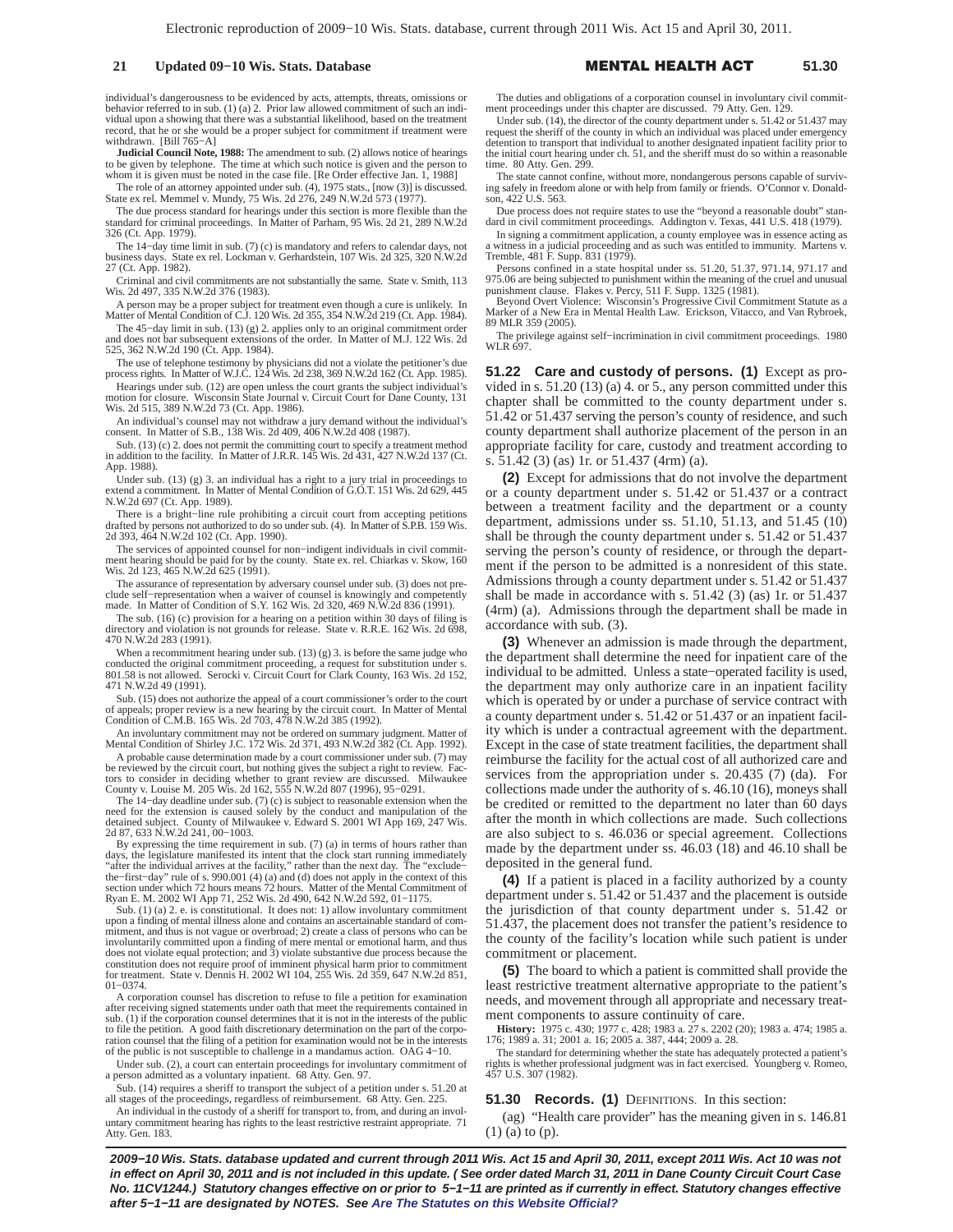individual's dangerousness to be evidenced by acts, attempts, threats, omissions or behavior referred to in sub. (1) (a) 2. Prior law allowed commitment of such an individual upon a showing that there was a substantial likelihood, based on the treatment record, that he or she would be a proper subject for commitment if treatment were withdrawn. [Bill 765−A]

**Judicial Council Note, 1988:** The amendment to sub. (2) allows notice of hearings to be given by telephone. The time at which such notice is given and the person to whom it is given must be noted in the case file. [Re Order effective Jan. 1, 1988]

The role of an attorney appointed under sub. (4), 1975 stats., [now (3)] is discussed. State ex rel. Memmel v. Mundy, 75 Wis. 2d 276, 249 N.W.2d 573 (1977).

The due process standard for hearings under this section is more flexible than the standard for criminal proceedings. In Matter of Parham, 95 Wis. 2d 21, 289 N.W.2d 326 (Ct. App. 1979).

The 14−day time limit in sub. (7) (c) is mandatory and refers to calendar days, not business days. State ex rel. Lockman v. Gerhardstein, 107 Wis. 2d 325, 320 N.W.2d 27 (Ct. App. 1982).

Criminal and civil commitments are not substantially the same. State v. Smith, 113 Wis. 2d 497, 335 N.W.2d 376 (1983).

A person may be a proper subject for treatment even though a cure is unlikely. In Matter of Mental Condition of C.J. 120 Wis. 2d 355, 354 N.W.2d 219 (Ct. App. 1984).

The 45−day limit in sub. (13) (g) 2. applies only to an original commitment order and does not bar subsequent extensions of the order. In Matter of M.J. 122 Wis. 2d 525, 362 N.W.2d 190 (Ct. App. 1984).

The use of telephone testimony by physicians did not a violate the petitioner's due process rights. In Matter of W.J.C. 124 Wis. 2d 238, 369 N.W.2d 162 (Ct. App. 1985).

Hearings under sub. (12) are open unless the court grants the subject individual's motion for closure. Wisconsin State Journal v. Circuit Court for Dane County, 131 Wis. 2d 515, 389 N.W.2d 73 (Ct. App. 1986).

An individual's counsel may not withdraw a jury demand without the individual's consent. In Matter of S.B., 138 Wis. 2d 409, 406 N.W.2d 408 (1987).

Sub. (13) (c) 2. does not permit the committing court to specify a treatment method in addition to the facility. In Matter of J.R.R. 145 Wis. 2d 431, 427 N.W.2d 137 (Ct. App. 1988).

Under sub. (13) (g) 3. an individual has a right to a jury trial in proceedings to extend a commitment. In Matter of Mental Condition of G.O.T. 151 Wis. 2d 629, 445 N.W.2d 697 (Ct. App. 1989).

There is a bright−line rule prohibiting a circuit court from accepting petitions drafted by persons not authorized to do so under sub. (4). In Matter of S.P.B. 159 Wis. 2d 393, 464 N.W.2d 102 (Ct. App. 1990).

The services of appointed counsel for non−indigent individuals in civil commitment hearing should be paid for by the county. State ex. rel. Chiarkas v. Skow, 160 Wis. 2d 123, 465 N.W.2d 625 (1991).

The assurance of representation by adversary counsel under sub. (3) does not preclude self−representation when a waiver of counsel is knowingly and competently made. In Matter of Condition of S.Y. 162 Wis. 2d 320, 469 N.W.2d 836 (1991).

The sub. (16) (c) provision for a hearing on a petition within 30 days of filing is directory and violation is not grounds for release. State v. R.R.E. 162 Wis. 2d 698, 470 N.W.2d 283 (1991).

When a recommitment hearing under sub. (13) (g) 3. is before the same judge who conducted the original commitment proceeding, a request for substitution under s. 801.58 is not allowed. Serocki v. Circuit Court for Clark County, 163 Wis. 2d 152, 471 N.W.2d 49 (1991).

Sub. (15) does not authorize the appeal of a court commissioner's order to the court of appeals; proper review is a new hearing by the circuit court. In Matter of Mental Condition of C.M.B. 165 Wis. 2d 703, 478 N.W.2d 385 (1992).

An involuntary commitment may not be ordered on summary judgment. Matter of Mental Condition of Shirley J.C. 172 Wis. 2d 371, 493 N.W.2d 382 (Ct. App. 1992).

A probable cause determination made by a court commissioner under sub. (7) may be reviewed by the circuit court, but nothing gives the subject a right to review. Factors to consider in deciding whether to grant review are discussed. Milwaukee County v. Louise M. 205 Wis. 2d 162, 555 N.W.2d 807 (1996), 95−0291.

The 14−day deadline under sub. (7) (c) is subject to reasonable extension when the need for the extension is caused solely by the conduct and manipulation of the detained subject. County of Milwaukee v. Edward S. 2001 WI App 169, 247 Wis. 2d 87, 633 N.W.2d 241, 00−1003.

By expressing the time requirement in sub. (7) (a) in terms of hours rather than days, the legislature manifested its intent that the clock start running immediately "after the individual arrives at the facility," rather than the next day. The "exclude−the−first−day" rule of s. 990.001 (4) (a) and (d) does not apply in the context of this section under which 72 hours means 72 hours. Matter of the Mental Commitment of Ryan E. M. 2002 WI App 71, 252 Wis. 2d 490, 642 N.W.2d 592, 01−1175.

Sub. (1) (a) 2. e. is constitutional. It does not: 1) allow involuntary commitment upon a finding of mental illness alone and contains an ascertainable standard of commitment, and thus is not vague or overbroad; 2) create a class of persons who can be involuntarily committed upon a finding of mere mental or emotional harm, and thus does not violate equal protection; and 3) violate substantive due process because the constitution does not require proof of imminent physical harm prior to commitment for treatment. State v. Dennis H. 2002 WI 104, 255 Wis. 2d 359, 647 N.W.2d 851, 01−0374.

A corporation counsel has discretion to refuse to file a petition for examination after receiving signed statements under oath that meet the requirements contained in sub. (1) if the corporation counsel determines that it is not in the interests of the public to file the petition. A good faith discretionary determination on the part of the corporation counsel that the filing of a petition for examination would not be in the interests of the public is not susceptible to challenge in a mandamus action. OAG 4−10.

Under sub. (2), a court can entertain proceedings for involuntary commitment of a person admitted as a voluntary inpatient. 68 Atty. Gen. 97.

Sub. (14) requires a sheriff to transport the subject of a petition under s. 51.20 at all stages of the proceedings, regardless of reimbursement. 68 Atty. Gen. 225.

An individual in the custody of a sheriff for transport to, from, and during an involuntary commitment hearing has rights to the least restrictive restraint appropriate. 71 Atty. Gen. 183.

The duties and obligations of a corporation counsel in involuntary civil commitment proceedings under this chapter are discussed. 79 Atty. Gen. 129.

Under sub. (14), the director of the county department under s. 51.42 or 51.437 may request the sheriff of the county in which an individual was placed under emergency detention to transport that individual to another designated inpatient facility prior to the initial court hearing under ch. 51, and the sheriff must do so within a reasonable time. 80 Atty. Gen. 299.

The state cannot confine, without more, nondangerous persons capable of surviving safely in freedom alone or with help from family or friends. O'Connor v. Donaldson, 422 U.S. 563.

Due process does not require states to use the "beyond a reasonable doubt" standard in civil commitment proceedings. Addington v. Texas, 441 U.S. 418 (1979).

In signing a commitment application, a county employee was in essence acting as a witness in a judicial proceeding and as such was entitled to immunity. Martens v. Tremble, 481 F. Supp. 831 (1979).

Persons confined in a state hospital under ss. 51.20, 51.37, 971.14, 971.17 and 975.06 are being subjected to punishment within the meaning of the cruel and unusual punishment clause. Flakes v. Percy, 511 F. Supp. 1325 (1981).

Beyond Overt Violence: Wisconsin's Progressive Civil Commitment Statute as a Marker of a New Era in Mental Health Law. Erickson, Vitacco, and Van Rybroek, 89 MLR 359 (2005).

The privilege against self−incrimination in civil commitment proceedings. 1980 WLR 697.

**51.22 Care and custody of persons.** **(1)** Except as provided in s. 51.20 (13) (a) 4. or 5., any person committed under this chapter shall be committed to the county department under s. 51.42 or 51.437 serving the person's county of residence, and such county department shall authorize placement of the person in an appropriate facility for care, custody and treatment according to s. 51.42 (3) (as) 1r. or 51.437 (4rm) (a).

**(2)** Except for admissions that do not involve the department or a county department under s. 51.42 or 51.437 or a contract between a treatment facility and the department or a county department, admissions under ss. 51.10, 51.13, and 51.45 (10) shall be through the county department under s. 51.42 or 51.437 serving the person's county of residence, or through the department if the person to be admitted is a nonresident of this state. Admissions through a county department under s. 51.42 or 51.437 shall be made in accordance with s. 51.42 (3) (as) 1r. or 51.437 (4rm) (a). Admissions through the department shall be made in accordance with sub. (3).

**(3)** Whenever an admission is made through the department, the department shall determine the need for inpatient care of the individual to be admitted. Unless a state−operated facility is used, the department may only authorize care in an inpatient facility which is operated by or under a purchase of service contract with a county department under s. 51.42 or 51.437 or an inpatient facility which is under a contractual agreement with the department. Except in the case of state treatment facilities, the department shall reimburse the facility for the actual cost of all authorized care and services from the appropriation under s. 20.435 (7) (da). For collections made under the authority of s. 46.10 (16), moneys shall be credited or remitted to the department no later than 60 days after the month in which collections are made. Such collections are also subject to s. 46.036 or special agreement. Collections made by the department under ss. 46.03 (18) and 46.10 shall be deposited in the general fund.

**(4)** If a patient is placed in a facility authorized by a county department under s. 51.42 or 51.437 and the placement is outside the jurisdiction of that county department under s. 51.42 or 51.437, the placement does not transfer the patient's residence to the county of the facility's location while such patient is under commitment or placement.

**(5)** The board to which a patient is committed shall provide the least restrictive treatment alternative appropriate to the patient's needs, and movement through all appropriate and necessary treatment components to assure continuity of care.

**History:** 1975 c. 430; 1977 c. 428; 1983 a. 27 s. 2202 (20); 1983 a. 474; 1985 a. 176; 1989 a. 31; 2001 a. 16; 2005 a. 387, 444; 2009 a. 28.

The standard for determining whether the state has adequately protected a patient's rights is whether professional judgment was in fact exercised. Youngberg v. Romeo, 457 U.S. 307 (1982).

**51.30 Records.** **(1)** DEFINITIONS. In this section:

(ag) "Health care provider" has the meaning given in s. 146.81 (1) (a) to (p).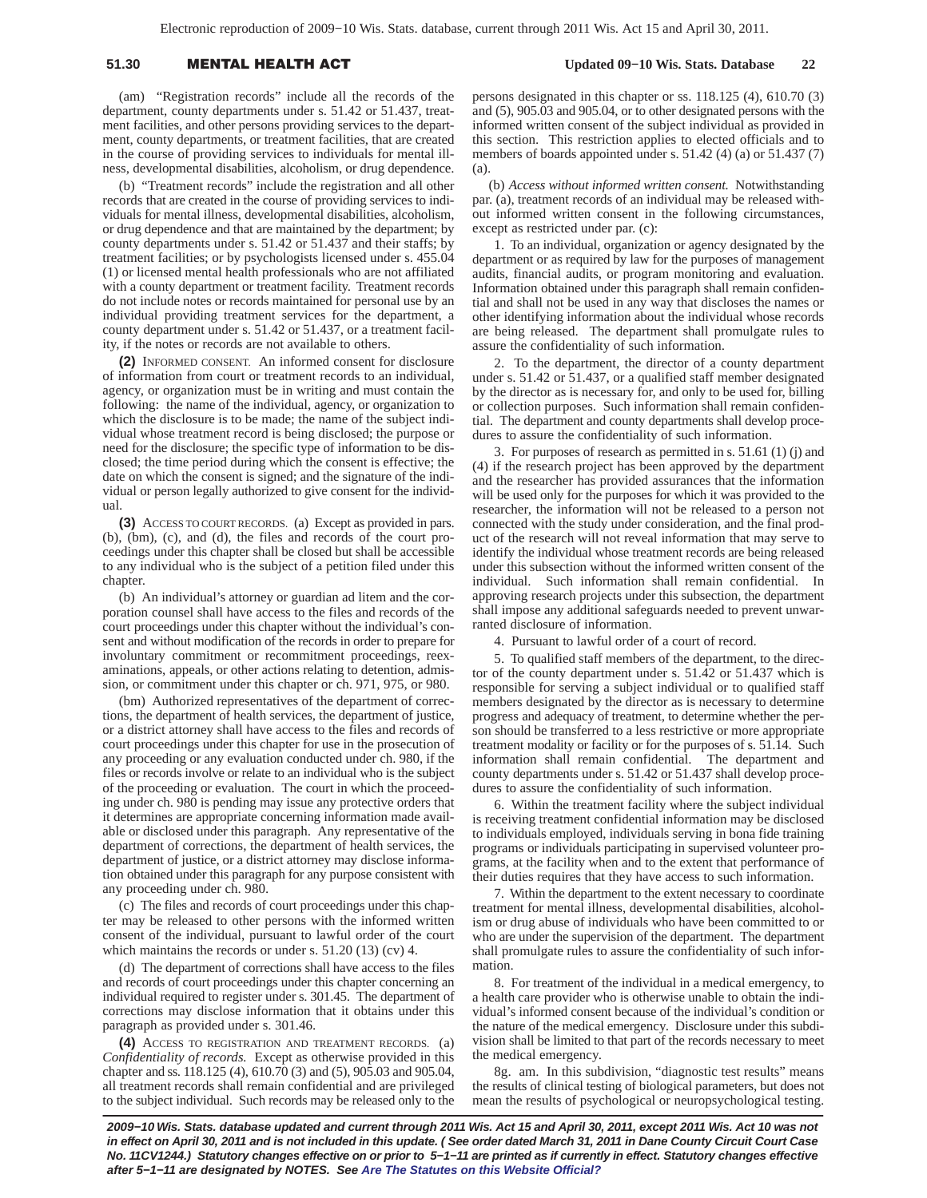(am) "Registration records" include all the records of the department, county departments under s. 51.42 or 51.437, treatment facilities, and other persons providing services to the department, county departments, or treatment facilities, that are created in the course of providing services to individuals for mental illness, developmental disabilities, alcoholism, or drug dependence.

(b) "Treatment records" include the registration and all other records that are created in the course of providing services to individuals for mental illness, developmental disabilities, alcoholism, or drug dependence and that are maintained by the department; by county departments under s. 51.42 or 51.437 and their staffs; by treatment facilities; or by psychologists licensed under s. 455.04 (1) or licensed mental health professionals who are not affiliated with a county department or treatment facility. Treatment records do not include notes or records maintained for personal use by an individual providing treatment services for the department, a county department under s. 51.42 or 51.437, or a treatment facility, if the notes or records are not available to others.

**(2)** INFORMED CONSENT. An informed consent for disclosure of information from court or treatment records to an individual, agency, or organization must be in writing and must contain the following: the name of the individual, agency, or organization to which the disclosure is to be made; the name of the subject individual whose treatment record is being disclosed; the purpose or need for the disclosure; the specific type of information to be disclosed; the time period during which the consent is effective; the date on which the consent is signed; and the signature of the individual or person legally authorized to give consent for the individual.

**(3)** ACCESS TO COURT RECORDS. (a) Except as provided in pars. (b), (bm), (c), and (d), the files and records of the court proceedings under this chapter shall be closed but shall be accessible to any individual who is the subject of a petition filed under this chapter.

(b) An individual's attorney or guardian ad litem and the corporation counsel shall have access to the files and records of the court proceedings under this chapter without the individual's consent and without modification of the records in order to prepare for involuntary commitment or recommitment proceedings, reexaminations, appeals, or other actions relating to detention, admission, or commitment under this chapter or ch. 971, 975, or 980.

(bm) Authorized representatives of the department of corrections, the department of health services, the department of justice, or a district attorney shall have access to the files and records of court proceedings under this chapter for use in the prosecution of any proceeding or any evaluation conducted under ch. 980, if the files or records involve or relate to an individual who is the subject of the proceeding or evaluation. The court in which the proceeding under ch. 980 is pending may issue any protective orders that it determines are appropriate concerning information made available or disclosed under this paragraph. Any representative of the department of corrections, the department of health services, the department of justice, or a district attorney may disclose information obtained under this paragraph for any purpose consistent with any proceeding under ch. 980.

(c) The files and records of court proceedings under this chapter may be released to other persons with the informed written consent of the individual, pursuant to lawful order of the court which maintains the records or under s. 51.20 (13) (cv) 4.

(d) The department of corrections shall have access to the files and records of court proceedings under this chapter concerning an individual required to register under s. 301.45. The department of corrections may disclose information that it obtains under this paragraph as provided under s. 301.46.

**(4)** ACCESS TO REGISTRATION AND TREATMENT RECORDS. (a) *Confidentiality of records.* Except as otherwise provided in this chapter and ss. 118.125 (4), 610.70 (3) and (5), 905.03 and 905.04, all treatment records shall remain confidential and are privileged to the subject individual. Such records may be released only to the persons designated in this chapter or ss. 118.125 (4), 610.70 (3) and (5), 905.03 and 905.04, or to other designated persons with the informed written consent of the subject individual as provided in this section. This restriction applies to elected officials and to members of boards appointed under s. 51.42 (4) (a) or 51.437 (7) (a).

(b) *Access without informed written consent.* Notwithstanding par. (a), treatment records of an individual may be released without informed written consent in the following circumstances, except as restricted under par. (c):

1. To an individual, organization or agency designated by the department or as required by law for the purposes of management audits, financial audits, or program monitoring and evaluation. Information obtained under this paragraph shall remain confidential and shall not be used in any way that discloses the names or other identifying information about the individual whose records are being released. The department shall promulgate rules to assure the confidentiality of such information.

2. To the department, the director of a county department under s. 51.42 or 51.437, or a qualified staff member designated by the director as is necessary for, and only to be used for, billing or collection purposes. Such information shall remain confidential. The department and county departments shall develop procedures to assure the confidentiality of such information.

3. For purposes of research as permitted in s. 51.61 (1) (j) and (4) if the research project has been approved by the department and the researcher has provided assurances that the information will be used only for the purposes for which it was provided to the researcher, the information will not be released to a person not connected with the study under consideration, and the final product of the research will not reveal information that may serve to identify the individual whose treatment records are being released under this subsection without the informed written consent of the individual. Such information shall remain confidential. In approving research projects under this subsection, the department shall impose any additional safeguards needed to prevent unwarranted disclosure of information.

4. Pursuant to lawful order of a court of record.

5. To qualified staff members of the department, to the director of the county department under s. 51.42 or 51.437 which is responsible for serving a subject individual or to qualified staff members designated by the director as is necessary to determine progress and adequacy of treatment, to determine whether the person should be transferred to a less restrictive or more appropriate treatment modality or facility or for the purposes of s. 51.14. Such information shall remain confidential. The department and county departments under s. 51.42 or 51.437 shall develop procedures to assure the confidentiality of such information.

6. Within the treatment facility where the subject individual is receiving treatment confidential information may be disclosed to individuals employed, individuals serving in bona fide training programs or individuals participating in supervised volunteer programs, at the facility when and to the extent that performance of their duties requires that they have access to such information.

7. Within the department to the extent necessary to coordinate treatment for mental illness, developmental disabilities, alcoholism or drug abuse of individuals who have been committed to or who are under the supervision of the department. The department shall promulgate rules to assure the confidentiality of such information.

8. For treatment of the individual in a medical emergency, to a health care provider who is otherwise unable to obtain the individual's informed consent because of the individual's condition or the nature of the medical emergency. Disclosure under this subdivision shall be limited to that part of the records necessary to meet the medical emergency.

8g. am. In this subdivision, "diagnostic test results" means the results of clinical testing of biological parameters, but does not mean the results of psychological or neuropsychological testing.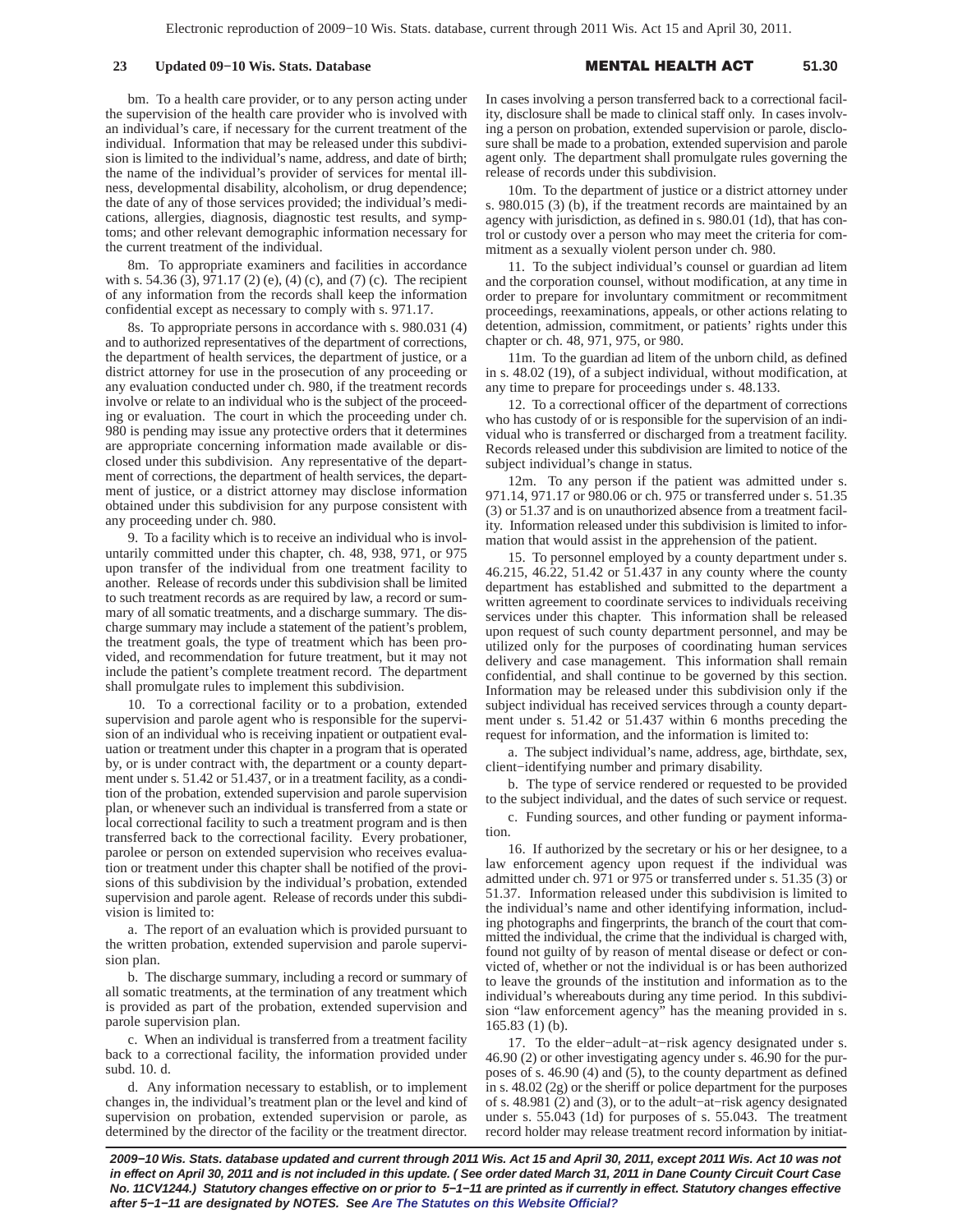bm. To a health care provider, or to any person acting under the supervision of the health care provider who is involved with an individual's care, if necessary for the current treatment of the individual. Information that may be released under this subdivision is limited to the individual's name, address, and date of birth; the name of the individual's provider of services for mental illness, developmental disability, alcoholism, or drug dependence; the date of any of those services provided; the individual's medications, allergies, diagnosis, diagnostic test results, and symptoms; and other relevant demographic information necessary for the current treatment of the individual.

8m. To appropriate examiners and facilities in accordance with s. 54.36 (3), 971.17 (2) (e), (4) (c), and (7) (c). The recipient of any information from the records shall keep the information confidential except as necessary to comply with s. 971.17.

8s. To appropriate persons in accordance with s. 980.031 (4) and to authorized representatives of the department of corrections, the department of health services, the department of justice, or a district attorney for use in the prosecution of any proceeding or any evaluation conducted under ch. 980, if the treatment records involve or relate to an individual who is the subject of the proceeding or evaluation. The court in which the proceeding under ch. 980 is pending may issue any protective orders that it determines are appropriate concerning information made available or disclosed under this subdivision. Any representative of the department of corrections, the department of health services, the department of justice, or a district attorney may disclose information obtained under this subdivision for any purpose consistent with any proceeding under ch. 980.

9. To a facility which is to receive an individual who is involuntarily committed under this chapter, ch. 48, 938, 971, or 975 upon transfer of the individual from one treatment facility to another. Release of records under this subdivision shall be limited to such treatment records as are required by law, a record or summary of all somatic treatments, and a discharge summary. The discharge summary may include a statement of the patient's problem, the treatment goals, the type of treatment which has been provided, and recommendation for future treatment, but it may not include the patient's complete treatment record. The department shall promulgate rules to implement this subdivision.

10. To a correctional facility or to a probation, extended supervision and parole agent who is responsible for the supervision of an individual who is receiving inpatient or outpatient evaluation or treatment under this chapter in a program that is operated by, or is under contract with, the department or a county department under s. 51.42 or 51.437, or in a treatment facility, as a condition of the probation, extended supervision and parole supervision plan, or whenever such an individual is transferred from a state or local correctional facility to such a treatment program and is then transferred back to the correctional facility. Every probationer, parolee or person on extended supervision who receives evaluation or treatment under this chapter shall be notified of the provisions of this subdivision by the individual's probation, extended supervision and parole agent. Release of records under this subdivision is limited to:

a. The report of an evaluation which is provided pursuant to the written probation, extended supervision and parole supervision plan.

b. The discharge summary, including a record or summary of all somatic treatments, at the termination of any treatment which is provided as part of the probation, extended supervision and parole supervision plan.

c. When an individual is transferred from a treatment facility back to a correctional facility, the information provided under subd. 10. d.

d. Any information necessary to establish, or to implement changes in, the individual's treatment plan or the level and kind of supervision on probation, extended supervision or parole, as determined by the director of the facility or the treatment director. In cases involving a person transferred back to a correctional facility, disclosure shall be made to clinical staff only. In cases involving a person on probation, extended supervision or parole, disclosure shall be made to a probation, extended supervision and parole agent only. The department shall promulgate rules governing the release of records under this subdivision.

10m. To the department of justice or a district attorney under s. 980.015 (3) (b), if the treatment records are maintained by an agency with jurisdiction, as defined in s. 980.01 (1d), that has control or custody over a person who may meet the criteria for commitment as a sexually violent person under ch. 980.

11. To the subject individual's counsel or guardian ad litem and the corporation counsel, without modification, at any time in order to prepare for involuntary commitment or recommitment proceedings, reexaminations, appeals, or other actions relating to detention, admission, commitment, or patients' rights under this chapter or ch. 48, 971, 975, or 980.

11m. To the guardian ad litem of the unborn child, as defined in s. 48.02 (19), of a subject individual, without modification, at any time to prepare for proceedings under s. 48.133.

12. To a correctional officer of the department of corrections who has custody of or is responsible for the supervision of an individual who is transferred or discharged from a treatment facility. Records released under this subdivision are limited to notice of the subject individual's change in status.

12m. To any person if the patient was admitted under s. 971.14, 971.17 or 980.06 or ch. 975 or transferred under s. 51.35 (3) or 51.37 and is on unauthorized absence from a treatment facility. Information released under this subdivision is limited to information that would assist in the apprehension of the patient.

15. To personnel employed by a county department under s. 46.215, 46.22, 51.42 or 51.437 in any county where the county department has established and submitted to the department a written agreement to coordinate services to individuals receiving services under this chapter. This information shall be released upon request of such county department personnel, and may be utilized only for the purposes of coordinating human services delivery and case management. This information shall remain confidential, and shall continue to be governed by this section. Information may be released under this subdivision only if the subject individual has received services through a county department under s. 51.42 or 51.437 within 6 months preceding the request for information, and the information is limited to:

a. The subject individual's name, address, age, birthdate, sex, client−identifying number and primary disability.

b. The type of service rendered or requested to be provided to the subject individual, and the dates of such service or request.

c. Funding sources, and other funding or payment information.

16. If authorized by the secretary or his or her designee, to a law enforcement agency upon request if the individual was admitted under ch. 971 or 975 or transferred under s. 51.35 (3) or 51.37. Information released under this subdivision is limited to the individual's name and other identifying information, including photographs and fingerprints, the branch of the court that committed the individual, the crime that the individual is charged with, found not guilty of by reason of mental disease or defect or convicted of, whether or not the individual is or has been authorized to leave the grounds of the institution and information as to the individual's whereabouts during any time period. In this subdivision "law enforcement agency" has the meaning provided in s. 165.83 (1) (b).

17. To the elder−adult−at−risk agency designated under s. 46.90 (2) or other investigating agency under s. 46.90 for the purposes of s. 46.90 (4) and (5), to the county department as defined in s. 48.02 (2g) or the sheriff or police department for the purposes of s. 48.981 (2) and (3), or to the adult−at−risk agency designated under s. 55.043 (1d) for purposes of s. 55.043. The treatment record holder may release treatment record information by initiat-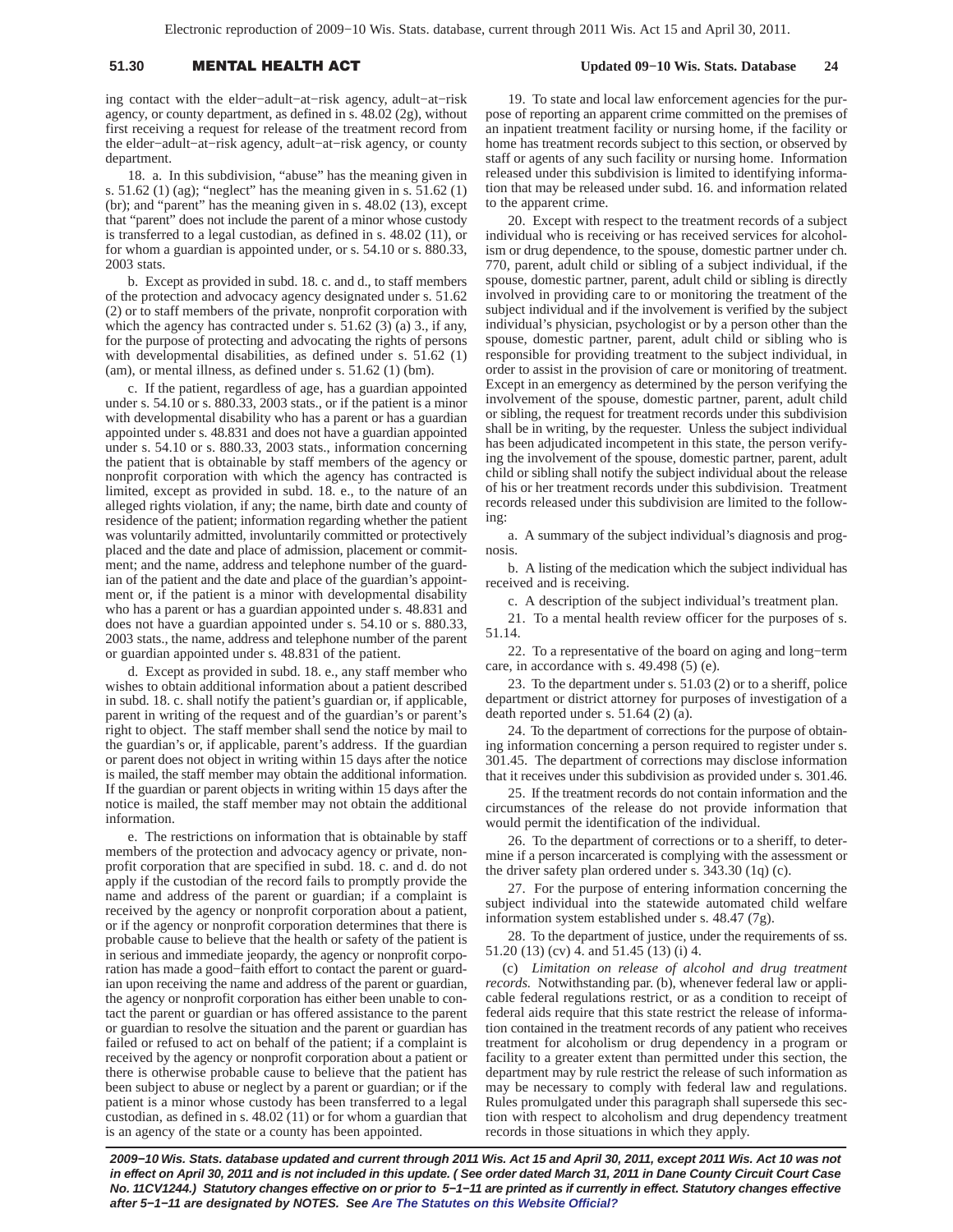ing contact with the elder−adult−at−risk agency, adult−at−risk agency, or county department, as defined in s. 48.02 (2g), without first receiving a request for release of the treatment record from the elder−adult−at−risk agency, adult−at−risk agency, or county department.

18. a. In this subdivision, "abuse" has the meaning given in s. 51.62 (1) (ag); "neglect" has the meaning given in s. 51.62 (1) (br); and "parent" has the meaning given in s. 48.02 (13), except that "parent" does not include the parent of a minor whose custody is transferred to a legal custodian, as defined in s. 48.02 (11), or for whom a guardian is appointed under, or s. 54.10 or s. 880.33, 2003 stats.

b. Except as provided in subd. 18. c. and d., to staff members of the protection and advocacy agency designated under s. 51.62 (2) or to staff members of the private, nonprofit corporation with which the agency has contracted under s. 51.62 (3) (a) 3., if any, for the purpose of protecting and advocating the rights of persons with developmental disabilities, as defined under s. 51.62 (1) (am), or mental illness, as defined under s. 51.62 (1) (bm).

c. If the patient, regardless of age, has a guardian appointed under s. 54.10 or s. 880.33, 2003 stats., or if the patient is a minor with developmental disability who has a parent or has a guardian appointed under s. 48.831 and does not have a guardian appointed under s. 54.10 or s. 880.33, 2003 stats., information concerning the patient that is obtainable by staff members of the agency or nonprofit corporation with which the agency has contracted is limited, except as provided in subd. 18. e., to the nature of an alleged rights violation, if any; the name, birth date and county of residence of the patient; information regarding whether the patient was voluntarily admitted, involuntarily committed or protectively placed and the date and place of admission, placement or commitment; and the name, address and telephone number of the guardian of the patient and the date and place of the guardian's appointment or, if the patient is a minor with developmental disability who has a parent or has a guardian appointed under s. 48.831 and does not have a guardian appointed under s. 54.10 or s. 880.33, 2003 stats., the name, address and telephone number of the parent or guardian appointed under s. 48.831 of the patient.

d. Except as provided in subd. 18. e., any staff member who wishes to obtain additional information about a patient described in subd. 18. c. shall notify the patient's guardian or, if applicable, parent in writing of the request and of the guardian's or parent's right to object. The staff member shall send the notice by mail to the guardian's or, if applicable, parent's address. If the guardian or parent does not object in writing within 15 days after the notice is mailed, the staff member may obtain the additional information. If the guardian or parent objects in writing within 15 days after the notice is mailed, the staff member may not obtain the additional information.

e. The restrictions on information that is obtainable by staff members of the protection and advocacy agency or private, nonprofit corporation that are specified in subd. 18. c. and d. do not apply if the custodian of the record fails to promptly provide the name and address of the parent or guardian; if a complaint is received by the agency or nonprofit corporation about a patient, or if the agency or nonprofit corporation determines that there is probable cause to believe that the health or safety of the patient is in serious and immediate jeopardy, the agency or nonprofit corporation has made a good−faith effort to contact the parent or guardian upon receiving the name and address of the parent or guardian, the agency or nonprofit corporation has either been unable to contact the parent or guardian or has offered assistance to the parent or guardian to resolve the situation and the parent or guardian has failed or refused to act on behalf of the patient; if a complaint is received by the agency or nonprofit corporation about a patient or there is otherwise probable cause to believe that the patient has been subject to abuse or neglect by a parent or guardian; or if the patient is a minor whose custody has been transferred to a legal custodian, as defined in s. 48.02 (11) or for whom a guardian that is an agency of the state or a county has been appointed.

19. To state and local law enforcement agencies for the purpose of reporting an apparent crime committed on the premises of an inpatient treatment facility or nursing home, if the facility or home has treatment records subject to this section, or observed by staff or agents of any such facility or nursing home. Information released under this subdivision is limited to identifying information that may be released under subd. 16. and information related to the apparent crime.

20. Except with respect to the treatment records of a subject individual who is receiving or has received services for alcoholism or drug dependence, to the spouse, domestic partner under ch. 770, parent, adult child or sibling of a subject individual, if the spouse, domestic partner, parent, adult child or sibling is directly involved in providing care to or monitoring the treatment of the subject individual and if the involvement is verified by the subject individual's physician, psychologist or by a person other than the spouse, domestic partner, parent, adult child or sibling who is responsible for providing treatment to the subject individual, in order to assist in the provision of care or monitoring of treatment. Except in an emergency as determined by the person verifying the involvement of the spouse, domestic partner, parent, adult child or sibling, the request for treatment records under this subdivision shall be in writing, by the requester. Unless the subject individual has been adjudicated incompetent in this state, the person verifying the involvement of the spouse, domestic partner, parent, adult child or sibling shall notify the subject individual about the release of his or her treatment records under this subdivision. Treatment records released under this subdivision are limited to the following:

a. A summary of the subject individual's diagnosis and prognosis.

b. A listing of the medication which the subject individual has received and is receiving.

c. A description of the subject individual's treatment plan.

21. To a mental health review officer for the purposes of s. 51.14.

22. To a representative of the board on aging and long−term care, in accordance with s. 49.498 (5) (e).

23. To the department under s. 51.03 (2) or to a sheriff, police department or district attorney for purposes of investigation of a death reported under s. 51.64 (2) (a).

24. To the department of corrections for the purpose of obtaining information concerning a person required to register under s. 301.45. The department of corrections may disclose information that it receives under this subdivision as provided under s. 301.46.

25. If the treatment records do not contain information and the circumstances of the release do not provide information that would permit the identification of the individual.

26. To the department of corrections or to a sheriff, to determine if a person incarcerated is complying with the assessment or the driver safety plan ordered under s. 343.30 (1q) (c).

27. For the purpose of entering information concerning the subject individual into the statewide automated child welfare information system established under s. 48.47 (7g).

28. To the department of justice, under the requirements of ss. 51.20 (13) (cv) 4. and 51.45 (13) (i) 4.

(c) *Limitation on release of alcohol and drug treatment records.* Notwithstanding par. (b), whenever federal law or applicable federal regulations restrict, or as a condition to receipt of federal aids require that this state restrict the release of information contained in the treatment records of any patient who receives treatment for alcoholism or drug dependency in a program or facility to a greater extent than permitted under this section, the department may by rule restrict the release of such information as may be necessary to comply with federal law and regulations. Rules promulgated under this paragraph shall supersede this section with respect to alcoholism and drug dependency treatment records in those situations in which they apply.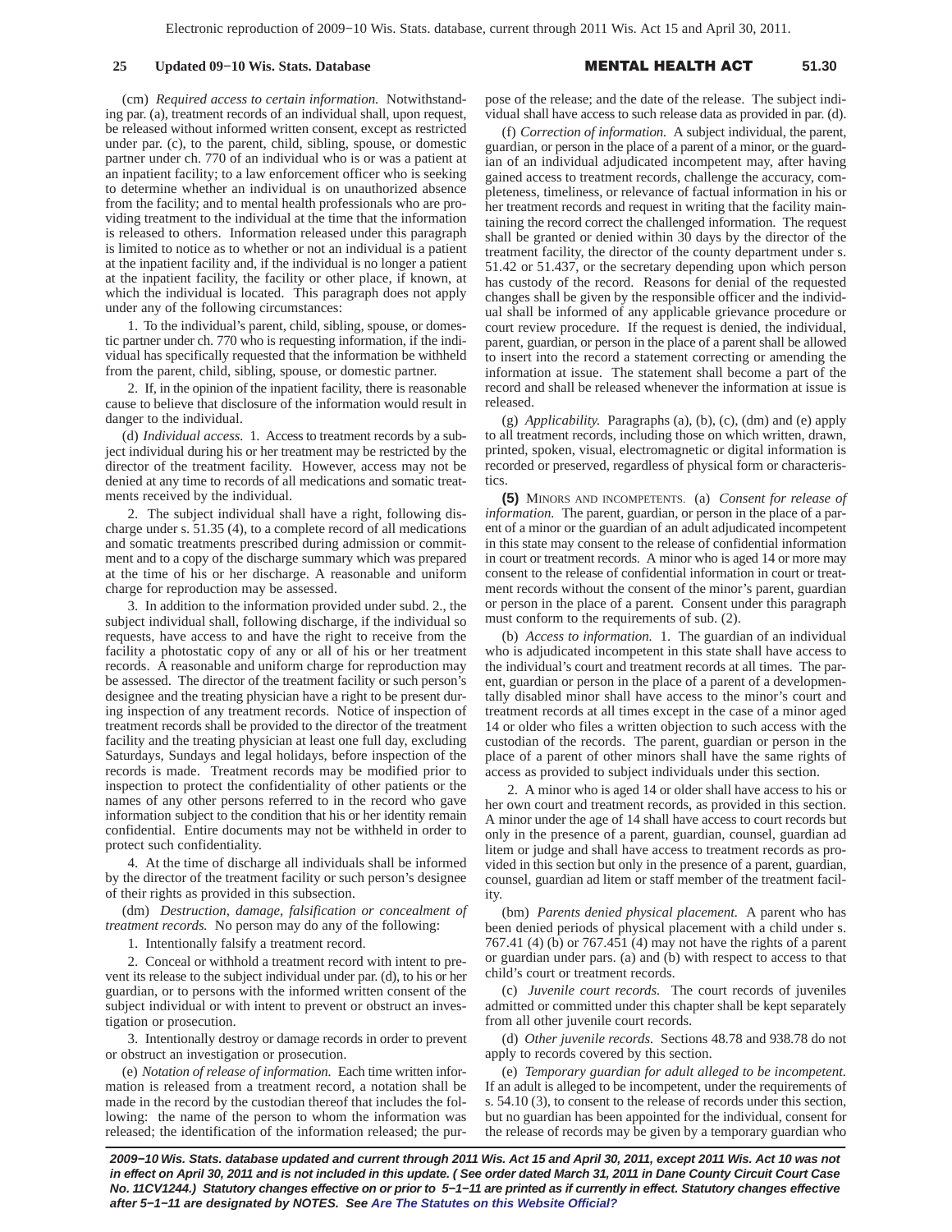(cm) *Required access to certain information.* Notwithstanding par. (a), treatment records of an individual shall, upon request, be released without informed written consent, except as restricted under par. (c), to the parent, child, sibling, spouse, or domestic partner under ch. 770 of an individual who is or was a patient at an inpatient facility; to a law enforcement officer who is seeking to determine whether an individual is on unauthorized absence from the facility; and to mental health professionals who are providing treatment to the individual at the time that the information is released to others. Information released under this paragraph is limited to notice as to whether or not an individual is a patient at the inpatient facility and, if the individual is no longer a patient at the inpatient facility, the facility or other place, if known, at which the individual is located. This paragraph does not apply under any of the following circumstances:

1. To the individual's parent, child, sibling, spouse, or domestic partner under ch. 770 who is requesting information, if the individual has specifically requested that the information be withheld from the parent, child, sibling, spouse, or domestic partner.

2. If, in the opinion of the inpatient facility, there is reasonable cause to believe that disclosure of the information would result in danger to the individual.

(d) *Individual access.* 1. Access to treatment records by a subject individual during his or her treatment may be restricted by the director of the treatment facility. However, access may not be denied at any time to records of all medications and somatic treatments received by the individual.

2. The subject individual shall have a right, following discharge under s. 51.35 (4), to a complete record of all medications and somatic treatments prescribed during admission or commitment and to a copy of the discharge summary which was prepared at the time of his or her discharge. A reasonable and uniform charge for reproduction may be assessed.

3. In addition to the information provided under subd. 2., the subject individual shall, following discharge, if the individual so requests, have access to and have the right to receive from the facility a photostatic copy of any or all of his or her treatment records. A reasonable and uniform charge for reproduction may be assessed. The director of the treatment facility or such person's designee and the treating physician have a right to be present during inspection of any treatment records. Notice of inspection of treatment records shall be provided to the director of the treatment facility and the treating physician at least one full day, excluding Saturdays, Sundays and legal holidays, before inspection of the records is made. Treatment records may be modified prior to inspection to protect the confidentiality of other patients or the names of any other persons referred to in the record who gave information subject to the condition that his or her identity remain confidential. Entire documents may not be withheld in order to protect such confidentiality.

4. At the time of discharge all individuals shall be informed by the director of the treatment facility or such person's designee of their rights as provided in this subsection.

(dm) *Destruction, damage, falsification or concealment of treatment records.* No person may do any of the following:

1. Intentionally falsify a treatment record.

2. Conceal or withhold a treatment record with intent to prevent its release to the subject individual under par. (d), to his or her guardian, or to persons with the informed written consent of the subject individual or with intent to prevent or obstruct an investigation or prosecution.

3. Intentionally destroy or damage records in order to prevent or obstruct an investigation or prosecution.

(e) *Notation of release of information.* Each time written information is released from a treatment record, a notation shall be made in the record by the custodian thereof that includes the following: the name of the person to whom the information was released; the identification of the information released; the purpose of the release; and the date of the release. The subject individual shall have access to such release data as provided in par. (d).

(f) *Correction of information.* A subject individual, the parent, guardian, or person in the place of a parent of a minor, or the guardian of an individual adjudicated incompetent may, after having gained access to treatment records, challenge the accuracy, completeness, timeliness, or relevance of factual information in his or her treatment records and request in writing that the facility maintaining the record correct the challenged information. The request shall be granted or denied within 30 days by the director of the treatment facility, the director of the county department under s. 51.42 or 51.437, or the secretary depending upon which person has custody of the record. Reasons for denial of the requested changes shall be given by the responsible officer and the individual shall be informed of any applicable grievance procedure or court review procedure. If the request is denied, the individual, parent, guardian, or person in the place of a parent shall be allowed to insert into the record a statement correcting or amending the information at issue. The statement shall become a part of the record and shall be released whenever the information at issue is released.

(g) *Applicability.* Paragraphs (a), (b), (c), (dm) and (e) apply to all treatment records, including those on which written, drawn, printed, spoken, visual, electromagnetic or digital information is recorded or preserved, regardless of physical form or characteristics.

**(5)** MINORS AND INCOMPETENTS. (a) *Consent for release of information.* The parent, guardian, or person in the place of a parent of a minor or the guardian of an adult adjudicated incompetent in this state may consent to the release of confidential information in court or treatment records. A minor who is aged 14 or more may consent to the release of confidential information in court or treatment records without the consent of the minor's parent, guardian or person in the place of a parent. Consent under this paragraph must conform to the requirements of sub. (2).

(b) *Access to information.* 1. The guardian of an individual who is adjudicated incompetent in this state shall have access to the individual's court and treatment records at all times. The parent, guardian or person in the place of a parent of a developmentally disabled minor shall have access to the minor's court and treatment records at all times except in the case of a minor aged 14 or older who files a written objection to such access with the custodian of the records. The parent, guardian or person in the place of a parent of other minors shall have the same rights of access as provided to subject individuals under this section.

2. A minor who is aged 14 or older shall have access to his or her own court and treatment records, as provided in this section. A minor under the age of 14 shall have access to court records but only in the presence of a parent, guardian, counsel, guardian ad litem or judge and shall have access to treatment records as provided in this section but only in the presence of a parent, guardian, counsel, guardian ad litem or staff member of the treatment facility.

(bm) *Parents denied physical placement.* A parent who has been denied periods of physical placement with a child under s. 767.41 (4) (b) or 767.451 (4) may not have the rights of a parent or guardian under pars. (a) and (b) with respect to access to that child's court or treatment records.

(c) *Juvenile court records.* The court records of juveniles admitted or committed under this chapter shall be kept separately from all other juvenile court records.

(d) *Other juvenile records.* Sections 48.78 and 938.78 do not apply to records covered by this section.

(e) *Temporary guardian for adult alleged to be incompetent.* If an adult is alleged to be incompetent, under the requirements of s. 54.10 (3), to consent to the release of records under this section, but no guardian has been appointed for the individual, consent for the release of records may be given by a temporary guardian who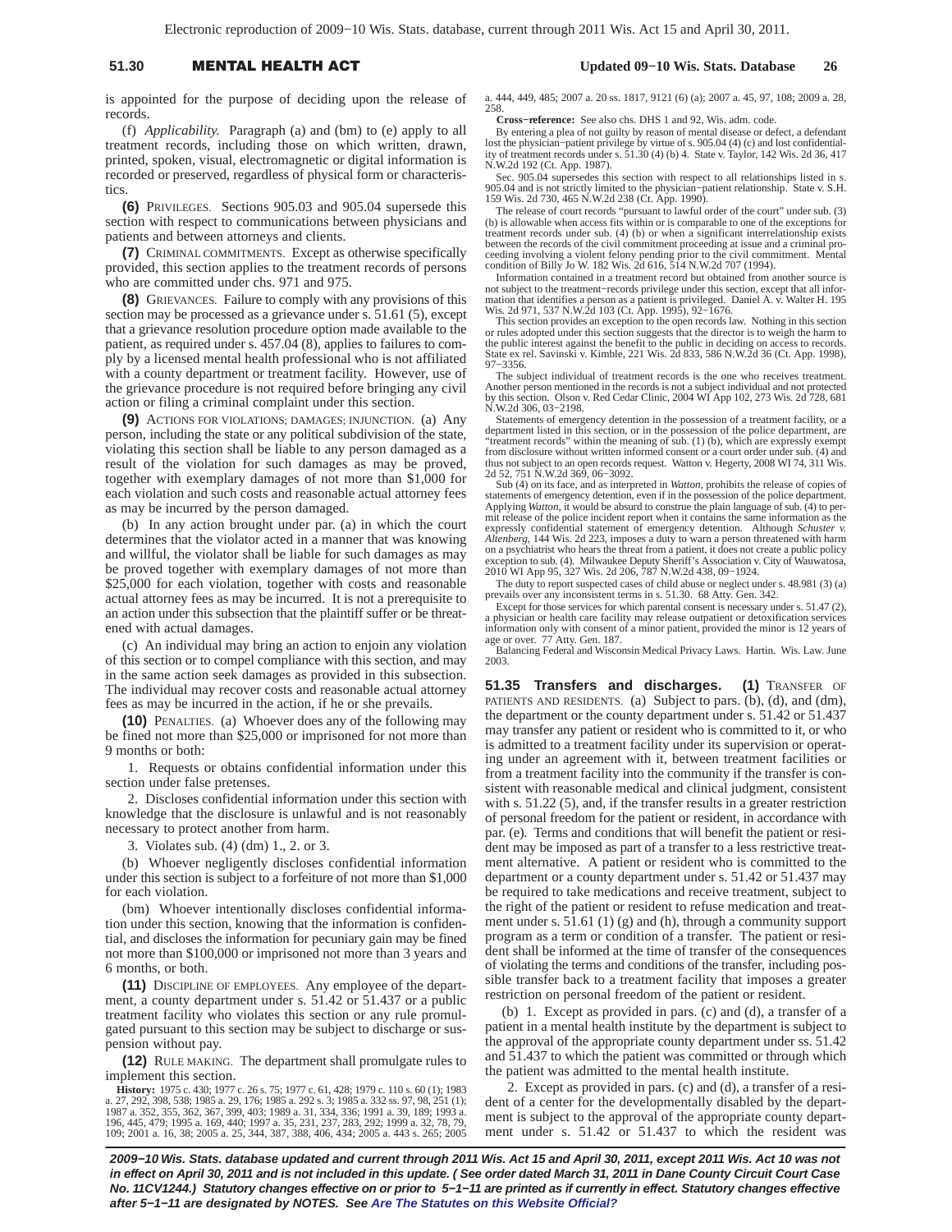is appointed for the purpose of deciding upon the release of records.

(f) *Applicability.* Paragraph (a) and (bm) to (e) apply to all treatment records, including those on which written, drawn, printed, spoken, visual, electromagnetic or digital information is recorded or preserved, regardless of physical form or characteristics.

**(6)** PRIVILEGES. Sections 905.03 and 905.04 supersede this section with respect to communications between physicians and patients and between attorneys and clients.

**(7)** CRIMINAL COMMITMENTS. Except as otherwise specifically provided, this section applies to the treatment records of persons who are committed under chs. 971 and 975.

**(8)** GRIEVANCES. Failure to comply with any provisions of this section may be processed as a grievance under s. 51.61 (5), except that a grievance resolution procedure option made available to the patient, as required under s. 457.04 (8), applies to failures to comply by a licensed mental health professional who is not affiliated with a county department or treatment facility. However, use of the grievance procedure is not required before bringing any civil action or filing a criminal complaint under this section.

**(9)** ACTIONS FOR VIOLATIONS; DAMAGES; INJUNCTION. (a) Any person, including the state or any political subdivision of the state, violating this section shall be liable to any person damaged as a result of the violation for such damages as may be proved, together with exemplary damages of not more than $1,000 for each violation and such costs and reasonable actual attorney fees as may be incurred by the person damaged.

(b) In any action brought under par. (a) in which the court determines that the violator acted in a manner that was knowing and willful, the violator shall be liable for such damages as may be proved together with exemplary damages of not more than $25,000 for each violation, together with costs and reasonable actual attorney fees as may be incurred. It is not a prerequisite to an action under this subsection that the plaintiff suffer or be threatened with actual damages.

(c) An individual may bring an action to enjoin any violation of this section or to compel compliance with this section, and may in the same action seek damages as provided in this subsection. The individual may recover costs and reasonable actual attorney fees as may be incurred in the action, if he or she prevails.

**(10)** PENALTIES. (a) Whoever does any of the following may be fined not more than $25,000 or imprisoned for not more than 9 months or both:

1. Requests or obtains confidential information under this section under false pretenses.

2. Discloses confidential information under this section with knowledge that the disclosure is unlawful and is not reasonably necessary to protect another from harm.

3. Violates sub. (4) (dm) 1., 2. or 3.

(b) Whoever negligently discloses confidential information under this section is subject to a forfeiture of not more than $1,000 for each violation.

(bm) Whoever intentionally discloses confidential information under this section, knowing that the information is confidential, and discloses the information for pecuniary gain may be fined not more than $100,000 or imprisoned not more than 3 years and 6 months, or both.

**(11)** DISCIPLINE OF EMPLOYEES. Any employee of the department, a county department under s. 51.42 or 51.437 or a public treatment facility who violates this section or any rule promulgated pursuant to this section may be subject to discharge or suspension without pay.

**(12)** RULE MAKING. The department shall promulgate rules to implement this section.

**History:** 1975 c. 430; 1977 c. 26 s. 75; 1977 c. 61, 428; 1979 c. 110 s. 60 (1); 1983 a. 27, 292, 398, 538; 1985 a. 29, 176; 1985 a. 292 s. 3; 1985 a. 332 ss. 97, 98, 251 (1); 1987 a. 352, 355, 362, 367, 399, 403; 1989 a. 31, 334, 336; 1991 a. 39, 189; 1993 a. 196, 445, 479; 1995 a. 169, 440; 1997 a. 35, 231, 237, 283, 292; 1999 a. 32, 78, 79, 109; 2001 a. 16, 38; 2005 a. 25, 344, 387, 388, 406, 434; 2005 a. 443 s. 265; 2005 a. 444, 449, 485; 2007 a. 20 ss. 1817, 9121 (6) (a); 2007 a. 45, 97, 108; 2009 a. 28, 258.

**Cross−reference:** See also chs. DHS 1 and 92, Wis. adm. code.

By entering a plea of not guilty by reason of mental disease or defect, a defendant lost the physician−patient privilege by virtue of s. 905.04 (4) (c) and lost confidentiality of treatment records under s. 51.30 (4) (b) 4. State v. Taylor, 142 Wis. 2d 36, 417 N.W.2d 192 (Ct. App. 1987).

Sec. 905.04 supersedes this section with respect to all relationships listed in s. 905.04 and is not strictly limited to the physician−patient relationship. State v. S.H. 159 Wis. 2d 730, 465 N.W.2d 238 (Ct. App. 1990).

The release of court records "pursuant to lawful order of the court" under sub. (3) (b) is allowable when access fits within or is comparable to one of the exceptions for treatment records under sub. (4) (b) or when a significant interrelationship exists between the records of the civil commitment proceeding at issue and a criminal proceeding involving a violent felony pending prior to the civil commitment. Mental condition of Billy Jo W. 182 Wis. 2d 616, 514 N.W.2d 707 (1994).

Information contained in a treatment record but obtained from another source is not subject to the treatment−records privilege under this section, except that all information that identifies a person as a patient is privileged. Daniel A. v. Walter H. 195 Wis. 2d 971, 537 N.W.2d 103 (Ct. App. 1995), 92−1676.

This section provides an exception to the open records law. Nothing in this section or rules adopted under this section suggests that the director is to weigh the harm to the public interest against the benefit to the public in deciding on access to records. State ex rel. Savinski v. Kimble, 221 Wis. 2d 833, 586 N.W.2d 36 (Ct. App. 1998), 97−3356.

The subject individual of treatment records is the one who receives treatment. Another person mentioned in the records is not a subject individual and not protected by this section. Olson v. Red Cedar Clinic, 2004 WI App 102, 273 Wis. 2d 728, 681 N.W.2d 306, 03−2198.

Statements of emergency detention in the possession of a treatment facility, or a department listed in this section, or in the possession of the police department, are "treatment records" within the meaning of sub. (1) (b), which are expressly exempt from disclosure without written informed consent or a court order under sub. (4) and thus not subject to an open records request. Watton v. Hegerty, 2008 WI 74, 311 Wis. 2d 52, 751 N.W.2d 369, 06−3092.

Sub (4) on its face, and as interpreted in *Watton*, prohibits the release of copies of statements of emergency detention, even if in the possession of the police department. Applying *Watton*, it would be absurd to construe the plain language of sub. (4) to permit release of the police incident report when it contains the same information as the expressly confidential statement of emergency detention. Although *Schuster v. Altenberg*, 144 Wis. 2d 223, imposes a duty to warn a person threatened with harm on a psychiatrist who hears the threat from a patient, it does not create a public policy exception to sub. (4). Milwaukee Deputy Sheriff's Association v. City of Wauwatosa, 2010 WI App 95, 327 Wis. 2d 206, 787 N.W.2d 438, 09−1924.

The duty to report suspected cases of child abuse or neglect under s. 48.981 (3) (a) prevails over any inconsistent terms in s. 51.30. 68 Atty. Gen. 342.

Except for those services for which parental consent is necessary under s. 51.47 (2), a physician or health care facility may release outpatient or detoxification services information only with consent of a minor patient, provided the minor is 12 years of age or over. 77 Atty. Gen. 187.

Balancing Federal and Wisconsin Medical Privacy Laws. Hartin. Wis. Law. June 2003.

**51.35 Transfers and discharges. (1)** TRANSFER OF PATIENTS AND RESIDENTS. (a) Subject to pars. (b), (d), and (dm), the department or the county department under s. 51.42 or 51.437 may transfer any patient or resident who is committed to it, or who is admitted to a treatment facility under its supervision or operating under an agreement with it, between treatment facilities or from a treatment facility into the community if the transfer is consistent with reasonable medical and clinical judgment, consistent with s. 51.22 (5), and, if the transfer results in a greater restriction of personal freedom for the patient or resident, in accordance with par. (e). Terms and conditions that will benefit the patient or resident may be imposed as part of a transfer to a less restrictive treatment alternative. A patient or resident who is committed to the department or a county department under s. 51.42 or 51.437 may be required to take medications and receive treatment, subject to the right of the patient or resident to refuse medication and treatment under s. 51.61 (1) (g) and (h), through a community support program as a term or condition of a transfer. The patient or resident shall be informed at the time of transfer of the consequences of violating the terms and conditions of the transfer, including possible transfer back to a treatment facility that imposes a greater restriction on personal freedom of the patient or resident.

(b) 1. Except as provided in pars. (c) and (d), a transfer of a patient in a mental health institute by the department is subject to the approval of the appropriate county department under ss. 51.42 and 51.437 to which the patient was committed or through which the patient was admitted to the mental health institute.

2. Except as provided in pars. (c) and (d), a transfer of a resident of a center for the developmentally disabled by the department is subject to the approval of the appropriate county department under s. 51.42 or 51.437 to which the resident was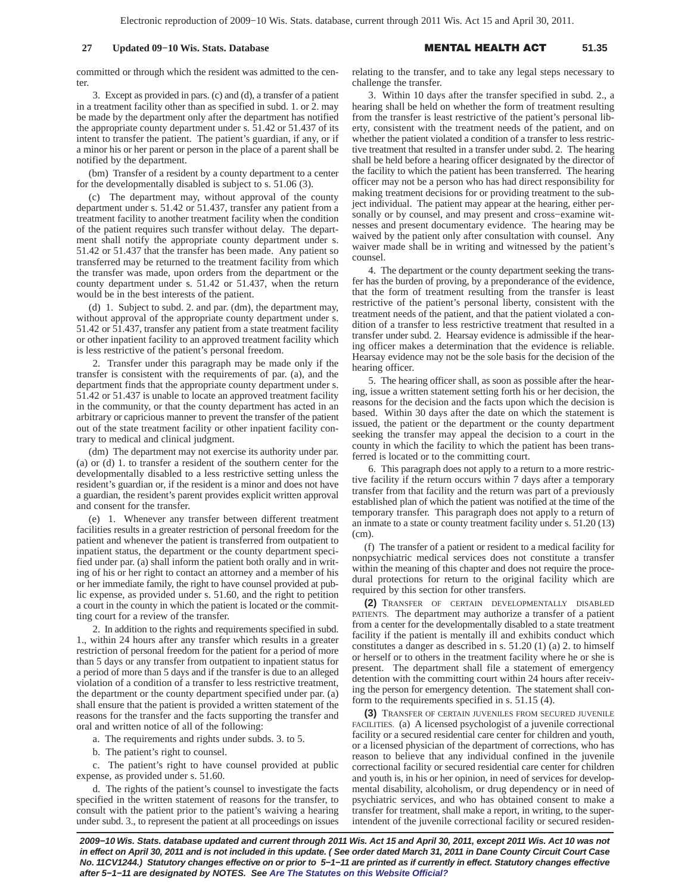committed or through which the resident was admitted to the center.

3. Except as provided in pars. (c) and (d), a transfer of a patient in a treatment facility other than as specified in subd. 1. or 2. may be made by the department only after the department has notified the appropriate county department under s. 51.42 or 51.437 of its intent to transfer the patient. The patient's guardian, if any, or if a minor his or her parent or person in the place of a parent shall be notified by the department.

(bm) Transfer of a resident by a county department to a center for the developmentally disabled is subject to s. 51.06 (3).

(c) The department may, without approval of the county department under s. 51.42 or 51.437, transfer any patient from a treatment facility to another treatment facility when the condition of the patient requires such transfer without delay. The department shall notify the appropriate county department under s. 51.42 or 51.437 that the transfer has been made. Any patient so transferred may be returned to the treatment facility from which the transfer was made, upon orders from the department or the county department under s. 51.42 or 51.437, when the return would be in the best interests of the patient.

(d) 1. Subject to subd. 2. and par. (dm), the department may, without approval of the appropriate county department under s. 51.42 or 51.437, transfer any patient from a state treatment facility or other inpatient facility to an approved treatment facility which is less restrictive of the patient's personal freedom.

2. Transfer under this paragraph may be made only if the transfer is consistent with the requirements of par. (a), and the department finds that the appropriate county department under s. 51.42 or 51.437 is unable to locate an approved treatment facility in the community, or that the county department has acted in an arbitrary or capricious manner to prevent the transfer of the patient out of the state treatment facility or other inpatient facility contrary to medical and clinical judgment.

(dm) The department may not exercise its authority under par. (a) or (d) 1. to transfer a resident of the southern center for the developmentally disabled to a less restrictive setting unless the resident's guardian or, if the resident is a minor and does not have a guardian, the resident's parent provides explicit written approval and consent for the transfer.

(e) 1. Whenever any transfer between different treatment facilities results in a greater restriction of personal freedom for the patient and whenever the patient is transferred from outpatient to inpatient status, the department or the county department specified under par. (a) shall inform the patient both orally and in writing of his or her right to contact an attorney and a member of his or her immediate family, the right to have counsel provided at public expense, as provided under s. 51.60, and the right to petition a court in the county in which the patient is located or the committing court for a review of the transfer.

2. In addition to the rights and requirements specified in subd. 1., within 24 hours after any transfer which results in a greater restriction of personal freedom for the patient for a period of more than 5 days or any transfer from outpatient to inpatient status for a period of more than 5 days and if the transfer is due to an alleged violation of a condition of a transfer to less restrictive treatment, the department or the county department specified under par. (a) shall ensure that the patient is provided a written statement of the reasons for the transfer and the facts supporting the transfer and oral and written notice of all of the following:

a. The requirements and rights under subds. 3. to 5.

b. The patient's right to counsel.

c. The patient's right to have counsel provided at public expense, as provided under s. 51.60.

d. The rights of the patient's counsel to investigate the facts specified in the written statement of reasons for the transfer, to consult with the patient prior to the patient's waiving a hearing under subd. 3., to represent the patient at all proceedings on issues relating to the transfer, and to take any legal steps necessary to challenge the transfer.

3. Within 10 days after the transfer specified in subd. 2., a hearing shall be held on whether the form of treatment resulting from the transfer is least restrictive of the patient's personal liberty, consistent with the treatment needs of the patient, and on whether the patient violated a condition of a transfer to less restrictive treatment that resulted in a transfer under subd. 2. The hearing shall be held before a hearing officer designated by the director of the facility to which the patient has been transferred. The hearing officer may not be a person who has had direct responsibility for making treatment decisions for or providing treatment to the subject individual. The patient may appear at the hearing, either personally or by counsel, and may present and cross-examine witnesses and present documentary evidence. The hearing may be waived by the patient only after consultation with counsel. Any waiver made shall be in writing and witnessed by the patient's counsel.

4. The department or the county department seeking the transfer has the burden of proving, by a preponderance of the evidence, that the form of treatment resulting from the transfer is least restrictive of the patient's personal liberty, consistent with the treatment needs of the patient, and that the patient violated a condition of a transfer to less restrictive treatment that resulted in a transfer under subd. 2. Hearsay evidence is admissible if the hearing officer makes a determination that the evidence is reliable. Hearsay evidence may not be the sole basis for the decision of the hearing officer.

5. The hearing officer shall, as soon as possible after the hearing, issue a written statement setting forth his or her decision, the reasons for the decision and the facts upon which the decision is based. Within 30 days after the date on which the statement is issued, the patient or the department or the county department seeking the transfer may appeal the decision to a court in the county in which the facility to which the patient has been transferred is located or to the committing court.

6. This paragraph does not apply to a return to a more restrictive facility if the return occurs within 7 days after a temporary transfer from that facility and the return was part of a previously established plan of which the patient was notified at the time of the temporary transfer. This paragraph does not apply to a return of an inmate to a state or county treatment facility under s. 51.20 (13) (cm).

(f) The transfer of a patient or resident to a medical facility for nonpsychiatric medical services does not constitute a transfer within the meaning of this chapter and does not require the procedural protections for return to the original facility which are required by this section for other transfers.

**(2)** TRANSFER OF CERTAIN DEVELOPMENTALLY DISABLED PATIENTS. The department may authorize a transfer of a patient from a center for the developmentally disabled to a state treatment facility if the patient is mentally ill and exhibits conduct which constitutes a danger as described in s. 51.20 (1) (a) 2. to himself or herself or to others in the treatment facility where he or she is present. The department shall file a statement of emergency detention with the committing court within 24 hours after receiving the person for emergency detention. The statement shall conform to the requirements specified in s. 51.15 (4).

**(3)** TRANSFER OF CERTAIN JUVENILES FROM SECURED JUVENILE FACILITIES. (a) A licensed psychologist of a juvenile correctional facility or a secured residential care center for children and youth, or a licensed physician of the department of corrections, who has reason to believe that any individual confined in the juvenile correctional facility or secured residential care center for children and youth is, in his or her opinion, in need of services for developmental disability, alcoholism, or drug dependency or in need of psychiatric services, and who has obtained consent to make a transfer for treatment, shall make a report, in writing, to the superintendent of the juvenile correctional facility or secured residen-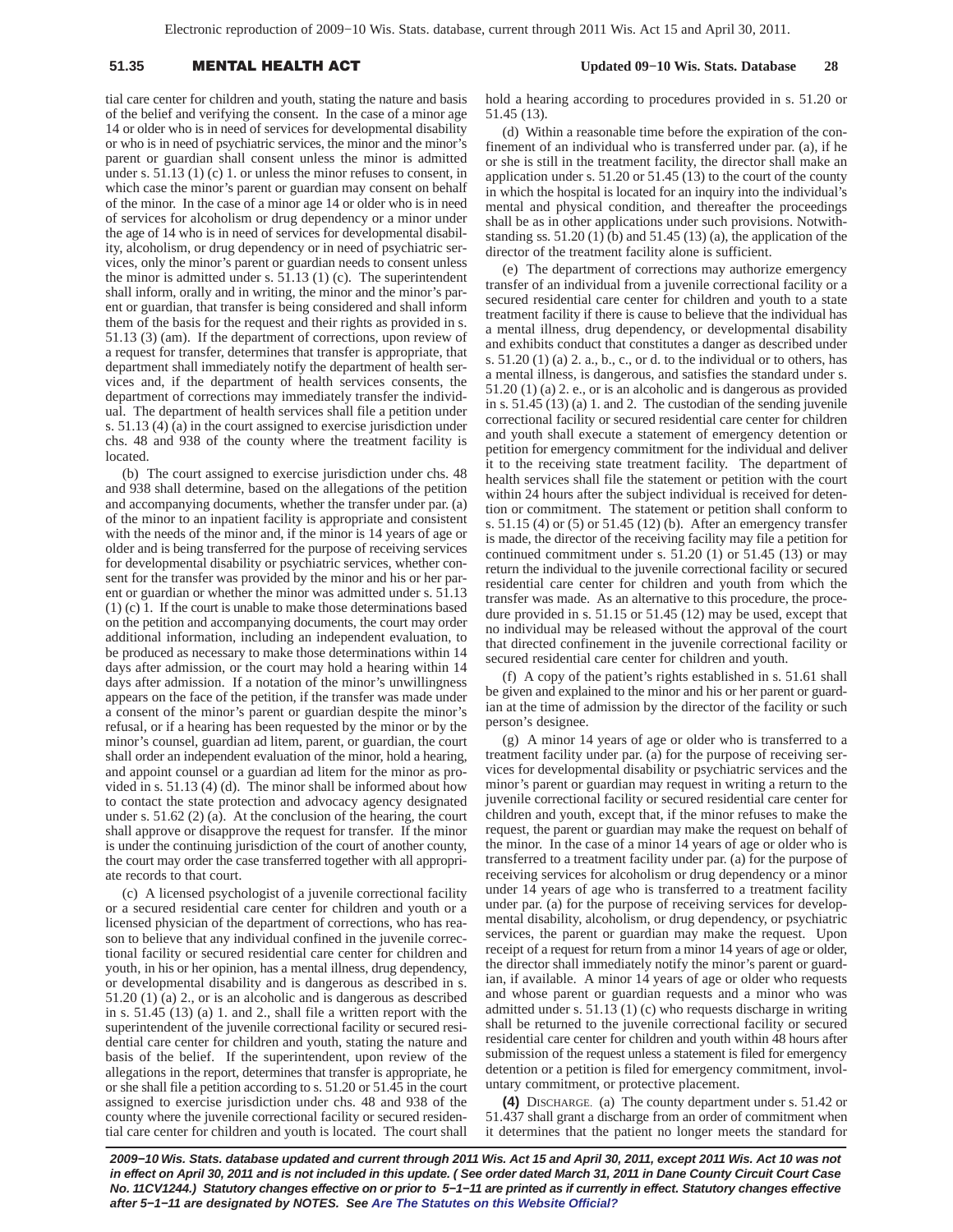tial care center for children and youth, stating the nature and basis of the belief and verifying the consent. In the case of a minor age 14 or older who is in need of services for developmental disability or who is in need of psychiatric services, the minor and the minor's parent or guardian shall consent unless the minor is admitted under s. 51.13 (1) (c) 1. or unless the minor refuses to consent, in which case the minor's parent or guardian may consent on behalf of the minor. In the case of a minor age 14 or older who is in need of services for alcoholism or drug dependency or a minor under the age of 14 who is in need of services for developmental disability, alcoholism, or drug dependency or in need of psychiatric services, only the minor's parent or guardian needs to consent unless the minor is admitted under s. 51.13 (1) (c). The superintendent shall inform, orally and in writing, the minor and the minor's parent or guardian, that transfer is being considered and shall inform them of the basis for the request and their rights as provided in s. 51.13 (3) (am). If the department of corrections, upon review of a request for transfer, determines that transfer is appropriate, that department shall immediately notify the department of health services and, if the department of health services consents, the department of corrections may immediately transfer the individual. The department of health services shall file a petition under s. 51.13 (4) (a) in the court assigned to exercise jurisdiction under chs. 48 and 938 of the county where the treatment facility is located.

(b) The court assigned to exercise jurisdiction under chs. 48 and 938 shall determine, based on the allegations of the petition and accompanying documents, whether the transfer under par. (a) of the minor to an inpatient facility is appropriate and consistent with the needs of the minor and, if the minor is 14 years of age or older and is being transferred for the purpose of receiving services for developmental disability or psychiatric services, whether consent for the transfer was provided by the minor and his or her parent or guardian or whether the minor was admitted under s. 51.13 (1) (c) 1. If the court is unable to make those determinations based on the petition and accompanying documents, the court may order additional information, including an independent evaluation, to be produced as necessary to make those determinations within 14 days after admission, or the court may hold a hearing within 14 days after admission. If a notation of the minor's unwillingness appears on the face of the petition, if the transfer was made under a consent of the minor's parent or guardian despite the minor's refusal, or if a hearing has been requested by the minor or by the minor's counsel, guardian ad litem, parent, or guardian, the court shall order an independent evaluation of the minor, hold a hearing, and appoint counsel or a guardian ad litem for the minor as provided in s. 51.13 (4) (d). The minor shall be informed about how to contact the state protection and advocacy agency designated under s. 51.62 (2) (a). At the conclusion of the hearing, the court shall approve or disapprove the request for transfer. If the minor is under the continuing jurisdiction of the court of another county, the court may order the case transferred together with all appropriate records to that court.

(c) A licensed psychologist of a juvenile correctional facility or a secured residential care center for children and youth or a licensed physician of the department of corrections, who has reason to believe that any individual confined in the juvenile correctional facility or secured residential care center for children and youth, in his or her opinion, has a mental illness, drug dependency, or developmental disability and is dangerous as described in s. 51.20 (1) (a) 2., or is an alcoholic and is dangerous as described in s. 51.45 (13) (a) 1. and 2., shall file a written report with the superintendent of the juvenile correctional facility or secured residential care center for children and youth, stating the nature and basis of the belief. If the superintendent, upon review of the allegations in the report, determines that transfer is appropriate, he or she shall file a petition according to s. 51.20 or 51.45 in the court assigned to exercise jurisdiction under chs. 48 and 938 of the county where the juvenile correctional facility or secured residential care center for children and youth is located. The court shall hold a hearing according to procedures provided in s. 51.20 or 51.45 (13).

(d) Within a reasonable time before the expiration of the confinement of an individual who is transferred under par. (a), if he or she is still in the treatment facility, the director shall make an application under s. 51.20 or 51.45 (13) to the court of the county in which the hospital is located for an inquiry into the individual's mental and physical condition, and thereafter the proceedings shall be as in other applications under such provisions. Notwithstanding ss. 51.20 (1) (b) and 51.45 (13) (a), the application of the director of the treatment facility alone is sufficient.

(e) The department of corrections may authorize emergency transfer of an individual from a juvenile correctional facility or a secured residential care center for children and youth to a state treatment facility if there is cause to believe that the individual has a mental illness, drug dependency, or developmental disability and exhibits conduct that constitutes a danger as described under s. 51.20 (1) (a) 2. a., b., c., or d. to the individual or to others, has a mental illness, is dangerous, and satisfies the standard under s. 51.20 (1) (a) 2. e., or is an alcoholic and is dangerous as provided in s. 51.45 (13) (a) 1. and 2. The custodian of the sending juvenile correctional facility or secured residential care center for children and youth shall execute a statement of emergency detention or petition for emergency commitment for the individual and deliver it to the receiving state treatment facility. The department of health services shall file the statement or petition with the court within 24 hours after the subject individual is received for detention or commitment. The statement or petition shall conform to s. 51.15 (4) or (5) or 51.45 (12) (b). After an emergency transfer is made, the director of the receiving facility may file a petition for continued commitment under s. 51.20 (1) or 51.45 (13) or may return the individual to the juvenile correctional facility or secured residential care center for children and youth from which the transfer was made. As an alternative to this procedure, the procedure provided in s. 51.15 or 51.45 (12) may be used, except that no individual may be released without the approval of the court that directed confinement in the juvenile correctional facility or secured residential care center for children and youth.

(f) A copy of the patient's rights established in s. 51.61 shall be given and explained to the minor and his or her parent or guardian at the time of admission by the director of the facility or such person's designee.

(g) A minor 14 years of age or older who is transferred to a treatment facility under par. (a) for the purpose of receiving services for developmental disability or psychiatric services and the minor's parent or guardian may request in writing a return to the juvenile correctional facility or secured residential care center for children and youth, except that, if the minor refuses to make the request, the parent or guardian may make the request on behalf of the minor. In the case of a minor 14 years of age or older who is transferred to a treatment facility under par. (a) for the purpose of receiving services for alcoholism or drug dependency or a minor under 14 years of age who is transferred to a treatment facility under par. (a) for the purpose of receiving services for developmental disability, alcoholism, or drug dependency, or psychiatric services, the parent or guardian may make the request. Upon receipt of a request for return from a minor 14 years of age or older, the director shall immediately notify the minor's parent or guardian, if available. A minor 14 years of age or older who requests and whose parent or guardian requests and a minor who was admitted under s. 51.13 (1) (c) who requests discharge in writing shall be returned to the juvenile correctional facility or secured residential care center for children and youth within 48 hours after submission of the request unless a statement is filed for emergency detention or a petition is filed for emergency commitment, involuntary commitment, or protective placement.

**(4)** DISCHARGE. (a) The county department under s. 51.42 or 51.437 shall grant a discharge from an order of commitment when it determines that the patient no longer meets the standard for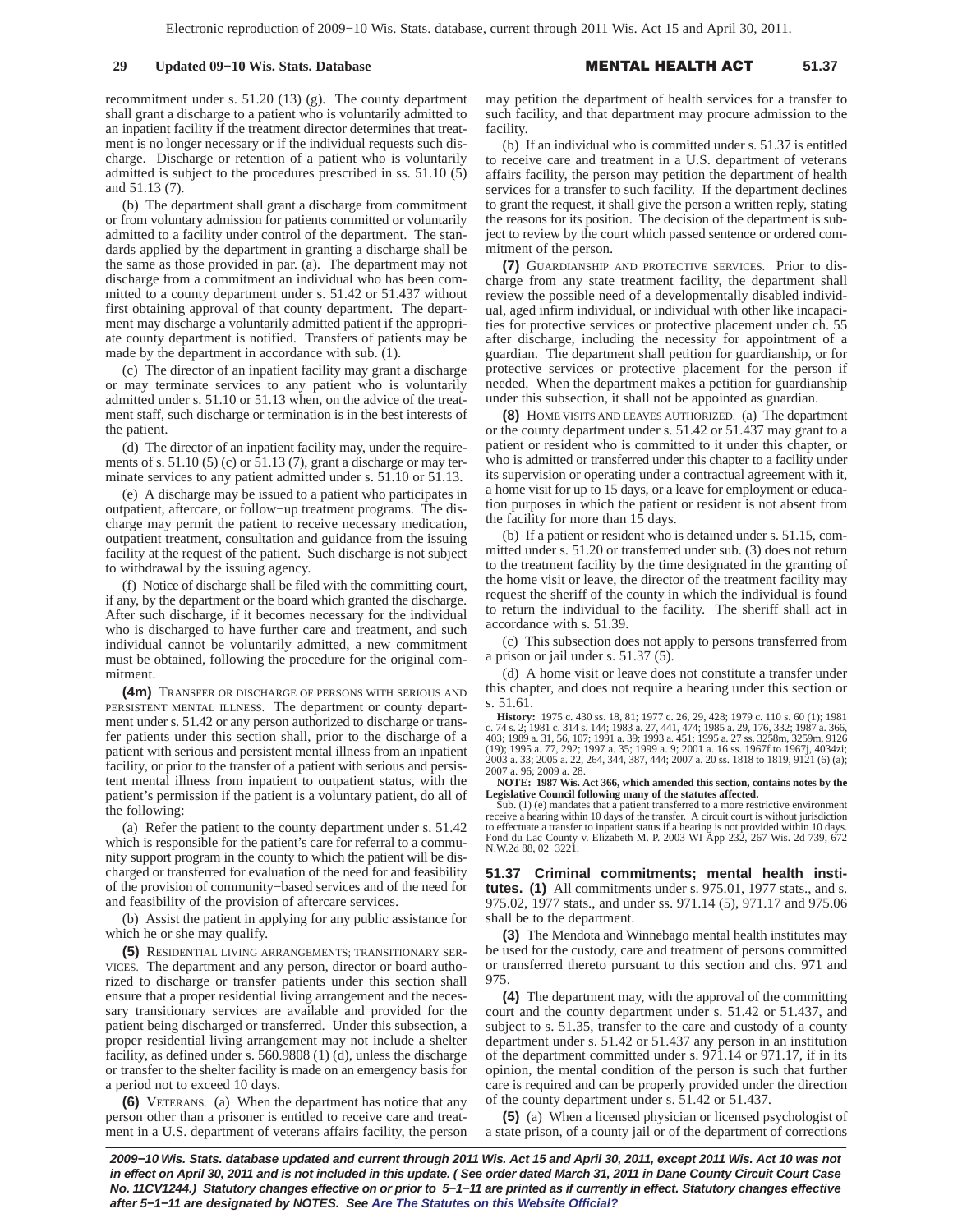recommitment under s. 51.20 (13) (g). The county department shall grant a discharge to a patient who is voluntarily admitted to an inpatient facility if the treatment director determines that treatment is no longer necessary or if the individual requests such discharge. Discharge or retention of a patient who is voluntarily admitted is subject to the procedures prescribed in ss. 51.10 (5) and 51.13 (7).

(b) The department shall grant a discharge from commitment or from voluntary admission for patients committed or voluntarily admitted to a facility under control of the department. The standards applied by the department in granting a discharge shall be the same as those provided in par. (a). The department may not discharge from a commitment an individual who has been committed to a county department under s. 51.42 or 51.437 without first obtaining approval of that county department. The department may discharge a voluntarily admitted patient if the appropriate county department is notified. Transfers of patients may be made by the department in accordance with sub. (1).

(c) The director of an inpatient facility may grant a discharge or may terminate services to any patient who is voluntarily admitted under s. 51.10 or 51.13 when, on the advice of the treatment staff, such discharge or termination is in the best interests of the patient.

(d) The director of an inpatient facility may, under the requirements of s. 51.10 (5) (c) or 51.13 (7), grant a discharge or may terminate services to any patient admitted under s. 51.10 or 51.13.

(e) A discharge may be issued to a patient who participates in outpatient, aftercare, or follow−up treatment programs. The discharge may permit the patient to receive necessary medication, outpatient treatment, consultation and guidance from the issuing facility at the request of the patient. Such discharge is not subject to withdrawal by the issuing agency.

(f) Notice of discharge shall be filed with the committing court, if any, by the department or the board which granted the discharge. After such discharge, if it becomes necessary for the individual who is discharged to have further care and treatment, and such individual cannot be voluntarily admitted, a new commitment must be obtained, following the procedure for the original commitment.

**(4m)** TRANSFER OR DISCHARGE OF PERSONS WITH SERIOUS AND PERSISTENT MENTAL ILLNESS. The department or county department under s. 51.42 or any person authorized to discharge or transfer patients under this section shall, prior to the discharge of a patient with serious and persistent mental illness from an inpatient facility, or prior to the transfer of a patient with serious and persistent mental illness from inpatient to outpatient status, with the patient's permission if the patient is a voluntary patient, do all of the following:

(a) Refer the patient to the county department under s. 51.42 which is responsible for the patient's care for referral to a community support program in the county to which the patient will be discharged or transferred for evaluation of the need for and feasibility of the provision of community−based services and of the need for and feasibility of the provision of aftercare services.

(b) Assist the patient in applying for any public assistance for which he or she may qualify.

**(5)** RESIDENTIAL LIVING ARRANGEMENTS; TRANSITIONARY SERVICES. The department and any person, director or board authorized to discharge or transfer patients under this section shall ensure that a proper residential living arrangement and the necessary transitionary services are available and provided for the patient being discharged or transferred. Under this subsection, a proper residential living arrangement may not include a shelter facility, as defined under s. 560.9808 (1) (d), unless the discharge or transfer to the shelter facility is made on an emergency basis for a period not to exceed 10 days.

**(6)** VETERANS. (a) When the department has notice that any person other than a prisoner is entitled to receive care and treatment in a U.S. department of veterans affairs facility, the person may petition the department of health services for a transfer to such facility, and that department may procure admission to the facility.

(b) If an individual who is committed under s. 51.37 is entitled to receive care and treatment in a U.S. department of veterans affairs facility, the person may petition the department of health services for a transfer to such facility. If the department declines to grant the request, it shall give the person a written reply, stating the reasons for its position. The decision of the department is subject to review by the court which passed sentence or ordered commitment of the person.

**(7)** GUARDIANSHIP AND PROTECTIVE SERVICES. Prior to discharge from any state treatment facility, the department shall review the possible need of a developmentally disabled individual, aged infirm individual, or individual with other like incapacities for protective services or protective placement under ch. 55 after discharge, including the necessity for appointment of a guardian. The department shall petition for guardianship, or for protective services or protective placement for the person if needed. When the department makes a petition for guardianship under this subsection, it shall not be appointed as guardian.

**(8)** HOME VISITS AND LEAVES AUTHORIZED. (a) The department or the county department under s. 51.42 or 51.437 may grant to a patient or resident who is committed to it under this chapter, or who is admitted or transferred under this chapter to a facility under its supervision or operating under a contractual agreement with it, a home visit for up to 15 days, or a leave for employment or education purposes in which the patient or resident is not absent from the facility for more than 15 days.

(b) If a patient or resident who is detained under s. 51.15, committed under s. 51.20 or transferred under sub. (3) does not return to the treatment facility by the time designated in the granting of the home visit or leave, the director of the treatment facility may request the sheriff of the county in which the individual is found to return the individual to the facility. The sheriff shall act in accordance with s. 51.39.

(c) This subsection does not apply to persons transferred from a prison or jail under s. 51.37 (5).

(d) A home visit or leave does not constitute a transfer under this chapter, and does not require a hearing under this section or s. 51.61.

**History:** 1975 c. 430 ss. 18, 81; 1977 c. 26, 29, 428; 1979 c. 110 s. 60 (1); 1981 c. 74 s. 2; 1981 c. 314 s. 144; 1983 a. 27, 441, 474; 1985 a. 29, 176, 332; 1987 a. 366, 403; 1989 a. 31, 56, 107; 1991 a. 39; 1993 a. 451; 1995 a. 27 ss. 3258m, 3259m, 9126 (19); 1995 a. 77, 292; 1997 a. 35; 1999 a. 9; 2001 a. 16 ss. 1967f to 1967j, 4034zi; 2003 a. 33; 2005 a. 22, 264, 344, 387, 444; 2007 a. 20 ss. 1818 to 1819, 9121 (6) (a); 2007 a. 96; 2009 a. 28.

**NOTE: 1987 Wis. Act 366, which amended this section, contains notes by the Legislative Council following many of the statutes affected.**

Sub. (1) (e) mandates that a patient transferred to a more restrictive environment receive a hearing within 10 days of the transfer. A circuit court is without jurisdiction to effectuate a transfer to inpatient status if a hearing is not provided within 10 days. Fond du Lac County v. Elizabeth M. P. 2003 WI App 232, 267 Wis. 2d 739, 672 N.W.2d 88, 02−3221.

**51.37 Criminal commitments; mental health institutes.** **(1)** All commitments under s. 975.01, 1977 stats., and s. 975.02, 1977 stats., and under ss. 971.14 (5), 971.17 and 975.06 shall be to the department.

**(3)** The Mendota and Winnebago mental health institutes may be used for the custody, care and treatment of persons committed or transferred thereto pursuant to this section and chs. 971 and 975.

**(4)** The department may, with the approval of the committing court and the county department under s. 51.42 or 51.437, and subject to s. 51.35, transfer to the care and custody of a county department under s. 51.42 or 51.437 any person in an institution of the department committed under s. 971.14 or 971.17, if in its opinion, the mental condition of the person is such that further care is required and can be properly provided under the direction of the county department under s. 51.42 or 51.437.

**(5)** (a) When a licensed physician or licensed psychologist of a state prison, of a county jail or of the department of corrections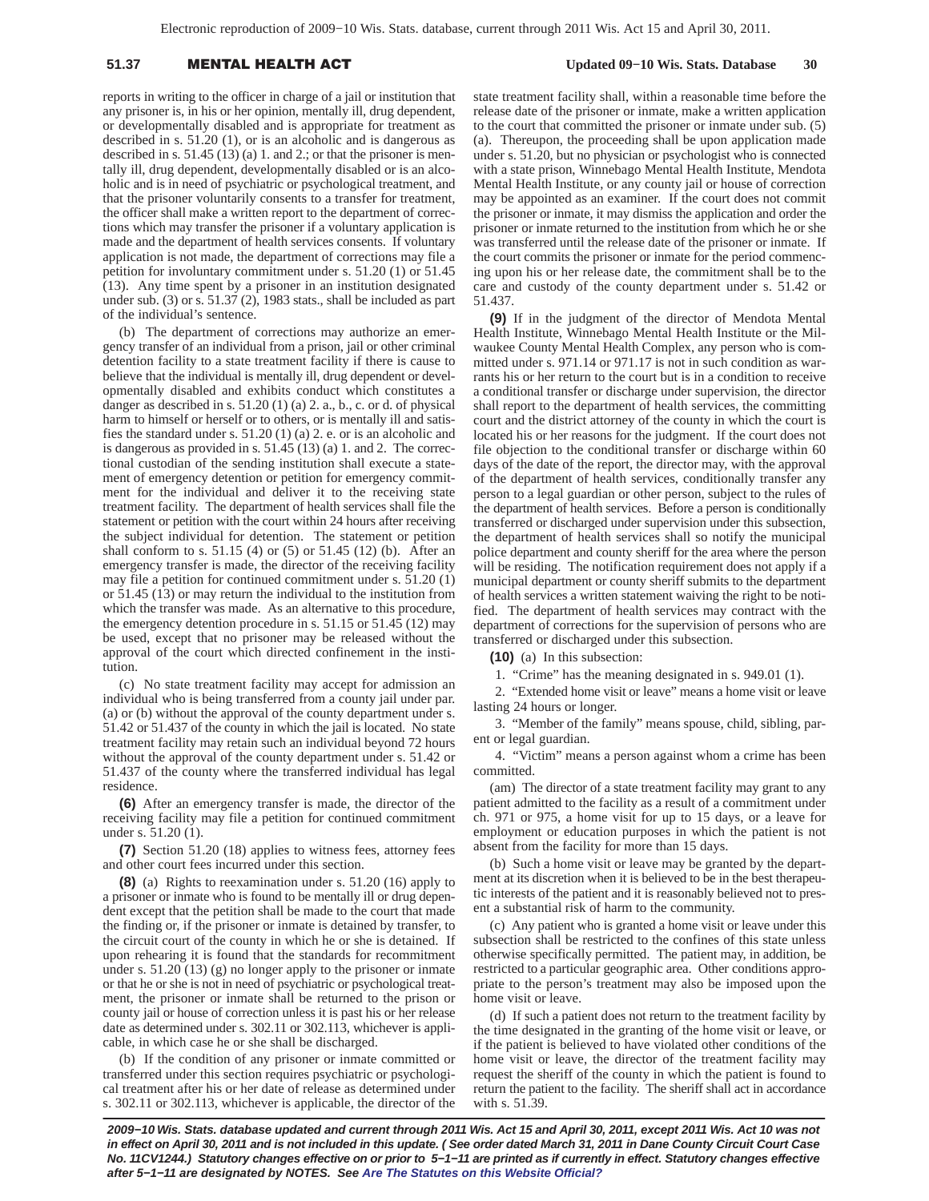reports in writing to the officer in charge of a jail or institution that any prisoner is, in his or her opinion, mentally ill, drug dependent, or developmentally disabled and is appropriate for treatment as described in s. 51.20 (1), or is an alcoholic and is dangerous as described in s. 51.45 (13) (a) 1. and 2.; or that the prisoner is mentally ill, drug dependent, developmentally disabled or is an alcoholic and is in need of psychiatric or psychological treatment, and that the prisoner voluntarily consents to a transfer for treatment, the officer shall make a written report to the department of corrections which may transfer the prisoner if a voluntary application is made and the department of health services consents. If voluntary application is not made, the department of corrections may file a petition for involuntary commitment under s. 51.20 (1) or 51.45 (13). Any time spent by a prisoner in an institution designated under sub. (3) or s. 51.37 (2), 1983 stats., shall be included as part of the individual's sentence.

(b) The department of corrections may authorize an emergency transfer of an individual from a prison, jail or other criminal detention facility to a state treatment facility if there is cause to believe that the individual is mentally ill, drug dependent or developmentally disabled and exhibits conduct which constitutes a danger as described in s. 51.20 (1) (a) 2. a., b., c. or d. of physical harm to himself or herself or to others, or is mentally ill and satisfies the standard under s. 51.20 (1) (a) 2. e. or is an alcoholic and is dangerous as provided in s. 51.45 (13) (a) 1. and 2. The correctional custodian of the sending institution shall execute a statement of emergency detention or petition for emergency commitment for the individual and deliver it to the receiving state treatment facility. The department of health services shall file the statement or petition with the court within 24 hours after receiving the subject individual for detention. The statement or petition shall conform to s. 51.15 (4) or (5) or 51.45 (12) (b). After an emergency transfer is made, the director of the receiving facility may file a petition for continued commitment under s. 51.20 (1) or 51.45 (13) or may return the individual to the institution from which the transfer was made. As an alternative to this procedure, the emergency detention procedure in s. 51.15 or 51.45 (12) may be used, except that no prisoner may be released without the approval of the court which directed confinement in the institution.

(c) No state treatment facility may accept for admission an individual who is being transferred from a county jail under par. (a) or (b) without the approval of the county department under s. 51.42 or 51.437 of the county in which the jail is located. No state treatment facility may retain such an individual beyond 72 hours without the approval of the county department under s. 51.42 or 51.437 of the county where the transferred individual has legal residence.

**(6)** After an emergency transfer is made, the director of the receiving facility may file a petition for continued commitment under s. 51.20 (1).

**(7)** Section 51.20 (18) applies to witness fees, attorney fees and other court fees incurred under this section.

**(8)** (a) Rights to reexamination under s. 51.20 (16) apply to a prisoner or inmate who is found to be mentally ill or drug dependent except that the petition shall be made to the court that made the finding or, if the prisoner or inmate is detained by transfer, to the circuit court of the county in which he or she is detained. If upon rehearing it is found that the standards for recommitment under s. 51.20 (13) (g) no longer apply to the prisoner or inmate or that he or she is not in need of psychiatric or psychological treatment, the prisoner or inmate shall be returned to the prison or county jail or house of correction unless it is past his or her release date as determined under s. 302.11 or 302.113, whichever is applicable, in which case he or she shall be discharged.

(b) If the condition of any prisoner or inmate committed or transferred under this section requires psychiatric or psychological treatment after his or her date of release as determined under s. 302.11 or 302.113, whichever is applicable, the director of the state treatment facility shall, within a reasonable time before the release date of the prisoner or inmate, make a written application to the court that committed the prisoner or inmate under sub. (5) (a). Thereupon, the proceeding shall be upon application made under s. 51.20, but no physician or psychologist who is connected with a state prison, Winnebago Mental Health Institute, Mendota Mental Health Institute, or any county jail or house of correction may be appointed as an examiner. If the court does not commit the prisoner or inmate, it may dismiss the application and order the prisoner or inmate returned to the institution from which he or she was transferred until the release date of the prisoner or inmate. If the court commits the prisoner or inmate for the period commencing upon his or her release date, the commitment shall be to the care and custody of the county department under s. 51.42 or 51.437.

**(9)** If in the judgment of the director of Mendota Mental Health Institute, Winnebago Mental Health Institute or the Milwaukee County Mental Health Complex, any person who is committed under s. 971.14 or 971.17 is not in such condition as warrants his or her return to the court but is in a condition to receive a conditional transfer or discharge under supervision, the director shall report to the department of health services, the committing court and the district attorney of the county in which the court is located his or her reasons for the judgment. If the court does not file objection to the conditional transfer or discharge within 60 days of the date of the report, the director may, with the approval of the department of health services, conditionally transfer any person to a legal guardian or other person, subject to the rules of the department of health services. Before a person is conditionally transferred or discharged under supervision under this subsection, the department of health services shall so notify the municipal police department and county sheriff for the area where the person will be residing. The notification requirement does not apply if a municipal department or county sheriff submits to the department of health services a written statement waiving the right to be notified. The department of health services may contract with the department of corrections for the supervision of persons who are transferred or discharged under this subsection.

**(10)** (a) In this subsection:

1. "Crime" has the meaning designated in s. 949.01 (1).

2. "Extended home visit or leave" means a home visit or leave lasting 24 hours or longer.

3. "Member of the family" means spouse, child, sibling, parent or legal guardian.

4. "Victim" means a person against whom a crime has been committed.

(am) The director of a state treatment facility may grant to any patient admitted to the facility as a result of a commitment under ch. 971 or 975, a home visit for up to 15 days, or a leave for employment or education purposes in which the patient is not absent from the facility for more than 15 days.

(b) Such a home visit or leave may be granted by the department at its discretion when it is believed to be in the best therapeutic interests of the patient and it is reasonably believed not to present a substantial risk of harm to the community.

(c) Any patient who is granted a home visit or leave under this subsection shall be restricted to the confines of this state unless otherwise specifically permitted. The patient may, in addition, be restricted to a particular geographic area. Other conditions appropriate to the person's treatment may also be imposed upon the home visit or leave.

(d) If such a patient does not return to the treatment facility by the time designated in the granting of the home visit or leave, or if the patient is believed to have violated other conditions of the home visit or leave, the director of the treatment facility may request the sheriff of the county in which the patient is found to return the patient to the facility. The sheriff shall act in accordance with s. 51.39.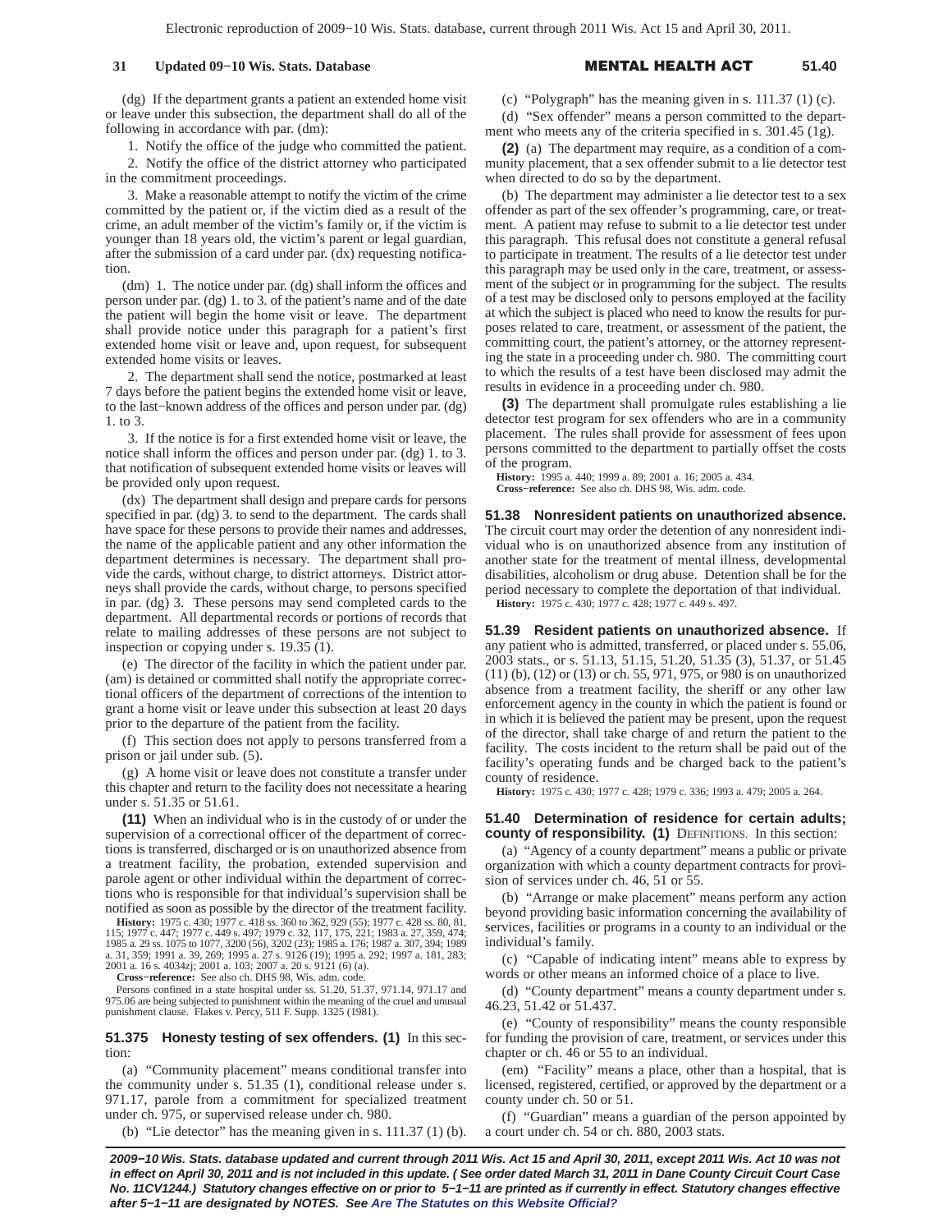(dg) If the department grants a patient an extended home visit or leave under this subsection, the department shall do all of the following in accordance with par. (dm):

1. Notify the office of the judge who committed the patient.

2. Notify the office of the district attorney who participated in the commitment proceedings.

3. Make a reasonable attempt to notify the victim of the crime committed by the patient or, if the victim died as a result of the crime, an adult member of the victim's family or, if the victim is younger than 18 years old, the victim's parent or legal guardian, after the submission of a card under par. (dx) requesting notification.

(dm) 1. The notice under par. (dg) shall inform the offices and person under par. (dg) 1. to 3. of the patient's name and of the date the patient will begin the home visit or leave. The department shall provide notice under this paragraph for a patient's first extended home visit or leave and, upon request, for subsequent extended home visits or leaves.

2. The department shall send the notice, postmarked at least 7 days before the patient begins the extended home visit or leave, to the last−known address of the offices and person under par. (dg) 1. to 3.

3. If the notice is for a first extended home visit or leave, the notice shall inform the offices and person under par. (dg) 1. to 3. that notification of subsequent extended home visits or leaves will be provided only upon request.

(dx) The department shall design and prepare cards for persons specified in par. (dg) 3. to send to the department. The cards shall have space for these persons to provide their names and addresses, the name of the applicable patient and any other information the department determines is necessary. The department shall provide the cards, without charge, to district attorneys. District attorneys shall provide the cards, without charge, to persons specified in par. (dg) 3. These persons may send completed cards to the department. All departmental records or portions of records that relate to mailing addresses of these persons are not subject to inspection or copying under s. 19.35 (1).

(e) The director of the facility in which the patient under par. (am) is detained or committed shall notify the appropriate correctional officers of the department of corrections of the intention to grant a home visit or leave under this subsection at least 20 days prior to the departure of the patient from the facility.

(f) This section does not apply to persons transferred from a prison or jail under sub. (5).

(g) A home visit or leave does not constitute a transfer under this chapter and return to the facility does not necessitate a hearing under s. 51.35 or 51.61.

**(11)** When an individual who is in the custody of or under the supervision of a correctional officer of the department of corrections is transferred, discharged or is on unauthorized absence from a treatment facility, the probation, extended supervision and parole agent or other individual within the department of corrections who is responsible for that individual's supervision shall be notified as soon as possible by the director of the treatment facility.

**History:** 1975 c. 430; 1977 c. 418 ss. 360 to 362, 929 (55); 1977 c. 428 ss. 80, 81, 115; 1977 c. 447; 1977 c. 449 s. 497; 1979 c. 32, 117, 175, 221; 1983 a. 27, 359, 474; 1985 a. 29 ss. 1075 to 1077, 3200 (56), 3202 (23); 1985 a. 176; 1987 a. 307, 394; 1989 a. 31, 359; 1991 a. 39, 269; 1995 a. 27 s. 9126 (19); 1995 a. 292; 1997 a. 181, 283; 2001 a. 16 s. 4034zj; 2001 a. 103; 2007 a. 20 s. 9121 (6) (a).

**Cross−reference:** See also ch. DHS 98, Wis. adm. code.

Persons confined in a state hospital under ss. 51.20, 51.37, 971.14, 971.17 and 975.06 are being subjected to punishment within the meaning of the cruel and unusual punishment clause. Flakes v. Percy, 511 F. Supp. 1325 (1981).

**51.375 Honesty testing of sex offenders. (1)** In this section:

(a) "Community placement" means conditional transfer into the community under s. 51.35 (1), conditional release under s. 971.17, parole from a commitment for specialized treatment under ch. 975, or supervised release under ch. 980.

(b) "Lie detector" has the meaning given in s. 111.37 (1) (b).

(c) "Polygraph" has the meaning given in s. 111.37 (1) (c).

(d) "Sex offender" means a person committed to the department who meets any of the criteria specified in s. 301.45 (1g).

**(2)** (a) The department may require, as a condition of a community placement, that a sex offender submit to a lie detector test when directed to do so by the department.

(b) The department may administer a lie detector test to a sex offender as part of the sex offender's programming, care, or treatment. A patient may refuse to submit to a lie detector test under this paragraph. This refusal does not constitute a general refusal to participate in treatment. The results of a lie detector test under this paragraph may be used only in the care, treatment, or assessment of the subject or in programming for the subject. The results of a test may be disclosed only to persons employed at the facility at which the subject is placed who need to know the results for purposes related to care, treatment, or assessment of the patient, the committing court, the patient's attorney, or the attorney representing the state in a proceeding under ch. 980. The committing court to which the results of a test have been disclosed may admit the results in evidence in a proceeding under ch. 980.

**(3)** The department shall promulgate rules establishing a lie detector test program for sex offenders who are in a community placement. The rules shall provide for assessment of fees upon persons committed to the department to partially offset the costs of the program.

**History:** 1995 a. 440; 1999 a. 89; 2001 a. 16; 2005 a. 434.

**Cross−reference:** See also ch. DHS 98, Wis. adm. code.

**51.38 Nonresident patients on unauthorized absence.** The circuit court may order the detention of any nonresident individual who is on unauthorized absence from any institution of another state for the treatment of mental illness, developmental disabilities, alcoholism or drug abuse. Detention shall be for the period necessary to complete the deportation of that individual.

**History:** 1975 c. 430; 1977 c. 428; 1977 c. 449 s. 497.

**51.39 Resident patients on unauthorized absence.** If any patient who is admitted, transferred, or placed under s. 55.06, 2003 stats., or s. 51.13, 51.15, 51.20, 51.35 (3), 51.37, or 51.45 (11) (b), (12) or (13) or ch. 55, 971, 975, or 980 is on unauthorized absence from a treatment facility, the sheriff or any other law enforcement agency in the county in which the patient is found or in which it is believed the patient may be present, upon the request of the director, shall take charge of and return the patient to the facility. The costs incident to the return shall be paid out of the facility's operating funds and be charged back to the patient's county of residence.

**History:** 1975 c. 430; 1977 c. 428; 1979 c. 336; 1993 a. 479; 2005 a. 264.

**51.40 Determination of residence for certain adults; county of responsibility. (1)** DEFINITIONS. In this section:

(a) "Agency of a county department" means a public or private organization with which a county department contracts for provision of services under ch. 46, 51 or 55.

(b) "Arrange or make placement" means perform any action beyond providing basic information concerning the availability of services, facilities or programs in a county to an individual or the individual's family.

(c) "Capable of indicating intent" means able to express by words or other means an informed choice of a place to live.

(d) "County department" means a county department under s. 46.23, 51.42 or 51.437.

(e) "County of responsibility" means the county responsible for funding the provision of care, treatment, or services under this chapter or ch. 46 or 55 to an individual.

(em) "Facility" means a place, other than a hospital, that is licensed, registered, certified, or approved by the department or a county under ch. 50 or 51.

(f) "Guardian" means a guardian of the person appointed by a court under ch. 54 or ch. 880, 2003 stats.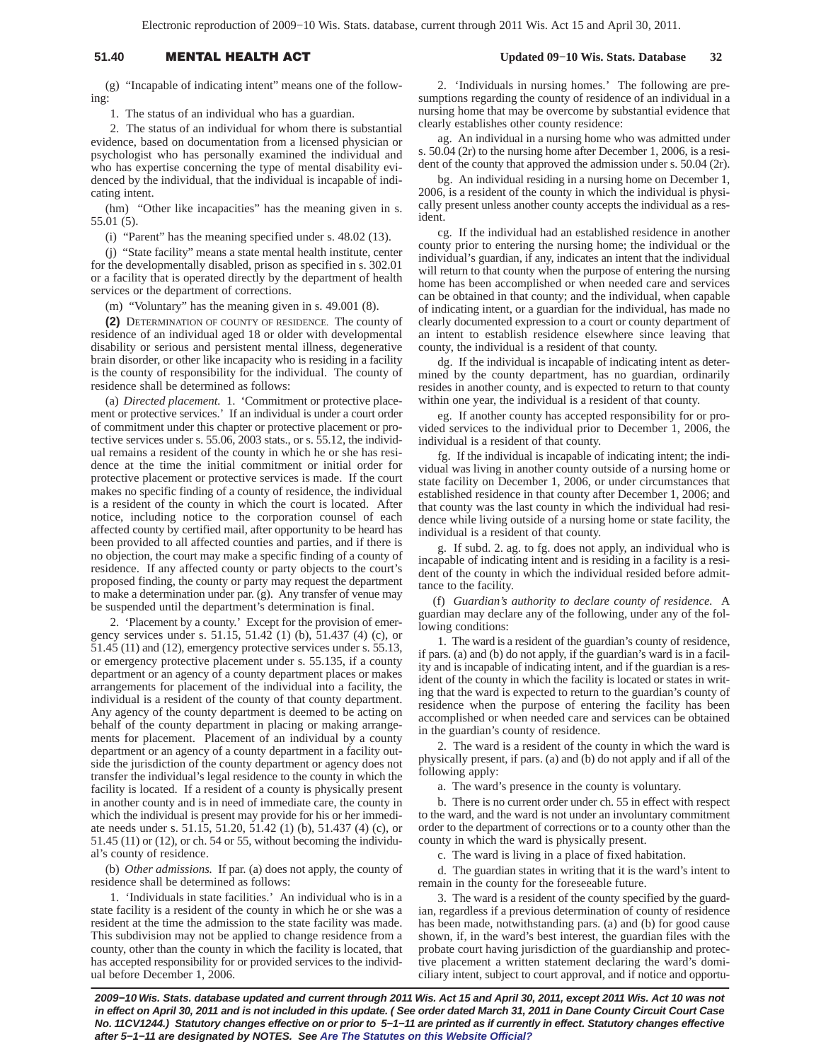(g) "Incapable of indicating intent" means one of the following:

1. The status of an individual who has a guardian.

2. The status of an individual for whom there is substantial evidence, based on documentation from a licensed physician or psychologist who has personally examined the individual and who has expertise concerning the type of mental disability evidenced by the individual, that the individual is incapable of indicating intent.

(hm) "Other like incapacities" has the meaning given in s. 55.01 (5).

(i) "Parent" has the meaning specified under s. 48.02 (13).

(j) "State facility" means a state mental health institute, center for the developmentally disabled, prison as specified in s. 302.01 or a facility that is operated directly by the department of health services or the department of corrections.

(m) "Voluntary" has the meaning given in s. 49.001 (8).

**(2)** DETERMINATION OF COUNTY OF RESIDENCE. The county of residence of an individual aged 18 or older with developmental disability or serious and persistent mental illness, degenerative brain disorder, or other like incapacity who is residing in a facility is the county of responsibility for the individual. The county of residence shall be determined as follows:

(a) *Directed placement.* 1. 'Commitment or protective placement or protective services.' If an individual is under a court order of commitment under this chapter or protective placement or protective services under s. 55.06, 2003 stats., or s. 55.12, the individual remains a resident of the county in which he or she has residence at the time the initial commitment or initial order for protective placement or protective services is made. If the court makes no specific finding of a county of residence, the individual is a resident of the county in which the court is located. After notice, including notice to the corporation counsel of each affected county by certified mail, after opportunity to be heard has been provided to all affected counties and parties, and if there is no objection, the court may make a specific finding of a county of residence. If any affected county or party objects to the court's proposed finding, the county or party may request the department to make a determination under par. (g). Any transfer of venue may be suspended until the department's determination is final.

2. 'Placement by a county.' Except for the provision of emergency services under s. 51.15, 51.42 (1) (b), 51.437 (4) (c), or 51.45 (11) and (12), emergency protective services under s. 55.13, or emergency protective placement under s. 55.135, if a county department or an agency of a county department places or makes arrangements for placement of the individual into a facility, the individual is a resident of the county of that county department. Any agency of the county department is deemed to be acting on behalf of the county department in placing or making arrangements for placement. Placement of an individual by a county department or an agency of a county department in a facility outside the jurisdiction of the county department or agency does not transfer the individual's legal residence to the county in which the facility is located. If a resident of a county is physically present in another county and is in need of immediate care, the county in which the individual is present may provide for his or her immediate needs under s. 51.15, 51.20, 51.42 (1) (b), 51.437 (4) (c), or 51.45 (11) or (12), or ch. 54 or 55, without becoming the individual's county of residence.

(b) *Other admissions.* If par. (a) does not apply, the county of residence shall be determined as follows:

1. 'Individuals in state facilities.' An individual who is in a state facility is a resident of the county in which he or she was a resident at the time the admission to the state facility was made. This subdivision may not be applied to change residence from a county, other than the county in which the facility is located, that has accepted responsibility for or provided services to the individual before December 1, 2006.

2. 'Individuals in nursing homes.' The following are presumptions regarding the county of residence of an individual in a nursing home that may be overcome by substantial evidence that clearly establishes other county residence:

ag. An individual in a nursing home who was admitted under s. 50.04 (2r) to the nursing home after December 1, 2006, is a resident of the county that approved the admission under s. 50.04 (2r).

bg. An individual residing in a nursing home on December 1, 2006, is a resident of the county in which the individual is physically present unless another county accepts the individual as a resident.

cg. If the individual had an established residence in another county prior to entering the nursing home; the individual or the individual's guardian, if any, indicates an intent that the individual will return to that county when the purpose of entering the nursing home has been accomplished or when needed care and services can be obtained in that county; and the individual, when capable of indicating intent, or a guardian for the individual, has made no clearly documented expression to a court or county department of an intent to establish residence elsewhere since leaving that county, the individual is a resident of that county.

dg. If the individual is incapable of indicating intent as determined by the county department, has no guardian, ordinarily resides in another county, and is expected to return to that county within one year, the individual is a resident of that county.

eg. If another county has accepted responsibility for or provided services to the individual prior to December 1, 2006, the individual is a resident of that county.

fg. If the individual is incapable of indicating intent; the individual was living in another county outside of a nursing home or state facility on December 1, 2006, or under circumstances that established residence in that county after December 1, 2006; and that county was the last county in which the individual had residence while living outside of a nursing home or state facility, the individual is a resident of that county.

g. If subd. 2. ag. to fg. does not apply, an individual who is incapable of indicating intent and is residing in a facility is a resident of the county in which the individual resided before admittance to the facility.

(f) *Guardian's authority to declare county of residence.* A guardian may declare any of the following, under any of the following conditions:

1. The ward is a resident of the guardian's county of residence, if pars. (a) and (b) do not apply, if the guardian's ward is in a facility and is incapable of indicating intent, and if the guardian is a resident of the county in which the facility is located or states in writing that the ward is expected to return to the guardian's county of residence when the purpose of entering the facility has been accomplished or when needed care and services can be obtained in the guardian's county of residence.

2. The ward is a resident of the county in which the ward is physically present, if pars. (a) and (b) do not apply and if all of the following apply:

a. The ward's presence in the county is voluntary.

b. There is no current order under ch. 55 in effect with respect to the ward, and the ward is not under an involuntary commitment order to the department of corrections or to a county other than the county in which the ward is physically present.

c. The ward is living in a place of fixed habitation.

d. The guardian states in writing that it is the ward's intent to remain in the county for the foreseeable future.

3. The ward is a resident of the county specified by the guardian, regardless if a previous determination of county of residence has been made, notwithstanding pars. (a) and (b) for good cause shown, if, in the ward's best interest, the guardian files with the probate court having jurisdiction of the guardianship and protective placement a written statement declaring the ward's domiciliary intent, subject to court approval, and if notice and opportu-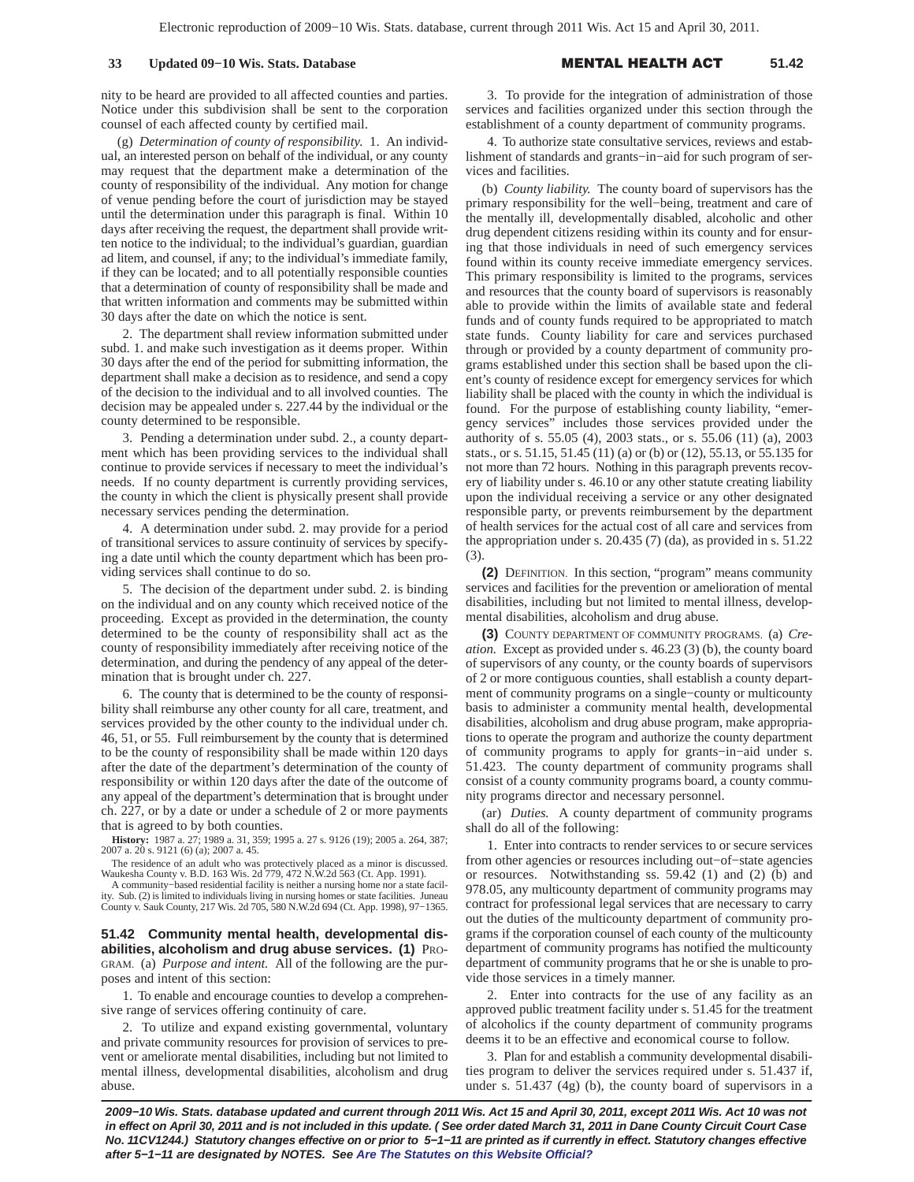nity to be heard are provided to all affected counties and parties. Notice under this subdivision shall be sent to the corporation counsel of each affected county by certified mail.

(g) *Determination of county of responsibility.* 1. An individual, an interested person on behalf of the individual, or any county may request that the department make a determination of the county of responsibility of the individual. Any motion for change of venue pending before the court of jurisdiction may be stayed until the determination under this paragraph is final. Within 10 days after receiving the request, the department shall provide written notice to the individual; to the individual's guardian, guardian ad litem, and counsel, if any; to the individual's immediate family, if they can be located; and to all potentially responsible counties that a determination of county of responsibility shall be made and that written information and comments may be submitted within 30 days after the date on which the notice is sent.

2. The department shall review information submitted under subd. 1. and make such investigation as it deems proper. Within 30 days after the end of the period for submitting information, the department shall make a decision as to residence, and send a copy of the decision to the individual and to all involved counties. The decision may be appealed under s. 227.44 by the individual or the county determined to be responsible.

3. Pending a determination under subd. 2., a county department which has been providing services to the individual shall continue to provide services if necessary to meet the individual's needs. If no county department is currently providing services, the county in which the client is physically present shall provide necessary services pending the determination.

4. A determination under subd. 2. may provide for a period of transitional services to assure continuity of services by specifying a date until which the county department which has been providing services shall continue to do so.

5. The decision of the department under subd. 2. is binding on the individual and on any county which received notice of the proceeding. Except as provided in the determination, the county determined to be the county of responsibility shall act as the county of responsibility immediately after receiving notice of the determination, and during the pendency of any appeal of the determination that is brought under ch. 227.

6. The county that is determined to be the county of responsibility shall reimburse any other county for all care, treatment, and services provided by the other county to the individual under ch. 46, 51, or 55. Full reimbursement by the county that is determined to be the county of responsibility shall be made within 120 days after the date of the department's determination of the county of responsibility or within 120 days after the date of the outcome of any appeal of the department's determination that is brought under ch. 227, or by a date or under a schedule of 2 or more payments that is agreed to by both counties.

**History:** 1987 a. 27; 1989 a. 31, 359; 1995 a. 27 s. 9126 (19); 2005 a. 264, 387; 2007 a. 20 s. 9121 (6) (a); 2007 a. 45.

The residence of an adult who was protectively placed as a minor is discussed. Waukesha County v. B.D. 163 Wis. 2d 779, 472 N.W.2d 563 (Ct. App. 1991).

A community-based residential facility is neither a nursing home nor a state facility. Sub. (2) is limited to individuals living in nursing homes or state facilities. Juneau County v. Sauk County, 217 Wis. 2d 705, 580 N.W.2d 694 (Ct. App. 1998), 97-1365.

**51.42 Community mental health, developmental disabilities, alcoholism and drug abuse services. (1)** PROGRAM. (a) *Purpose and intent.* All of the following are the purposes and intent of this section:

1. To enable and encourage counties to develop a comprehensive range of services offering continuity of care.

2. To utilize and expand existing governmental, voluntary and private community resources for provision of services to prevent or ameliorate mental disabilities, including but not limited to mental illness, developmental disabilities, alcoholism and drug abuse.

3. To provide for the integration of administration of those services and facilities organized under this section through the establishment of a county department of community programs.

4. To authorize state consultative services, reviews and establishment of standards and grants-in-aid for such program of services and facilities.

(b) *County liability.* The county board of supervisors has the primary responsibility for the well-being, treatment and care of the mentally ill, developmentally disabled, alcoholic and other drug dependent citizens residing within its county and for ensuring that those individuals in need of such emergency services found within its county receive immediate emergency services. This primary responsibility is limited to the programs, services and resources that the county board of supervisors is reasonably able to provide within the limits of available state and federal funds and of county funds required to be appropriated to match state funds. County liability for care and services purchased through or provided by a county department of community programs established under this section shall be based upon the client's county of residence except for emergency services for which liability shall be placed with the county in which the individual is found. For the purpose of establishing county liability, "emergency services" includes those services provided under the authority of s. 55.05 (4), 2003 stats., or s. 55.06 (11) (a), 2003 stats., or s. 51.15, 51.45 (11) (a) or (b) or (12), 55.13, or 55.135 for not more than 72 hours. Nothing in this paragraph prevents recovery of liability under s. 46.10 or any other statute creating liability upon the individual receiving a service or any other designated responsible party, or prevents reimbursement by the department of health services for the actual cost of all care and services from the appropriation under s. 20.435 (7) (da), as provided in s. 51.22 (3).

**(2)** DEFINITION. In this section, "program" means community services and facilities for the prevention or amelioration of mental disabilities, including but not limited to mental illness, developmental disabilities, alcoholism and drug abuse.

**(3)** COUNTY DEPARTMENT OF COMMUNITY PROGRAMS. (a) *Creation.* Except as provided under s. 46.23 (3) (b), the county board of supervisors of any county, or the county boards of supervisors of 2 or more contiguous counties, shall establish a county department of community programs on a single-county or multicounty basis to administer a community mental health, developmental disabilities, alcoholism and drug abuse program, make appropriations to operate the program and authorize the county department of community programs to apply for grants-in-aid under s. 51.423. The county department of community programs shall consist of a county community programs board, a county community programs director and necessary personnel.

(ar) *Duties.* A county department of community programs shall do all of the following:

1. Enter into contracts to render services to or secure services from other agencies or resources including out-of-state agencies or resources. Notwithstanding ss. 59.42 (1) and (2) (b) and 978.05, any multicounty department of community programs may contract for professional legal services that are necessary to carry out the duties of the multicounty department of community programs if the corporation counsel of each county of the multicounty department of community programs has notified the multicounty department of community programs that he or she is unable to provide those services in a timely manner.

2. Enter into contracts for the use of any facility as an approved public treatment facility under s. 51.45 for the treatment of alcoholics if the county department of community programs deems it to be an effective and economical course to follow.

3. Plan for and establish a community developmental disabilities program to deliver the services required under s. 51.437 if, under s. 51.437 (4g) (b), the county board of supervisors in a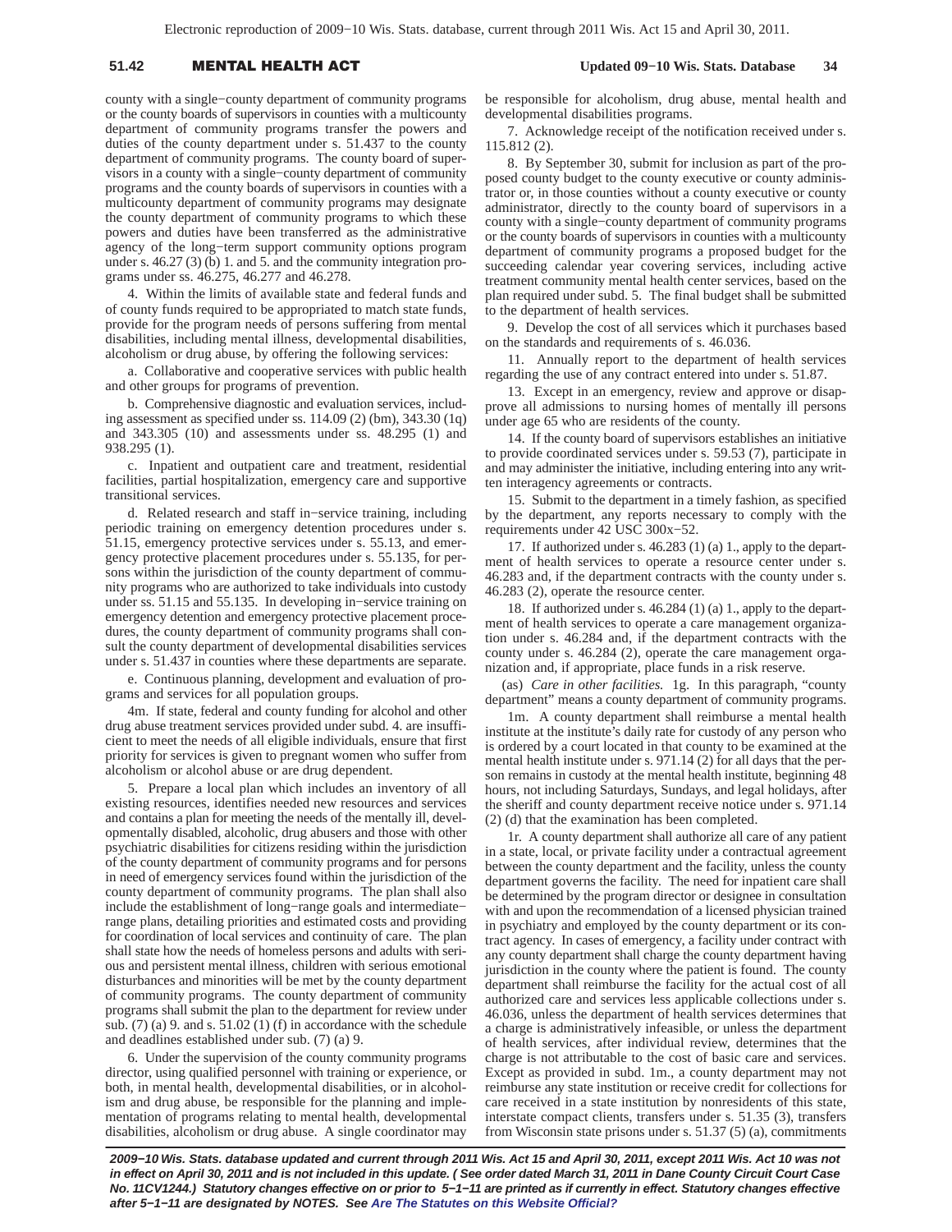county with a single−county department of community programs or the county boards of supervisors in counties with a multicounty department of community programs transfer the powers and duties of the county department under s. 51.437 to the county department of community programs. The county board of supervisors in a county with a single−county department of community programs and the county boards of supervisors in counties with a multicounty department of community programs may designate the county department of community programs to which these powers and duties have been transferred as the administrative agency of the long−term support community options program under s. 46.27 (3) (b) 1. and 5. and the community integration programs under ss. 46.275, 46.277 and 46.278.

4. Within the limits of available state and federal funds and of county funds required to be appropriated to match state funds, provide for the program needs of persons suffering from mental disabilities, including mental illness, developmental disabilities, alcoholism or drug abuse, by offering the following services:

a. Collaborative and cooperative services with public health and other groups for programs of prevention.

b. Comprehensive diagnostic and evaluation services, including assessment as specified under ss. 114.09 (2) (bm), 343.30 (1q) and 343.305 (10) and assessments under ss. 48.295 (1) and 938.295 (1).

c. Inpatient and outpatient care and treatment, residential facilities, partial hospitalization, emergency care and supportive transitional services.

d. Related research and staff in−service training, including periodic training on emergency detention procedures under s. 51.15, emergency protective services under s. 55.13, and emergency protective placement procedures under s. 55.135, for persons within the jurisdiction of the county department of community programs who are authorized to take individuals into custody under ss. 51.15 and 55.135. In developing in−service training on emergency detention and emergency protective placement procedures, the county department of community programs shall consult the county department of developmental disabilities services under s. 51.437 in counties where these departments are separate.

e. Continuous planning, development and evaluation of programs and services for all population groups.

4m. If state, federal and county funding for alcohol and other drug abuse treatment services provided under subd. 4. are insufficient to meet the needs of all eligible individuals, ensure that first priority for services is given to pregnant women who suffer from alcoholism or alcohol abuse or are drug dependent.

5. Prepare a local plan which includes an inventory of all existing resources, identifies needed new resources and services and contains a plan for meeting the needs of the mentally ill, developmentally disabled, alcoholic, drug abusers and those with other psychiatric disabilities for citizens residing within the jurisdiction of the county department of community programs and for persons in need of emergency services found within the jurisdiction of the county department of community programs. The plan shall also include the establishment of long−range goals and intermediate−range plans, detailing priorities and estimated costs and providing for coordination of local services and continuity of care. The plan shall state how the needs of homeless persons and adults with serious and persistent mental illness, children with serious emotional disturbances and minorities will be met by the county department of community programs. The county department of community programs shall submit the plan to the department for review under sub. (7) (a) 9. and s. 51.02 (1) (f) in accordance with the schedule and deadlines established under sub. (7) (a) 9.

6. Under the supervision of the county community programs director, using qualified personnel with training or experience, or both, in mental health, developmental disabilities, or in alcoholism and drug abuse, be responsible for the planning and implementation of programs relating to mental health, developmental disabilities, alcoholism or drug abuse. A single coordinator may be responsible for alcoholism, drug abuse, mental health and developmental disabilities programs.

7. Acknowledge receipt of the notification received under s. 115.812 (2).

8. By September 30, submit for inclusion as part of the proposed county budget to the county executive or county administrator or, in those counties without a county executive or county administrator, directly to the county board of supervisors in a county with a single−county department of community programs or the county boards of supervisors in counties with a multicounty department of community programs a proposed budget for the succeeding calendar year covering services, including active treatment community mental health center services, based on the plan required under subd. 5. The final budget shall be submitted to the department of health services.

9. Develop the cost of all services which it purchases based on the standards and requirements of s. 46.036.

11. Annually report to the department of health services regarding the use of any contract entered into under s. 51.87.

13. Except in an emergency, review and approve or disapprove all admissions to nursing homes of mentally ill persons under age 65 who are residents of the county.

14. If the county board of supervisors establishes an initiative to provide coordinated services under s. 59.53 (7), participate in and may administer the initiative, including entering into any written interagency agreements or contracts.

15. Submit to the department in a timely fashion, as specified by the department, any reports necessary to comply with the requirements under 42 USC 300x−52.

17. If authorized under s. 46.283 (1) (a) 1., apply to the department of health services to operate a resource center under s. 46.283 and, if the department contracts with the county under s. 46.283 (2), operate the resource center.

18. If authorized under s. 46.284 (1) (a) 1., apply to the department of health services to operate a care management organization under s. 46.284 and, if the department contracts with the county under s. 46.284 (2), operate the care management organization and, if appropriate, place funds in a risk reserve.

(as) *Care in other facilities.* 1g. In this paragraph, "county department" means a county department of community programs.

1m. A county department shall reimburse a mental health institute at the institute's daily rate for custody of any person who is ordered by a court located in that county to be examined at the mental health institute under s. 971.14 (2) for all days that the person remains in custody at the mental health institute, beginning 48 hours, not including Saturdays, Sundays, and legal holidays, after the sheriff and county department receive notice under s. 971.14 (2) (d) that the examination has been completed.

1r. A county department shall authorize all care of any patient in a state, local, or private facility under a contractual agreement between the county department and the facility, unless the county department governs the facility. The need for inpatient care shall be determined by the program director or designee in consultation with and upon the recommendation of a licensed physician trained in psychiatry and employed by the county department or its contract agency. In cases of emergency, a facility under contract with any county department shall charge the county department having jurisdiction in the county where the patient is found. The county department shall reimburse the facility for the actual cost of all authorized care and services less applicable collections under s. 46.036, unless the department of health services determines that a charge is administratively infeasible, or unless the department of health services, after individual review, determines that the charge is not attributable to the cost of basic care and services. Except as provided in subd. 1m., a county department may not reimburse any state institution or receive credit for collections for care received in a state institution by nonresidents of this state, interstate compact clients, transfers under s. 51.35 (3), transfers from Wisconsin state prisons under s. 51.37 (5) (a), commitments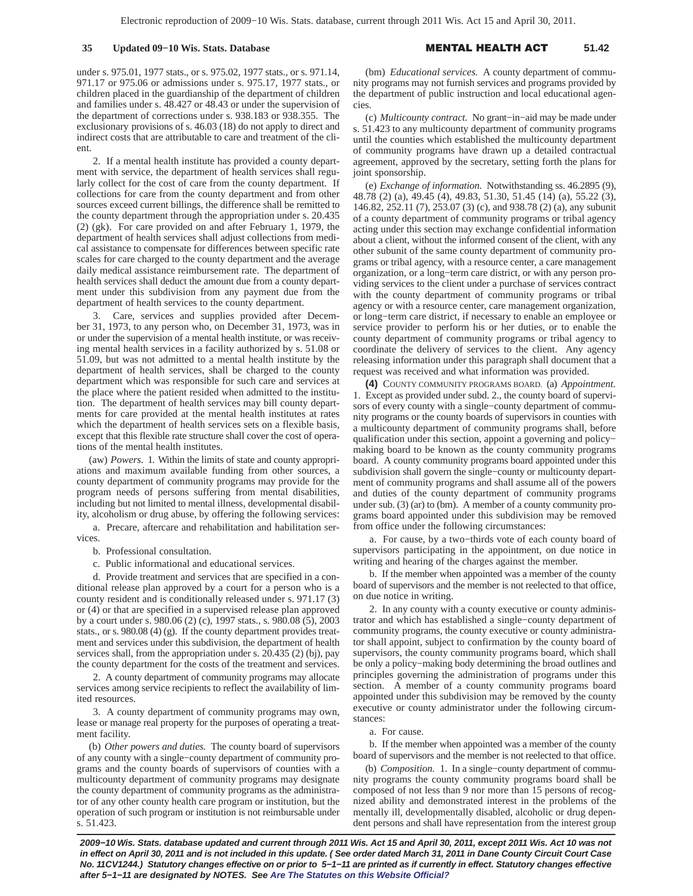under s. 975.01, 1977 stats., or s. 975.02, 1977 stats., or s. 971.14, 971.17 or 975.06 or admissions under s. 975.17, 1977 stats., or children placed in the guardianship of the department of children and families under s. 48.427 or 48.43 or under the supervision of the department of corrections under s. 938.183 or 938.355. The exclusionary provisions of s. 46.03 (18) do not apply to direct and indirect costs that are attributable to care and treatment of the client.

2. If a mental health institute has provided a county department with service, the department of health services shall regularly collect for the cost of care from the county department. If collections for care from the county department and from other sources exceed current billings, the difference shall be remitted to the county department through the appropriation under s. 20.435 (2) (gk). For care provided on and after February 1, 1979, the department of health services shall adjust collections from medical assistance to compensate for differences between specific rate scales for care charged to the county department and the average daily medical assistance reimbursement rate. The department of health services shall deduct the amount due from a county department under this subdivision from any payment due from the department of health services to the county department.

3. Care, services and supplies provided after December 31, 1973, to any person who, on December 31, 1973, was in or under the supervision of a mental health institute, or was receiving mental health services in a facility authorized by s. 51.08 or 51.09, but was not admitted to a mental health institute by the department of health services, shall be charged to the county department which was responsible for such care and services at the place where the patient resided when admitted to the institution. The department of health services may bill county departments for care provided at the mental health institutes at rates which the department of health services sets on a flexible basis, except that this flexible rate structure shall cover the cost of operations of the mental health institutes.

(aw) *Powers.* 1. Within the limits of state and county appropriations and maximum available funding from other sources, a county department of community programs may provide for the program needs of persons suffering from mental disabilities, including but not limited to mental illness, developmental disability, alcoholism or drug abuse, by offering the following services:

a. Precare, aftercare and rehabilitation and habilitation services.

b. Professional consultation.

c. Public informational and educational services.

d. Provide treatment and services that are specified in a conditional release plan approved by a court for a person who is a county resident and is conditionally released under s. 971.17 (3) or (4) or that are specified in a supervised release plan approved by a court under s. 980.06 (2) (c), 1997 stats., s. 980.08 (5), 2003 stats., or s. 980.08 (4) (g). If the county department provides treatment and services under this subdivision, the department of health services shall, from the appropriation under s. 20.435 (2) (bj), pay the county department for the costs of the treatment and services.

2. A county department of community programs may allocate services among service recipients to reflect the availability of limited resources.

3. A county department of community programs may own, lease or manage real property for the purposes of operating a treatment facility.

(b) *Other powers and duties.* The county board of supervisors of any county with a single−county department of community programs and the county boards of supervisors of counties with a multicounty department of community programs may designate the county department of community programs as the administrator of any other county health care program or institution, but the operation of such program or institution is not reimbursable under s. 51.423.

(bm) *Educational services.* A county department of community programs may not furnish services and programs provided by the department of public instruction and local educational agencies.

(c) *Multicounty contract.* No grant−in−aid may be made under s. 51.423 to any multicounty department of community programs until the counties which established the multicounty department of community programs have drawn up a detailed contractual agreement, approved by the secretary, setting forth the plans for joint sponsorship.

(e) *Exchange of information.* Notwithstanding ss. 46.2895 (9), 48.78 (2) (a), 49.45 (4), 49.83, 51.30, 51.45 (14) (a), 55.22 (3), 146.82, 252.11 (7), 253.07 (3) (c), and 938.78 (2) (a), any subunit of a county department of community programs or tribal agency acting under this section may exchange confidential information about a client, without the informed consent of the client, with any other subunit of the same county department of community programs or tribal agency, with a resource center, a care management organization, or a long−term care district, or with any person providing services to the client under a purchase of services contract with the county department of community programs or tribal agency or with a resource center, care management organization, or long−term care district, if necessary to enable an employee or service provider to perform his or her duties, or to enable the county department of community programs or tribal agency to coordinate the delivery of services to the client. Any agency releasing information under this paragraph shall document that a request was received and what information was provided.

**(4)** COUNTY COMMUNITY PROGRAMS BOARD. (a) *Appointment.* 1. Except as provided under subd. 2., the county board of supervisors of every county with a single−county department of community programs or the county boards of supervisors in counties with a multicounty department of community programs shall, before qualification under this section, appoint a governing and policy−making board to be known as the county community programs board. A county community programs board appointed under this subdivision shall govern the single−county or multicounty department of community programs and shall assume all of the powers and duties of the county department of community programs under sub. (3) (ar) to (bm). A member of a county community programs board appointed under this subdivision may be removed from office under the following circumstances:

a. For cause, by a two−thirds vote of each county board of supervisors participating in the appointment, on due notice in writing and hearing of the charges against the member.

b. If the member when appointed was a member of the county board of supervisors and the member is not reelected to that office, on due notice in writing.

2. In any county with a county executive or county administrator and which has established a single−county department of community programs, the county executive or county administrator shall appoint, subject to confirmation by the county board of supervisors, the county community programs board, which shall be only a policy−making body determining the broad outlines and principles governing the administration of programs under this section. A member of a county community programs board appointed under this subdivision may be removed by the county executive or county administrator under the following circumstances:

a. For cause.

b. If the member when appointed was a member of the county board of supervisors and the member is not reelected to that office.

(b) *Composition.* 1. In a single−county department of community programs the county community programs board shall be composed of not less than 9 nor more than 15 persons of recognized ability and demonstrated interest in the problems of the mentally ill, developmentally disabled, alcoholic or drug dependent persons and shall have representation from the interest group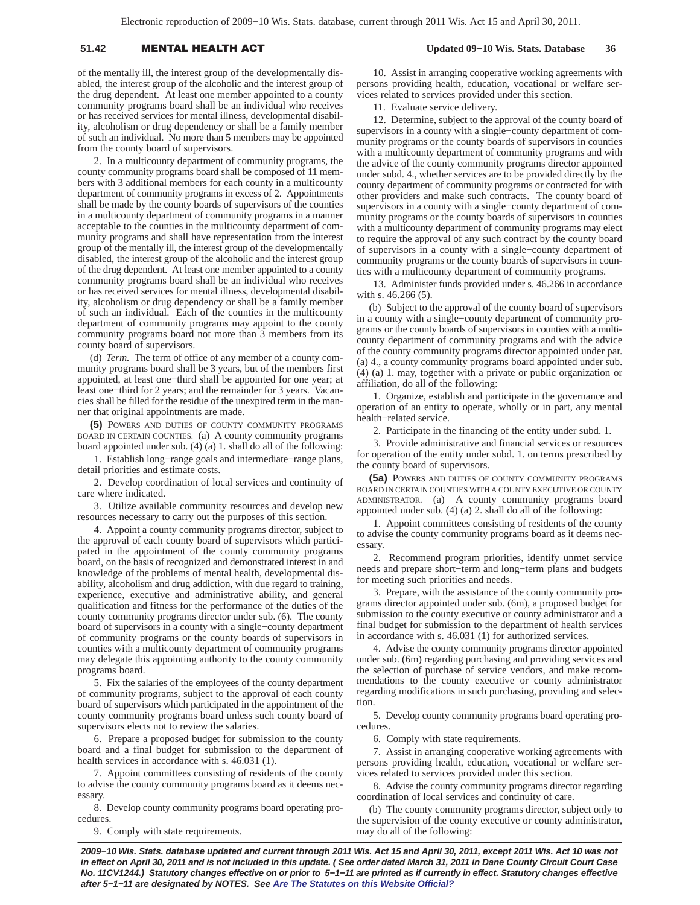of the mentally ill, the interest group of the developmentally disabled, the interest group of the alcoholic and the interest group of the drug dependent. At least one member appointed to a county community programs board shall be an individual who receives or has received services for mental illness, developmental disability, alcoholism or drug dependency or shall be a family member of such an individual. No more than 5 members may be appointed from the county board of supervisors.

2. In a multicounty department of community programs, the county community programs board shall be composed of 11 members with 3 additional members for each county in a multicounty department of community programs in excess of 2. Appointments shall be made by the county boards of supervisors of the counties in a multicounty department of community programs in a manner acceptable to the counties in the multicounty department of community programs and shall have representation from the interest group of the mentally ill, the interest group of the developmentally disabled, the interest group of the alcoholic and the interest group of the drug dependent. At least one member appointed to a county community programs board shall be an individual who receives or has received services for mental illness, developmental disability, alcoholism or drug dependency or shall be a family member of such an individual. Each of the counties in the multicounty department of community programs may appoint to the county community programs board not more than 3 members from its county board of supervisors.

(d) *Term.* The term of office of any member of a county community programs board shall be 3 years, but of the members first appointed, at least one−third shall be appointed for one year; at least one−third for 2 years; and the remainder for 3 years. Vacancies shall be filled for the residue of the unexpired term in the manner that original appointments are made.

**(5)** POWERS AND DUTIES OF COUNTY COMMUNITY PROGRAMS BOARD IN CERTAIN COUNTIES. (a) A county community programs board appointed under sub. (4) (a) 1. shall do all of the following:

1. Establish long−range goals and intermediate−range plans, detail priorities and estimate costs.

2. Develop coordination of local services and continuity of care where indicated.

3. Utilize available community resources and develop new resources necessary to carry out the purposes of this section.

4. Appoint a county community programs director, subject to the approval of each county board of supervisors which participated in the appointment of the county community programs board, on the basis of recognized and demonstrated interest in and knowledge of the problems of mental health, developmental disability, alcoholism and drug addiction, with due regard to training, experience, executive and administrative ability, and general qualification and fitness for the performance of the duties of the county community programs director under sub. (6). The county board of supervisors in a county with a single−county department of community programs or the county boards of supervisors in counties with a multicounty department of community programs may delegate this appointing authority to the county community programs board.

5. Fix the salaries of the employees of the county department of community programs, subject to the approval of each county board of supervisors which participated in the appointment of the county community programs board unless such county board of supervisors elects not to review the salaries.

6. Prepare a proposed budget for submission to the county board and a final budget for submission to the department of health services in accordance with s. 46.031 (1).

7. Appoint committees consisting of residents of the county to advise the county community programs board as it deems necessary.

8. Develop county community programs board operating procedures.

9. Comply with state requirements.

10. Assist in arranging cooperative working agreements with persons providing health, education, vocational or welfare services related to services provided under this section.

11. Evaluate service delivery.

12. Determine, subject to the approval of the county board of supervisors in a county with a single−county department of community programs or the county boards of supervisors in counties with a multicounty department of community programs and with the advice of the county community programs director appointed under subd. 4., whether services are to be provided directly by the county department of community programs or contracted for with other providers and make such contracts. The county board of supervisors in a county with a single−county department of community programs or the county boards of supervisors in counties with a multicounty department of community programs may elect to require the approval of any such contract by the county board of supervisors in a county with a single−county department of community programs or the county boards of supervisors in counties with a multicounty department of community programs.

13. Administer funds provided under s. 46.266 in accordance with s. 46.266 (5).

(b) Subject to the approval of the county board of supervisors in a county with a single−county department of community programs or the county boards of supervisors in counties with a multicounty department of community programs and with the advice of the county community programs director appointed under par. (a) 4., a county community programs board appointed under sub. (4) (a) 1. may, together with a private or public organization or affiliation, do all of the following:

1. Organize, establish and participate in the governance and operation of an entity to operate, wholly or in part, any mental health−related service.

2. Participate in the financing of the entity under subd. 1.

3. Provide administrative and financial services or resources for operation of the entity under subd. 1. on terms prescribed by the county board of supervisors.

**(5a)** POWERS AND DUTIES OF COUNTY COMMUNITY PROGRAMS BOARD IN CERTAIN COUNTIES WITH A COUNTY EXECUTIVE OR COUNTY ADMINISTRATOR. (a) A county community programs board appointed under sub. (4) (a) 2. shall do all of the following:

1. Appoint committees consisting of residents of the county to advise the county community programs board as it deems necessary.

2. Recommend program priorities, identify unmet service needs and prepare short−term and long−term plans and budgets for meeting such priorities and needs.

3. Prepare, with the assistance of the county community programs director appointed under sub. (6m), a proposed budget for submission to the county executive or county administrator and a final budget for submission to the department of health services in accordance with s. 46.031 (1) for authorized services.

4. Advise the county community programs director appointed under sub. (6m) regarding purchasing and providing services and the selection of purchase of service vendors, and make recommendations to the county executive or county administrator regarding modifications in such purchasing, providing and selection.

5. Develop county community programs board operating procedures.

6. Comply with state requirements.

7. Assist in arranging cooperative working agreements with persons providing health, education, vocational or welfare services related to services provided under this section.

8. Advise the county community programs director regarding coordination of local services and continuity of care.

(b) The county community programs director, subject only to the supervision of the county executive or county administrator, may do all of the following: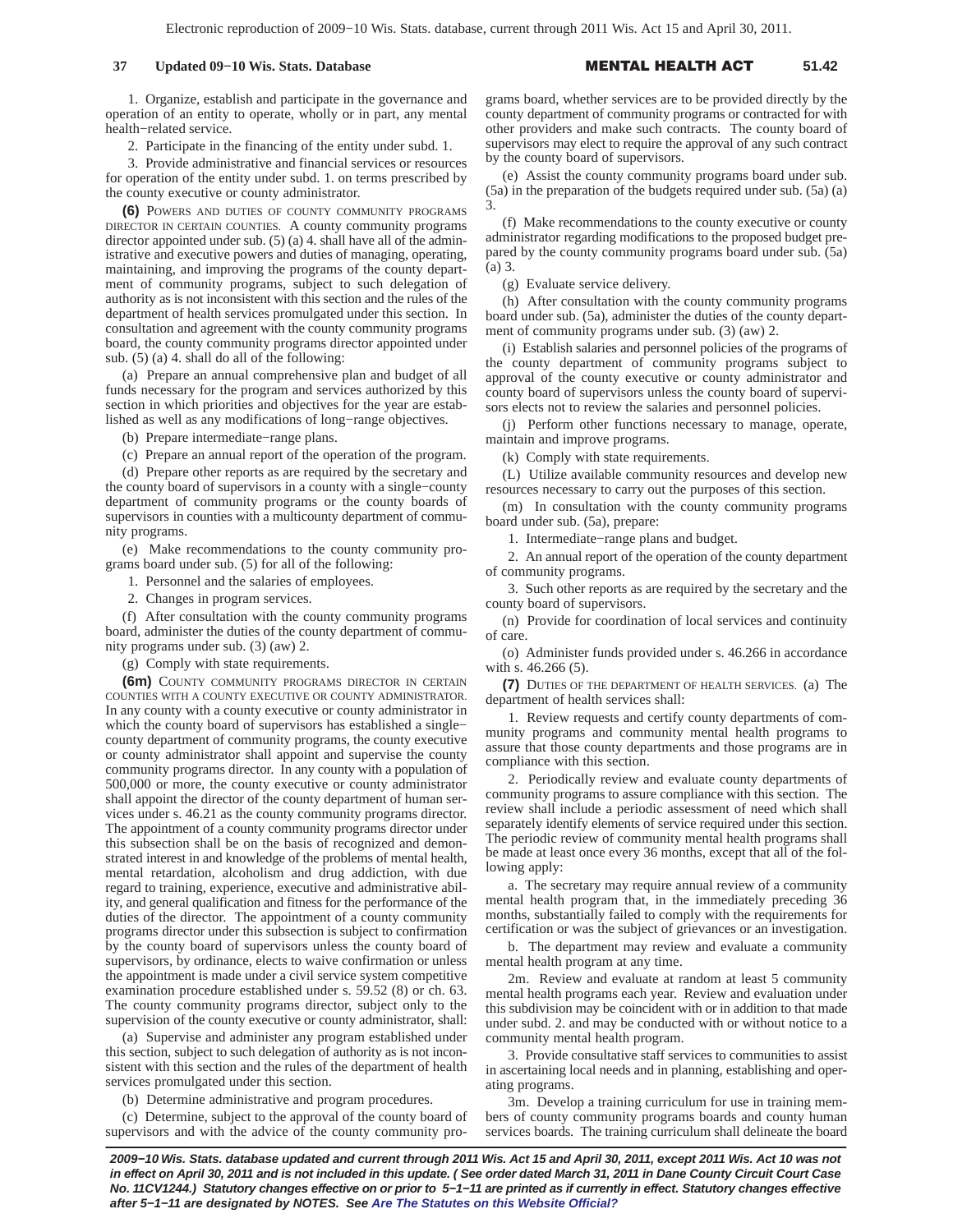1. Organize, establish and participate in the governance and operation of an entity to operate, wholly or in part, any mental health−related service.

2. Participate in the financing of the entity under subd. 1.

3. Provide administrative and financial services or resources for operation of the entity under subd. 1. on terms prescribed by the county executive or county administrator.

**(6)** POWERS AND DUTIES OF COUNTY COMMUNITY PROGRAMS DIRECTOR IN CERTAIN COUNTIES. A county community programs director appointed under sub. (5) (a) 4. shall have all of the administrative and executive powers and duties of managing, operating, maintaining, and improving the programs of the county department of community programs, subject to such delegation of authority as is not inconsistent with this section and the rules of the department of health services promulgated under this section. In consultation and agreement with the county community programs board, the county community programs director appointed under sub. (5) (a) 4. shall do all of the following:

(a) Prepare an annual comprehensive plan and budget of all funds necessary for the program and services authorized by this section in which priorities and objectives for the year are established as well as any modifications of long−range objectives.

(b) Prepare intermediate−range plans.

(c) Prepare an annual report of the operation of the program.

(d) Prepare other reports as are required by the secretary and the county board of supervisors in a county with a single−county department of community programs or the county boards of supervisors in counties with a multicounty department of community programs.

(e) Make recommendations to the county community programs board under sub. (5) for all of the following:

1. Personnel and the salaries of employees.

2. Changes in program services.

(f) After consultation with the county community programs board, administer the duties of the county department of community programs under sub. (3) (aw) 2.

(g) Comply with state requirements.

**(6m)** COUNTY COMMUNITY PROGRAMS DIRECTOR IN CERTAIN COUNTIES WITH A COUNTY EXECUTIVE OR COUNTY ADMINISTRATOR. In any county with a county executive or county administrator in which the county board of supervisors has established a single−county department of community programs, the county executive or county administrator shall appoint and supervise the county community programs director. In any county with a population of 500,000 or more, the county executive or county administrator shall appoint the director of the county department of human services under s. 46.21 as the county community programs director. The appointment of a county community programs director under this subsection shall be on the basis of recognized and demonstrated interest in and knowledge of the problems of mental health, mental retardation, alcoholism and drug addiction, with due regard to training, experience, executive and administrative ability, and general qualification and fitness for the performance of the duties of the director. The appointment of a county community programs director under this subsection is subject to confirmation by the county board of supervisors unless the county board of supervisors, by ordinance, elects to waive confirmation or unless the appointment is made under a civil service system competitive examination procedure established under s. 59.52 (8) or ch. 63. The county community programs director, subject only to the supervision of the county executive or county administrator, shall:

(a) Supervise and administer any program established under this section, subject to such delegation of authority as is not inconsistent with this section and the rules of the department of health services promulgated under this section.

(b) Determine administrative and program procedures.

(c) Determine, subject to the approval of the county board of supervisors and with the advice of the county community programs board, whether services are to be provided directly by the county department of community programs or contracted for with other providers and make such contracts. The county board of supervisors may elect to require the approval of any such contract by the county board of supervisors.

(e) Assist the county community programs board under sub. (5a) in the preparation of the budgets required under sub. (5a) (a) 3.

(f) Make recommendations to the county executive or county administrator regarding modifications to the proposed budget prepared by the county community programs board under sub. (5a) (a) 3.

(g) Evaluate service delivery.

(h) After consultation with the county community programs board under sub. (5a), administer the duties of the county department of community programs under sub. (3) (aw) 2.

(i) Establish salaries and personnel policies of the programs of the county department of community programs subject to approval of the county executive or county administrator and county board of supervisors unless the county board of supervisors elects not to review the salaries and personnel policies.

(j) Perform other functions necessary to manage, operate, maintain and improve programs.

(k) Comply with state requirements.

(L) Utilize available community resources and develop new resources necessary to carry out the purposes of this section.

(m) In consultation with the county community programs board under sub. (5a), prepare:

1. Intermediate−range plans and budget.

2. An annual report of the operation of the county department of community programs.

3. Such other reports as are required by the secretary and the county board of supervisors.

(n) Provide for coordination of local services and continuity of care.

(o) Administer funds provided under s. 46.266 in accordance with s. 46.266 (5).

**(7)** DUTIES OF THE DEPARTMENT OF HEALTH SERVICES. (a) The department of health services shall:

1. Review requests and certify county departments of community programs and community mental health programs to assure that those county departments and those programs are in compliance with this section.

2. Periodically review and evaluate county departments of community programs to assure compliance with this section. The review shall include a periodic assessment of need which shall separately identify elements of service required under this section. The periodic review of community mental health programs shall be made at least once every 36 months, except that all of the following apply:

a. The secretary may require annual review of a community mental health program that, in the immediately preceding 36 months, substantially failed to comply with the requirements for certification or was the subject of grievances or an investigation.

b. The department may review and evaluate a community mental health program at any time.

2m. Review and evaluate at random at least 5 community mental health programs each year. Review and evaluation under this subdivision may be coincident with or in addition to that made under subd. 2. and may be conducted with or without notice to a community mental health program.

3. Provide consultative staff services to communities to assist in ascertaining local needs and in planning, establishing and operating programs.

3m. Develop a training curriculum for use in training members of county community programs boards and county human services boards. The training curriculum shall delineate the board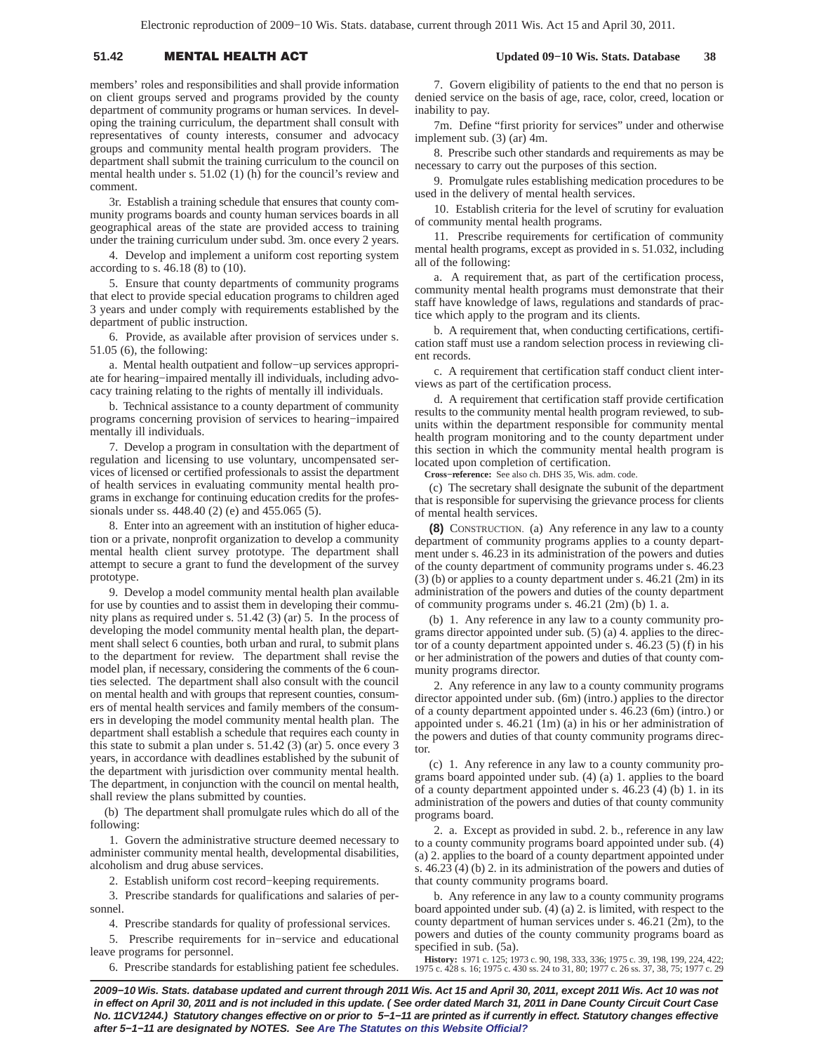members' roles and responsibilities and shall provide information on client groups served and programs provided by the county department of community programs or human services. In developing the training curriculum, the department shall consult with representatives of county interests, consumer and advocacy groups and community mental health program providers. The department shall submit the training curriculum to the council on mental health under s. 51.02 (1) (h) for the council's review and comment.

3r. Establish a training schedule that ensures that county community programs boards and county human services boards in all geographical areas of the state are provided access to training under the training curriculum under subd. 3m. once every 2 years.

4. Develop and implement a uniform cost reporting system according to s. 46.18 (8) to (10).

5. Ensure that county departments of community programs that elect to provide special education programs to children aged 3 years and under comply with requirements established by the department of public instruction.

6. Provide, as available after provision of services under s. 51.05 (6), the following:

a. Mental health outpatient and follow−up services appropriate for hearing−impaired mentally ill individuals, including advocacy training relating to the rights of mentally ill individuals.

b. Technical assistance to a county department of community programs concerning provision of services to hearing−impaired mentally ill individuals.

7. Develop a program in consultation with the department of regulation and licensing to use voluntary, uncompensated services of licensed or certified professionals to assist the department of health services in evaluating community mental health programs in exchange for continuing education credits for the professionals under ss. 448.40 (2) (e) and 455.065 (5).

8. Enter into an agreement with an institution of higher education or a private, nonprofit organization to develop a community mental health client survey prototype. The department shall attempt to secure a grant to fund the development of the survey prototype.

9. Develop a model community mental health plan available for use by counties and to assist them in developing their community plans as required under s. 51.42 (3) (ar) 5. In the process of developing the model community mental health plan, the department shall select 6 counties, both urban and rural, to submit plans to the department for review. The department shall revise the model plan, if necessary, considering the comments of the 6 counties selected. The department shall also consult with the council on mental health and with groups that represent counties, consumers of mental health services and family members of the consumers in developing the model community mental health plan. The department shall establish a schedule that requires each county in this state to submit a plan under s. 51.42 (3) (ar) 5. once every 3 years, in accordance with deadlines established by the subunit of the department with jurisdiction over community mental health. The department, in conjunction with the council on mental health, shall review the plans submitted by counties.

(b) The department shall promulgate rules which do all of the following:

1. Govern the administrative structure deemed necessary to administer community mental health, developmental disabilities, alcoholism and drug abuse services.

2. Establish uniform cost record−keeping requirements.

3. Prescribe standards for qualifications and salaries of personnel.

4. Prescribe standards for quality of professional services.

5. Prescribe requirements for in−service and educational leave programs for personnel.

6. Prescribe standards for establishing patient fee schedules.

7. Govern eligibility of patients to the end that no person is denied service on the basis of age, race, color, creed, location or inability to pay.

7m. Define "first priority for services" under and otherwise implement sub. (3) (ar) 4m.

8. Prescribe such other standards and requirements as may be necessary to carry out the purposes of this section.

9. Promulgate rules establishing medication procedures to be used in the delivery of mental health services.

10. Establish criteria for the level of scrutiny for evaluation of community mental health programs.

11. Prescribe requirements for certification of community mental health programs, except as provided in s. 51.032, including all of the following:

a. A requirement that, as part of the certification process, community mental health programs must demonstrate that their staff have knowledge of laws, regulations and standards of practice which apply to the program and its clients.

b. A requirement that, when conducting certifications, certification staff must use a random selection process in reviewing client records.

c. A requirement that certification staff conduct client interviews as part of the certification process.

d. A requirement that certification staff provide certification results to the community mental health program reviewed, to subunits within the department responsible for community mental health program monitoring and to the county department under this section in which the community mental health program is located upon completion of certification.

**Cross−reference:** See also ch. DHS 35, Wis. adm. code.

(c) The secretary shall designate the subunit of the department that is responsible for supervising the grievance process for clients of mental health services.

**(8)** CONSTRUCTION. (a) Any reference in any law to a county department of community programs applies to a county department under s. 46.23 in its administration of the powers and duties of the county department of community programs under s. 46.23 (3) (b) or applies to a county department under s. 46.21 (2m) in its administration of the powers and duties of the county department of community programs under s. 46.21 (2m) (b) 1. a.

(b) 1. Any reference in any law to a county community programs director appointed under sub. (5) (a) 4. applies to the director of a county department appointed under s. 46.23 (5) (f) in his or her administration of the powers and duties of that county community programs director.

2. Any reference in any law to a county community programs director appointed under sub. (6m) (intro.) applies to the director of a county department appointed under s. 46.23 (6m) (intro.) or appointed under s. 46.21 (1m) (a) in his or her administration of the powers and duties of that county community programs director.

(c) 1. Any reference in any law to a county community programs board appointed under sub. (4) (a) 1. applies to the board of a county department appointed under s. 46.23 (4) (b) 1. in its administration of the powers and duties of that county community programs board.

2. a. Except as provided in subd. 2. b., reference in any law to a county community programs board appointed under sub. (4) (a) 2. applies to the board of a county department appointed under s. 46.23 (4) (b) 2. in its administration of the powers and duties of that county community programs board.

b. Any reference in any law to a county community programs board appointed under sub. (4) (a) 2. is limited, with respect to the county department of human services under s. 46.21 (2m), to the powers and duties of the county community programs board as specified in sub. (5a).

**History:** 1971 c. 125; 1973 c. 90, 198, 333, 336; 1975 c. 39, 198, 199, 224, 422; 1975 c. 428 s. 16; 1975 c. 430 ss. 24 to 31, 80; 1977 c. 26 ss. 37, 38, 75; 1977 c. 29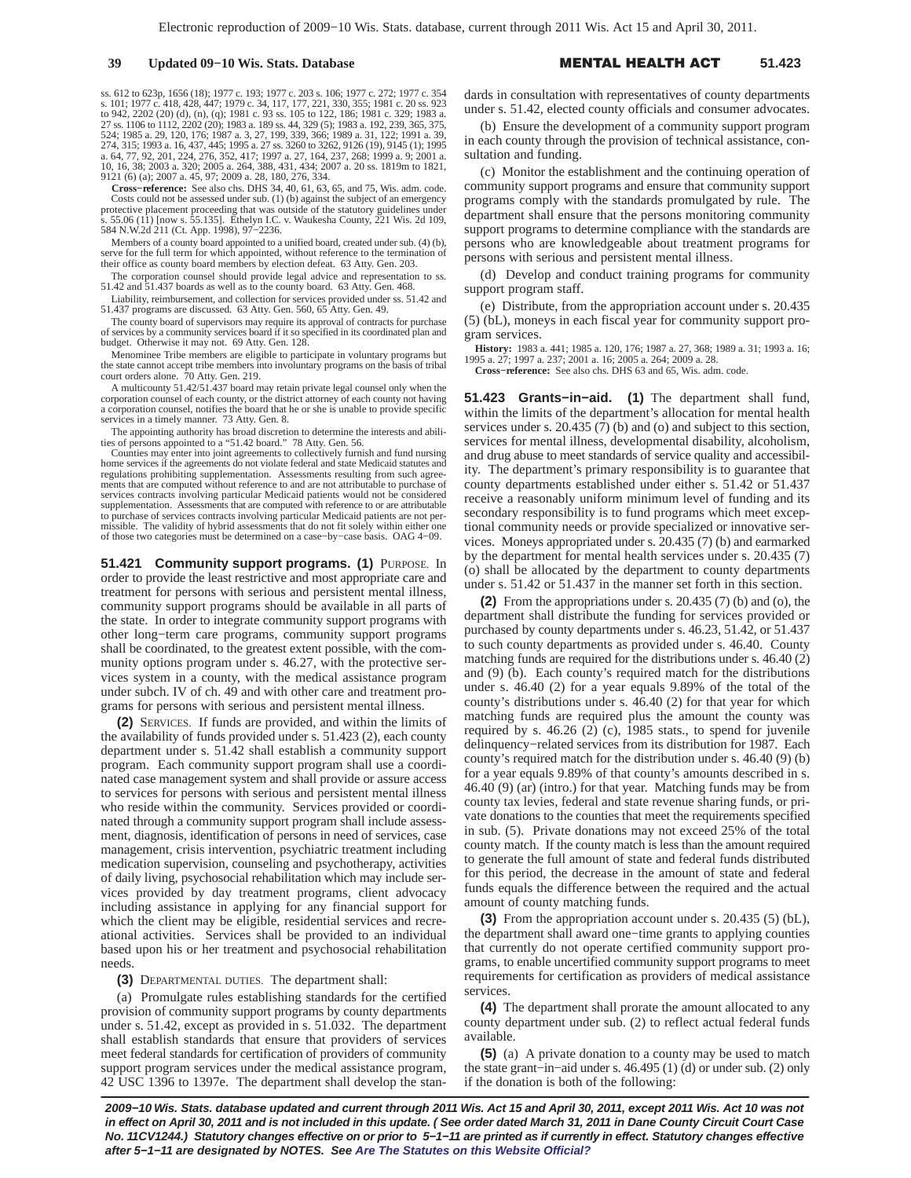ss. 612 to 623p, 1656 (18); 1977 c. 193; 1977 c. 203 s. 106; 1977 c. 272; 1977 c. 354 s. 101; 1977 c. 418, 428, 447; 1979 c. 34, 117, 177, 221, 330, 355; 1981 c. 20 ss. 923 to 942, 2202 (20) (d), (n), (q); 1981 c. 93 ss. 105 to 122, 186; 1981 c. 329; 1983 a. 27 ss. 1106 to 1112, 2202 (20); 1983 a. 189 ss. 44, 329 (5); 1983 a. 192, 239, 365, 375, 524; 1985 a. 29, 120, 176; 1987 a. 3, 27, 199, 339, 366; 1989 a. 31, 122; 1991 a. 39, 274, 315; 1993 a. 16, 437, 445; 1995 a. 27 ss. 3260 to 3262, 9126 (19), 9145 (1); 1995 a. 64, 77, 92, 201, 224, 276, 352, 417; 1997 a. 27, 164, 237, 268; 1999 a. 9; 2001 a. 10, 16, 38; 2003 a. 320; 2005 a. 264, 388, 431, 434; 2007 a. 20 ss. 1819m to 1821, 9121 (6) (a); 2007 a. 45, 97; 2009 a. 28, 180, 276, 334.

**Cross−reference:** See also chs. DHS 34, 40, 61, 63, 65, and 75, Wis. adm. code.

Costs could not be assessed under sub. (1) (b) against the subject of an emergency protective placement proceeding that was outside of the statutory guidelines under s. 55.06 (11) [now s. 55.135]. Ethelyn I.C. v. Waukesha County, 221 Wis. 2d 109, 584 N.W.2d 211 (Ct. App. 1998), 97−2236.

Members of a county board appointed to a unified board, created under sub. (4) (b), serve for the full term for which appointed, without reference to the termination of their office as county board members by election defeat. 63 Atty. Gen. 203.

The corporation counsel should provide legal advice and representation to ss. 51.42 and 51.437 boards as well as to the county board. 63 Atty. Gen. 468.

Liability, reimbursement, and collection for services provided under ss. 51.42 and 51.437 programs are discussed. 63 Atty. Gen. 560, 65 Atty. Gen. 49.

The county board of supervisors may require its approval of contracts for purchase of services by a community services board if it so specified in its coordinated plan and budget. Otherwise it may not. 69 Atty. Gen. 128.

Menominee Tribe members are eligible to participate in voluntary programs but the state cannot accept tribe members into involuntary programs on the basis of tribal court orders alone. 70 Atty. Gen. 219.

A multicounty 51.42/51.437 board may retain private legal counsel only when the corporation counsel of each county, or the district attorney of each county not having a corporation counsel, notifies the board that he or she is unable to provide specific services in a timely manner. 73 Atty. Gen. 8.

The appointing authority has broad discretion to determine the interests and abilities of persons appointed to a "51.42 board." 78 Atty. Gen. 56.

Counties may enter into joint agreements to collectively furnish and fund nursing home services if the agreements do not violate federal and state Medicaid statutes and regulations prohibiting supplementation. Assessments resulting from such agreements that are computed without reference to and are not attributable to purchase of services contracts involving particular Medicaid patients would not be considered supplementation. Assessments that are computed with reference to or are attributable to purchase of services contracts involving particular Medicaid patients are not permissible. The validity of hybrid assessments that do not fit solely within either one of those two categories must be determined on a case−by−case basis. OAG 4−09.

**51.421 Community support programs. (1)** PURPOSE. In order to provide the least restrictive and most appropriate care and treatment for persons with serious and persistent mental illness, community support programs should be available in all parts of the state. In order to integrate community support programs with other long−term care programs, community support programs shall be coordinated, to the greatest extent possible, with the community options program under s. 46.27, with the protective services system in a county, with the medical assistance program under subch. IV of ch. 49 and with other care and treatment programs for persons with serious and persistent mental illness.

**(2)** SERVICES. If funds are provided, and within the limits of the availability of funds provided under s. 51.423 (2), each county department under s. 51.42 shall establish a community support program. Each community support program shall use a coordinated case management system and shall provide or assure access to services for persons with serious and persistent mental illness who reside within the community. Services provided or coordinated through a community support program shall include assessment, diagnosis, identification of persons in need of services, case management, crisis intervention, psychiatric treatment including medication supervision, counseling and psychotherapy, activities of daily living, psychosocial rehabilitation which may include services provided by day treatment programs, client advocacy including assistance in applying for any financial support for which the client may be eligible, residential services and recreational activities. Services shall be provided to an individual based upon his or her treatment and psychosocial rehabilitation needs.

**(3)** DEPARTMENTAL DUTIES. The department shall:

(a) Promulgate rules establishing standards for the certified provision of community support programs by county departments under s. 51.42, except as provided in s. 51.032. The department shall establish standards that ensure that providers of services meet federal standards for certification of providers of community support program services under the medical assistance program, 42 USC 1396 to 1397e. The department shall develop the standards in consultation with representatives of county departments under s. 51.42, elected county officials and consumer advocates.

(b) Ensure the development of a community support program in each county through the provision of technical assistance, consultation and funding.

(c) Monitor the establishment and the continuing operation of community support programs and ensure that community support programs comply with the standards promulgated by rule. The department shall ensure that the persons monitoring community support programs to determine compliance with the standards are persons who are knowledgeable about treatment programs for persons with serious and persistent mental illness.

(d) Develop and conduct training programs for community support program staff.

(e) Distribute, from the appropriation account under s. 20.435 (5) (bL), moneys in each fiscal year for community support program services.

**History:** 1983 a. 441; 1985 a. 120, 176; 1987 a. 27, 368; 1989 a. 31; 1993 a. 16; 1995 a. 27; 1997 a. 237; 2001 a. 16; 2005 a. 264; 2009 a. 28.

**Cross−reference:** See also chs. DHS 63 and 65, Wis. adm. code.

**51.423 Grants−in−aid. (1)** The department shall fund, within the limits of the department's allocation for mental health services under s. 20.435 (7) (b) and (o) and subject to this section, services for mental illness, developmental disability, alcoholism, and drug abuse to meet standards of service quality and accessibility. The department's primary responsibility is to guarantee that county departments established under either s. 51.42 or 51.437 receive a reasonably uniform minimum level of funding and its secondary responsibility is to fund programs which meet exceptional community needs or provide specialized or innovative services. Moneys appropriated under s. 20.435 (7) (b) and earmarked by the department for mental health services under s. 20.435 (7) (o) shall be allocated by the department to county departments under s. 51.42 or 51.437 in the manner set forth in this section.

**(2)** From the appropriations under s. 20.435 (7) (b) and (o), the department shall distribute the funding for services provided or purchased by county departments under s. 46.23, 51.42, or 51.437 to such county departments as provided under s. 46.40. County matching funds are required for the distributions under s. 46.40 (2) and (9) (b). Each county's required match for the distributions under s. 46.40 (2) for a year equals 9.89% of the total of the county's distributions under s. 46.40 (2) for that year for which matching funds are required plus the amount the county was required by s. 46.26 (2) (c), 1985 stats., to spend for juvenile delinquency−related services from its distribution for 1987. Each county's required match for the distribution under s. 46.40 (9) (b) for a year equals 9.89% of that county's amounts described in s. 46.40 (9) (ar) (intro.) for that year. Matching funds may be from county tax levies, federal and state revenue sharing funds, or private donations to the counties that meet the requirements specified in sub. (5). Private donations may not exceed 25% of the total county match. If the county match is less than the amount required to generate the full amount of state and federal funds distributed for this period, the decrease in the amount of state and federal funds equals the difference between the required and the actual amount of county matching funds.

**(3)** From the appropriation account under s. 20.435 (5) (bL), the department shall award one−time grants to applying counties that currently do not operate certified community support programs, to enable uncertified community support programs to meet requirements for certification as providers of medical assistance services.

**(4)** The department shall prorate the amount allocated to any county department under sub. (2) to reflect actual federal funds available.

**(5)** (a) A private donation to a county may be used to match the state grant−in−aid under s. 46.495 (1) (d) or under sub. (2) only if the donation is both of the following:

***2009−10 Wis. Stats. database updated and current through 2011 Wis. Act 15 and April 30, 2011, except 2011 Wis. Act 10 was not in effect on April 30, 2011 and is not included in this update. ( See order dated March 31, 2011 in Dane County Circuit Court Case No. 11CV1244.) Statutory changes effective on or prior to 5−1−11 are printed as if currently in effect. Statutory changes effective after 5−1−11 are designated by NOTES. See Are The Statutes on this Website Official?***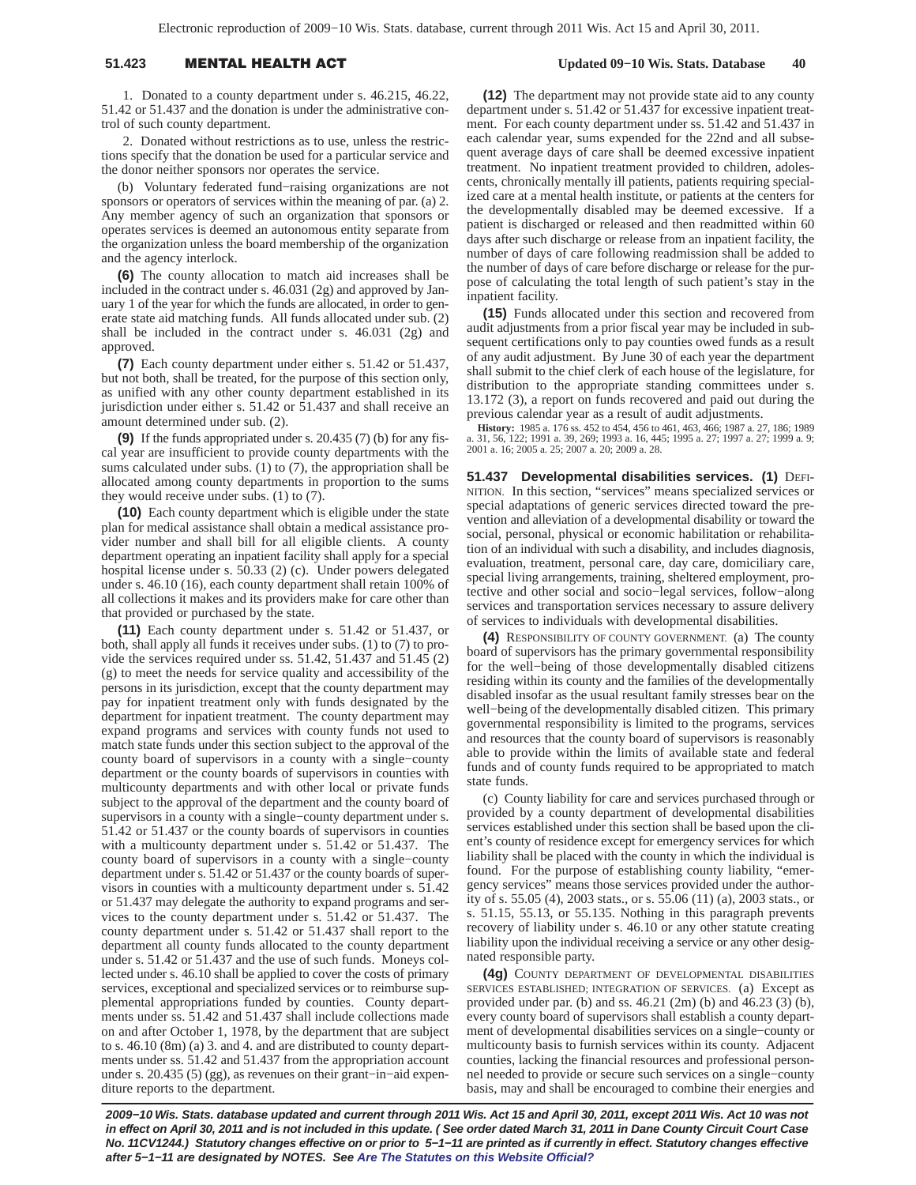1. Donated to a county department under s. 46.215, 46.22, 51.42 or 51.437 and the donation is under the administrative control of such county department.

2. Donated without restrictions as to use, unless the restrictions specify that the donation be used for a particular service and the donor neither sponsors nor operates the service.

(b) Voluntary federated fund−raising organizations are not sponsors or operators of services within the meaning of par. (a) 2. Any member agency of such an organization that sponsors or operates services is deemed an autonomous entity separate from the organization unless the board membership of the organization and the agency interlock.

**(6)** The county allocation to match aid increases shall be included in the contract under s. 46.031 (2g) and approved by January 1 of the year for which the funds are allocated, in order to generate state aid matching funds. All funds allocated under sub. (2) shall be included in the contract under s. 46.031 (2g) and approved.

**(7)** Each county department under either s. 51.42 or 51.437, but not both, shall be treated, for the purpose of this section only, as unified with any other county department established in its jurisdiction under either s. 51.42 or 51.437 and shall receive an amount determined under sub. (2).

**(9)** If the funds appropriated under s. 20.435 (7) (b) for any fiscal year are insufficient to provide county departments with the sums calculated under subs. (1) to (7), the appropriation shall be allocated among county departments in proportion to the sums they would receive under subs. (1) to (7).

**(10)** Each county department which is eligible under the state plan for medical assistance shall obtain a medical assistance provider number and shall bill for all eligible clients. A county department operating an inpatient facility shall apply for a special hospital license under s. 50.33 (2) (c). Under powers delegated under s. 46.10 (16), each county department shall retain 100% of all collections it makes and its providers make for care other than that provided or purchased by the state.

**(11)** Each county department under s. 51.42 or 51.437, or both, shall apply all funds it receives under subs. (1) to (7) to provide the services required under ss. 51.42, 51.437 and 51.45 (2) (g) to meet the needs for service quality and accessibility of the persons in its jurisdiction, except that the county department may pay for inpatient treatment only with funds designated by the department for inpatient treatment. The county department may expand programs and services with county funds not used to match state funds under this section subject to the approval of the county board of supervisors in a county with a single−county department or the county boards of supervisors in counties with multicounty departments and with other local or private funds subject to the approval of the department and the county board of supervisors in a county with a single−county department under s. 51.42 or 51.437 or the county boards of supervisors in counties with a multicounty department under s. 51.42 or 51.437. The county board of supervisors in a county with a single−county department under s. 51.42 or 51.437 or the county boards of supervisors in counties with a multicounty department under s. 51.42 or 51.437 may delegate the authority to expand programs and services to the county department under s. 51.42 or 51.437. The county department under s. 51.42 or 51.437 shall report to the department all county funds allocated to the county department under s. 51.42 or 51.437 and the use of such funds. Moneys collected under s. 46.10 shall be applied to cover the costs of primary services, exceptional and specialized services or to reimburse supplemental appropriations funded by counties. County departments under ss. 51.42 and 51.437 shall include collections made on and after October 1, 1978, by the department that are subject to s. 46.10 (8m) (a) 3. and 4. and are distributed to county departments under ss. 51.42 and 51.437 from the appropriation account under s. 20.435 (5) (gg), as revenues on their grant−in−aid expenditure reports to the department.

**(12)** The department may not provide state aid to any county department under s. 51.42 or 51.437 for excessive inpatient treatment. For each county department under ss. 51.42 and 51.437 in each calendar year, sums expended for the 22nd and all subsequent average days of care shall be deemed excessive inpatient treatment. No inpatient treatment provided to children, adolescents, chronically mentally ill patients, patients requiring specialized care at a mental health institute, or patients at the centers for the developmentally disabled may be deemed excessive. If a patient is discharged or released and then readmitted within 60 days after such discharge or release from an inpatient facility, the number of days of care following readmission shall be added to the number of days of care before discharge or release for the purpose of calculating the total length of such patient's stay in the inpatient facility.

**(15)** Funds allocated under this section and recovered from audit adjustments from a prior fiscal year may be included in subsequent certifications only to pay counties owed funds as a result of any audit adjustment. By June 30 of each year the department shall submit to the chief clerk of each house of the legislature, for distribution to the appropriate standing committees under s. 13.172 (3), a report on funds recovered and paid out during the previous calendar year as a result of audit adjustments.

**History:** 1985 a. 176 ss. 452 to 454, 456 to 461, 463, 466; 1987 a. 27, 186; 1989 a. 31, 56, 122; 1991 a. 39, 269; 1993 a. 16, 445; 1995 a. 27; 1997 a. 27; 1999 a. 9; 2001 a. 16; 2005 a. 25; 2007 a. 20; 2009 a. 28.

**51.437 Developmental disabilities services. (1)** DEFINITION. In this section, "services" means specialized services or special adaptations of generic services directed toward the prevention and alleviation of a developmental disability or toward the social, personal, physical or economic habilitation or rehabilitation of an individual with such a disability, and includes diagnosis, evaluation, treatment, personal care, day care, domiciliary care, special living arrangements, training, sheltered employment, protective and other social and socio−legal services, follow−along services and transportation services necessary to assure delivery of services to individuals with developmental disabilities.

**(4)** RESPONSIBILITY OF COUNTY GOVERNMENT. (a) The county board of supervisors has the primary governmental responsibility for the well−being of those developmentally disabled citizens residing within its county and the families of the developmentally disabled insofar as the usual resultant family stresses bear on the well−being of the developmentally disabled citizen. This primary governmental responsibility is limited to the programs, services and resources that the county board of supervisors is reasonably able to provide within the limits of available state and federal funds and of county funds required to be appropriated to match state funds.

(c) County liability for care and services purchased through or provided by a county department of developmental disabilities services established under this section shall be based upon the client's county of residence except for emergency services for which liability shall be placed with the county in which the individual is found. For the purpose of establishing county liability, "emergency services" means those services provided under the authority of s. 55.05 (4), 2003 stats., or s. 55.06 (11) (a), 2003 stats., or s. 51.15, 55.13, or 55.135. Nothing in this paragraph prevents recovery of liability under s. 46.10 or any other statute creating liability upon the individual receiving a service or any other designated responsible party.

**(4g)** COUNTY DEPARTMENT OF DEVELOPMENTAL DISABILITIES SERVICES ESTABLISHED; INTEGRATION OF SERVICES. (a) Except as provided under par. (b) and ss. 46.21 (2m) (b) and 46.23 (3) (b), every county board of supervisors shall establish a county department of developmental disabilities services on a single−county or multicounty basis to furnish services within its county. Adjacent counties, lacking the financial resources and professional personnel needed to provide or secure such services on a single−county basis, may and shall be encouraged to combine their energies and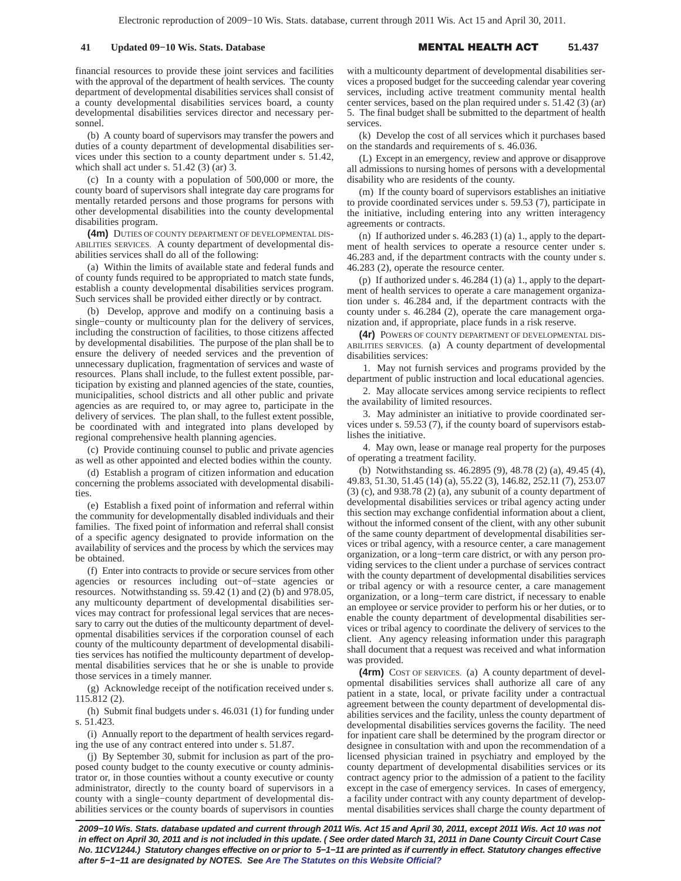financial resources to provide these joint services and facilities with the approval of the department of health services. The county department of developmental disabilities services shall consist of a county developmental disabilities services board, a county developmental disabilities services director and necessary personnel.

(b) A county board of supervisors may transfer the powers and duties of a county department of developmental disabilities services under this section to a county department under s. 51.42, which shall act under s. 51.42 (3) (ar) 3.

(c) In a county with a population of 500,000 or more, the county board of supervisors shall integrate day care programs for mentally retarded persons and those programs for persons with other developmental disabilities into the county developmental disabilities program.

**(4m)** DUTIES OF COUNTY DEPARTMENT OF DEVELOPMENTAL DISABILITIES SERVICES. A county department of developmental disabilities services shall do all of the following:

(a) Within the limits of available state and federal funds and of county funds required to be appropriated to match state funds, establish a county developmental disabilities services program. Such services shall be provided either directly or by contract.

(b) Develop, approve and modify on a continuing basis a single−county or multicounty plan for the delivery of services, including the construction of facilities, to those citizens affected by developmental disabilities. The purpose of the plan shall be to ensure the delivery of needed services and the prevention of unnecessary duplication, fragmentation of services and waste of resources. Plans shall include, to the fullest extent possible, participation by existing and planned agencies of the state, counties, municipalities, school districts and all other public and private agencies as are required to, or may agree to, participate in the delivery of services. The plan shall, to the fullest extent possible, be coordinated with and integrated into plans developed by regional comprehensive health planning agencies.

(c) Provide continuing counsel to public and private agencies as well as other appointed and elected bodies within the county.

(d) Establish a program of citizen information and education concerning the problems associated with developmental disabilities.

(e) Establish a fixed point of information and referral within the community for developmentally disabled individuals and their families. The fixed point of information and referral shall consist of a specific agency designated to provide information on the availability of services and the process by which the services may be obtained.

(f) Enter into contracts to provide or secure services from other agencies or resources including out−of−state agencies or resources. Notwithstanding ss. 59.42 (1) and (2) (b) and 978.05, any multicounty department of developmental disabilities services may contract for professional legal services that are necessary to carry out the duties of the multicounty department of developmental disabilities services if the corporation counsel of each county of the multicounty department of developmental disabilities services has notified the multicounty department of developmental disabilities services that he or she is unable to provide those services in a timely manner.

(g) Acknowledge receipt of the notification received under s. 115.812 (2).

(h) Submit final budgets under s. 46.031 (1) for funding under s. 51.423.

(i) Annually report to the department of health services regarding the use of any contract entered into under s. 51.87.

(j) By September 30, submit for inclusion as part of the proposed county budget to the county executive or county administrator or, in those counties without a county executive or county administrator, directly to the county board of supervisors in a county with a single−county department of developmental disabilities services or the county boards of supervisors in counties with a multicounty department of developmental disabilities services a proposed budget for the succeeding calendar year covering services, including active treatment community mental health center services, based on the plan required under s. 51.42 (3) (ar) 5. The final budget shall be submitted to the department of health services.

(k) Develop the cost of all services which it purchases based on the standards and requirements of s. 46.036.

(L) Except in an emergency, review and approve or disapprove all admissions to nursing homes of persons with a developmental disability who are residents of the county.

(m) If the county board of supervisors establishes an initiative to provide coordinated services under s. 59.53 (7), participate in the initiative, including entering into any written interagency agreements or contracts.

(n) If authorized under s. 46.283 (1) (a) 1., apply to the department of health services to operate a resource center under s. 46.283 and, if the department contracts with the county under s. 46.283 (2), operate the resource center.

(p) If authorized under s. 46.284 (1) (a) 1., apply to the department of health services to operate a care management organization under s. 46.284 and, if the department contracts with the county under s. 46.284 (2), operate the care management organization and, if appropriate, place funds in a risk reserve.

**(4r)** POWERS OF COUNTY DEPARTMENT OF DEVELOPMENTAL DISABILITIES SERVICES. (a) A county department of developmental disabilities services:

1. May not furnish services and programs provided by the department of public instruction and local educational agencies.

2. May allocate services among service recipients to reflect the availability of limited resources.

3. May administer an initiative to provide coordinated services under s. 59.53 (7), if the county board of supervisors establishes the initiative.

4. May own, lease or manage real property for the purposes of operating a treatment facility.

(b) Notwithstanding ss. 46.2895 (9), 48.78 (2) (a), 49.45 (4), 49.83, 51.30, 51.45 (14) (a), 55.22 (3), 146.82, 252.11 (7), 253.07 (3) (c), and 938.78 (2) (a), any subunit of a county department of developmental disabilities services or tribal agency acting under this section may exchange confidential information about a client, without the informed consent of the client, with any other subunit of the same county department of developmental disabilities services or tribal agency, with a resource center, a care management organization, or a long−term care district, or with any person providing services to the client under a purchase of services contract with the county department of developmental disabilities services or tribal agency or with a resource center, a care management organization, or a long−term care district, if necessary to enable an employee or service provider to perform his or her duties, or to enable the county department of developmental disabilities services or tribal agency to coordinate the delivery of services to the client. Any agency releasing information under this paragraph shall document that a request was received and what information was provided.

**(4rm)** COST OF SERVICES. (a) A county department of developmental disabilities services shall authorize all care of any patient in a state, local, or private facility under a contractual agreement between the county department of developmental disabilities services and the facility, unless the county department of developmental disabilities services governs the facility. The need for inpatient care shall be determined by the program director or designee in consultation with and upon the recommendation of a licensed physician trained in psychiatry and employed by the county department of developmental disabilities services or its contract agency prior to the admission of a patient to the facility except in the case of emergency services. In cases of emergency, a facility under contract with any county department of developmental disabilities services shall charge the county department of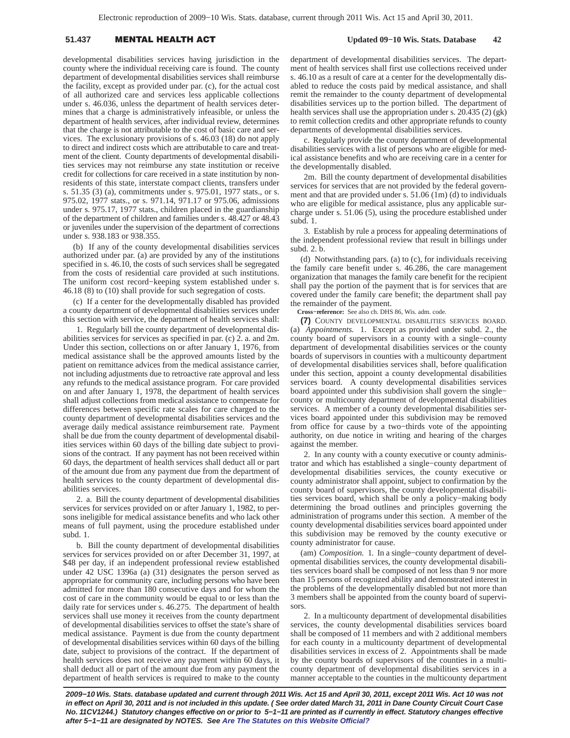developmental disabilities services having jurisdiction in the county where the individual receiving care is found. The county department of developmental disabilities services shall reimburse the facility, except as provided under par. (c), for the actual cost of all authorized care and services less applicable collections under s. 46.036, unless the department of health services determines that a charge is administratively infeasible, or unless the department of health services, after individual review, determines that the charge is not attributable to the cost of basic care and services. The exclusionary provisions of s. 46.03 (18) do not apply to direct and indirect costs which are attributable to care and treatment of the client. County departments of developmental disabilities services may not reimburse any state institution or receive credit for collections for care received in a state institution by nonresidents of this state, interstate compact clients, transfers under s. 51.35 (3) (a), commitments under s. 975.01, 1977 stats., or s. 975.02, 1977 stats., or s. 971.14, 971.17 or 975.06, admissions under s. 975.17, 1977 stats., children placed in the guardianship of the department of children and families under s. 48.427 or 48.43 or juveniles under the supervision of the department of corrections under s. 938.183 or 938.355.

(b) If any of the county developmental disabilities services authorized under par. (a) are provided by any of the institutions specified in s. 46.10, the costs of such services shall be segregated from the costs of residential care provided at such institutions. The uniform cost record−keeping system established under s. 46.18 (8) to (10) shall provide for such segregation of costs.

(c) If a center for the developmentally disabled has provided a county department of developmental disabilities services under this section with service, the department of health services shall:

1. Regularly bill the county department of developmental disabilities services for services as specified in par. (c) 2. a. and 2m. Under this section, collections on or after January 1, 1976, from medical assistance shall be the approved amounts listed by the patient on remittance advices from the medical assistance carrier, not including adjustments due to retroactive rate approval and less any refunds to the medical assistance program. For care provided on and after January 1, 1978, the department of health services shall adjust collections from medical assistance to compensate for differences between specific rate scales for care charged to the county department of developmental disabilities services and the average daily medical assistance reimbursement rate. Payment shall be due from the county department of developmental disabilities services within 60 days of the billing date subject to provisions of the contract. If any payment has not been received within 60 days, the department of health services shall deduct all or part of the amount due from any payment due from the department of health services to the county department of developmental disabilities services.

2. a. Bill the county department of developmental disabilities services for services provided on or after January 1, 1982, to persons ineligible for medical assistance benefits and who lack other means of full payment, using the procedure established under subd. 1.

b. Bill the county department of developmental disabilities services for services provided on or after December 31, 1997, at $48 per day, if an independent professional review established under 42 USC 1396a (a) (31) designates the person served as appropriate for community care, including persons who have been admitted for more than 180 consecutive days and for whom the cost of care in the community would be equal to or less than the daily rate for services under s. 46.275. The department of health services shall use money it receives from the county department of developmental disabilities services to offset the state's share of medical assistance. Payment is due from the county department of developmental disabilities services within 60 days of the billing date, subject to provisions of the contract. If the department of health services does not receive any payment within 60 days, it shall deduct all or part of the amount due from any payment the department of health services is required to make to the county department of developmental disabilities services. The department of health services shall first use collections received under s. 46.10 as a result of care at a center for the developmentally disabled to reduce the costs paid by medical assistance, and shall remit the remainder to the county department of developmental disabilities services up to the portion billed. The department of health services shall use the appropriation under s. 20.435 (2) (gk) to remit collection credits and other appropriate refunds to county departments of developmental disabilities services.

c. Regularly provide the county department of developmental disabilities services with a list of persons who are eligible for medical assistance benefits and who are receiving care in a center for the developmentally disabled.

2m. Bill the county department of developmental disabilities services for services that are not provided by the federal government and that are provided under s. 51.06 (1m) (d) to individuals who are eligible for medical assistance, plus any applicable surcharge under s. 51.06 (5), using the procedure established under subd. 1.

3. Establish by rule a process for appealing determinations of the independent professional review that result in billings under subd. 2. b.

(d) Notwithstanding pars. (a) to (c), for individuals receiving the family care benefit under s. 46.286, the care management organization that manages the family care benefit for the recipient shall pay the portion of the payment that is for services that are covered under the family care benefit; the department shall pay the remainder of the payment.

**Cross−reference:** See also ch. DHS 86, Wis. adm. code.

**(7)** COUNTY DEVELOPMENTAL DISABILITIES SERVICES BOARD. (a) *Appointments.* 1. Except as provided under subd. 2., the county board of supervisors in a county with a single−county department of developmental disabilities services or the county boards of supervisors in counties with a multicounty department of developmental disabilities services shall, before qualification under this section, appoint a county developmental disabilities services board. A county developmental disabilities services board appointed under this subdivision shall govern the single−county or multicounty department of developmental disabilities services. A member of a county developmental disabilities services board appointed under this subdivision may be removed from office for cause by a two−thirds vote of the appointing authority, on due notice in writing and hearing of the charges against the member.

2. In any county with a county executive or county administrator and which has established a single−county department of developmental disabilities services, the county executive or county administrator shall appoint, subject to confirmation by the county board of supervisors, the county developmental disabilities services board, which shall be only a policy−making body determining the broad outlines and principles governing the administration of programs under this section. A member of the county developmental disabilities services board appointed under this subdivision may be removed by the county executive or county administrator for cause.

(am) *Composition.* 1. In a single−county department of developmental disabilities services, the county developmental disabilities services board shall be composed of not less than 9 nor more than 15 persons of recognized ability and demonstrated interest in the problems of the developmentally disabled but not more than 3 members shall be appointed from the county board of supervisors.

2. In a multicounty department of developmental disabilities services, the county developmental disabilities services board shall be composed of 11 members and with 2 additional members for each county in a multicounty department of developmental disabilities services in excess of 2. Appointments shall be made by the county boards of supervisors of the counties in a multicounty department of developmental disabilities services in a manner acceptable to the counties in the multicounty department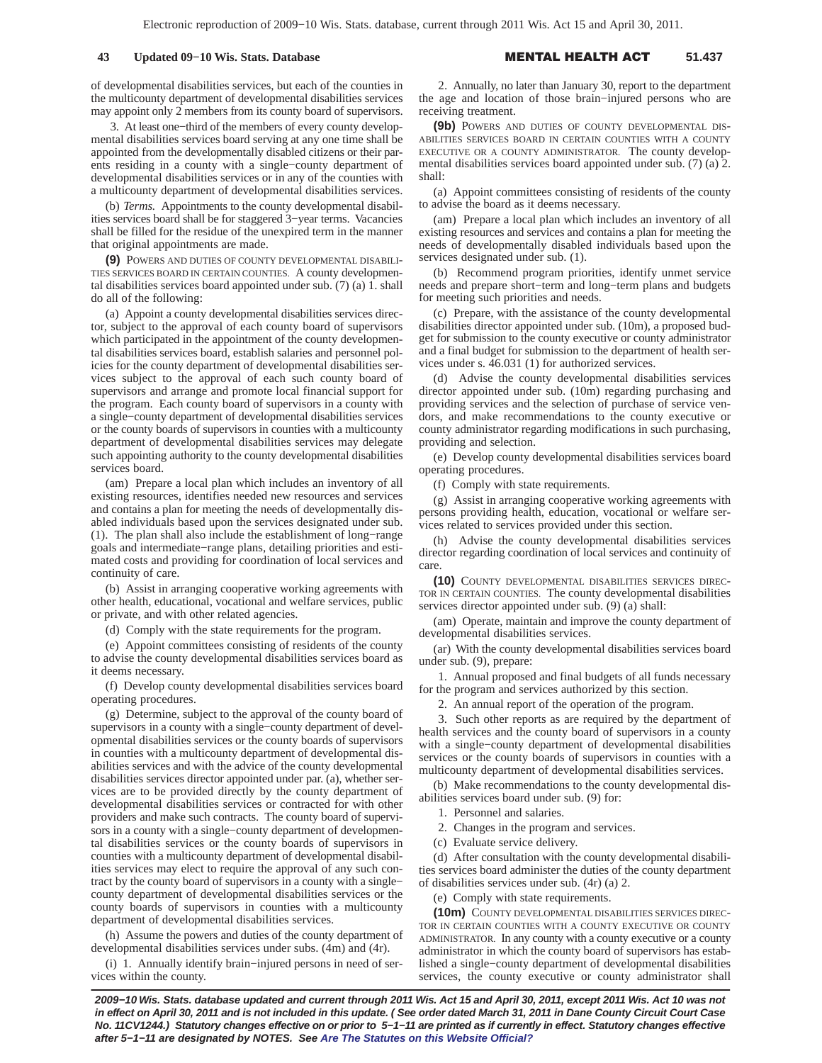of developmental disabilities services, but each of the counties in the multicounty department of developmental disabilities services may appoint only 2 members from its county board of supervisors.

3. At least one−third of the members of every county developmental disabilities services board serving at any one time shall be appointed from the developmentally disabled citizens or their parents residing in a county with a single−county department of developmental disabilities services or in any of the counties with a multicounty department of developmental disabilities services.

(b) *Terms.* Appointments to the county developmental disabilities services board shall be for staggered 3−year terms. Vacancies shall be filled for the residue of the unexpired term in the manner that original appointments are made.

**(9)** POWERS AND DUTIES OF COUNTY DEVELOPMENTAL DISABILITIES SERVICES BOARD IN CERTAIN COUNTIES. A county developmental disabilities services board appointed under sub. (7) (a) 1. shall do all of the following:

(a) Appoint a county developmental disabilities services director, subject to the approval of each county board of supervisors which participated in the appointment of the county developmental disabilities services board, establish salaries and personnel policies for the county department of developmental disabilities services subject to the approval of each such county board of supervisors and arrange and promote local financial support for the program. Each county board of supervisors in a county with a single−county department of developmental disabilities services or the county boards of supervisors in counties with a multicounty department of developmental disabilities services may delegate such appointing authority to the county developmental disabilities services board.

(am) Prepare a local plan which includes an inventory of all existing resources, identifies needed new resources and services and contains a plan for meeting the needs of developmentally disabled individuals based upon the services designated under sub. (1). The plan shall also include the establishment of long−range goals and intermediate−range plans, detailing priorities and estimated costs and providing for coordination of local services and continuity of care.

(b) Assist in arranging cooperative working agreements with other health, educational, vocational and welfare services, public or private, and with other related agencies.

(d) Comply with the state requirements for the program.

(e) Appoint committees consisting of residents of the county to advise the county developmental disabilities services board as it deems necessary.

(f) Develop county developmental disabilities services board operating procedures.

(g) Determine, subject to the approval of the county board of supervisors in a county with a single−county department of developmental disabilities services or the county boards of supervisors in counties with a multicounty department of developmental disabilities services and with the advice of the county developmental disabilities services director appointed under par. (a), whether services are to be provided directly by the county department of developmental disabilities services or contracted for with other providers and make such contracts. The county board of supervisors in a county with a single−county department of developmental disabilities services or the county boards of supervisors in counties with a multicounty department of developmental disabilities services may elect to require the approval of any such contract by the county board of supervisors in a county with a single−county department of developmental disabilities services or the county boards of supervisors in counties with a multicounty department of developmental disabilities services.

(h) Assume the powers and duties of the county department of developmental disabilities services under subs. (4m) and (4r).

(i) 1. Annually identify brain−injured persons in need of services within the county.

2. Annually, no later than January 30, report to the department the age and location of those brain−injured persons who are receiving treatment.

**(9b)** POWERS AND DUTIES OF COUNTY DEVELOPMENTAL DISABILITIES SERVICES BOARD IN CERTAIN COUNTIES WITH A COUNTY EXECUTIVE OR A COUNTY ADMINISTRATOR. The county developmental disabilities services board appointed under sub. (7) (a) 2. shall:

(a) Appoint committees consisting of residents of the county to advise the board as it deems necessary.

(am) Prepare a local plan which includes an inventory of all existing resources and services and contains a plan for meeting the needs of developmentally disabled individuals based upon the services designated under sub. (1).

(b) Recommend program priorities, identify unmet service needs and prepare short−term and long−term plans and budgets for meeting such priorities and needs.

(c) Prepare, with the assistance of the county developmental disabilities director appointed under sub. (10m), a proposed budget for submission to the county executive or county administrator and a final budget for submission to the department of health services under s. 46.031 (1) for authorized services.

(d) Advise the county developmental disabilities services director appointed under sub. (10m) regarding purchasing and providing services and the selection of purchase of service vendors, and make recommendations to the county executive or county administrator regarding modifications in such purchasing, providing and selection.

(e) Develop county developmental disabilities services board operating procedures.

(f) Comply with state requirements.

(g) Assist in arranging cooperative working agreements with persons providing health, education, vocational or welfare services related to services provided under this section.

(h) Advise the county developmental disabilities services director regarding coordination of local services and continuity of care.

**(10)** COUNTY DEVELOPMENTAL DISABILITIES SERVICES DIRECTOR IN CERTAIN COUNTIES. The county developmental disabilities services director appointed under sub. (9) (a) shall:

(am) Operate, maintain and improve the county department of developmental disabilities services.

(ar) With the county developmental disabilities services board under sub. (9), prepare:

1. Annual proposed and final budgets of all funds necessary for the program and services authorized by this section.

2. An annual report of the operation of the program.

3. Such other reports as are required by the department of health services and the county board of supervisors in a county with a single−county department of developmental disabilities services or the county boards of supervisors in counties with a multicounty department of developmental disabilities services.

(b) Make recommendations to the county developmental disabilities services board under sub. (9) for:

1. Personnel and salaries.

2. Changes in the program and services.

(c) Evaluate service delivery.

(d) After consultation with the county developmental disabilities services board administer the duties of the county department of disabilities services under sub. (4r) (a) 2.

(e) Comply with state requirements.

**(10m)** COUNTY DEVELOPMENTAL DISABILITIES SERVICES DIRECTOR IN CERTAIN COUNTIES WITH A COUNTY EXECUTIVE OR COUNTY ADMINISTRATOR. In any county with a county executive or a county administrator in which the county board of supervisors has established a single−county department of developmental disabilities services, the county executive or county administrator shall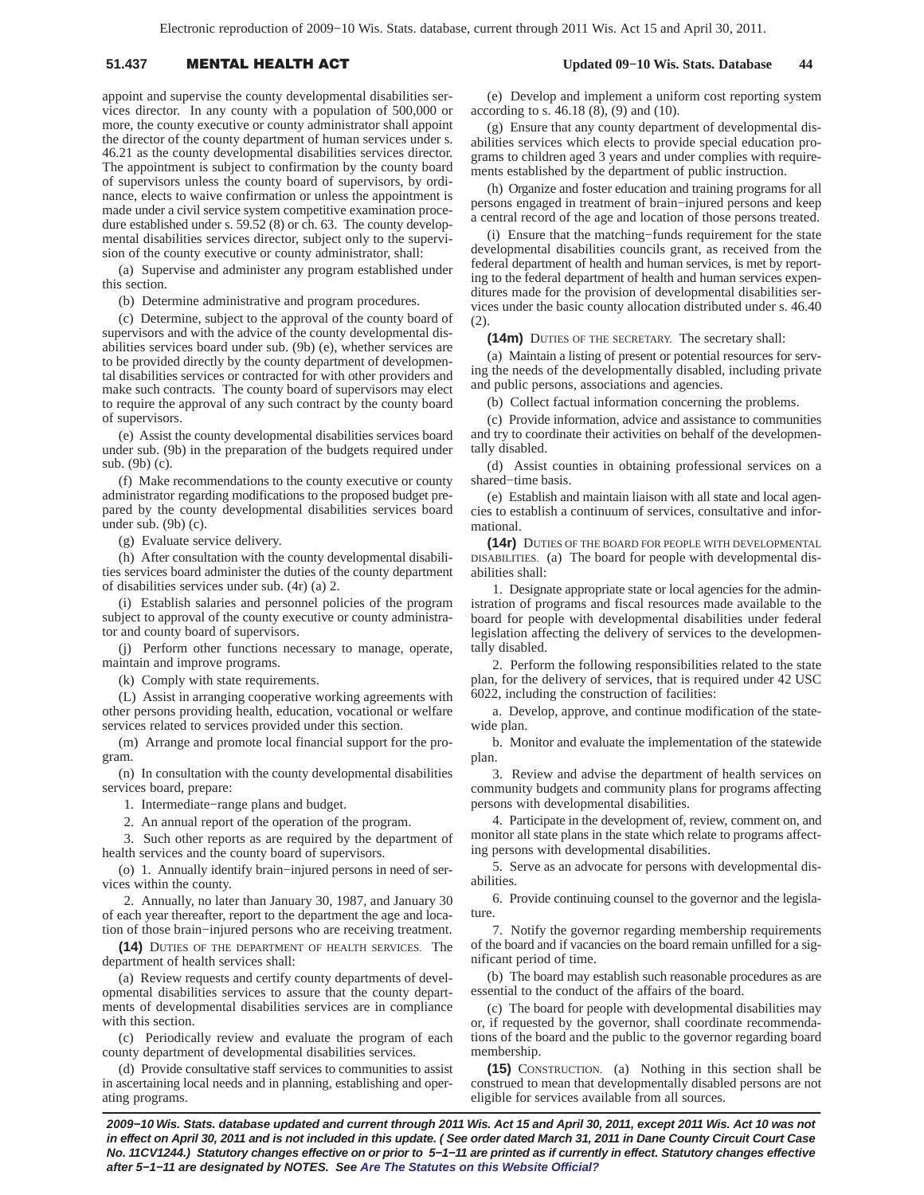appoint and supervise the county developmental disabilities services director. In any county with a population of 500,000 or more, the county executive or county administrator shall appoint the director of the county department of human services under s. 46.21 as the county developmental disabilities services director. The appointment is subject to confirmation by the county board of supervisors unless the county board of supervisors, by ordinance, elects to waive confirmation or unless the appointment is made under a civil service system competitive examination procedure established under s. 59.52 (8) or ch. 63. The county developmental disabilities services director, subject only to the supervision of the county executive or county administrator, shall:

(a) Supervise and administer any program established under this section.

(b) Determine administrative and program procedures.

(c) Determine, subject to the approval of the county board of supervisors and with the advice of the county developmental disabilities services board under sub. (9b) (e), whether services are to be provided directly by the county department of developmental disabilities services or contracted for with other providers and make such contracts. The county board of supervisors may elect to require the approval of any such contract by the county board of supervisors.

(e) Assist the county developmental disabilities services board under sub. (9b) in the preparation of the budgets required under sub. (9b) (c).

(f) Make recommendations to the county executive or county administrator regarding modifications to the proposed budget prepared by the county developmental disabilities services board under sub. (9b) (c).

(g) Evaluate service delivery.

(h) After consultation with the county developmental disabilities services board administer the duties of the county department of disabilities services under sub. (4r) (a) 2.

(i) Establish salaries and personnel policies of the program subject to approval of the county executive or county administrator and county board of supervisors.

(j) Perform other functions necessary to manage, operate, maintain and improve programs.

(k) Comply with state requirements.

(L) Assist in arranging cooperative working agreements with other persons providing health, education, vocational or welfare services related to services provided under this section.

(m) Arrange and promote local financial support for the program.

(n) In consultation with the county developmental disabilities services board, prepare:

1. Intermediate−range plans and budget.

2. An annual report of the operation of the program.

3. Such other reports as are required by the department of health services and the county board of supervisors.

(o) 1. Annually identify brain−injured persons in need of services within the county.

2. Annually, no later than January 30, 1987, and January 30 of each year thereafter, report to the department the age and location of those brain−injured persons who are receiving treatment.

**(14)** DUTIES OF THE DEPARTMENT OF HEALTH SERVICES. The department of health services shall:

(a) Review requests and certify county departments of developmental disabilities services to assure that the county departments of developmental disabilities services are in compliance with this section.

(c) Periodically review and evaluate the program of each county department of developmental disabilities services.

(d) Provide consultative staff services to communities to assist in ascertaining local needs and in planning, establishing and operating programs.

(e) Develop and implement a uniform cost reporting system according to s. 46.18 (8), (9) and (10).

(g) Ensure that any county department of developmental disabilities services which elects to provide special education programs to children aged 3 years and under complies with requirements established by the department of public instruction.

(h) Organize and foster education and training programs for all persons engaged in treatment of brain−injured persons and keep a central record of the age and location of those persons treated.

(i) Ensure that the matching−funds requirement for the state developmental disabilities councils grant, as received from the federal department of health and human services, is met by reporting to the federal department of health and human services expenditures made for the provision of developmental disabilities services under the basic county allocation distributed under s. 46.40 (2).

**(14m)** DUTIES OF THE SECRETARY. The secretary shall:

(a) Maintain a listing of present or potential resources for serving the needs of the developmentally disabled, including private and public persons, associations and agencies.

(b) Collect factual information concerning the problems.

(c) Provide information, advice and assistance to communities and try to coordinate their activities on behalf of the developmentally disabled.

(d) Assist counties in obtaining professional services on a shared−time basis.

(e) Establish and maintain liaison with all state and local agencies to establish a continuum of services, consultative and informational.

**(14r)** DUTIES OF THE BOARD FOR PEOPLE WITH DEVELOPMENTAL DISABILITIES. (a) The board for people with developmental disabilities shall:

1. Designate appropriate state or local agencies for the administration of programs and fiscal resources made available to the board for people with developmental disabilities under federal legislation affecting the delivery of services to the developmentally disabled.

2. Perform the following responsibilities related to the state plan, for the delivery of services, that is required under 42 USC 6022, including the construction of facilities:

a. Develop, approve, and continue modification of the statewide plan.

b. Monitor and evaluate the implementation of the statewide plan.

3. Review and advise the department of health services on community budgets and community plans for programs affecting persons with developmental disabilities.

4. Participate in the development of, review, comment on, and monitor all state plans in the state which relate to programs affecting persons with developmental disabilities.

5. Serve as an advocate for persons with developmental disabilities.

6. Provide continuing counsel to the governor and the legislature.

7. Notify the governor regarding membership requirements of the board and if vacancies on the board remain unfilled for a significant period of time.

(b) The board may establish such reasonable procedures as are essential to the conduct of the affairs of the board.

(c) The board for people with developmental disabilities may or, if requested by the governor, shall coordinate recommendations of the board and the public to the governor regarding board membership.

**(15)** CONSTRUCTION. (a) Nothing in this section shall be construed to mean that developmentally disabled persons are not eligible for services available from all sources.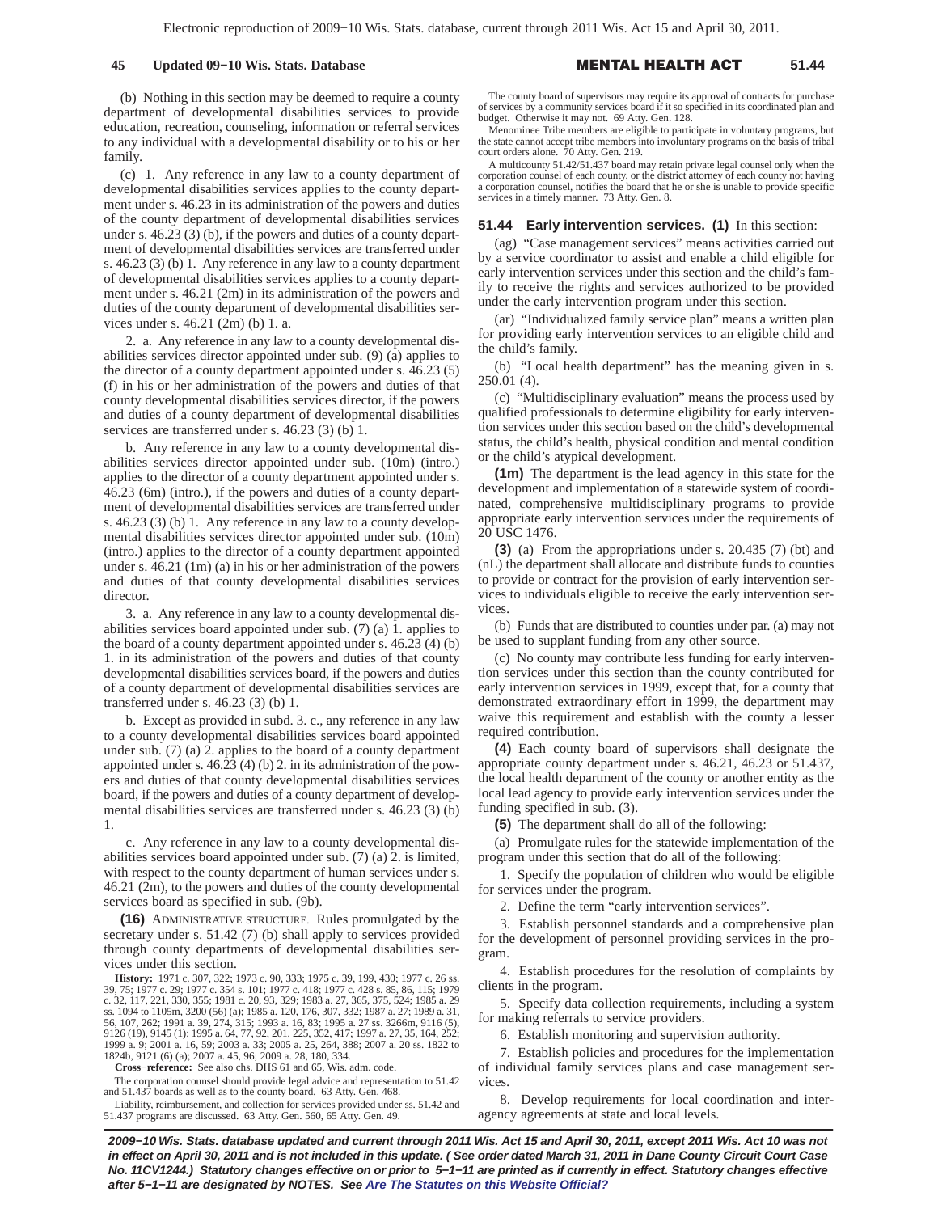(b) Nothing in this section may be deemed to require a county department of developmental disabilities services to provide education, recreation, counseling, information or referral services to any individual with a developmental disability or to his or her family.

(c) 1. Any reference in any law to a county department of developmental disabilities services applies to the county department under s. 46.23 in its administration of the powers and duties of the county department of developmental disabilities services under s. 46.23 (3) (b), if the powers and duties of a county department of developmental disabilities services are transferred under s. 46.23 (3) (b) 1. Any reference in any law to a county department of developmental disabilities services applies to a county department under s. 46.21 (2m) in its administration of the powers and duties of the county department of developmental disabilities services under s. 46.21 (2m) (b) 1. a.

2. a. Any reference in any law to a county developmental disabilities services director appointed under sub. (9) (a) applies to the director of a county department appointed under s. 46.23 (5) (f) in his or her administration of the powers and duties of that county developmental disabilities services director, if the powers and duties of a county department of developmental disabilities services are transferred under s. 46.23 (3) (b) 1.

b. Any reference in any law to a county developmental disabilities services director appointed under sub. (10m) (intro.) applies to the director of a county department appointed under s. 46.23 (6m) (intro.), if the powers and duties of a county department of developmental disabilities services are transferred under s. 46.23 (3) (b) 1. Any reference in any law to a county developmental disabilities services director appointed under sub. (10m) (intro.) applies to the director of a county department appointed under s. 46.21 (1m) (a) in his or her administration of the powers and duties of that county developmental disabilities services director.

3. a. Any reference in any law to a county developmental disabilities services board appointed under sub. (7) (a) 1. applies to the board of a county department appointed under s. 46.23 (4) (b) 1. in its administration of the powers and duties of that county developmental disabilities services board, if the powers and duties of a county department of developmental disabilities services are transferred under s. 46.23 (3) (b) 1.

b. Except as provided in subd. 3. c., any reference in any law to a county developmental disabilities services board appointed under sub. (7) (a) 2. applies to the board of a county department appointed under s. 46.23 (4) (b) 2. in its administration of the powers and duties of that county developmental disabilities services board, if the powers and duties of a county department of developmental disabilities services are transferred under s. 46.23 (3) (b) 1.

c. Any reference in any law to a county developmental disabilities services board appointed under sub. (7) (a) 2. is limited, with respect to the county department of human services under s. 46.21 (2m), to the powers and duties of the county developmental services board as specified in sub. (9b).

**(16)** ADMINISTRATIVE STRUCTURE. Rules promulgated by the secretary under s. 51.42 (7) (b) shall apply to services provided through county departments of developmental disabilities services under this section.

**History:** 1971 c. 307, 322; 1973 c. 90, 333; 1975 c. 39, 199, 430; 1977 c. 26 ss. 39, 75; 1977 c. 29; 1977 c. 354 s. 101; 1977 c. 418; 1977 c. 428 s. 85, 86, 115; 1979 c. 32, 117, 221, 330, 355; 1981 c. 20, 93, 329; 1983 a. 27, 365, 375, 524; 1985 a. 29 ss. 1094 to 1105m, 3200 (56) (a); 1985 a. 120, 176, 307, 332; 1987 a. 27; 1989 a. 31, 56, 107, 262; 1991 a. 39, 274, 315; 1993 a. 16, 83; 1995 a. 27 ss. 3266m, 9116 (5), 9126 (19), 9145 (1); 1995 a. 64, 77, 92, 201, 225, 352, 417; 1997 a. 27, 35, 164, 252; 1999 a. 9; 2001 a. 16, 59; 2003 a. 33; 2005 a. 25, 264, 388; 2007 a. 20 ss. 1822 to 1824b, 9121 (6) (a); 2007 a. 45, 96; 2009 a. 28, 180, 334.

**Cross-reference:** See also chs. DHS 61 and 65, Wis. adm. code.

The corporation counsel should provide legal advice and representation to 51.42 and 51.437 boards as well as to the county board. 63 Atty. Gen. 468.

Liability, reimbursement, and collection for services provided under ss. 51.42 and 51.437 programs are discussed. 63 Atty. Gen. 560, 65 Atty. Gen. 49.

The county board of supervisors may require its approval of contracts for purchase of services by a community services board if it so specified in its coordinated plan and budget. Otherwise it may not. 69 Atty. Gen. 128.

Menominee Tribe members are eligible to participate in voluntary programs, but the state cannot accept tribe members into involuntary programs on the basis of tribal court orders alone. 70 Atty. Gen. 219.

A multicounty 51.42/51.437 board may retain private legal counsel only when the corporation counsel of each county, or the district attorney of each county not having a corporation counsel, notifies the board that he or she is unable to provide specific services in a timely manner. 73 Atty. Gen. 8.

## 51.44 Early intervention services.

**(1)** In this section:

(ag) "Case management services" means activities carried out by a service coordinator to assist and enable a child eligible for early intervention services under this section and the child's family to receive the rights and services authorized to be provided under the early intervention program under this section.

(ar) "Individualized family service plan" means a written plan for providing early intervention services to an eligible child and the child's family.

(b) "Local health department" has the meaning given in s. 250.01 (4).

(c) "Multidisciplinary evaluation" means the process used by qualified professionals to determine eligibility for early intervention services under this section based on the child's developmental status, the child's health, physical condition and mental condition or the child's atypical development.

**(1m)** The department is the lead agency in this state for the development and implementation of a statewide system of coordinated, comprehensive multidisciplinary programs to provide appropriate early intervention services under the requirements of 20 USC 1476.

**(3)** (a) From the appropriations under s. 20.435 (7) (bt) and (nL) the department shall allocate and distribute funds to counties to provide or contract for the provision of early intervention services to individuals eligible to receive the early intervention services.

(b) Funds that are distributed to counties under par. (a) may not be used to supplant funding from any other source.

(c) No county may contribute less funding for early intervention services under this section than the county contributed for early intervention services in 1999, except that, for a county that demonstrated extraordinary effort in 1999, the department may waive this requirement and establish with the county a lesser required contribution.

**(4)** Each county board of supervisors shall designate the appropriate county department under s. 46.21, 46.23 or 51.437, the local health department of the county or another entity as the local lead agency to provide early intervention services under the funding specified in sub. (3).

**(5)** The department shall do all of the following:

(a) Promulgate rules for the statewide implementation of the program under this section that do all of the following:

1. Specify the population of children who would be eligible for services under the program.

2. Define the term "early intervention services".

3. Establish personnel standards and a comprehensive plan for the development of personnel providing services in the program.

4. Establish procedures for the resolution of complaints by clients in the program.

5. Specify data collection requirements, including a system for making referrals to service providers.

6. Establish monitoring and supervision authority.

7. Establish policies and procedures for the implementation of individual family services plans and case management services.

8. Develop requirements for local coordination and interagency agreements at state and local levels.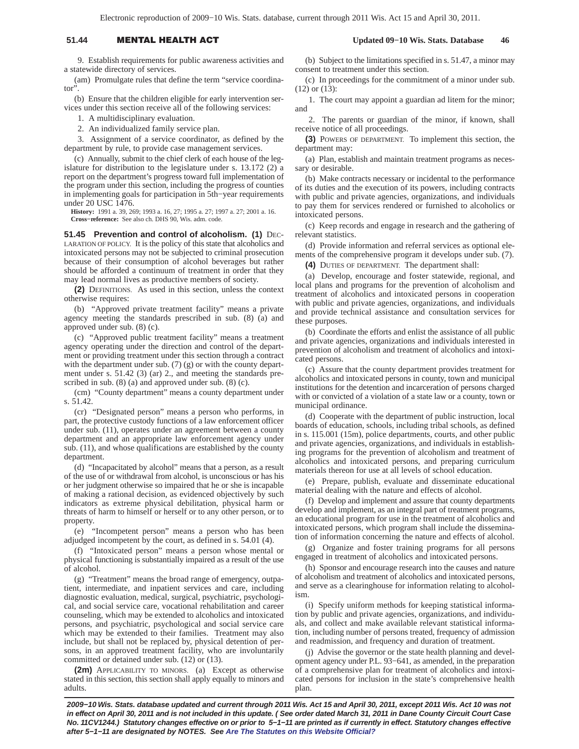9. Establish requirements for public awareness activities and a statewide directory of services.

(am) Promulgate rules that define the term "service coordinator".

(b) Ensure that the children eligible for early intervention services under this section receive all of the following services:

1. A multidisciplinary evaluation.

2. An individualized family service plan.

3. Assignment of a service coordinator, as defined by the department by rule, to provide case management services.

(c) Annually, submit to the chief clerk of each house of the legislature for distribution to the legislature under s. 13.172 (2) a report on the department's progress toward full implementation of the program under this section, including the progress of counties in implementing goals for participation in 5th−year requirements under 20 USC 1476.

**History:** 1991 a. 39, 269; 1993 a. 16, 27; 1995 a. 27; 1997 a. 27; 2001 a. 16.

**Cross−reference:** See also ch. DHS 90, Wis. adm. code.

**51.45 Prevention and control of alcoholism. (1)** DECLARATION OF POLICY. It is the policy of this state that alcoholics and intoxicated persons may not be subjected to criminal prosecution because of their consumption of alcohol beverages but rather should be afforded a continuum of treatment in order that they may lead normal lives as productive members of society.

**(2)** DEFINITIONS. As used in this section, unless the context otherwise requires:

(b) "Approved private treatment facility" means a private agency meeting the standards prescribed in sub. (8) (a) and approved under sub. (8) (c).

(c) "Approved public treatment facility" means a treatment agency operating under the direction and control of the department or providing treatment under this section through a contract with the department under sub. (7) (g) or with the county department under s. 51.42 (3) (ar) 2., and meeting the standards prescribed in sub. (8) (a) and approved under sub. (8) (c).

(cm) "County department" means a county department under s. 51.42.

(cr) "Designated person" means a person who performs, in part, the protective custody functions of a law enforcement officer under sub. (11), operates under an agreement between a county department and an appropriate law enforcement agency under sub. (11), and whose qualifications are established by the county department.

(d) "Incapacitated by alcohol" means that a person, as a result of the use of or withdrawal from alcohol, is unconscious or has his or her judgment otherwise so impaired that he or she is incapable of making a rational decision, as evidenced objectively by such indicators as extreme physical debilitation, physical harm or threats of harm to himself or herself or to any other person, or to property.

(e) "Incompetent person" means a person who has been adjudged incompetent by the court, as defined in s. 54.01 (4).

(f) "Intoxicated person" means a person whose mental or physical functioning is substantially impaired as a result of the use of alcohol.

(g) "Treatment" means the broad range of emergency, outpatient, intermediate, and inpatient services and care, including diagnostic evaluation, medical, surgical, psychiatric, psychological, and social service care, vocational rehabilitation and career counseling, which may be extended to alcoholics and intoxicated persons, and psychiatric, psychological and social service care which may be extended to their families. Treatment may also include, but shall not be replaced by, physical detention of persons, in an approved treatment facility, who are involuntarily committed or detained under sub. (12) or (13).

**(2m)** APPLICABILITY TO MINORS. (a) Except as otherwise stated in this section, this section shall apply equally to minors and adults.

(b) Subject to the limitations specified in s. 51.47, a minor may consent to treatment under this section.

(c) In proceedings for the commitment of a minor under sub. (12) or (13):

1. The court may appoint a guardian ad litem for the minor; and

2. The parents or guardian of the minor, if known, shall receive notice of all proceedings.

**(3)** POWERS OF DEPARTMENT. To implement this section, the department may:

(a) Plan, establish and maintain treatment programs as necessary or desirable.

(b) Make contracts necessary or incidental to the performance of its duties and the execution of its powers, including contracts with public and private agencies, organizations, and individuals to pay them for services rendered or furnished to alcoholics or intoxicated persons.

(c) Keep records and engage in research and the gathering of relevant statistics.

(d) Provide information and referral services as optional elements of the comprehensive program it develops under sub. (7).

**(4)** DUTIES OF DEPARTMENT. The department shall:

(a) Develop, encourage and foster statewide, regional, and local plans and programs for the prevention of alcoholism and treatment of alcoholics and intoxicated persons in cooperation with public and private agencies, organizations, and individuals and provide technical assistance and consultation services for these purposes.

(b) Coordinate the efforts and enlist the assistance of all public and private agencies, organizations and individuals interested in prevention of alcoholism and treatment of alcoholics and intoxicated persons.

(c) Assure that the county department provides treatment for alcoholics and intoxicated persons in county, town and municipal institutions for the detention and incarceration of persons charged with or convicted of a violation of a state law or a county, town or municipal ordinance.

(d) Cooperate with the department of public instruction, local boards of education, schools, including tribal schools, as defined in s. 115.001 (15m), police departments, courts, and other public and private agencies, organizations, and individuals in establishing programs for the prevention of alcoholism and treatment of alcoholics and intoxicated persons, and preparing curriculum materials thereon for use at all levels of school education.

(e) Prepare, publish, evaluate and disseminate educational material dealing with the nature and effects of alcohol.

(f) Develop and implement and assure that county departments develop and implement, as an integral part of treatment programs, an educational program for use in the treatment of alcoholics and intoxicated persons, which program shall include the dissemination of information concerning the nature and effects of alcohol.

(g) Organize and foster training programs for all persons engaged in treatment of alcoholics and intoxicated persons.

(h) Sponsor and encourage research into the causes and nature of alcoholism and treatment of alcoholics and intoxicated persons, and serve as a clearinghouse for information relating to alcoholism.

(i) Specify uniform methods for keeping statistical information by public and private agencies, organizations, and individuals, and collect and make available relevant statistical information, including number of persons treated, frequency of admission and readmission, and frequency and duration of treatment.

(j) Advise the governor or the state health planning and development agency under P.L. 93−641, as amended, in the preparation of a comprehensive plan for treatment of alcoholics and intoxicated persons for inclusion in the state's comprehensive health plan.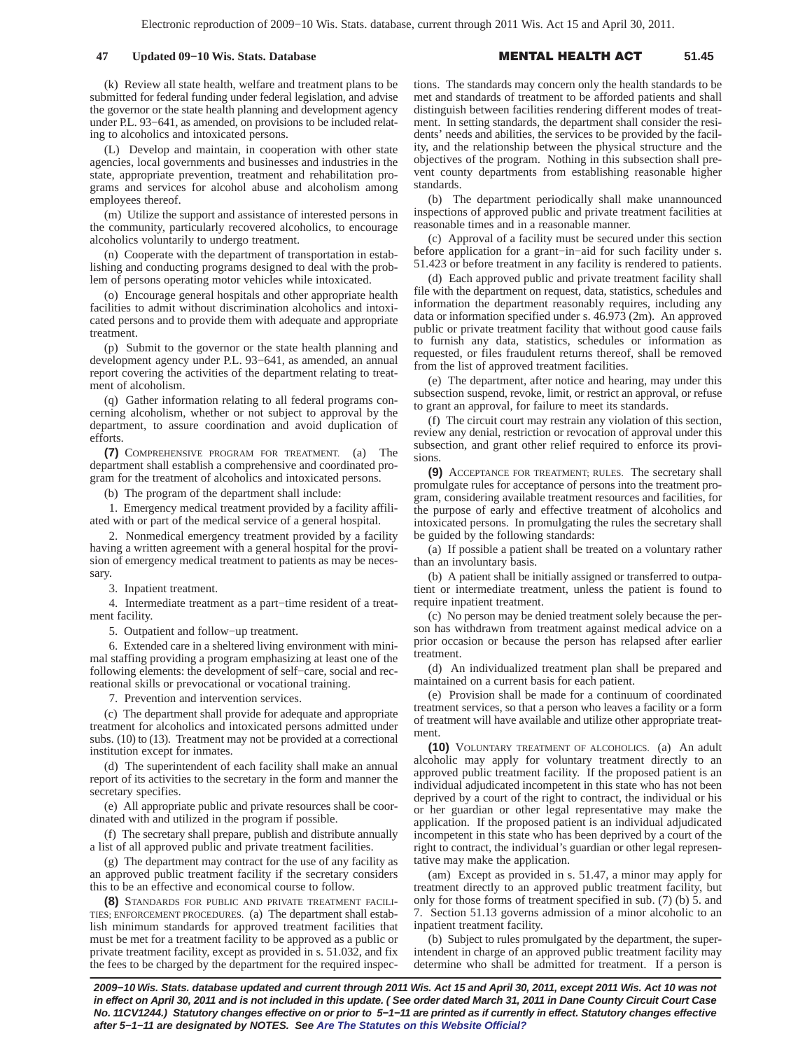(k) Review all state health, welfare and treatment plans to be submitted for federal funding under federal legislation, and advise the governor or the state health planning and development agency under P.L. 93−641, as amended, on provisions to be included relating to alcoholics and intoxicated persons.

(L) Develop and maintain, in cooperation with other state agencies, local governments and businesses and industries in the state, appropriate prevention, treatment and rehabilitation programs and services for alcohol abuse and alcoholism among employees thereof.

(m) Utilize the support and assistance of interested persons in the community, particularly recovered alcoholics, to encourage alcoholics voluntarily to undergo treatment.

(n) Cooperate with the department of transportation in establishing and conducting programs designed to deal with the problem of persons operating motor vehicles while intoxicated.

(o) Encourage general hospitals and other appropriate health facilities to admit without discrimination alcoholics and intoxicated persons and to provide them with adequate and appropriate treatment.

(p) Submit to the governor or the state health planning and development agency under P.L. 93−641, as amended, an annual report covering the activities of the department relating to treatment of alcoholism.

(q) Gather information relating to all federal programs concerning alcoholism, whether or not subject to approval by the department, to assure coordination and avoid duplication of efforts.

**(7)** COMPREHENSIVE PROGRAM FOR TREATMENT. (a) The department shall establish a comprehensive and coordinated program for the treatment of alcoholics and intoxicated persons.

(b) The program of the department shall include:

1. Emergency medical treatment provided by a facility affiliated with or part of the medical service of a general hospital.

2. Nonmedical emergency treatment provided by a facility having a written agreement with a general hospital for the provision of emergency medical treatment to patients as may be necessary.

3. Inpatient treatment.

4. Intermediate treatment as a part−time resident of a treatment facility.

5. Outpatient and follow−up treatment.

6. Extended care in a sheltered living environment with minimal staffing providing a program emphasizing at least one of the following elements: the development of self−care, social and recreational skills or prevocational or vocational training.

7. Prevention and intervention services.

(c) The department shall provide for adequate and appropriate treatment for alcoholics and intoxicated persons admitted under subs. (10) to (13). Treatment may not be provided at a correctional institution except for inmates.

(d) The superintendent of each facility shall make an annual report of its activities to the secretary in the form and manner the secretary specifies.

(e) All appropriate public and private resources shall be coordinated with and utilized in the program if possible.

(f) The secretary shall prepare, publish and distribute annually a list of all approved public and private treatment facilities.

(g) The department may contract for the use of any facility as an approved public treatment facility if the secretary considers this to be an effective and economical course to follow.

**(8)** STANDARDS FOR PUBLIC AND PRIVATE TREATMENT FACILITIES; ENFORCEMENT PROCEDURES. (a) The department shall establish minimum standards for approved treatment facilities that must be met for a treatment facility to be approved as a public or private treatment facility, except as provided in s. 51.032, and fix the fees to be charged by the department for the required inspections. The standards may concern only the health standards to be met and standards of treatment to be afforded patients and shall distinguish between facilities rendering different modes of treatment. In setting standards, the department shall consider the residents' needs and abilities, the services to be provided by the facility, and the relationship between the physical structure and the objectives of the program. Nothing in this subsection shall prevent county departments from establishing reasonable higher standards.

(b) The department periodically shall make unannounced inspections of approved public and private treatment facilities at reasonable times and in a reasonable manner.

(c) Approval of a facility must be secured under this section before application for a grant−in−aid for such facility under s. 51.423 or before treatment in any facility is rendered to patients.

(d) Each approved public and private treatment facility shall file with the department on request, data, statistics, schedules and information the department reasonably requires, including any data or information specified under s. 46.973 (2m). An approved public or private treatment facility that without good cause fails to furnish any data, statistics, schedules or information as requested, or files fraudulent returns thereof, shall be removed from the list of approved treatment facilities.

(e) The department, after notice and hearing, may under this subsection suspend, revoke, limit, or restrict an approval, or refuse to grant an approval, for failure to meet its standards.

(f) The circuit court may restrain any violation of this section, review any denial, restriction or revocation of approval under this subsection, and grant other relief required to enforce its provisions.

**(9)** ACCEPTANCE FOR TREATMENT; RULES. The secretary shall promulgate rules for acceptance of persons into the treatment program, considering available treatment resources and facilities, for the purpose of early and effective treatment of alcoholics and intoxicated persons. In promulgating the rules the secretary shall be guided by the following standards:

(a) If possible a patient shall be treated on a voluntary rather than an involuntary basis.

(b) A patient shall be initially assigned or transferred to outpatient or intermediate treatment, unless the patient is found to require inpatient treatment.

(c) No person may be denied treatment solely because the person has withdrawn from treatment against medical advice on a prior occasion or because the person has relapsed after earlier treatment.

(d) An individualized treatment plan shall be prepared and maintained on a current basis for each patient.

(e) Provision shall be made for a continuum of coordinated treatment services, so that a person who leaves a facility or a form of treatment will have available and utilize other appropriate treatment.

**(10)** VOLUNTARY TREATMENT OF ALCOHOLICS. (a) An adult alcoholic may apply for voluntary treatment directly to an approved public treatment facility. If the proposed patient is an individual adjudicated incompetent in this state who has not been deprived by a court of the right to contract, the individual or his or her guardian or other legal representative may make the application. If the proposed patient is an individual adjudicated incompetent in this state who has been deprived by a court of the right to contract, the individual's guardian or other legal representative may make the application.

(am) Except as provided in s. 51.47, a minor may apply for treatment directly to an approved public treatment facility, but only for those forms of treatment specified in sub. (7) (b) 5. and 7. Section 51.13 governs admission of a minor alcoholic to an inpatient treatment facility.

(b) Subject to rules promulgated by the department, the superintendent in charge of an approved public treatment facility may determine who shall be admitted for treatment. If a person is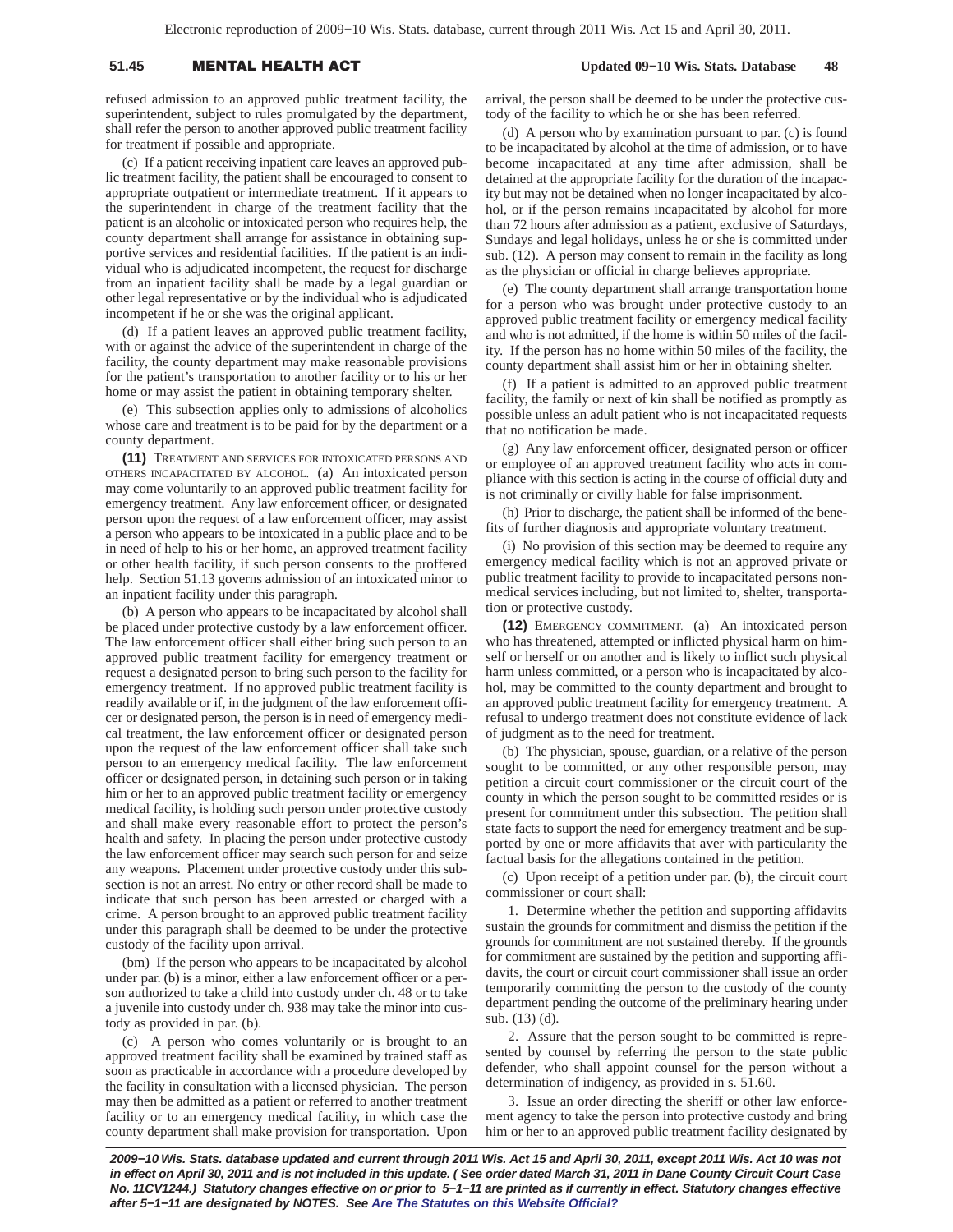refused admission to an approved public treatment facility, the superintendent, subject to rules promulgated by the department, shall refer the person to another approved public treatment facility for treatment if possible and appropriate.

(c) If a patient receiving inpatient care leaves an approved public treatment facility, the patient shall be encouraged to consent to appropriate outpatient or intermediate treatment. If it appears to the superintendent in charge of the treatment facility that the patient is an alcoholic or intoxicated person who requires help, the county department shall arrange for assistance in obtaining supportive services and residential facilities. If the patient is an individual who is adjudicated incompetent, the request for discharge from an inpatient facility shall be made by a legal guardian or other legal representative or by the individual who is adjudicated incompetent if he or she was the original applicant.

(d) If a patient leaves an approved public treatment facility, with or against the advice of the superintendent in charge of the facility, the county department may make reasonable provisions for the patient's transportation to another facility or to his or her home or may assist the patient in obtaining temporary shelter.

(e) This subsection applies only to admissions of alcoholics whose care and treatment is to be paid for by the department or a county department.

**(11)** TREATMENT AND SERVICES FOR INTOXICATED PERSONS AND OTHERS INCAPACITATED BY ALCOHOL. (a) An intoxicated person may come voluntarily to an approved public treatment facility for emergency treatment. Any law enforcement officer, or designated person upon the request of a law enforcement officer, may assist a person who appears to be intoxicated in a public place and to be in need of help to his or her home, an approved treatment facility or other health facility, if such person consents to the proffered help. Section 51.13 governs admission of an intoxicated minor to an inpatient facility under this paragraph.

(b) A person who appears to be incapacitated by alcohol shall be placed under protective custody by a law enforcement officer. The law enforcement officer shall either bring such person to an approved public treatment facility for emergency treatment or request a designated person to bring such person to the facility for emergency treatment. If no approved public treatment facility is readily available or if, in the judgment of the law enforcement officer or designated person, the person is in need of emergency medical treatment, the law enforcement officer or designated person upon the request of the law enforcement officer shall take such person to an emergency medical facility. The law enforcement officer or designated person, in detaining such person or in taking him or her to an approved public treatment facility or emergency medical facility, is holding such person under protective custody and shall make every reasonable effort to protect the person's health and safety. In placing the person under protective custody the law enforcement officer may search such person for and seize any weapons. Placement under protective custody under this subsection is not an arrest. No entry or other record shall be made to indicate that such person has been arrested or charged with a crime. A person brought to an approved public treatment facility under this paragraph shall be deemed to be under the protective custody of the facility upon arrival.

(bm) If the person who appears to be incapacitated by alcohol under par. (b) is a minor, either a law enforcement officer or a person authorized to take a child into custody under ch. 48 or to take a juvenile into custody under ch. 938 may take the minor into custody as provided in par. (b).

(c) A person who comes voluntarily or is brought to an approved treatment facility shall be examined by trained staff as soon as practicable in accordance with a procedure developed by the facility in consultation with a licensed physician. The person may then be admitted as a patient or referred to another treatment facility or to an emergency medical facility, in which case the county department shall make provision for transportation. Upon arrival, the person shall be deemed to be under the protective custody of the facility to which he or she has been referred.

(d) A person who by examination pursuant to par. (c) is found to be incapacitated by alcohol at the time of admission, or to have become incapacitated at any time after admission, shall be detained at the appropriate facility for the duration of the incapacity but may not be detained when no longer incapacitated by alcohol, or if the person remains incapacitated by alcohol for more than 72 hours after admission as a patient, exclusive of Saturdays, Sundays and legal holidays, unless he or she is committed under sub. (12). A person may consent to remain in the facility as long as the physician or official in charge believes appropriate.

(e) The county department shall arrange transportation home for a person who was brought under protective custody to an approved public treatment facility or emergency medical facility and who is not admitted, if the home is within 50 miles of the facility. If the person has no home within 50 miles of the facility, the county department shall assist him or her in obtaining shelter.

(f) If a patient is admitted to an approved public treatment facility, the family or next of kin shall be notified as promptly as possible unless an adult patient who is not incapacitated requests that no notification be made.

(g) Any law enforcement officer, designated person or officer or employee of an approved treatment facility who acts in compliance with this section is acting in the course of official duty and is not criminally or civilly liable for false imprisonment.

(h) Prior to discharge, the patient shall be informed of the benefits of further diagnosis and appropriate voluntary treatment.

(i) No provision of this section may be deemed to require any emergency medical facility which is not an approved private or public treatment facility to provide to incapacitated persons nonmedical services including, but not limited to, shelter, transportation or protective custody.

**(12)** EMERGENCY COMMITMENT. (a) An intoxicated person who has threatened, attempted or inflicted physical harm on himself or herself or on another and is likely to inflict such physical harm unless committed, or a person who is incapacitated by alcohol, may be committed to the county department and brought to an approved public treatment facility for emergency treatment. A refusal to undergo treatment does not constitute evidence of lack of judgment as to the need for treatment.

(b) The physician, spouse, guardian, or a relative of the person sought to be committed, or any other responsible person, may petition a circuit court commissioner or the circuit court of the county in which the person sought to be committed resides or is present for commitment under this subsection. The petition shall state facts to support the need for emergency treatment and be supported by one or more affidavits that aver with particularity the factual basis for the allegations contained in the petition.

(c) Upon receipt of a petition under par. (b), the circuit court commissioner or court shall:

1. Determine whether the petition and supporting affidavits sustain the grounds for commitment and dismiss the petition if the grounds for commitment are not sustained thereby. If the grounds for commitment are sustained by the petition and supporting affidavits, the court or circuit court commissioner shall issue an order temporarily committing the person to the custody of the county department pending the outcome of the preliminary hearing under sub. (13) (d).

2. Assure that the person sought to be committed is represented by counsel by referring the person to the state public defender, who shall appoint counsel for the person without a determination of indigency, as provided in s. 51.60.

3. Issue an order directing the sheriff or other law enforcement agency to take the person into protective custody and bring him or her to an approved public treatment facility designated by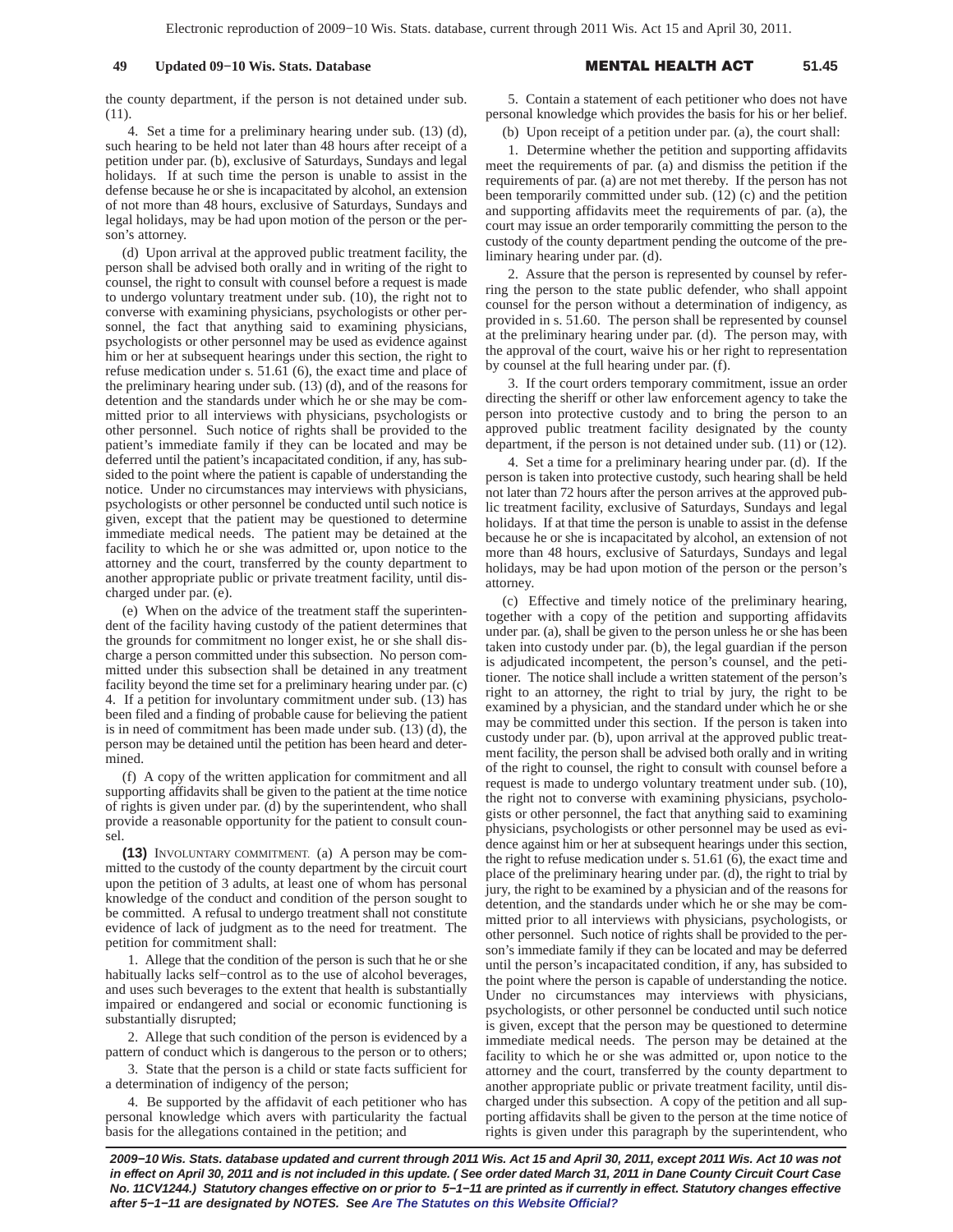the county department, if the person is not detained under sub. (11).

4. Set a time for a preliminary hearing under sub. (13) (d), such hearing to be held not later than 48 hours after receipt of a petition under par. (b), exclusive of Saturdays, Sundays and legal holidays. If at such time the person is unable to assist in the defense because he or she is incapacitated by alcohol, an extension of not more than 48 hours, exclusive of Saturdays, Sundays and legal holidays, may be had upon motion of the person or the person's attorney.

(d) Upon arrival at the approved public treatment facility, the person shall be advised both orally and in writing of the right to counsel, the right to consult with counsel before a request is made to undergo voluntary treatment under sub. (10), the right not to converse with examining physicians, psychologists or other personnel, the fact that anything said to examining physicians, psychologists or other personnel may be used as evidence against him or her at subsequent hearings under this section, the right to refuse medication under s. 51.61 (6), the exact time and place of the preliminary hearing under sub. (13) (d), and of the reasons for detention and the standards under which he or she may be committed prior to all interviews with physicians, psychologists or other personnel. Such notice of rights shall be provided to the patient's immediate family if they can be located and may be deferred until the patient's incapacitated condition, if any, has subsided to the point where the patient is capable of understanding the notice. Under no circumstances may interviews with physicians, psychologists or other personnel be conducted until such notice is given, except that the patient may be questioned to determine immediate medical needs. The patient may be detained at the facility to which he or she was admitted or, upon notice to the attorney and the court, transferred by the county department to another appropriate public or private treatment facility, until discharged under par. (e).

(e) When on the advice of the treatment staff the superintendent of the facility having custody of the patient determines that the grounds for commitment no longer exist, he or she shall discharge a person committed under this subsection. No person committed under this subsection shall be detained in any treatment facility beyond the time set for a preliminary hearing under par. (c) 4. If a petition for involuntary commitment under sub. (13) has been filed and a finding of probable cause for believing the patient is in need of commitment has been made under sub. (13) (d), the person may be detained until the petition has been heard and determined.

(f) A copy of the written application for commitment and all supporting affidavits shall be given to the patient at the time notice of rights is given under par. (d) by the superintendent, who shall provide a reasonable opportunity for the patient to consult counsel.

**(13)** INVOLUNTARY COMMITMENT. (a) A person may be committed to the custody of the county department by the circuit court upon the petition of 3 adults, at least one of whom has personal knowledge of the conduct and condition of the person sought to be committed. A refusal to undergo treatment shall not constitute evidence of lack of judgment as to the need for treatment. The petition for commitment shall:

1. Allege that the condition of the person is such that he or she habitually lacks self−control as to the use of alcohol beverages, and uses such beverages to the extent that health is substantially impaired or endangered and social or economic functioning is substantially disrupted;

2. Allege that such condition of the person is evidenced by a pattern of conduct which is dangerous to the person or to others;

3. State that the person is a child or state facts sufficient for a determination of indigency of the person;

4. Be supported by the affidavit of each petitioner who has personal knowledge which avers with particularity the factual basis for the allegations contained in the petition; and

5. Contain a statement of each petitioner who does not have personal knowledge which provides the basis for his or her belief.

(b) Upon receipt of a petition under par. (a), the court shall:

1. Determine whether the petition and supporting affidavits meet the requirements of par. (a) and dismiss the petition if the requirements of par. (a) are not met thereby. If the person has not been temporarily committed under sub. (12) (c) and the petition and supporting affidavits meet the requirements of par. (a), the court may issue an order temporarily committing the person to the custody of the county department pending the outcome of the preliminary hearing under par. (d).

2. Assure that the person is represented by counsel by referring the person to the state public defender, who shall appoint counsel for the person without a determination of indigency, as provided in s. 51.60. The person shall be represented by counsel at the preliminary hearing under par. (d). The person may, with the approval of the court, waive his or her right to representation by counsel at the full hearing under par. (f).

3. If the court orders temporary commitment, issue an order directing the sheriff or other law enforcement agency to take the person into protective custody and to bring the person to an approved public treatment facility designated by the county department, if the person is not detained under sub. (11) or (12).

4. Set a time for a preliminary hearing under par. (d). If the person is taken into protective custody, such hearing shall be held not later than 72 hours after the person arrives at the approved public treatment facility, exclusive of Saturdays, Sundays and legal holidays. If at that time the person is unable to assist in the defense because he or she is incapacitated by alcohol, an extension of not more than 48 hours, exclusive of Saturdays, Sundays and legal holidays, may be had upon motion of the person or the person's attorney.

(c) Effective and timely notice of the preliminary hearing, together with a copy of the petition and supporting affidavits under par. (a), shall be given to the person unless he or she has been taken into custody under par. (b), the legal guardian if the person is adjudicated incompetent, the person's counsel, and the petitioner. The notice shall include a written statement of the person's right to an attorney, the right to trial by jury, the right to be examined by a physician, and the standard under which he or she may be committed under this section. If the person is taken into custody under par. (b), upon arrival at the approved public treatment facility, the person shall be advised both orally and in writing of the right to counsel, the right to consult with counsel before a request is made to undergo voluntary treatment under sub. (10), the right not to converse with examining physicians, psychologists or other personnel, the fact that anything said to examining physicians, psychologists or other personnel may be used as evidence against him or her at subsequent hearings under this section, the right to refuse medication under s. 51.61 (6), the exact time and place of the preliminary hearing under par. (d), the right to trial by jury, the right to be examined by a physician and of the reasons for detention, and the standards under which he or she may be committed prior to all interviews with physicians, psychologists, or other personnel. Such notice of rights shall be provided to the person's immediate family if they can be located and may be deferred until the person's incapacitated condition, if any, has subsided to the point where the person is capable of understanding the notice. Under no circumstances may interviews with physicians, psychologists, or other personnel be conducted until such notice is given, except that the person may be questioned to determine immediate medical needs. The person may be detained at the facility to which he or she was admitted or, upon notice to the attorney and the court, transferred by the county department to another appropriate public or private treatment facility, until discharged under this subsection. A copy of the petition and all supporting affidavits shall be given to the person at the time notice of rights is given under this paragraph by the superintendent, who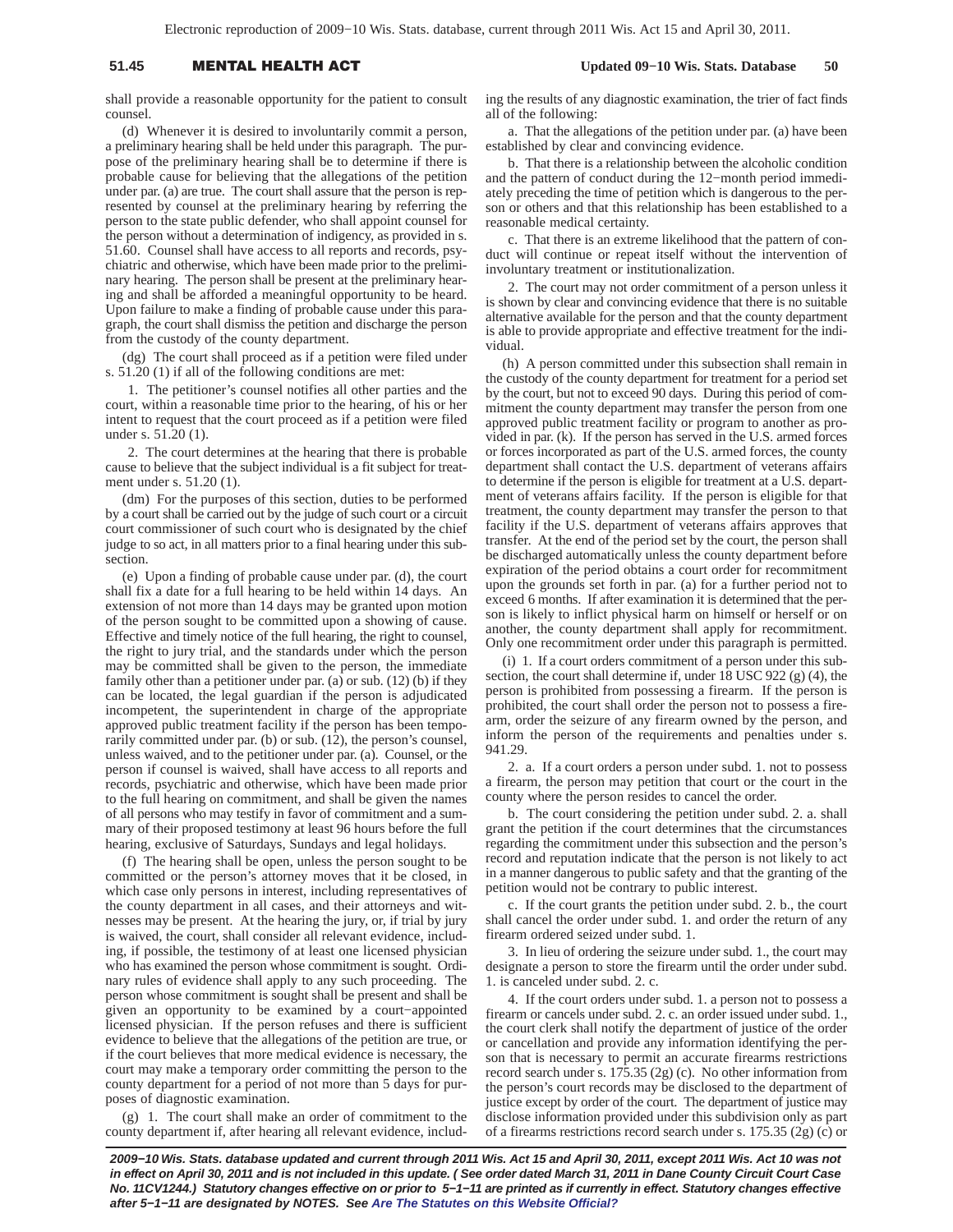shall provide a reasonable opportunity for the patient to consult counsel.

(d) Whenever it is desired to involuntarily commit a person, a preliminary hearing shall be held under this paragraph. The purpose of the preliminary hearing shall be to determine if there is probable cause for believing that the allegations of the petition under par. (a) are true. The court shall assure that the person is represented by counsel at the preliminary hearing by referring the person to the state public defender, who shall appoint counsel for the person without a determination of indigency, as provided in s. 51.60. Counsel shall have access to all reports and records, psychiatric and otherwise, which have been made prior to the preliminary hearing. The person shall be present at the preliminary hearing and shall be afforded a meaningful opportunity to be heard. Upon failure to make a finding of probable cause under this paragraph, the court shall dismiss the petition and discharge the person from the custody of the county department.

(dg) The court shall proceed as if a petition were filed under s. 51.20 (1) if all of the following conditions are met:

1. The petitioner's counsel notifies all other parties and the court, within a reasonable time prior to the hearing, of his or her intent to request that the court proceed as if a petition were filed under s. 51.20 (1).

2. The court determines at the hearing that there is probable cause to believe that the subject individual is a fit subject for treatment under s. 51.20 (1).

(dm) For the purposes of this section, duties to be performed by a court shall be carried out by the judge of such court or a circuit court commissioner of such court who is designated by the chief judge to so act, in all matters prior to a final hearing under this subsection.

(e) Upon a finding of probable cause under par. (d), the court shall fix a date for a full hearing to be held within 14 days. An extension of not more than 14 days may be granted upon motion of the person sought to be committed upon a showing of cause. Effective and timely notice of the full hearing, the right to counsel, the right to jury trial, and the standards under which the person may be committed shall be given to the person, the immediate family other than a petitioner under par. (a) or sub. (12) (b) if they can be located, the legal guardian if the person is adjudicated incompetent, the superintendent in charge of the appropriate approved public treatment facility if the person has been temporarily committed under par. (b) or sub. (12), the person's counsel, unless waived, and to the petitioner under par. (a). Counsel, or the person if counsel is waived, shall have access to all reports and records, psychiatric and otherwise, which have been made prior to the full hearing on commitment, and shall be given the names of all persons who may testify in favor of commitment and a summary of their proposed testimony at least 96 hours before the full hearing, exclusive of Saturdays, Sundays and legal holidays.

(f) The hearing shall be open, unless the person sought to be committed or the person's attorney moves that it be closed, in which case only persons in interest, including representatives of the county department in all cases, and their attorneys and witnesses may be present. At the hearing the jury, or, if trial by jury is waived, the court, shall consider all relevant evidence, including, if possible, the testimony of at least one licensed physician who has examined the person whose commitment is sought. Ordinary rules of evidence shall apply to any such proceeding. The person whose commitment is sought shall be present and shall be given an opportunity to be examined by a court−appointed licensed physician. If the person refuses and there is sufficient evidence to believe that the allegations of the petition are true, or if the court believes that more medical evidence is necessary, the court may make a temporary order committing the person to the county department for a period of not more than 5 days for purposes of diagnostic examination.

(g) 1. The court shall make an order of commitment to the county department if, after hearing all relevant evidence, including the results of any diagnostic examination, the trier of fact finds all of the following:

a. That the allegations of the petition under par. (a) have been established by clear and convincing evidence.

b. That there is a relationship between the alcoholic condition and the pattern of conduct during the 12−month period immediately preceding the time of petition which is dangerous to the person or others and that this relationship has been established to a reasonable medical certainty.

c. That there is an extreme likelihood that the pattern of conduct will continue or repeat itself without the intervention of involuntary treatment or institutionalization.

2. The court may not order commitment of a person unless it is shown by clear and convincing evidence that there is no suitable alternative available for the person and that the county department is able to provide appropriate and effective treatment for the individual.

(h) A person committed under this subsection shall remain in the custody of the county department for treatment for a period set by the court, but not to exceed 90 days. During this period of commitment the county department may transfer the person from one approved public treatment facility or program to another as provided in par. (k). If the person has served in the U.S. armed forces or forces incorporated as part of the U.S. armed forces, the county department shall contact the U.S. department of veterans affairs to determine if the person is eligible for treatment at a U.S. department of veterans affairs facility. If the person is eligible for that treatment, the county department may transfer the person to that facility if the U.S. department of veterans affairs approves that transfer. At the end of the period set by the court, the person shall be discharged automatically unless the county department before expiration of the period obtains a court order for recommitment upon the grounds set forth in par. (a) for a further period not to exceed 6 months. If after examination it is determined that the person is likely to inflict physical harm on himself or herself or on another, the county department shall apply for recommitment. Only one recommitment order under this paragraph is permitted.

(i) 1. If a court orders commitment of a person under this subsection, the court shall determine if, under 18 USC 922 (g) (4), the person is prohibited from possessing a firearm. If the person is prohibited, the court shall order the person not to possess a firearm, order the seizure of any firearm owned by the person, and inform the person of the requirements and penalties under s. 941.29.

2. a. If a court orders a person under subd. 1. not to possess a firearm, the person may petition that court or the court in the county where the person resides to cancel the order.

b. The court considering the petition under subd. 2. a. shall grant the petition if the court determines that the circumstances regarding the commitment under this subsection and the person's record and reputation indicate that the person is not likely to act in a manner dangerous to public safety and that the granting of the petition would not be contrary to public interest.

c. If the court grants the petition under subd. 2. b., the court shall cancel the order under subd. 1. and order the return of any firearm ordered seized under subd. 1.

3. In lieu of ordering the seizure under subd. 1., the court may designate a person to store the firearm until the order under subd. 1. is canceled under subd. 2. c.

4. If the court orders under subd. 1. a person not to possess a firearm or cancels under subd. 2. c. an order issued under subd. 1., the court clerk shall notify the department of justice of the order or cancellation and provide any information identifying the person that is necessary to permit an accurate firearms restrictions record search under s. 175.35 (2g) (c). No other information from the person's court records may be disclosed to the department of justice except by order of the court. The department of justice may disclose information provided under this subdivision only as part of a firearms restrictions record search under s. 175.35 (2g) (c) or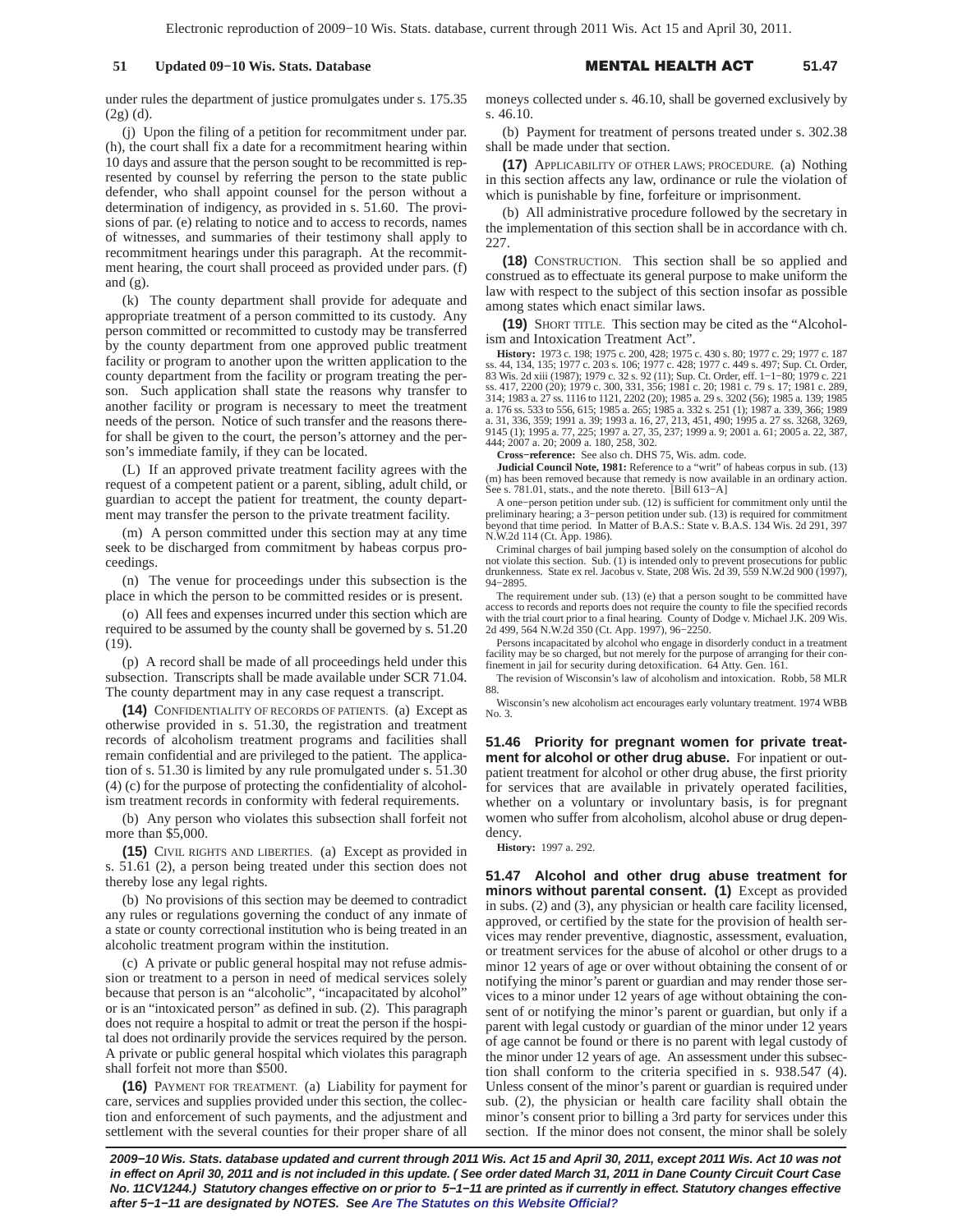under rules the department of justice promulgates under s. 175.35 (2g) (d).

(j) Upon the filing of a petition for recommitment under par. (h), the court shall fix a date for a recommitment hearing within 10 days and assure that the person sought to be recommitted is represented by counsel by referring the person to the state public defender, who shall appoint counsel for the person without a determination of indigency, as provided in s. 51.60. The provisions of par. (e) relating to notice and to access to records, names of witnesses, and summaries of their testimony shall apply to recommitment hearings under this paragraph. At the recommitment hearing, the court shall proceed as provided under pars. (f) and (g).

(k) The county department shall provide for adequate and appropriate treatment of a person committed to its custody. Any person committed or recommitted to custody may be transferred by the county department from one approved public treatment facility or program to another upon the written application to the county department from the facility or program treating the person. Such application shall state the reasons why transfer to another facility or program is necessary to meet the treatment needs of the person. Notice of such transfer and the reasons therefor shall be given to the court, the person's attorney and the person's immediate family, if they can be located.

(L) If an approved private treatment facility agrees with the request of a competent patient or a parent, sibling, adult child, or guardian to accept the patient for treatment, the county department may transfer the person to the private treatment facility.

(m) A person committed under this section may at any time seek to be discharged from commitment by habeas corpus proceedings.

(n) The venue for proceedings under this subsection is the place in which the person to be committed resides or is present.

(o) All fees and expenses incurred under this section which are required to be assumed by the county shall be governed by s. 51.20 (19).

(p) A record shall be made of all proceedings held under this subsection. Transcripts shall be made available under SCR 71.04. The county department may in any case request a transcript.

**(14)** CONFIDENTIALITY OF RECORDS OF PATIENTS. (a) Except as otherwise provided in s. 51.30, the registration and treatment records of alcoholism treatment programs and facilities shall remain confidential and are privileged to the patient. The application of s. 51.30 is limited by any rule promulgated under s. 51.30 (4) (c) for the purpose of protecting the confidentiality of alcoholism treatment records in conformity with federal requirements.

(b) Any person who violates this subsection shall forfeit not more than $5,000.

**(15)** CIVIL RIGHTS AND LIBERTIES. (a) Except as provided in s. 51.61 (2), a person being treated under this section does not thereby lose any legal rights.

(b) No provisions of this section may be deemed to contradict any rules or regulations governing the conduct of any inmate of a state or county correctional institution who is being treated in an alcoholic treatment program within the institution.

(c) A private or public general hospital may not refuse admission or treatment to a person in need of medical services solely because that person is an "alcoholic", "incapacitated by alcohol" or is an "intoxicated person" as defined in sub. (2). This paragraph does not require a hospital to admit or treat the person if the hospital does not ordinarily provide the services required by the person. A private or public general hospital which violates this paragraph shall forfeit not more than $500.

**(16)** PAYMENT FOR TREATMENT. (a) Liability for payment for care, services and supplies provided under this section, the collection and enforcement of such payments, and the adjustment and settlement with the several counties for their proper share of all moneys collected under s. 46.10, shall be governed exclusively by s. 46.10.

(b) Payment for treatment of persons treated under s. 302.38 shall be made under that section.

**(17)** APPLICABILITY OF OTHER LAWS; PROCEDURE. (a) Nothing in this section affects any law, ordinance or rule the violation of which is punishable by fine, forfeiture or imprisonment.

(b) All administrative procedure followed by the secretary in the implementation of this section shall be in accordance with ch. 227.

**(18)** CONSTRUCTION. This section shall be so applied and construed as to effectuate its general purpose to make uniform the law with respect to the subject of this section insofar as possible among states which enact similar laws.

**(19)** SHORT TITLE. This section may be cited as the "Alcoholism and Intoxication Treatment Act".

**History:** 1973 c. 198; 1975 c. 200, 428; 1975 c. 430 s. 80; 1977 c. 29; 1977 c. 187 ss. 44, 134, 135; 1977 c. 203 s. 106; 1977 c. 428; 1977 c. 449 s. 497; Sup. Ct. Order, 83 Wis. 2d xiii (1987); 1979 c. 32 s. 92 (11); Sup. Ct. Order, eff. 1−1−80; 1979 c. 221 ss. 417, 2200 (20); 1979 c. 300, 331, 356; 1981 c. 20; 1981 c. 79 s. 17; 1981 c. 289, 314; 1983 a. 27 ss. 1116 to 1121, 2202 (20); 1985 a. 29 s. 3202 (56); 1985 a. 139; 1985 a. 176 ss. 533 to 556, 615; 1985 a. 265; 1985 a. 332 s. 251 (1); 1987 a. 339, 366; 1989 a. 31, 336, 359; 1991 a. 39; 1993 a. 16, 27, 213, 451, 490; 1995 a. 27 ss. 3268, 3269, 9145 (1); 1995 a. 77, 225; 1997 a. 27, 35, 237; 1999 a. 9; 2001 a. 61; 2005 a. 22, 387, 444; 2007 a. 20; 2009 a. 180, 258, 302.

**Cross−reference:** See also ch. DHS 75, Wis. adm. code.

**Judicial Council Note, 1981:** Reference to a "writ" of habeas corpus in sub. (13) (m) has been removed because that remedy is now available in an ordinary action. See s. 781.01, stats., and the note thereto. [Bill 613−A]

A one−person petition under sub. (12) is sufficient for commitment only until the preliminary hearing; a 3−person petition under sub. (13) is required for commitment beyond that time period. In Matter of B.A.S.: State v. B.A.S. 134 Wis. 2d 291, 397 N.W.2d 114 (Ct. App. 1986).

Criminal charges of bail jumping based solely on the consumption of alcohol do not violate this section. Sub. (1) is intended only to prevent prosecutions for public drunkenness. State ex rel. Jacobus v. State, 208 Wis. 2d 39, 559 N.W.2d 900 (1997), 94−2895.

The requirement under sub. (13) (e) that a person sought to be committed have access to records and reports does not require the county to file the specified records with the trial court prior to a final hearing. County of Dodge v. Michael J.K. 209 Wis. 2d 499, 564 N.W.2d 350 (Ct. App. 1997), 96−2250.

Persons incapacitated by alcohol who engage in disorderly conduct in a treatment facility may be so charged, but not merely for the purpose of arranging for their confinement in jail for security during detoxification. 64 Atty. Gen. 161.

The revision of Wisconsin's law of alcoholism and intoxication. Robb, 58 MLR 88.

Wisconsin's new alcoholism act encourages early voluntary treatment. 1974 WBB No. 3.

**51.46 Priority for pregnant women for private treatment for alcohol or other drug abuse.** For inpatient or outpatient treatment for alcohol or other drug abuse, the first priority for services that are available in privately operated facilities, whether on a voluntary or involuntary basis, is for pregnant women who suffer from alcoholism, alcohol abuse or drug dependency.

**History:** 1997 a. 292.

**51.47 Alcohol and other drug abuse treatment for minors without parental consent. (1)** Except as provided in subs. (2) and (3), any physician or health care facility licensed, approved, or certified by the state for the provision of health services may render preventive, diagnostic, assessment, evaluation, or treatment services for the abuse of alcohol or other drugs to a minor 12 years of age or over without obtaining the consent of or notifying the minor's parent or guardian and may render those services to a minor under 12 years of age without obtaining the consent of or notifying the minor's parent or guardian, but only if a parent with legal custody or guardian of the minor under 12 years of age cannot be found or there is no parent with legal custody of the minor under 12 years of age. An assessment under this subsection shall conform to the criteria specified in s. 938.547 (4). Unless consent of the minor's parent or guardian is required under sub. (2), the physician or health care facility shall obtain the minor's consent prior to billing a 3rd party for services under this section. If the minor does not consent, the minor shall be solely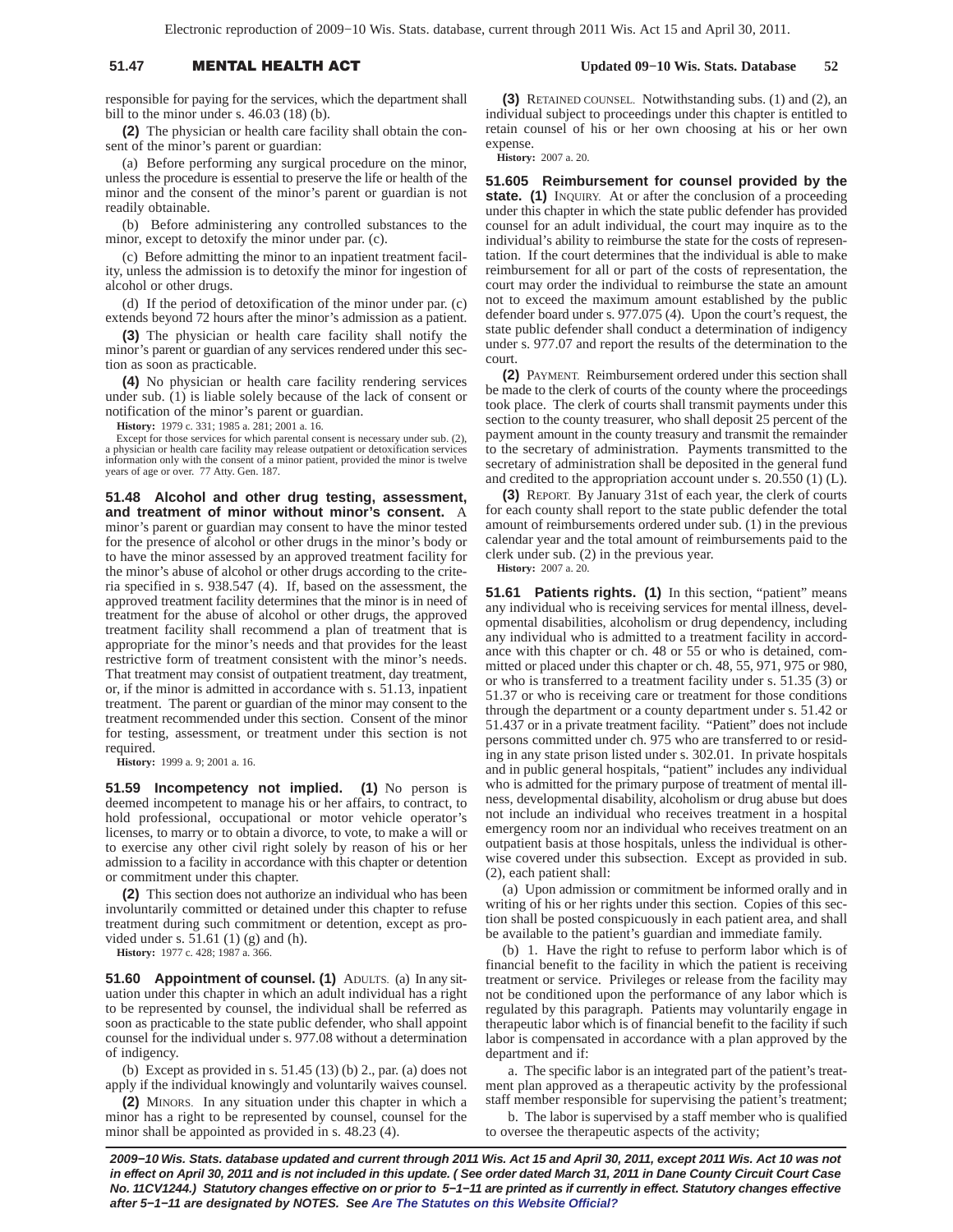responsible for paying for the services, which the department shall bill to the minor under s. 46.03 (18) (b).

**(2)** The physician or health care facility shall obtain the consent of the minor's parent or guardian:

(a) Before performing any surgical procedure on the minor, unless the procedure is essential to preserve the life or health of the minor and the consent of the minor's parent or guardian is not readily obtainable.

(b) Before administering any controlled substances to the minor, except to detoxify the minor under par. (c).

(c) Before admitting the minor to an inpatient treatment facility, unless the admission is to detoxify the minor for ingestion of alcohol or other drugs.

(d) If the period of detoxification of the minor under par. (c) extends beyond 72 hours after the minor's admission as a patient.

**(3)** The physician or health care facility shall notify the minor's parent or guardian of any services rendered under this section as soon as practicable.

**(4)** No physician or health care facility rendering services under sub. (1) is liable solely because of the lack of consent or notification of the minor's parent or guardian.

**History:** 1979 c. 331; 1985 a. 281; 2001 a. 16.

Except for those services for which parental consent is necessary under sub. (2), a physician or health care facility may release outpatient or detoxification services information only with the consent of a minor patient, provided the minor is twelve years of age or over. 77 Atty. Gen. 187.

**51.48 Alcohol and other drug testing, assessment, and treatment of minor without minor's consent.** A minor's parent or guardian may consent to have the minor tested for the presence of alcohol or other drugs in the minor's body or to have the minor assessed by an approved treatment facility for the minor's abuse of alcohol or other drugs according to the criteria specified in s. 938.547 (4). If, based on the assessment, the approved treatment facility determines that the minor is in need of treatment for the abuse of alcohol or other drugs, the approved treatment facility shall recommend a plan of treatment that is appropriate for the minor's needs and that provides for the least restrictive form of treatment consistent with the minor's needs. That treatment may consist of outpatient treatment, day treatment, or, if the minor is admitted in accordance with s. 51.13, inpatient treatment. The parent or guardian of the minor may consent to the treatment recommended under this section. Consent of the minor for testing, assessment, or treatment under this section is not required.

**History:** 1999 a. 9; 2001 a. 16.

**51.59 Incompetency not implied. (1)** No person is deemed incompetent to manage his or her affairs, to contract, to hold professional, occupational or motor vehicle operator's licenses, to marry or to obtain a divorce, to vote, to make a will or to exercise any other civil right solely by reason of his or her admission to a facility in accordance with this chapter or detention or commitment under this chapter.

**(2)** This section does not authorize an individual who has been involuntarily committed or detained under this chapter to refuse treatment during such commitment or detention, except as provided under s. 51.61 (1) (g) and (h).

**History:** 1977 c. 428; 1987 a. 366.

**51.60 Appointment of counsel. (1)** ADULTS. (a) In any situation under this chapter in which an adult individual has a right to be represented by counsel, the individual shall be referred as soon as practicable to the state public defender, who shall appoint counsel for the individual under s. 977.08 without a determination of indigency.

(b) Except as provided in s. 51.45 (13) (b) 2., par. (a) does not apply if the individual knowingly and voluntarily waives counsel.

**(2)** MINORS. In any situation under this chapter in which a minor has a right to be represented by counsel, counsel for the minor shall be appointed as provided in s. 48.23 (4).

**(3)** RETAINED COUNSEL. Notwithstanding subs. (1) and (2), an individual subject to proceedings under this chapter is entitled to retain counsel of his or her own choosing at his or her own expense.

**History:** 2007 a. 20.

**51.605 Reimbursement for counsel provided by the state. (1)** INQUIRY. At or after the conclusion of a proceeding under this chapter in which the state public defender has provided counsel for an adult individual, the court may inquire as to the individual's ability to reimburse the state for the costs of representation. If the court determines that the individual is able to make reimbursement for all or part of the costs of representation, the court may order the individual to reimburse the state an amount not to exceed the maximum amount established by the public defender board under s. 977.075 (4). Upon the court's request, the state public defender shall conduct a determination of indigency under s. 977.07 and report the results of the determination to the court.

**(2)** PAYMENT. Reimbursement ordered under this section shall be made to the clerk of courts of the county where the proceedings took place. The clerk of courts shall transmit payments under this section to the county treasurer, who shall deposit 25 percent of the payment amount in the county treasury and transmit the remainder to the secretary of administration. Payments transmitted to the secretary of administration shall be deposited in the general fund and credited to the appropriation account under s. 20.550 (1) (L).

**(3)** REPORT. By January 31st of each year, the clerk of courts for each county shall report to the state public defender the total amount of reimbursements ordered under sub. (1) in the previous calendar year and the total amount of reimbursements paid to the clerk under sub. (2) in the previous year.

**History:** 2007 a. 20.

**51.61 Patients rights. (1)** In this section, "patient" means any individual who is receiving services for mental illness, developmental disabilities, alcoholism or drug dependency, including any individual who is admitted to a treatment facility in accordance with this chapter or ch. 48 or 55 or who is detained, committed or placed under this chapter or ch. 48, 55, 971, 975 or 980, or who is transferred to a treatment facility under s. 51.35 (3) or 51.37 or who is receiving care or treatment for those conditions through the department or a county department under s. 51.42 or 51.437 or in a private treatment facility. "Patient" does not include persons committed under ch. 975 who are transferred to or residing in any state prison listed under s. 302.01. In private hospitals and in public general hospitals, "patient" includes any individual who is admitted for the primary purpose of treatment of mental illness, developmental disability, alcoholism or drug abuse but does not include an individual who receives treatment in a hospital emergency room nor an individual who receives treatment on an outpatient basis at those hospitals, unless the individual is otherwise covered under this subsection. Except as provided in sub. (2), each patient shall:

(a) Upon admission or commitment be informed orally and in writing of his or her rights under this section. Copies of this section shall be posted conspicuously in each patient area, and shall be available to the patient's guardian and immediate family.

(b) 1. Have the right to refuse to perform labor which is of financial benefit to the facility in which the patient is receiving treatment or service. Privileges or release from the facility may not be conditioned upon the performance of any labor which is regulated by this paragraph. Patients may voluntarily engage in therapeutic labor which is of financial benefit to the facility if such labor is compensated in accordance with a plan approved by the department and if:

a. The specific labor is an integrated part of the patient's treatment plan approved as a therapeutic activity by the professional staff member responsible for supervising the patient's treatment;

b. The labor is supervised by a staff member who is qualified to oversee the therapeutic aspects of the activity;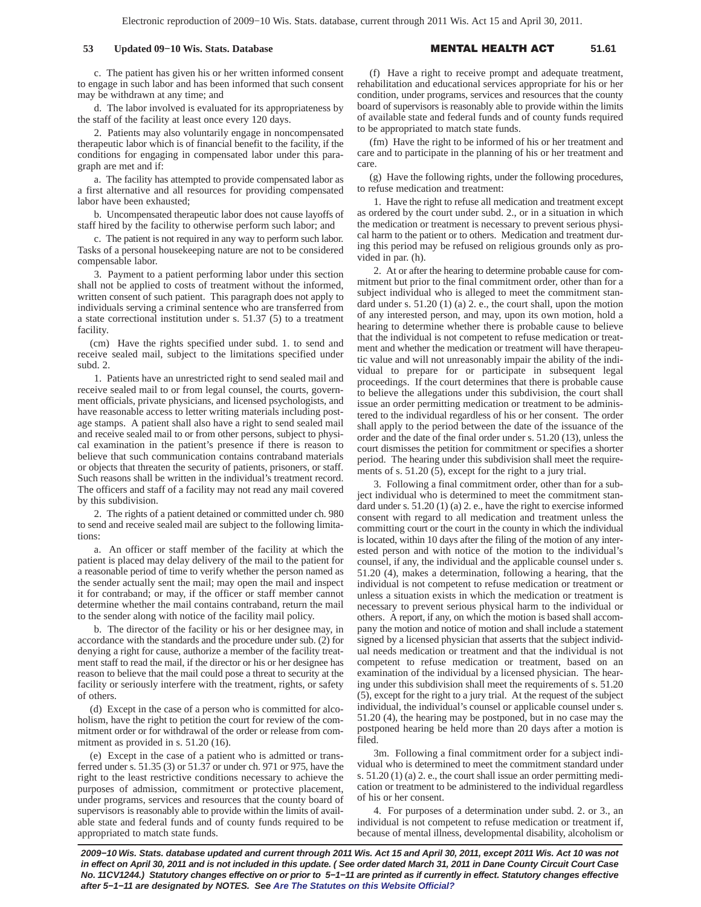c. The patient has given his or her written informed consent to engage in such labor and has been informed that such consent may be withdrawn at any time; and

d. The labor involved is evaluated for its appropriateness by the staff of the facility at least once every 120 days.

2. Patients may also voluntarily engage in noncompensated therapeutic labor which is of financial benefit to the facility, if the conditions for engaging in compensated labor under this paragraph are met and if:

a. The facility has attempted to provide compensated labor as a first alternative and all resources for providing compensated labor have been exhausted;

b. Uncompensated therapeutic labor does not cause layoffs of staff hired by the facility to otherwise perform such labor; and

c. The patient is not required in any way to perform such labor. Tasks of a personal housekeeping nature are not to be considered compensable labor.

3. Payment to a patient performing labor under this section shall not be applied to costs of treatment without the informed, written consent of such patient. This paragraph does not apply to individuals serving a criminal sentence who are transferred from a state correctional institution under s. 51.37 (5) to a treatment facility.

(cm) Have the rights specified under subd. 1. to send and receive sealed mail, subject to the limitations specified under subd. 2.

1. Patients have an unrestricted right to send sealed mail and receive sealed mail to or from legal counsel, the courts, government officials, private physicians, and licensed psychologists, and have reasonable access to letter writing materials including postage stamps. A patient shall also have a right to send sealed mail and receive sealed mail to or from other persons, subject to physical examination in the patient's presence if there is reason to believe that such communication contains contraband materials or objects that threaten the security of patients, prisoners, or staff. Such reasons shall be written in the individual's treatment record. The officers and staff of a facility may not read any mail covered by this subdivision.

2. The rights of a patient detained or committed under ch. 980 to send and receive sealed mail are subject to the following limitations:

a. An officer or staff member of the facility at which the patient is placed may delay delivery of the mail to the patient for a reasonable period of time to verify whether the person named as the sender actually sent the mail; may open the mail and inspect it for contraband; or may, if the officer or staff member cannot determine whether the mail contains contraband, return the mail to the sender along with notice of the facility mail policy.

b. The director of the facility or his or her designee may, in accordance with the standards and the procedure under sub. (2) for denying a right for cause, authorize a member of the facility treatment staff to read the mail, if the director or his or her designee has reason to believe that the mail could pose a threat to security at the facility or seriously interfere with the treatment, rights, or safety of others.

(d) Except in the case of a person who is committed for alcoholism, have the right to petition the court for review of the commitment order or for withdrawal of the order or release from commitment as provided in s. 51.20 (16).

(e) Except in the case of a patient who is admitted or transferred under s. 51.35 (3) or 51.37 or under ch. 971 or 975, have the right to the least restrictive conditions necessary to achieve the purposes of admission, commitment or protective placement, under programs, services and resources that the county board of supervisors is reasonably able to provide within the limits of available state and federal funds and of county funds required to be appropriated to match state funds.

(f) Have a right to receive prompt and adequate treatment, rehabilitation and educational services appropriate for his or her condition, under programs, services and resources that the county board of supervisors is reasonably able to provide within the limits of available state and federal funds and of county funds required to be appropriated to match state funds.

(fm) Have the right to be informed of his or her treatment and care and to participate in the planning of his or her treatment and care.

(g) Have the following rights, under the following procedures, to refuse medication and treatment:

1. Have the right to refuse all medication and treatment except as ordered by the court under subd. 2., or in a situation in which the medication or treatment is necessary to prevent serious physical harm to the patient or to others. Medication and treatment during this period may be refused on religious grounds only as provided in par. (h).

2. At or after the hearing to determine probable cause for commitment but prior to the final commitment order, other than for a subject individual who is alleged to meet the commitment standard under s. 51.20 (1) (a) 2. e., the court shall, upon the motion of any interested person, and may, upon its own motion, hold a hearing to determine whether there is probable cause to believe that the individual is not competent to refuse medication or treatment and whether the medication or treatment will have therapeutic value and will not unreasonably impair the ability of the individual to prepare for or participate in subsequent legal proceedings. If the court determines that there is probable cause to believe the allegations under this subdivision, the court shall issue an order permitting medication or treatment to be administered to the individual regardless of his or her consent. The order shall apply to the period between the date of the issuance of the order and the date of the final order under s. 51.20 (13), unless the court dismisses the petition for commitment or specifies a shorter period. The hearing under this subdivision shall meet the requirements of s. 51.20 (5), except for the right to a jury trial.

3. Following a final commitment order, other than for a subject individual who is determined to meet the commitment standard under s. 51.20 (1) (a) 2. e., have the right to exercise informed consent with regard to all medication and treatment unless the committing court or the court in the county in which the individual is located, within 10 days after the filing of the motion of any interested person and with notice of the motion to the individual's counsel, if any, the individual and the applicable counsel under s. 51.20 (4), makes a determination, following a hearing, that the individual is not competent to refuse medication or treatment or unless a situation exists in which the medication or treatment is necessary to prevent serious physical harm to the individual or others. A report, if any, on which the motion is based shall accompany the motion and notice of motion and shall include a statement signed by a licensed physician that asserts that the subject individual needs medication or treatment and that the individual is not competent to refuse medication or treatment, based on an examination of the individual by a licensed physician. The hearing under this subdivision shall meet the requirements of s. 51.20 (5), except for the right to a jury trial. At the request of the subject individual, the individual's counsel or applicable counsel under s. 51.20 (4), the hearing may be postponed, but in no case may the postponed hearing be held more than 20 days after a motion is filed.

3m. Following a final commitment order for a subject individual who is determined to meet the commitment standard under s. 51.20 (1) (a) 2. e., the court shall issue an order permitting medication or treatment to be administered to the individual regardless of his or her consent.

4. For purposes of a determination under subd. 2. or 3., an individual is not competent to refuse medication or treatment if, because of mental illness, developmental disability, alcoholism or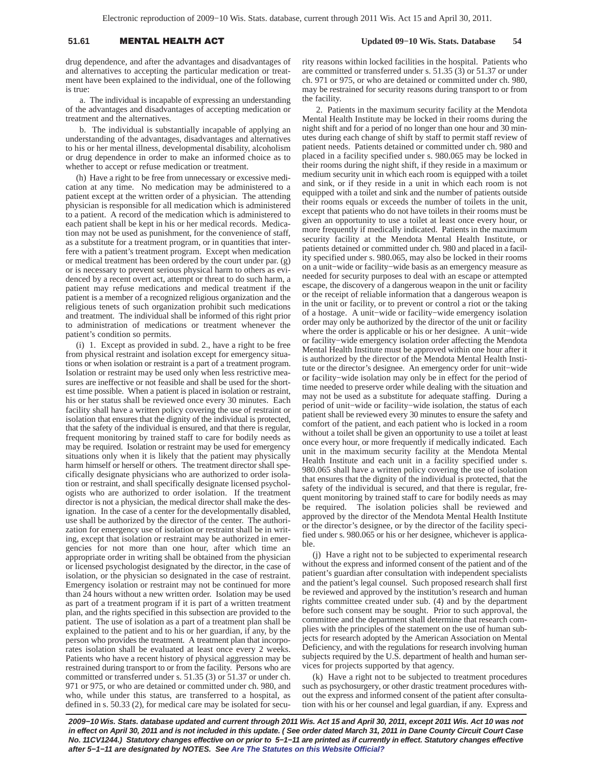drug dependence, and after the advantages and disadvantages of and alternatives to accepting the particular medication or treatment have been explained to the individual, one of the following is true:

a. The individual is incapable of expressing an understanding of the advantages and disadvantages of accepting medication or treatment and the alternatives.

b. The individual is substantially incapable of applying an understanding of the advantages, disadvantages and alternatives to his or her mental illness, developmental disability, alcoholism or drug dependence in order to make an informed choice as to whether to accept or refuse medication or treatment.

(h) Have a right to be free from unnecessary or excessive medication at any time. No medication may be administered to a patient except at the written order of a physician. The attending physician is responsible for all medication which is administered to a patient. A record of the medication which is administered to each patient shall be kept in his or her medical records. Medication may not be used as punishment, for the convenience of staff, as a substitute for a treatment program, or in quantities that interfere with a patient's treatment program. Except when medication or medical treatment has been ordered by the court under par. (g) or is necessary to prevent serious physical harm to others as evidenced by a recent overt act, attempt or threat to do such harm, a patient may refuse medications and medical treatment if the patient is a member of a recognized religious organization and the religious tenets of such organization prohibit such medications and treatment. The individual shall be informed of this right prior to administration of medications or treatment whenever the patient's condition so permits.

(i) 1. Except as provided in subd. 2., have a right to be free from physical restraint and isolation except for emergency situations or when isolation or restraint is a part of a treatment program. Isolation or restraint may be used only when less restrictive measures are ineffective or not feasible and shall be used for the shortest time possible. When a patient is placed in isolation or restraint, his or her status shall be reviewed once every 30 minutes. Each facility shall have a written policy covering the use of restraint or isolation that ensures that the dignity of the individual is protected, that the safety of the individual is ensured, and that there is regular, frequent monitoring by trained staff to care for bodily needs as may be required. Isolation or restraint may be used for emergency situations only when it is likely that the patient may physically harm himself or herself or others. The treatment director shall specifically designate physicians who are authorized to order isolation or restraint, and shall specifically designate licensed psychologists who are authorized to order isolation. If the treatment director is not a physician, the medical director shall make the designation. In the case of a center for the developmentally disabled, use shall be authorized by the director of the center. The authorization for emergency use of isolation or restraint shall be in writing, except that isolation or restraint may be authorized in emergencies for not more than one hour, after which time an appropriate order in writing shall be obtained from the physician or licensed psychologist designated by the director, in the case of isolation, or the physician so designated in the case of restraint. Emergency isolation or restraint may not be continued for more than 24 hours without a new written order. Isolation may be used as part of a treatment program if it is part of a written treatment plan, and the rights specified in this subsection are provided to the patient. The use of isolation as a part of a treatment plan shall be explained to the patient and to his or her guardian, if any, by the person who provides the treatment. A treatment plan that incorporates isolation shall be evaluated at least once every 2 weeks. Patients who have a recent history of physical aggression may be restrained during transport to or from the facility. Persons who are committed or transferred under s. 51.35 (3) or 51.37 or under ch. 971 or 975, or who are detained or committed under ch. 980, and who, while under this status, are transferred to a hospital, as defined in s. 50.33 (2), for medical care may be isolated for security reasons within locked facilities in the hospital. Patients who are committed or transferred under s. 51.35 (3) or 51.37 or under ch. 971 or 975, or who are detained or committed under ch. 980, may be restrained for security reasons during transport to or from the facility.

2. Patients in the maximum security facility at the Mendota Mental Health Institute may be locked in their rooms during the night shift and for a period of no longer than one hour and 30 minutes during each change of shift by staff to permit staff review of patient needs. Patients detained or committed under ch. 980 and placed in a facility specified under s. 980.065 may be locked in their rooms during the night shift, if they reside in a maximum or medium security unit in which each room is equipped with a toilet and sink, or if they reside in a unit in which each room is not equipped with a toilet and sink and the number of patients outside their rooms equals or exceeds the number of toilets in the unit, except that patients who do not have toilets in their rooms must be given an opportunity to use a toilet at least once every hour, or more frequently if medically indicated. Patients in the maximum security facility at the Mendota Mental Health Institute, or patients detained or committed under ch. 980 and placed in a facility specified under s. 980.065, may also be locked in their rooms on a unit−wide or facility−wide basis as an emergency measure as needed for security purposes to deal with an escape or attempted escape, the discovery of a dangerous weapon in the unit or facility or the receipt of reliable information that a dangerous weapon is in the unit or facility, or to prevent or control a riot or the taking of a hostage. A unit−wide or facility−wide emergency isolation order may only be authorized by the director of the unit or facility where the order is applicable or his or her designee. A unit−wide or facility−wide emergency isolation order affecting the Mendota Mental Health Institute must be approved within one hour after it is authorized by the director of the Mendota Mental Health Institute or the director's designee. An emergency order for unit−wide or facility−wide isolation may only be in effect for the period of time needed to preserve order while dealing with the situation and may not be used as a substitute for adequate staffing. During a period of unit−wide or facility−wide isolation, the status of each patient shall be reviewed every 30 minutes to ensure the safety and comfort of the patient, and each patient who is locked in a room without a toilet shall be given an opportunity to use a toilet at least once every hour, or more frequently if medically indicated. Each unit in the maximum security facility at the Mendota Mental Health Institute and each unit in a facility specified under s. 980.065 shall have a written policy covering the use of isolation that ensures that the dignity of the individual is protected, that the safety of the individual is secured, and that there is regular, frequent monitoring by trained staff to care for bodily needs as may be required. The isolation policies shall be reviewed and approved by the director of the Mendota Mental Health Institute or the director's designee, or by the director of the facility specified under s. 980.065 or his or her designee, whichever is applicable.

(j) Have a right not to be subjected to experimental research without the express and informed consent of the patient and of the patient's guardian after consultation with independent specialists and the patient's legal counsel. Such proposed research shall first be reviewed and approved by the institution's research and human rights committee created under sub. (4) and by the department before such consent may be sought. Prior to such approval, the committee and the department shall determine that research complies with the principles of the statement on the use of human subjects for research adopted by the American Association on Mental Deficiency, and with the regulations for research involving human subjects required by the U.S. department of health and human services for projects supported by that agency.

(k) Have a right not to be subjected to treatment procedures such as psychosurgery, or other drastic treatment procedures without the express and informed consent of the patient after consultation with his or her counsel and legal guardian, if any. Express and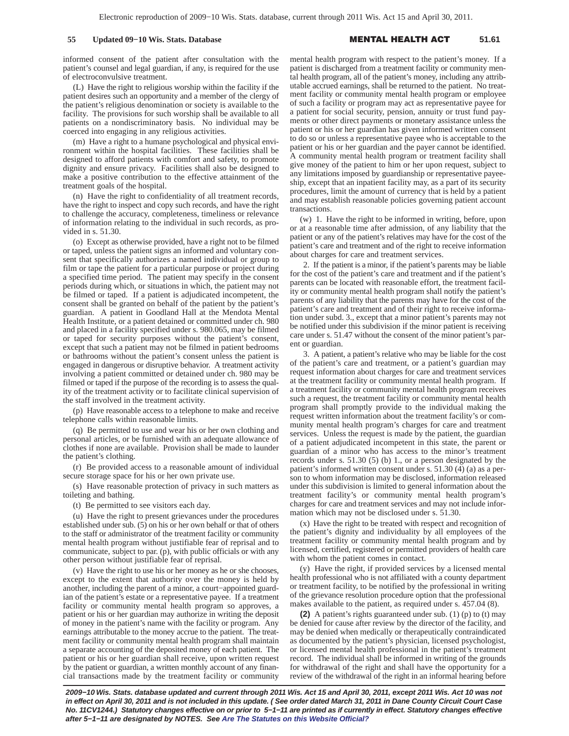informed consent of the patient after consultation with the patient's counsel and legal guardian, if any, is required for the use of electroconvulsive treatment.

(L) Have the right to religious worship within the facility if the patient desires such an opportunity and a member of the clergy of the patient's religious denomination or society is available to the facility. The provisions for such worship shall be available to all patients on a nondiscriminatory basis. No individual may be coerced into engaging in any religious activities.

(m) Have a right to a humane psychological and physical environment within the hospital facilities. These facilities shall be designed to afford patients with comfort and safety, to promote dignity and ensure privacy. Facilities shall also be designed to make a positive contribution to the effective attainment of the treatment goals of the hospital.

(n) Have the right to confidentiality of all treatment records, have the right to inspect and copy such records, and have the right to challenge the accuracy, completeness, timeliness or relevance of information relating to the individual in such records, as provided in s. 51.30.

(o) Except as otherwise provided, have a right not to be filmed or taped, unless the patient signs an informed and voluntary consent that specifically authorizes a named individual or group to film or tape the patient for a particular purpose or project during a specified time period. The patient may specify in the consent periods during which, or situations in which, the patient may not be filmed or taped. If a patient is adjudicated incompetent, the consent shall be granted on behalf of the patient by the patient's guardian. A patient in Goodland Hall at the Mendota Mental Health Institute, or a patient detained or committed under ch. 980 and placed in a facility specified under s. 980.065, may be filmed or taped for security purposes without the patient's consent, except that such a patient may not be filmed in patient bedrooms or bathrooms without the patient's consent unless the patient is engaged in dangerous or disruptive behavior. A treatment activity involving a patient committed or detained under ch. 980 may be filmed or taped if the purpose of the recording is to assess the quality of the treatment activity or to facilitate clinical supervision of the staff involved in the treatment activity.

(p) Have reasonable access to a telephone to make and receive telephone calls within reasonable limits.

(q) Be permitted to use and wear his or her own clothing and personal articles, or be furnished with an adequate allowance of clothes if none are available. Provision shall be made to launder the patient's clothing.

(r) Be provided access to a reasonable amount of individual secure storage space for his or her own private use.

(s) Have reasonable protection of privacy in such matters as toileting and bathing.

(t) Be permitted to see visitors each day.

(u) Have the right to present grievances under the procedures established under sub. (5) on his or her own behalf or that of others to the staff or administrator of the treatment facility or community mental health program without justifiable fear of reprisal and to communicate, subject to par. (p), with public officials or with any other person without justifiable fear of reprisal.

(v) Have the right to use his or her money as he or she chooses, except to the extent that authority over the money is held by another, including the parent of a minor, a court−appointed guardian of the patient's estate or a representative payee. If a treatment facility or community mental health program so approves, a patient or his or her guardian may authorize in writing the deposit of money in the patient's name with the facility or program. Any earnings attributable to the money accrue to the patient. The treatment facility or community mental health program shall maintain a separate accounting of the deposited money of each patient. The patient or his or her guardian shall receive, upon written request by the patient or guardian, a written monthly account of any financial transactions made by the treatment facility or community mental health program with respect to the patient's money. If a patient is discharged from a treatment facility or community mental health program, all of the patient's money, including any attributable accrued earnings, shall be returned to the patient. No treatment facility or community mental health program or employee of such a facility or program may act as representative payee for a patient for social security, pension, annuity or trust fund payments or other direct payments or monetary assistance unless the patient or his or her guardian has given informed written consent to do so or unless a representative payee who is acceptable to the patient or his or her guardian and the payer cannot be identified. A community mental health program or treatment facility shall give money of the patient to him or her upon request, subject to any limitations imposed by guardianship or representative payeeship, except that an inpatient facility may, as a part of its security procedures, limit the amount of currency that is held by a patient and may establish reasonable policies governing patient account transactions.

(w) 1. Have the right to be informed in writing, before, upon or at a reasonable time after admission, of any liability that the patient or any of the patient's relatives may have for the cost of the patient's care and treatment and of the right to receive information about charges for care and treatment services.

2. If the patient is a minor, if the patient's parents may be liable for the cost of the patient's care and treatment and if the patient's parents can be located with reasonable effort, the treatment facility or community mental health program shall notify the patient's parents of any liability that the parents may have for the cost of the patient's care and treatment and of their right to receive information under subd. 3., except that a minor patient's parents may not be notified under this subdivision if the minor patient is receiving care under s. 51.47 without the consent of the minor patient's parent or guardian.

3. A patient, a patient's relative who may be liable for the cost of the patient's care and treatment, or a patient's guardian may request information about charges for care and treatment services at the treatment facility or community mental health program. If a treatment facility or community mental health program receives such a request, the treatment facility or community mental health program shall promptly provide to the individual making the request written information about the treatment facility's or community mental health program's charges for care and treatment services. Unless the request is made by the patient, the guardian of a patient adjudicated incompetent in this state, the parent or guardian of a minor who has access to the minor's treatment records under s. 51.30 (5) (b) 1., or a person designated by the patient's informed written consent under s. 51.30 (4) (a) as a person to whom information may be disclosed, information released under this subdivision is limited to general information about the treatment facility's or community mental health program's charges for care and treatment services and may not include information which may not be disclosed under s. 51.30.

(x) Have the right to be treated with respect and recognition of the patient's dignity and individuality by all employees of the treatment facility or community mental health program and by licensed, certified, registered or permitted providers of health care with whom the patient comes in contact.

(y) Have the right, if provided services by a licensed mental health professional who is not affiliated with a county department or treatment facility, to be notified by the professional in writing of the grievance resolution procedure option that the professional makes available to the patient, as required under s. 457.04 (8).

**(2)** A patient's rights guaranteed under sub. (1) (p) to (t) may be denied for cause after review by the director of the facility, and may be denied when medically or therapeutically contraindicated as documented by the patient's physician, licensed psychologist, or licensed mental health professional in the patient's treatment record. The individual shall be informed in writing of the grounds for withdrawal of the right and shall have the opportunity for a review of the withdrawal of the right in an informal hearing before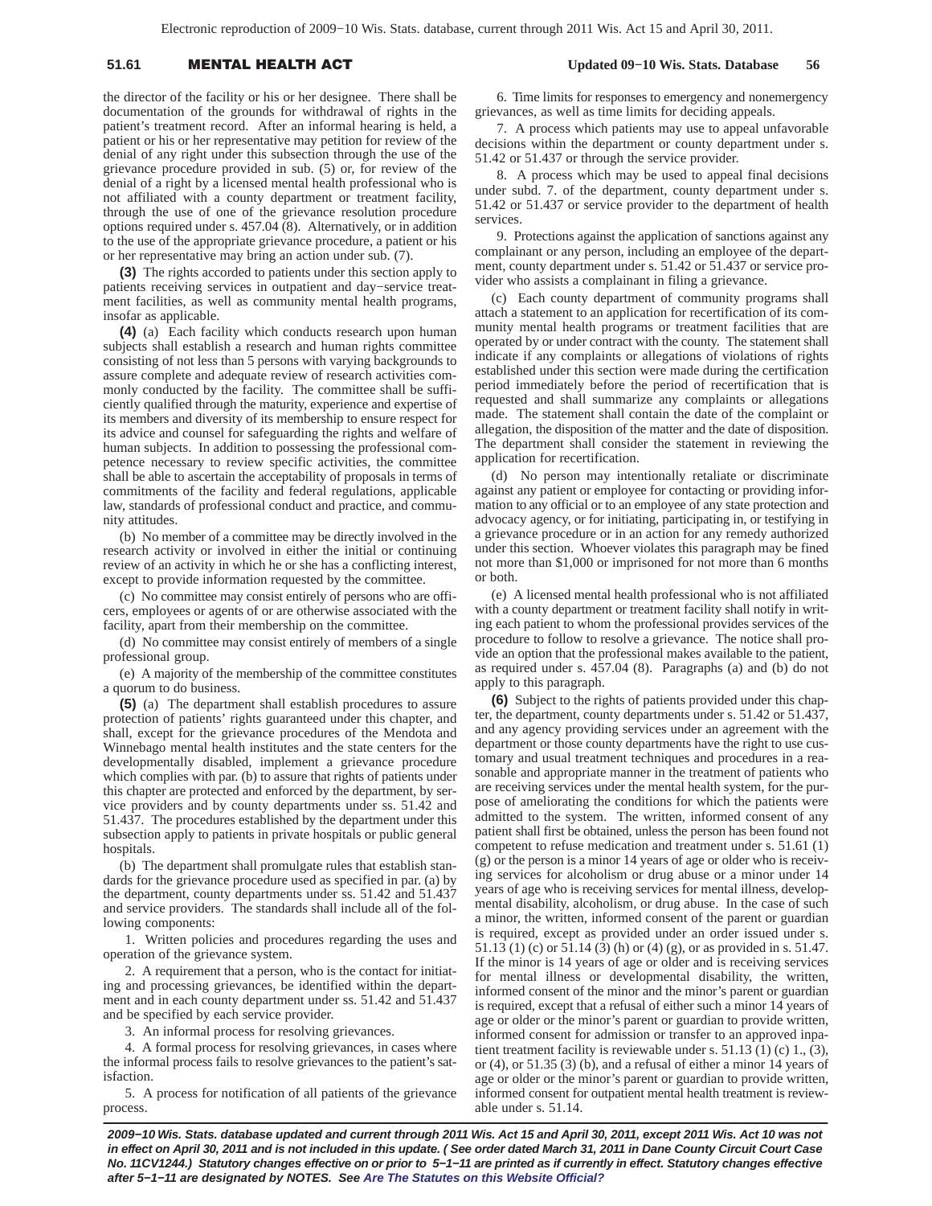the director of the facility or his or her designee. There shall be documentation of the grounds for withdrawal of rights in the patient's treatment record. After an informal hearing is held, a patient or his or her representative may petition for review of the denial of any right under this subsection through the use of the grievance procedure provided in sub. (5) or, for review of the denial of a right by a licensed mental health professional who is not affiliated with a county department or treatment facility, through the use of one of the grievance resolution procedure options required under s. 457.04 (8). Alternatively, or in addition to the use of the appropriate grievance procedure, a patient or his or her representative may bring an action under sub. (7).

**(3)** The rights accorded to patients under this section apply to patients receiving services in outpatient and day−service treatment facilities, as well as community mental health programs, insofar as applicable.

**(4)** (a) Each facility which conducts research upon human subjects shall establish a research and human rights committee consisting of not less than 5 persons with varying backgrounds to assure complete and adequate review of research activities commonly conducted by the facility. The committee shall be sufficiently qualified through the maturity, experience and expertise of its members and diversity of its membership to ensure respect for its advice and counsel for safeguarding the rights and welfare of human subjects. In addition to possessing the professional competence necessary to review specific activities, the committee shall be able to ascertain the acceptability of proposals in terms of commitments of the facility and federal regulations, applicable law, standards of professional conduct and practice, and community attitudes.

(b) No member of a committee may be directly involved in the research activity or involved in either the initial or continuing review of an activity in which he or she has a conflicting interest, except to provide information requested by the committee.

(c) No committee may consist entirely of persons who are officers, employees or agents of or are otherwise associated with the facility, apart from their membership on the committee.

(d) No committee may consist entirely of members of a single professional group.

(e) A majority of the membership of the committee constitutes a quorum to do business.

**(5)** (a) The department shall establish procedures to assure protection of patients' rights guaranteed under this chapter, and shall, except for the grievance procedures of the Mendota and Winnebago mental health institutes and the state centers for the developmentally disabled, implement a grievance procedure which complies with par. (b) to assure that rights of patients under this chapter are protected and enforced by the department, by service providers and by county departments under ss. 51.42 and 51.437. The procedures established by the department under this subsection apply to patients in private hospitals or public general hospitals.

(b) The department shall promulgate rules that establish standards for the grievance procedure used as specified in par. (a) by the department, county departments under ss. 51.42 and 51.437 and service providers. The standards shall include all of the following components:

1. Written policies and procedures regarding the uses and operation of the grievance system.

2. A requirement that a person, who is the contact for initiating and processing grievances, be identified within the department and in each county department under ss. 51.42 and 51.437 and be specified by each service provider.

3. An informal process for resolving grievances.

4. A formal process for resolving grievances, in cases where the informal process fails to resolve grievances to the patient's satisfaction.

5. A process for notification of all patients of the grievance process.

6. Time limits for responses to emergency and nonemergency grievances, as well as time limits for deciding appeals.

7. A process which patients may use to appeal unfavorable decisions within the department or county department under s. 51.42 or 51.437 or through the service provider.

8. A process which may be used to appeal final decisions under subd. 7. of the department, county department under s. 51.42 or 51.437 or service provider to the department of health services.

9. Protections against the application of sanctions against any complainant or any person, including an employee of the department, county department under s. 51.42 or 51.437 or service provider who assists a complainant in filing a grievance.

(c) Each county department of community programs shall attach a statement to an application for recertification of its community mental health programs or treatment facilities that are operated by or under contract with the county. The statement shall indicate if any complaints or allegations of violations of rights established under this section were made during the certification period immediately before the period of recertification that is requested and shall summarize any complaints or allegations made. The statement shall contain the date of the complaint or allegation, the disposition of the matter and the date of disposition. The department shall consider the statement in reviewing the application for recertification.

(d) No person may intentionally retaliate or discriminate against any patient or employee for contacting or providing information to any official or to an employee of any state protection and advocacy agency, or for initiating, participating in, or testifying in a grievance procedure or in an action for any remedy authorized under this section. Whoever violates this paragraph may be fined not more than $1,000 or imprisoned for not more than 6 months or both.

(e) A licensed mental health professional who is not affiliated with a county department or treatment facility shall notify in writing each patient to whom the professional provides services of the procedure to follow to resolve a grievance. The notice shall provide an option that the professional makes available to the patient, as required under s. 457.04 (8). Paragraphs (a) and (b) do not apply to this paragraph.

**(6)** Subject to the rights of patients provided under this chapter, the department, county departments under s. 51.42 or 51.437, and any agency providing services under an agreement with the department or those county departments have the right to use customary and usual treatment techniques and procedures in a reasonable and appropriate manner in the treatment of patients who are receiving services under the mental health system, for the purpose of ameliorating the conditions for which the patients were admitted to the system. The written, informed consent of any patient shall first be obtained, unless the person has been found not competent to refuse medication and treatment under s. 51.61 (1) (g) or the person is a minor 14 years of age or older who is receiving services for alcoholism or drug abuse or a minor under 14 years of age who is receiving services for mental illness, developmental disability, alcoholism, or drug abuse. In the case of such a minor, the written, informed consent of the parent or guardian is required, except as provided under an order issued under s. 51.13 (1) (c) or 51.14 (3) (h) or (4) (g), or as provided in s. 51.47. If the minor is 14 years of age or older and is receiving services for mental illness or developmental disability, the written, informed consent of the minor and the minor's parent or guardian is required, except that a refusal of either such a minor 14 years of age or older or the minor's parent or guardian to provide written, informed consent for admission or transfer to an approved inpatient treatment facility is reviewable under s. 51.13 (1) (c) 1., (3), or (4), or 51.35 (3) (b), and a refusal of either a minor 14 years of age or older or the minor's parent or guardian to provide written, informed consent for outpatient mental health treatment is reviewable under s. 51.14.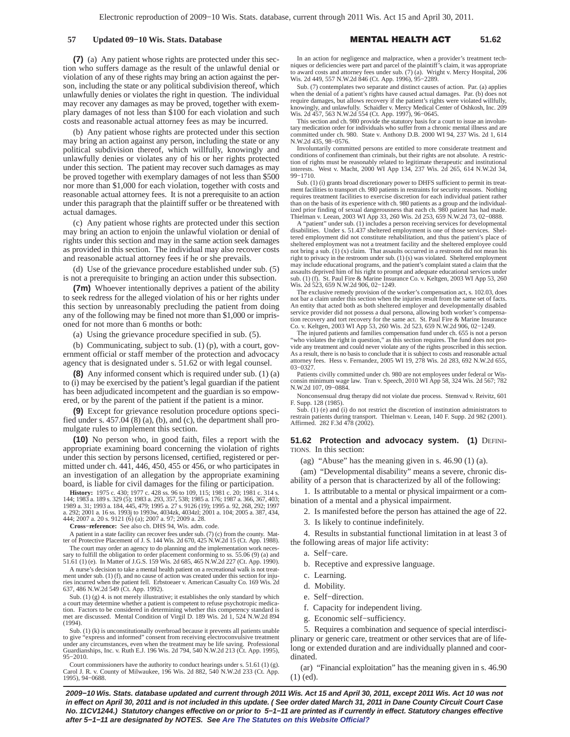**(7)** (a) Any patient whose rights are protected under this section who suffers damage as the result of the unlawful denial or violation of any of these rights may bring an action against the person, including the state or any political subdivision thereof, which unlawfully denies or violates the right in question. The individual may recover any damages as may be proved, together with exemplary damages of not less than $100 for each violation and such costs and reasonable actual attorney fees as may be incurred.

(b) Any patient whose rights are protected under this section may bring an action against any person, including the state or any political subdivision thereof, which willfully, knowingly and unlawfully denies or violates any of his or her rights protected under this section. The patient may recover such damages as may be proved together with exemplary damages of not less than $500 nor more than $1,000 for each violation, together with costs and reasonable actual attorney fees. It is not a prerequisite to an action under this paragraph that the plaintiff suffer or be threatened with actual damages.

(c) Any patient whose rights are protected under this section may bring an action to enjoin the unlawful violation or denial of rights under this section and may in the same action seek damages as provided in this section. The individual may also recover costs and reasonable actual attorney fees if he or she prevails.

(d) Use of the grievance procedure established under sub. (5) is not a prerequisite to bringing an action under this subsection.

**(7m)** Whoever intentionally deprives a patient of the ability to seek redress for the alleged violation of his or her rights under this section by unreasonably precluding the patient from doing any of the following may be fined not more than $1,000 or imprisoned for not more than 6 months or both:

(a) Using the grievance procedure specified in sub. (5).

(b) Communicating, subject to sub. (1) (p), with a court, government official or staff member of the protection and advocacy agency that is designated under s. 51.62 or with legal counsel.

**(8)** Any informed consent which is required under sub. (1) (a) to (i) may be exercised by the patient's legal guardian if the patient has been adjudicated incompetent and the guardian is so empowered, or by the parent of the patient if the patient is a minor.

**(9)** Except for grievance resolution procedure options specified under s. 457.04 (8) (a), (b), and (c), the department shall promulgate rules to implement this section.

**(10)** No person who, in good faith, files a report with the appropriate examining board concerning the violation of rights under this section by persons licensed, certified, registered or permitted under ch. 441, 446, 450, 455 or 456, or who participates in an investigation of an allegation by the appropriate examining board, is liable for civil damages for the filing or participation.

**History:** 1975 c. 430; 1977 c. 428 ss. 96 to 109, 115; 1981 c. 20; 1981 c. 314 s. 144; 1983 a. 189 s. 329 (5); 1983 a. 293, 357, 538; 1985 a. 176; 1987 a. 366, 367, 403; 1989 a. 31; 1993 a. 184, 445, 479; 1995 a. 27 s. 9126 (19); 1995 a. 92, 268, 292; 1997 a. 292; 2001 a. 16 ss. 1993j to 1993w, 4034zk, 4034zl; 2001 a. 104; 2005 a. 387, 434, 444; 2007 a. 20 s. 9121 (6) (a); 2007 a. 97; 2009 a. 28.

**Cross−reference:** See also ch. DHS 94, Wis. adm. code.

A patient in a state facility can recover fees under sub. (7) (c) from the county. Matter of Protective Placement of J. S. 144 Wis. 2d 670, 425 N.W.2d 15 (Ct. App. 1988).

The court may order an agency to do planning and the implementation work necessary to fulfill the obligation to order placement conforming to ss. 55.06 (9) (a) and 51.61 (1) (e). In Matter of J.G.S. 159 Wis. 2d 685, 465 N.W.2d 227 (Ct. App. 1990).

A nurse's decision to take a mental health patient on a recreational walk is not treatment under sub. (1) (f), and no cause of action was created under this section for injuries incurred when the patient fell. Erbstoeaer v. American Casualty Co. 169 Wis. 2d 637, 486 N.W.2d 549 (Ct. App. 1992).

Sub. (1) (g) 4. is not merely illustrative; it establishes the only standard by which a court may determine whether a patient is competent to refuse psychotropic medication. Factors to be considered in determining whether this competency standard is met are discussed. Mental Condition of Virgil D. 189 Wis. 2d 1, 524 N.W.2d 894 (1994).

Sub. (1) (k) is unconstitutionally overbroad because it prevents all patients unable to give "express and informed" consent from receiving electroconvulsive treatment under any circumstances, even when the treatment may be life saving. Professional Guardianships, Inc. v. Ruth E.J. 196 Wis. 2d 794, 540 N.W.2d 213 (Ct. App. 1995), 95−2010.

Court commissioners have the authority to conduct hearings under s. 51.61 (1) (g). Carol J. R. v. County of Milwaukee, 196 Wis. 2d 882, 540 N.W.2d 233 (Ct. App. 1995), 94−0688.

In an action for negligence and malpractice, when a provider's treatment techniques or deficiencies were part and parcel of the plaintiff's claim, it was appropriate to award costs and attorney fees under sub. (7) (a). Wright v. Mercy Hospital, 206 Wis. 2d 449, 557 N.W.2d 846 (Ct. App. 1996), 95−2289.

Sub. (7) contemplates two separate and distinct causes of action. Par. (a) applies when the denial of a patient's rights have caused actual damages. Par. (b) does not require damages, but allows recovery if the patient's rights were violated willfully, knowingly, and unlawfully. Schaidler v. Mercy Medical Center of Oshkosh, Inc. 209 Wis. 2d 457, 563 N.W.2d 554 (Ct. App. 1997), 96−0645.

This section and ch. 980 provide the statutory basis for a court to issue an involuntary medication order for individuals who suffer from a chronic mental illness and are committed under ch. 980. State v. Anthony D.B. 2000 WI 94, 237 Wis. 2d 1, 614 N.W.2d 435, 98−0576.

Involuntarily committed persons are entitled to more considerate treatment and conditions of confinement than criminals, but their rights are not absolute. A restriction of rights must be reasonably related to legitimate therapeutic and institutional interests. West v. Macht, 2000 WI App 134, 237 Wis. 2d 265, 614 N.W.2d 34, 99−1710.

Sub. (1) (i) grants broad discretionary power to DHFS sufficient to permit its treatment facilities to transport ch. 980 patients in restraints for security reasons. Nothing requires treatment facilities to exercise discretion for each individual patient rather than on the basis of its experience with ch. 980 patients as a group and the individualized prior finding of sexual dangerousness that each ch. 980 patient has had made. Thielman v. Leean, 2003 WI App 33, 260 Wis. 2d 253, 659 N.W.2d 73, 02−0888.

A "patient" under sub. (1) includes a person receiving services for developmental disabilities. Under s. 51.437 sheltered employment is one of those services. Sheltered employment did not constitute rehabilitation, and thus the patient's place of sheltered employment was not a treatment facility and the sheltered employee could not bring a sub. (1) (x) claim. That assaults occurred in a restroom did not mean his right to privacy in the restroom under sub. (1) (s) was violated. Sheltered employment may include educational programs, and the patient's complaint stated a claim that the assaults deprived him of his right to prompt and adequate educational services under sub. (1) (f). St. Paul Fire & Marine Insurance Co. v. Keltgen, 2003 WI App 53, 260 Wis. 2d 523, 659 N.W.2d 906, 02−1249.

The exclusive remedy provision of the worker's compensation act, s. 102.03, does not bar a claim under this section when the injuries result from the same set of facts. An entity that acted both as both sheltered employer and developmentally disabled service provider did not possess a dual persona, allowing both worker's compensation recovery and tort recovery for the same act. St. Paul Fire & Marine Insurance Co. v. Keltgen, 2003 WI App 53, 260 Wis. 2d 523, 659 N.W.2d 906, 02−1249.

The injured patients and families compensation fund under ch. 655 is not a person "who violates the right in question," as this section requires. The fund does not provide any treatment and could never violate any of the rights proscribed in this section. As a result, there is no basis to conclude that it is subject to costs and reasonable actual attorney fees. Hess v. Fernandez, 2005 WI 19, 278 Wis. 2d 283, 692 N.W.2d 655, 03−0327.

Patients civilly committed under ch. 980 are not employees under federal or Wisconsin minimum wage law. Tran v. Speech, 2010 WI App 58, 324 Wis. 2d 567; 782 N.W.2d 107, 09−0884.

Nonconsensual drug therapy did not violate due process. Stensvad v. Reivitz, 601 F. Supp. 128 (1985).

Sub. (1) (e) and (i) do not restrict the discretion of institution administrators to restrain patients during transport. Thielman v. Leean, 140 F. Supp. 2d 982 (2001). Affirmed. 282 F.3d 478 (2002).

## 51.62 Protection and advocacy system.

**(1)** DEFINITIONS. In this section:

(ag) "Abuse" has the meaning given in s. 46.90 (1) (a).

(am) "Developmental disability" means a severe, chronic disability of a person that is characterized by all of the following:

1. Is attributable to a mental or physical impairment or a combination of a mental and a physical impairment.

2. Is manifested before the person has attained the age of 22.

3. Is likely to continue indefinitely.

4. Results in substantial functional limitation in at least 3 of the following areas of major life activity:

a. Self−care.

b. Receptive and expressive language.

c. Learning.

d. Mobility.

e. Self−direction.

f. Capacity for independent living.

g. Economic self−sufficiency.

5. Requires a combination and sequence of special interdisciplinary or generic care, treatment or other services that are of lifelong or extended duration and are individually planned and coordinated.

(ar) "Financial exploitation" has the meaning given in s. 46.90 (1) (ed).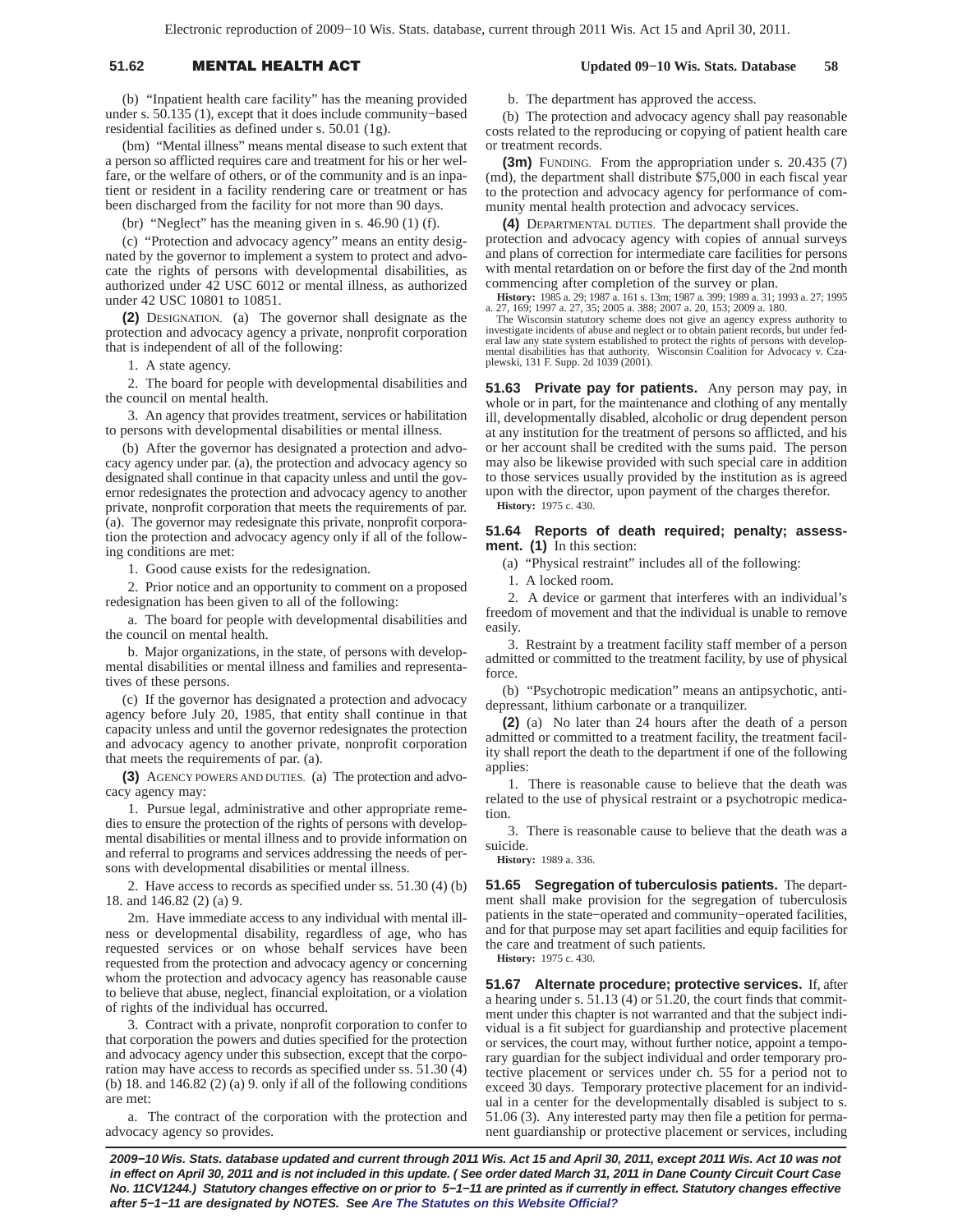(b) "Inpatient health care facility" has the meaning provided under s. 50.135 (1), except that it does include community−based residential facilities as defined under s. 50.01 (1g).

(bm) "Mental illness" means mental disease to such extent that a person so afflicted requires care and treatment for his or her welfare, or the welfare of others, or of the community and is an inpatient or resident in a facility rendering care or treatment or has been discharged from the facility for not more than 90 days.

(br) "Neglect" has the meaning given in s. 46.90 (1) (f).

(c) "Protection and advocacy agency" means an entity designated by the governor to implement a system to protect and advocate the rights of persons with developmental disabilities, as authorized under 42 USC 6012 or mental illness, as authorized under 42 USC 10801 to 10851.

**(2)** DESIGNATION. (a) The governor shall designate as the protection and advocacy agency a private, nonprofit corporation that is independent of all of the following:

1. A state agency.

2. The board for people with developmental disabilities and the council on mental health.

3. An agency that provides treatment, services or habilitation to persons with developmental disabilities or mental illness.

(b) After the governor has designated a protection and advocacy agency under par. (a), the protection and advocacy agency so designated shall continue in that capacity unless and until the governor redesignates the protection and advocacy agency to another private, nonprofit corporation that meets the requirements of par. (a). The governor may redesignate this private, nonprofit corporation the protection and advocacy agency only if all of the following conditions are met:

1. Good cause exists for the redesignation.

2. Prior notice and an opportunity to comment on a proposed redesignation has been given to all of the following:

a. The board for people with developmental disabilities and the council on mental health.

b. Major organizations, in the state, of persons with developmental disabilities or mental illness and families and representatives of these persons.

(c) If the governor has designated a protection and advocacy agency before July 20, 1985, that entity shall continue in that capacity unless and until the governor redesignates the protection and advocacy agency to another private, nonprofit corporation that meets the requirements of par. (a).

**(3)** AGENCY POWERS AND DUTIES. (a) The protection and advocacy agency may:

1. Pursue legal, administrative and other appropriate remedies to ensure the protection of the rights of persons with developmental disabilities or mental illness and to provide information on and referral to programs and services addressing the needs of persons with developmental disabilities or mental illness.

2. Have access to records as specified under ss. 51.30 (4) (b) 18. and 146.82 (2) (a) 9.

2m. Have immediate access to any individual with mental illness or developmental disability, regardless of age, who has requested services or on whose behalf services have been requested from the protection and advocacy agency or concerning whom the protection and advocacy agency has reasonable cause to believe that abuse, neglect, financial exploitation, or a violation of rights of the individual has occurred.

3. Contract with a private, nonprofit corporation to confer to that corporation the powers and duties specified for the protection and advocacy agency under this subsection, except that the corporation may have access to records as specified under ss. 51.30 (4) (b) 18. and 146.82 (2) (a) 9. only if all of the following conditions are met:

a. The contract of the corporation with the protection and advocacy agency so provides.

b. The department has approved the access.

(b) The protection and advocacy agency shall pay reasonable costs related to the reproducing or copying of patient health care or treatment records.

**(3m)** FUNDING. From the appropriation under s. 20.435 (7) (md), the department shall distribute $75,000 in each fiscal year to the protection and advocacy agency for performance of community mental health protection and advocacy services.

**(4)** DEPARTMENTAL DUTIES. The department shall provide the protection and advocacy agency with copies of annual surveys and plans of correction for intermediate care facilities for persons with mental retardation on or before the first day of the 2nd month commencing after completion of the survey or plan.

**History:** 1985 a. 29; 1987 a. 161 s. 13m; 1987 a. 399; 1989 a. 31; 1993 a. 27; 1995 a. 27, 169; 1997 a. 27, 35; 2005 a. 388; 2007 a. 20, 153; 2009 a. 180.

The Wisconsin statutory scheme does not give an agency express authority to investigate incidents of abuse and neglect or to obtain patient records, but under federal law any state system established to protect the rights of persons with developmental disabilities has that authority. Wisconsin Coalition for Advocacy v. Czaplewski, 131 F. Supp. 2d 1039 (2001).

**51.63 Private pay for patients.** Any person may pay, in whole or in part, for the maintenance and clothing of any mentally ill, developmentally disabled, alcoholic or drug dependent person at any institution for the treatment of persons so afflicted, and his or her account shall be credited with the sums paid. The person may also be likewise provided with such special care in addition to those services usually provided by the institution as is agreed upon with the director, upon payment of the charges therefor.

**History:** 1975 c. 430.

**51.64 Reports of death required; penalty; assessment. (1)** In this section:

(a) "Physical restraint" includes all of the following:

1. A locked room.

2. A device or garment that interferes with an individual's freedom of movement and that the individual is unable to remove easily.

3. Restraint by a treatment facility staff member of a person admitted or committed to the treatment facility, by use of physical force.

(b) "Psychotropic medication" means an antipsychotic, antidepressant, lithium carbonate or a tranquilizer.

**(2)** (a) No later than 24 hours after the death of a person admitted or committed to a treatment facility, the treatment facility shall report the death to the department if one of the following applies:

1. There is reasonable cause to believe that the death was related to the use of physical restraint or a psychotropic medication.

3. There is reasonable cause to believe that the death was a suicide.

**History:** 1989 a. 336.

**51.65 Segregation of tuberculosis patients.** The department shall make provision for the segregation of tuberculosis patients in the state−operated and community−operated facilities, and for that purpose may set apart facilities and equip facilities for the care and treatment of such patients.

**History:** 1975 c. 430.

**51.67 Alternate procedure; protective services.** If, after a hearing under s. 51.13 (4) or 51.20, the court finds that commitment under this chapter is not warranted and that the subject individual is a fit subject for guardianship and protective placement or services, the court may, without further notice, appoint a temporary guardian for the subject individual and order temporary protective placement or services under ch. 55 for a period not to exceed 30 days. Temporary protective placement for an individual in a center for the developmentally disabled is subject to s. 51.06 (3). Any interested party may then file a petition for permanent guardianship or protective placement or services, including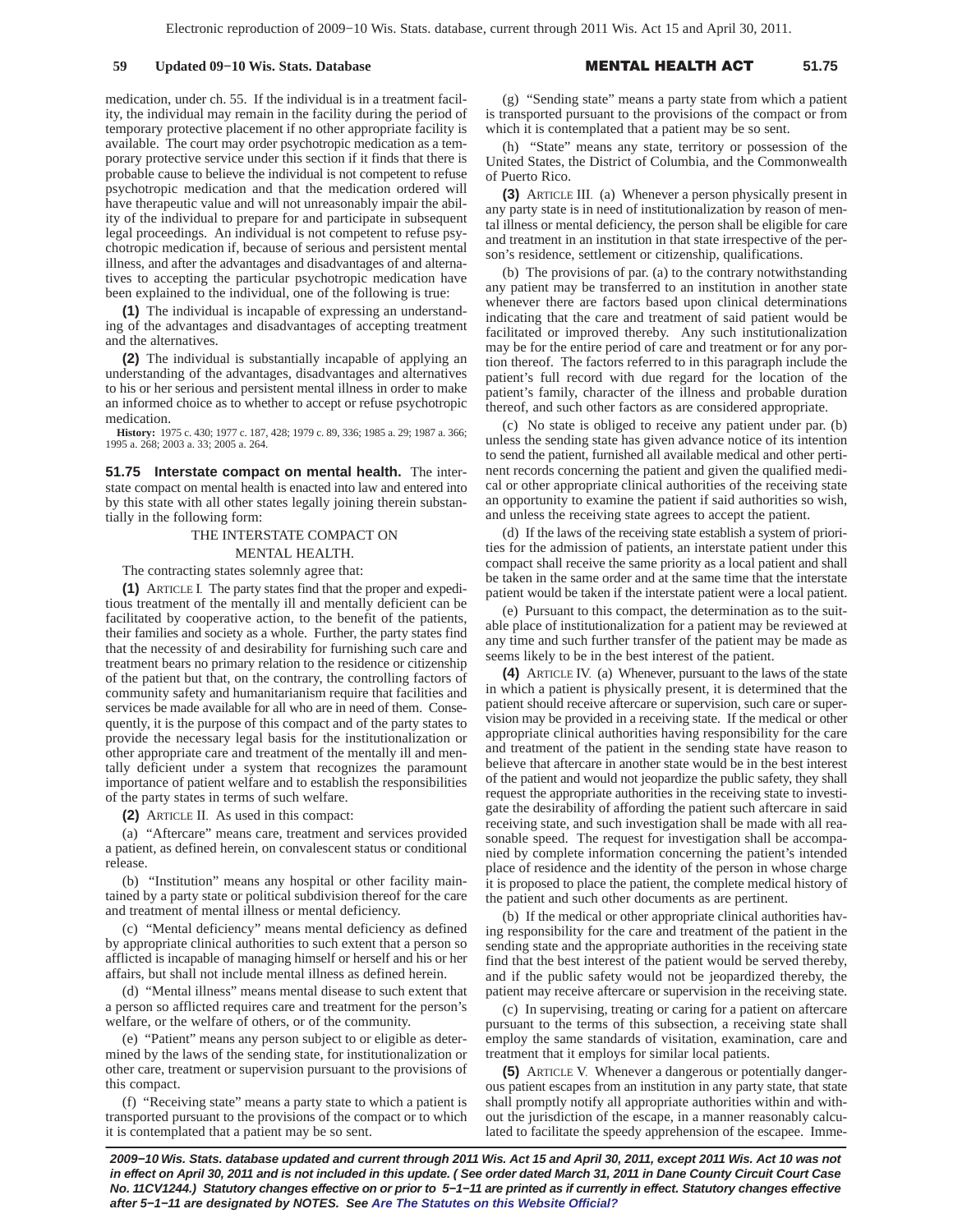medication, under ch. 55. If the individual is in a treatment facility, the individual may remain in the facility during the period of temporary protective placement if no other appropriate facility is available. The court may order psychotropic medication as a temporary protective service under this section if it finds that there is probable cause to believe the individual is not competent to refuse psychotropic medication and that the medication ordered will have therapeutic value and will not unreasonably impair the ability of the individual to prepare for and participate in subsequent legal proceedings. An individual is not competent to refuse psychotropic medication if, because of serious and persistent mental illness, and after the advantages and disadvantages of and alternatives to accepting the particular psychotropic medication have been explained to the individual, one of the following is true:

**(1)** The individual is incapable of expressing an understanding of the advantages and disadvantages of accepting treatment and the alternatives.

**(2)** The individual is substantially incapable of applying an understanding of the advantages, disadvantages and alternatives to his or her serious and persistent mental illness in order to make an informed choice as to whether to accept or refuse psychotropic medication.

**History:** 1975 c. 430; 1977 c. 187, 428; 1979 c. 89, 336; 1985 a. 29; 1987 a. 366; 1995 a. 268; 2003 a. 33; 2005 a. 264.

**51.75 Interstate compact on mental health.** The interstate compact on mental health is enacted into law and entered into by this state with all other states legally joining therein substantially in the following form:

THE INTERSTATE COMPACT ON MENTAL HEALTH.

The contracting states solemnly agree that:

**(1)** ARTICLE I. The party states find that the proper and expeditious treatment of the mentally ill and mentally deficient can be facilitated by cooperative action, to the benefit of the patients, their families and society as a whole. Further, the party states find that the necessity of and desirability for furnishing such care and treatment bears no primary relation to the residence or citizenship of the patient but that, on the contrary, the controlling factors of community safety and humanitarianism require that facilities and services be made available for all who are in need of them. Consequently, it is the purpose of this compact and of the party states to provide the necessary legal basis for the institutionalization or other appropriate care and treatment of the mentally ill and mentally deficient under a system that recognizes the paramount importance of patient welfare and to establish the responsibilities of the party states in terms of such welfare.

**(2)** ARTICLE II. As used in this compact:

(a) "Aftercare" means care, treatment and services provided a patient, as defined herein, on convalescent status or conditional release.

(b) "Institution" means any hospital or other facility maintained by a party state or political subdivision thereof for the care and treatment of mental illness or mental deficiency.

(c) "Mental deficiency" means mental deficiency as defined by appropriate clinical authorities to such extent that a person so afflicted is incapable of managing himself or herself and his or her affairs, but shall not include mental illness as defined herein.

(d) "Mental illness" means mental disease to such extent that a person so afflicted requires care and treatment for the person's welfare, or the welfare of others, or of the community.

(e) "Patient" means any person subject to or eligible as determined by the laws of the sending state, for institutionalization or other care, treatment or supervision pursuant to the provisions of this compact.

(f) "Receiving state" means a party state to which a patient is transported pursuant to the provisions of the compact or to which it is contemplated that a patient may be so sent.

(g) "Sending state" means a party state from which a patient is transported pursuant to the provisions of the compact or from which it is contemplated that a patient may be so sent.

(h) "State" means any state, territory or possession of the United States, the District of Columbia, and the Commonwealth of Puerto Rico.

**(3)** ARTICLE III. (a) Whenever a person physically present in any party state is in need of institutionalization by reason of mental illness or mental deficiency, the person shall be eligible for care and treatment in an institution in that state irrespective of the person's residence, settlement or citizenship, qualifications.

(b) The provisions of par. (a) to the contrary notwithstanding any patient may be transferred to an institution in another state whenever there are factors based upon clinical determinations indicating that the care and treatment of said patient would be facilitated or improved thereby. Any such institutionalization may be for the entire period of care and treatment or for any portion thereof. The factors referred to in this paragraph include the patient's full record with due regard for the location of the patient's family, character of the illness and probable duration thereof, and such other factors as are considered appropriate.

(c) No state is obliged to receive any patient under par. (b) unless the sending state has given advance notice of its intention to send the patient, furnished all available medical and other pertinent records concerning the patient and given the qualified medical or other appropriate clinical authorities of the receiving state an opportunity to examine the patient if said authorities so wish, and unless the receiving state agrees to accept the patient.

(d) If the laws of the receiving state establish a system of priorities for the admission of patients, an interstate patient under this compact shall receive the same priority as a local patient and shall be taken in the same order and at the same time that the interstate patient would be taken if the interstate patient were a local patient.

(e) Pursuant to this compact, the determination as to the suitable place of institutionalization for a patient may be reviewed at any time and such further transfer of the patient may be made as seems likely to be in the best interest of the patient.

**(4)** ARTICLE IV. (a) Whenever, pursuant to the laws of the state in which a patient is physically present, it is determined that the patient should receive aftercare or supervision, such care or supervision may be provided in a receiving state. If the medical or other appropriate clinical authorities having responsibility for the care and treatment of the patient in the sending state have reason to believe that aftercare in another state would be in the best interest of the patient and would not jeopardize the public safety, they shall request the appropriate authorities in the receiving state to investigate the desirability of affording the patient such aftercare in said receiving state, and such investigation shall be made with all reasonable speed. The request for investigation shall be accompanied by complete information concerning the patient's intended place of residence and the identity of the person in whose charge it is proposed to place the patient, the complete medical history of the patient and such other documents as are pertinent.

(b) If the medical or other appropriate clinical authorities having responsibility for the care and treatment of the patient in the sending state and the appropriate authorities in the receiving state find that the best interest of the patient would be served thereby, and if the public safety would not be jeopardized thereby, the patient may receive aftercare or supervision in the receiving state.

(c) In supervising, treating or caring for a patient on aftercare pursuant to the terms of this subsection, a receiving state shall employ the same standards of visitation, examination, care and treatment that it employs for similar local patients.

**(5)** ARTICLE V. Whenever a dangerous or potentially dangerous patient escapes from an institution in any party state, that state shall promptly notify all appropriate authorities within and without the jurisdiction of the escape, in a manner reasonably calculated to facilitate the speedy apprehension of the escapee. Imme-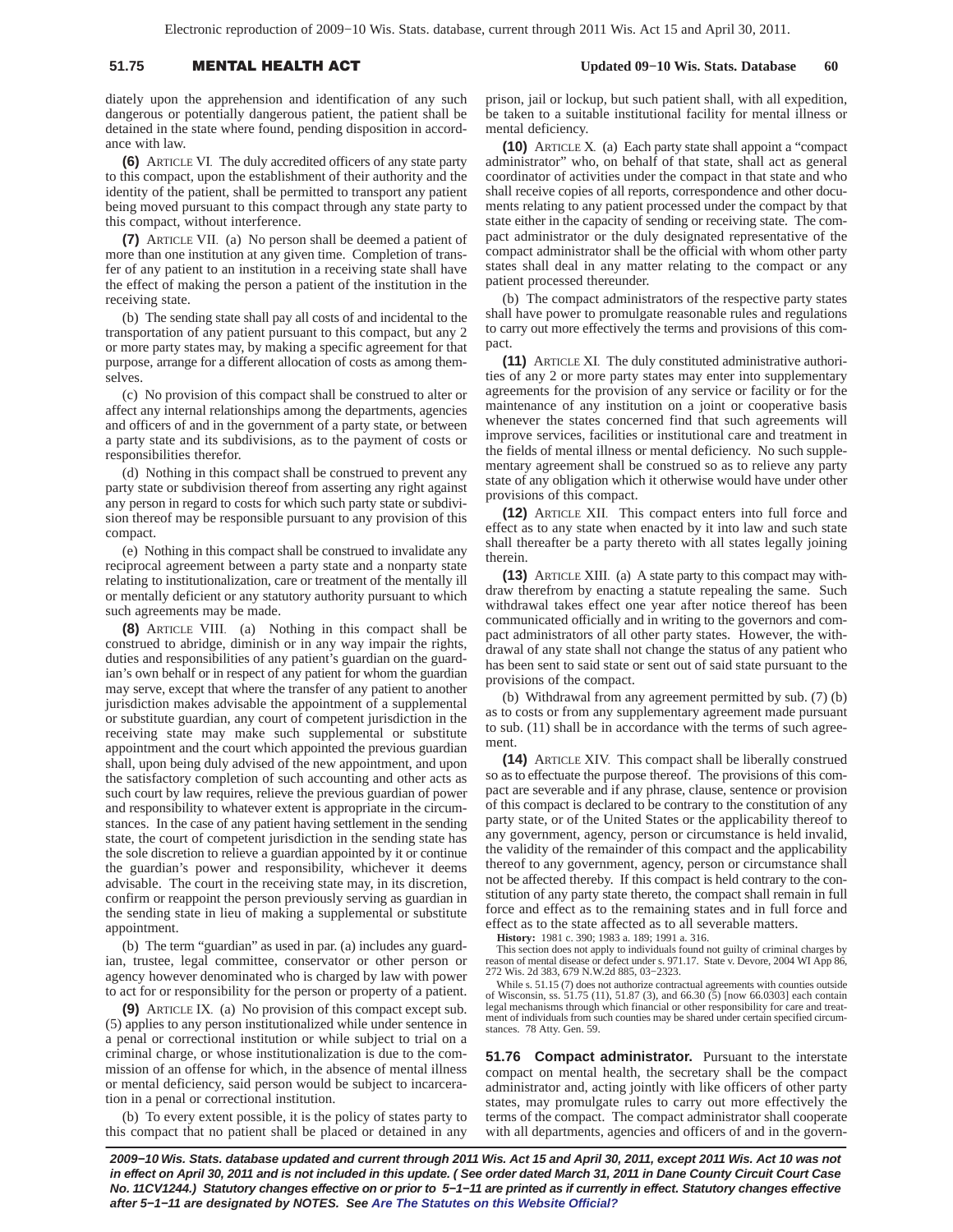diately upon the apprehension and identification of any such dangerous or potentially dangerous patient, the patient shall be detained in the state where found, pending disposition in accordance with law.

**(6)** ARTICLE VI. The duly accredited officers of any state party to this compact, upon the establishment of their authority and the identity of the patient, shall be permitted to transport any patient being moved pursuant to this compact through any state party to this compact, without interference.

**(7)** ARTICLE VII. (a) No person shall be deemed a patient of more than one institution at any given time. Completion of transfer of any patient to an institution in a receiving state shall have the effect of making the person a patient of the institution in the receiving state.

(b) The sending state shall pay all costs of and incidental to the transportation of any patient pursuant to this compact, but any 2 or more party states may, by making a specific agreement for that purpose, arrange for a different allocation of costs as among themselves.

(c) No provision of this compact shall be construed to alter or affect any internal relationships among the departments, agencies and officers of and in the government of a party state, or between a party state and its subdivisions, as to the payment of costs or responsibilities therefor.

(d) Nothing in this compact shall be construed to prevent any party state or subdivision thereof from asserting any right against any person in regard to costs for which such party state or subdivision thereof may be responsible pursuant to any provision of this compact.

(e) Nothing in this compact shall be construed to invalidate any reciprocal agreement between a party state and a nonparty state relating to institutionalization, care or treatment of the mentally ill or mentally deficient or any statutory authority pursuant to which such agreements may be made.

**(8)** ARTICLE VIII. (a) Nothing in this compact shall be construed to abridge, diminish or in any way impair the rights, duties and responsibilities of any patient's guardian on the guardian's own behalf or in respect of any patient for whom the guardian may serve, except that where the transfer of any patient to another jurisdiction makes advisable the appointment of a supplemental or substitute guardian, any court of competent jurisdiction in the receiving state may make such supplemental or substitute appointment and the court which appointed the previous guardian shall, upon being duly advised of the new appointment, and upon the satisfactory completion of such accounting and other acts as such court by law requires, relieve the previous guardian of power and responsibility to whatever extent is appropriate in the circumstances. In the case of any patient having settlement in the sending state, the court of competent jurisdiction in the sending state has the sole discretion to relieve a guardian appointed by it or continue the guardian's power and responsibility, whichever it deems advisable. The court in the receiving state may, in its discretion, confirm or reappoint the person previously serving as guardian in the sending state in lieu of making a supplemental or substitute appointment.

(b) The term "guardian" as used in par. (a) includes any guardian, trustee, legal committee, conservator or other person or agency however denominated who is charged by law with power to act for or responsibility for the person or property of a patient.

**(9)** ARTICLE IX. (a) No provision of this compact except sub. (5) applies to any person institutionalized while under sentence in a penal or correctional institution or while subject to trial on a criminal charge, or whose institutionalization is due to the commission of an offense for which, in the absence of mental illness or mental deficiency, said person would be subject to incarceration in a penal or correctional institution.

(b) To every extent possible, it is the policy of states party to this compact that no patient shall be placed or detained in any prison, jail or lockup, but such patient shall, with all expedition, be taken to a suitable institutional facility for mental illness or mental deficiency.

**(10)** ARTICLE X. (a) Each party state shall appoint a "compact administrator" who, on behalf of that state, shall act as general coordinator of activities under the compact in that state and who shall receive copies of all reports, correspondence and other documents relating to any patient processed under the compact by that state either in the capacity of sending or receiving state. The compact administrator or the duly designated representative of the compact administrator shall be the official with whom other party states shall deal in any matter relating to the compact or any patient processed thereunder.

(b) The compact administrators of the respective party states shall have power to promulgate reasonable rules and regulations to carry out more effectively the terms and provisions of this compact.

**(11)** ARTICLE XI. The duly constituted administrative authorities of any 2 or more party states may enter into supplementary agreements for the provision of any service or facility or for the maintenance of any institution on a joint or cooperative basis whenever the states concerned find that such agreements will improve services, facilities or institutional care and treatment in the fields of mental illness or mental deficiency. No such supplementary agreement shall be construed so as to relieve any party state of any obligation which it otherwise would have under other provisions of this compact.

**(12)** ARTICLE XII. This compact enters into full force and effect as to any state when enacted by it into law and such state shall thereafter be a party thereto with all states legally joining therein.

**(13)** ARTICLE XIII. (a) A state party to this compact may withdraw therefrom by enacting a statute repealing the same. Such withdrawal takes effect one year after notice thereof has been communicated officially and in writing to the governors and compact administrators of all other party states. However, the withdrawal of any state shall not change the status of any patient who has been sent to said state or sent out of said state pursuant to the provisions of the compact.

(b) Withdrawal from any agreement permitted by sub. (7) (b) as to costs or from any supplementary agreement made pursuant to sub. (11) shall be in accordance with the terms of such agreement.

**(14)** ARTICLE XIV. This compact shall be liberally construed so as to effectuate the purpose thereof. The provisions of this compact are severable and if any phrase, clause, sentence or provision of this compact is declared to be contrary to the constitution of any party state, or of the United States or the applicability thereof to any government, agency, person or circumstance is held invalid, the validity of the remainder of this compact and the applicability thereof to any government, agency, person or circumstance shall not be affected thereby. If this compact is held contrary to the constitution of any party state thereto, the compact shall remain in full force and effect as to the remaining states and in full force and effect as to the state affected as to all severable matters.

**History:** 1981 c. 390; 1983 a. 189; 1991 a. 316.

This section does not apply to individuals found not guilty of criminal charges by reason of mental disease or defect under s. 971.17. State v. Devore, 2004 WI App 86, 272 Wis. 2d 383, 679 N.W.2d 885, 03-2323.

While s. 51.15 (7) does not authorize contractual agreements with counties outside of Wisconsin, ss. 51.75 (11), 51.87 (3), and 66.30 (5) [now 66.0303] each contain legal mechanisms through which financial or other responsibility for care and treatment of individuals from such counties may be shared under certain specified circumstances. 78 Atty. Gen. 59.

**51.76 Compact administrator.** Pursuant to the interstate compact on mental health, the secretary shall be the compact administrator and, acting jointly with like officers of other party states, may promulgate rules to carry out more effectively the terms of the compact. The compact administrator shall cooperate with all departments, agencies and officers of and in the govern-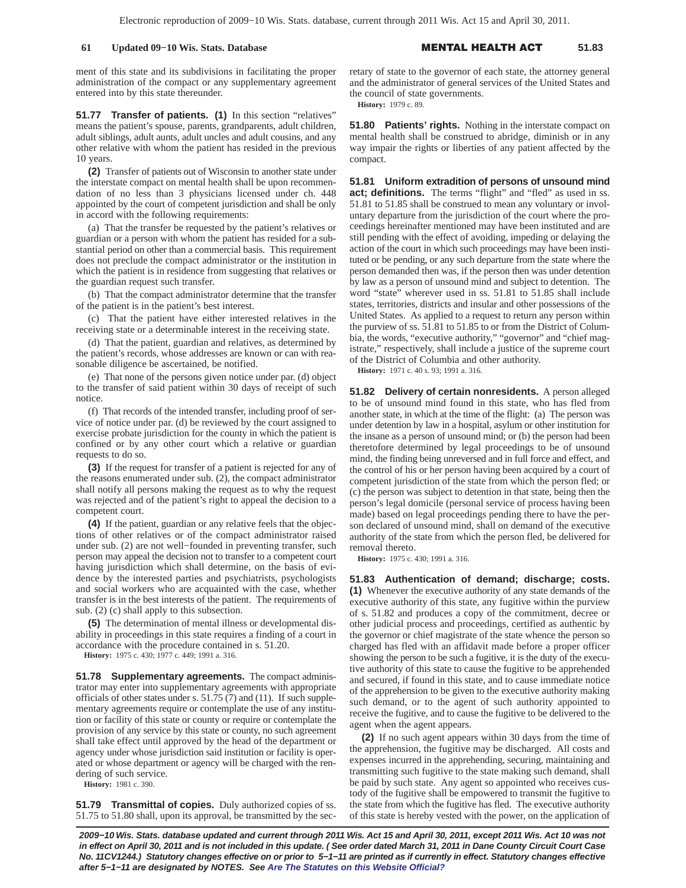ment of this state and its subdivisions in facilitating the proper administration of the compact or any supplementary agreement entered into by this state thereunder.

**51.77 Transfer of patients.** **(1)** In this section "relatives" means the patient's spouse, parents, grandparents, adult children, adult siblings, adult aunts, adult uncles and adult cousins, and any other relative with whom the patient has resided in the previous 10 years.

**(2)** Transfer of patients out of Wisconsin to another state under the interstate compact on mental health shall be upon recommendation of no less than 3 physicians licensed under ch. 448 appointed by the court of competent jurisdiction and shall be only in accord with the following requirements:

(a) That the transfer be requested by the patient's relatives or guardian or a person with whom the patient has resided for a substantial period on other than a commercial basis. This requirement does not preclude the compact administrator or the institution in which the patient is in residence from suggesting that relatives or the guardian request such transfer.

(b) That the compact administrator determine that the transfer of the patient is in the patient's best interest.

(c) That the patient have either interested relatives in the receiving state or a determinable interest in the receiving state.

(d) That the patient, guardian and relatives, as determined by the patient's records, whose addresses are known or can with reasonable diligence be ascertained, be notified.

(e) That none of the persons given notice under par. (d) object to the transfer of said patient within 30 days of receipt of such notice.

(f) That records of the intended transfer, including proof of service of notice under par. (d) be reviewed by the court assigned to exercise probate jurisdiction for the county in which the patient is confined or by any other court which a relative or guardian requests to do so.

**(3)** If the request for transfer of a patient is rejected for any of the reasons enumerated under sub. (2), the compact administrator shall notify all persons making the request as to why the request was rejected and of the patient's right to appeal the decision to a competent court.

**(4)** If the patient, guardian or any relative feels that the objections of other relatives or of the compact administrator raised under sub. (2) are not well−founded in preventing transfer, such person may appeal the decision not to transfer to a competent court having jurisdiction which shall determine, on the basis of evidence by the interested parties and psychiatrists, psychologists and social workers who are acquainted with the case, whether transfer is in the best interests of the patient. The requirements of sub. (2) (c) shall apply to this subsection.

**(5)** The determination of mental illness or developmental disability in proceedings in this state requires a finding of a court in accordance with the procedure contained in s. 51.20.

**History:** 1975 c. 430; 1977 c. 449; 1991 a. 316.

**51.78 Supplementary agreements.** The compact administrator may enter into supplementary agreements with appropriate officials of other states under s. 51.75 (7) and (11). If such supplementary agreements require or contemplate the use of any institution or facility of this state or county or require or contemplate the provision of any service by this state or county, no such agreement shall take effect until approved by the head of the department or agency under whose jurisdiction said institution or facility is operated or whose department or agency will be charged with the rendering of such service.

**History:** 1981 c. 390.

**51.79 Transmittal of copies.** Duly authorized copies of ss. 51.75 to 51.80 shall, upon its approval, be transmitted by the secretary of state to the governor of each state, the attorney general and the administrator of general services of the United States and the council of state governments.

**History:** 1979 c. 89.

**51.80 Patients' rights.** Nothing in the interstate compact on mental health shall be construed to abridge, diminish or in any way impair the rights or liberties of any patient affected by the compact.

**51.81 Uniform extradition of persons of unsound mind act; definitions.** The terms "flight" and "fled" as used in ss. 51.81 to 51.85 shall be construed to mean any voluntary or involuntary departure from the jurisdiction of the court where the proceedings hereinafter mentioned may have been instituted and are still pending with the effect of avoiding, impeding or delaying the action of the court in which such proceedings may have been instituted or be pending, or any such departure from the state where the person demanded then was, if the person then was under detention by law as a person of unsound mind and subject to detention. The word "state" wherever used in ss. 51.81 to 51.85 shall include states, territories, districts and insular and other possessions of the United States. As applied to a request to return any person within the purview of ss. 51.81 to 51.85 to or from the District of Columbia, the words, "executive authority," "governor" and "chief magistrate," respectively, shall include a justice of the supreme court of the District of Columbia and other authority.

**History:** 1971 c. 40 s. 93; 1991 a. 316.

**51.82 Delivery of certain nonresidents.** A person alleged to be of unsound mind found in this state, who has fled from another state, in which at the time of the flight: (a) The person was under detention by law in a hospital, asylum or other institution for the insane as a person of unsound mind; or (b) the person had been theretofore determined by legal proceedings to be of unsound mind, the finding being unreversed and in full force and effect, and the control of his or her person having been acquired by a court of competent jurisdiction of the state from which the person fled; or (c) the person was subject to detention in that state, being then the person's legal domicile (personal service of process having been made) based on legal proceedings pending there to have the person declared of unsound mind, shall on demand of the executive authority of the state from which the person fled, be delivered for removal thereto.

**History:** 1975 c. 430; 1991 a. 316.

**51.83 Authentication of demand; discharge; costs.** **(1)** Whenever the executive authority of any state demands of the executive authority of this state, any fugitive within the purview of s. 51.82 and produces a copy of the commitment, decree or other judicial process and proceedings, certified as authentic by the governor or chief magistrate of the state whence the person so charged has fled with an affidavit made before a proper officer showing the person to be such a fugitive, it is the duty of the executive authority of this state to cause the fugitive to be apprehended and secured, if found in this state, and to cause immediate notice of the apprehension to be given to the executive authority making such demand, or to the agent of such authority appointed to receive the fugitive, and to cause the fugitive to be delivered to the agent when the agent appears.

**(2)** If no such agent appears within 30 days from the time of the apprehension, the fugitive may be discharged. All costs and expenses incurred in the apprehending, securing, maintaining and transmitting such fugitive to the state making such demand, shall be paid by such state. Any agent so appointed who receives custody of the fugitive shall be empowered to transmit the fugitive to the state from which the fugitive has fled. The executive authority of this state is hereby vested with the power, on the application of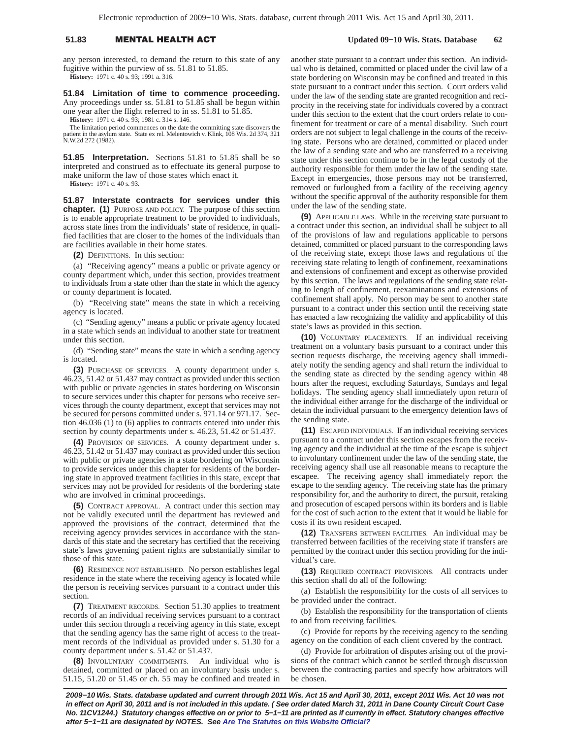any person interested, to demand the return to this state of any fugitive within the purview of ss. 51.81 to 51.85.

**History:** 1971 c. 40 s. 93; 1991 a. 316.

**51.84 Limitation of time to commence proceeding.** Any proceedings under ss. 51.81 to 51.85 shall be begun within one year after the flight referred to in ss. 51.81 to 51.85.

**History:** 1971 c. 40 s. 93; 1981 c. 314 s. 146.

The limitation period commences on the date the committing state discovers the patient in the asylum state. State ex rel. Melentowich v. Klink, 108 Wis. 2d 374, 321 N.W.2d 272 (1982).

**51.85 Interpretation.** Sections 51.81 to 51.85 shall be so interpreted and construed as to effectuate its general purpose to make uniform the law of those states which enact it.

**History:** 1971 c. 40 s. 93.

**51.87 Interstate contracts for services under this chapter. (1)** PURPOSE AND POLICY. The purpose of this section is to enable appropriate treatment to be provided to individuals, across state lines from the individuals' state of residence, in qualified facilities that are closer to the homes of the individuals than are facilities available in their home states.

**(2)** DEFINITIONS. In this section:

(a) "Receiving agency" means a public or private agency or county department which, under this section, provides treatment to individuals from a state other than the state in which the agency or county department is located.

(b) "Receiving state" means the state in which a receiving agency is located.

(c) "Sending agency" means a public or private agency located in a state which sends an individual to another state for treatment under this section.

(d) "Sending state" means the state in which a sending agency is located.

**(3)** PURCHASE OF SERVICES. A county department under s. 46.23, 51.42 or 51.437 may contract as provided under this section with public or private agencies in states bordering on Wisconsin to secure services under this chapter for persons who receive services through the county department, except that services may not be secured for persons committed under s. 971.14 or 971.17. Section 46.036 (1) to (6) applies to contracts entered into under this section by county departments under s. 46.23, 51.42 or 51.437.

**(4)** PROVISION OF SERVICES. A county department under s. 46.23, 51.42 or 51.437 may contract as provided under this section with public or private agencies in a state bordering on Wisconsin to provide services under this chapter for residents of the bordering state in approved treatment facilities in this state, except that services may not be provided for residents of the bordering state who are involved in criminal proceedings.

**(5)** CONTRACT APPROVAL. A contract under this section may not be validly executed until the department has reviewed and approved the provisions of the contract, determined that the receiving agency provides services in accordance with the standards of this state and the secretary has certified that the receiving state's laws governing patient rights are substantially similar to those of this state.

**(6)** RESIDENCE NOT ESTABLISHED. No person establishes legal residence in the state where the receiving agency is located while the person is receiving services pursuant to a contract under this section.

**(7)** TREATMENT RECORDS. Section 51.30 applies to treatment records of an individual receiving services pursuant to a contract under this section through a receiving agency in this state, except that the sending agency has the same right of access to the treatment records of the individual as provided under s. 51.30 for a county department under s. 51.42 or 51.437.

**(8)** INVOLUNTARY COMMITMENTS. An individual who is detained, committed or placed on an involuntary basis under s. 51.15, 51.20 or 51.45 or ch. 55 may be confined and treated in another state pursuant to a contract under this section. An individual who is detained, committed or placed under the civil law of a state bordering on Wisconsin may be confined and treated in this state pursuant to a contract under this section. Court orders valid under the law of the sending state are granted recognition and reciprocity in the receiving state for individuals covered by a contract under this section to the extent that the court orders relate to confinement for treatment or care of a mental disability. Such court orders are not subject to legal challenge in the courts of the receiving state. Persons who are detained, committed or placed under the law of a sending state and who are transferred to a receiving state under this section continue to be in the legal custody of the authority responsible for them under the law of the sending state. Except in emergencies, those persons may not be transferred, removed or furloughed from a facility of the receiving agency without the specific approval of the authority responsible for them under the law of the sending state.

**(9)** APPLICABLE LAWS. While in the receiving state pursuant to a contract under this section, an individual shall be subject to all of the provisions of law and regulations applicable to persons detained, committed or placed pursuant to the corresponding laws of the receiving state, except those laws and regulations of the receiving state relating to length of confinement, reexaminations and extensions of confinement and except as otherwise provided by this section. The laws and regulations of the sending state relating to length of confinement, reexaminations and extensions of confinement shall apply. No person may be sent to another state pursuant to a contract under this section until the receiving state has enacted a law recognizing the validity and applicability of this state's laws as provided in this section.

**(10)** VOLUNTARY PLACEMENTS. If an individual receiving treatment on a voluntary basis pursuant to a contract under this section requests discharge, the receiving agency shall immediately notify the sending agency and shall return the individual to the sending state as directed by the sending agency within 48 hours after the request, excluding Saturdays, Sundays and legal holidays. The sending agency shall immediately upon return of the individual either arrange for the discharge of the individual or detain the individual pursuant to the emergency detention laws of the sending state.

**(11)** ESCAPED INDIVIDUALS. If an individual receiving services pursuant to a contract under this section escapes from the receiving agency and the individual at the time of the escape is subject to involuntary confinement under the law of the sending state, the receiving agency shall use all reasonable means to recapture the escapee. The receiving agency shall immediately report the escape to the sending agency. The receiving state has the primary responsibility for, and the authority to direct, the pursuit, retaking and prosecution of escaped persons within its borders and is liable for the cost of such action to the extent that it would be liable for costs if its own resident escaped.

**(12)** TRANSFERS BETWEEN FACILITIES. An individual may be transferred between facilities of the receiving state if transfers are permitted by the contract under this section providing for the individual's care.

**(13)** REQUIRED CONTRACT PROVISIONS. All contracts under this section shall do all of the following:

(a) Establish the responsibility for the costs of all services to be provided under the contract.

(b) Establish the responsibility for the transportation of clients to and from receiving facilities.

(c) Provide for reports by the receiving agency to the sending agency on the condition of each client covered by the contract.

(d) Provide for arbitration of disputes arising out of the provisions of the contract which cannot be settled through discussion between the contracting parties and specify how arbitrators will be chosen.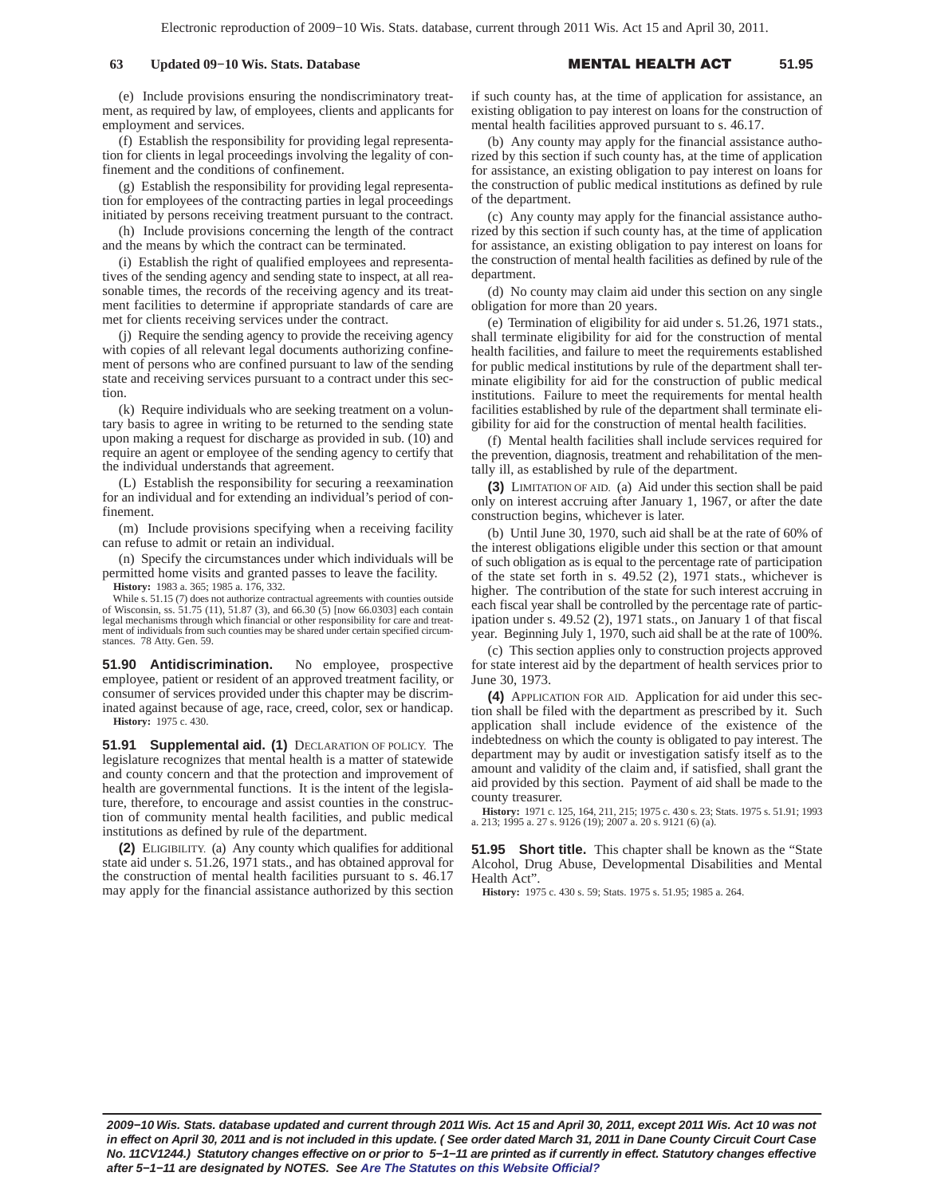(e) Include provisions ensuring the nondiscriminatory treatment, as required by law, of employees, clients and applicants for employment and services.

(f) Establish the responsibility for providing legal representation for clients in legal proceedings involving the legality of confinement and the conditions of confinement.

(g) Establish the responsibility for providing legal representation for employees of the contracting parties in legal proceedings initiated by persons receiving treatment pursuant to the contract.

(h) Include provisions concerning the length of the contract and the means by which the contract can be terminated.

(i) Establish the right of qualified employees and representatives of the sending agency and sending state to inspect, at all reasonable times, the records of the receiving agency and its treatment facilities to determine if appropriate standards of care are met for clients receiving services under the contract.

(j) Require the sending agency to provide the receiving agency with copies of all relevant legal documents authorizing confinement of persons who are confined pursuant to law of the sending state and receiving services pursuant to a contract under this section.

(k) Require individuals who are seeking treatment on a voluntary basis to agree in writing to be returned to the sending state upon making a request for discharge as provided in sub. (10) and require an agent or employee of the sending agency to certify that the individual understands that agreement.

(L) Establish the responsibility for securing a reexamination for an individual and for extending an individual's period of confinement.

(m) Include provisions specifying when a receiving facility can refuse to admit or retain an individual.

(n) Specify the circumstances under which individuals will be permitted home visits and granted passes to leave the facility.

**History:** 1983 a. 365; 1985 a. 176, 332.

While s. 51.15 (7) does not authorize contractual agreements with counties outside of Wisconsin, ss. 51.75 (11), 51.87 (3), and 66.30 (5) [now 66.0303] each contain legal mechanisms through which financial or other responsibility for care and treatment of individuals from such counties may be shared under certain specified circumstances. 78 Atty. Gen. 59.

**51.90 Antidiscrimination.** No employee, prospective employee, patient or resident of an approved treatment facility, or consumer of services provided under this chapter may be discriminated against because of age, race, creed, color, sex or handicap.

**History:** 1975 c. 430.

**51.91 Supplemental aid. (1)** DECLARATION OF POLICY. The legislature recognizes that mental health is a matter of statewide and county concern and that the protection and improvement of health are governmental functions. It is the intent of the legislature, therefore, to encourage and assist counties in the construction of community mental health facilities, and public medical institutions as defined by rule of the department.

**(2)** ELIGIBILITY. (a) Any county which qualifies for additional state aid under s. 51.26, 1971 stats., and has obtained approval for the construction of mental health facilities pursuant to s. 46.17 may apply for the financial assistance authorized by this section if such county has, at the time of application for assistance, an existing obligation to pay interest on loans for the construction of mental health facilities approved pursuant to s. 46.17.

(b) Any county may apply for the financial assistance authorized by this section if such county has, at the time of application for assistance, an existing obligation to pay interest on loans for the construction of public medical institutions as defined by rule of the department.

(c) Any county may apply for the financial assistance authorized by this section if such county has, at the time of application for assistance, an existing obligation to pay interest on loans for the construction of mental health facilities as defined by rule of the department.

(d) No county may claim aid under this section on any single obligation for more than 20 years.

(e) Termination of eligibility for aid under s. 51.26, 1971 stats., shall terminate eligibility for aid for the construction of mental health facilities, and failure to meet the requirements established for public medical institutions by rule of the department shall terminate eligibility for aid for the construction of public medical institutions. Failure to meet the requirements for mental health facilities established by rule of the department shall terminate eligibility for aid for the construction of mental health facilities.

(f) Mental health facilities shall include services required for the prevention, diagnosis, treatment and rehabilitation of the mentally ill, as established by rule of the department.

**(3)** LIMITATION OF AID. (a) Aid under this section shall be paid only on interest accruing after January 1, 1967, or after the date construction begins, whichever is later.

(b) Until June 30, 1970, such aid shall be at the rate of 60% of the interest obligations eligible under this section or that amount of such obligation as is equal to the percentage rate of participation of the state set forth in s. 49.52 (2), 1971 stats., whichever is higher. The contribution of the state for such interest accruing in each fiscal year shall be controlled by the percentage rate of participation under s. 49.52 (2), 1971 stats., on January 1 of that fiscal year. Beginning July 1, 1970, such aid shall be at the rate of 100%.

(c) This section applies only to construction projects approved for state interest aid by the department of health services prior to June 30, 1973.

**(4)** APPLICATION FOR AID. Application for aid under this section shall be filed with the department as prescribed by it. Such application shall include evidence of the existence of the indebtedness on which the county is obligated to pay interest. The department may by audit or investigation satisfy itself as to the amount and validity of the claim and, if satisfied, shall grant the aid provided by this section. Payment of aid shall be made to the county treasurer.

**History:** 1971 c. 125, 164, 211, 215; 1975 c. 430 s. 23; Stats. 1975 s. 51.91; 1993 a. 213; 1995 a. 27 s. 9126 (19); 2007 a. 20 s. 9121 (6) (a).

**51.95 Short title.** This chapter shall be known as the "State Alcohol, Drug Abuse, Developmental Disabilities and Mental Health Act".

**History:** 1975 c. 430 s. 59; Stats. 1975 s. 51.95; 1985 a. 264.